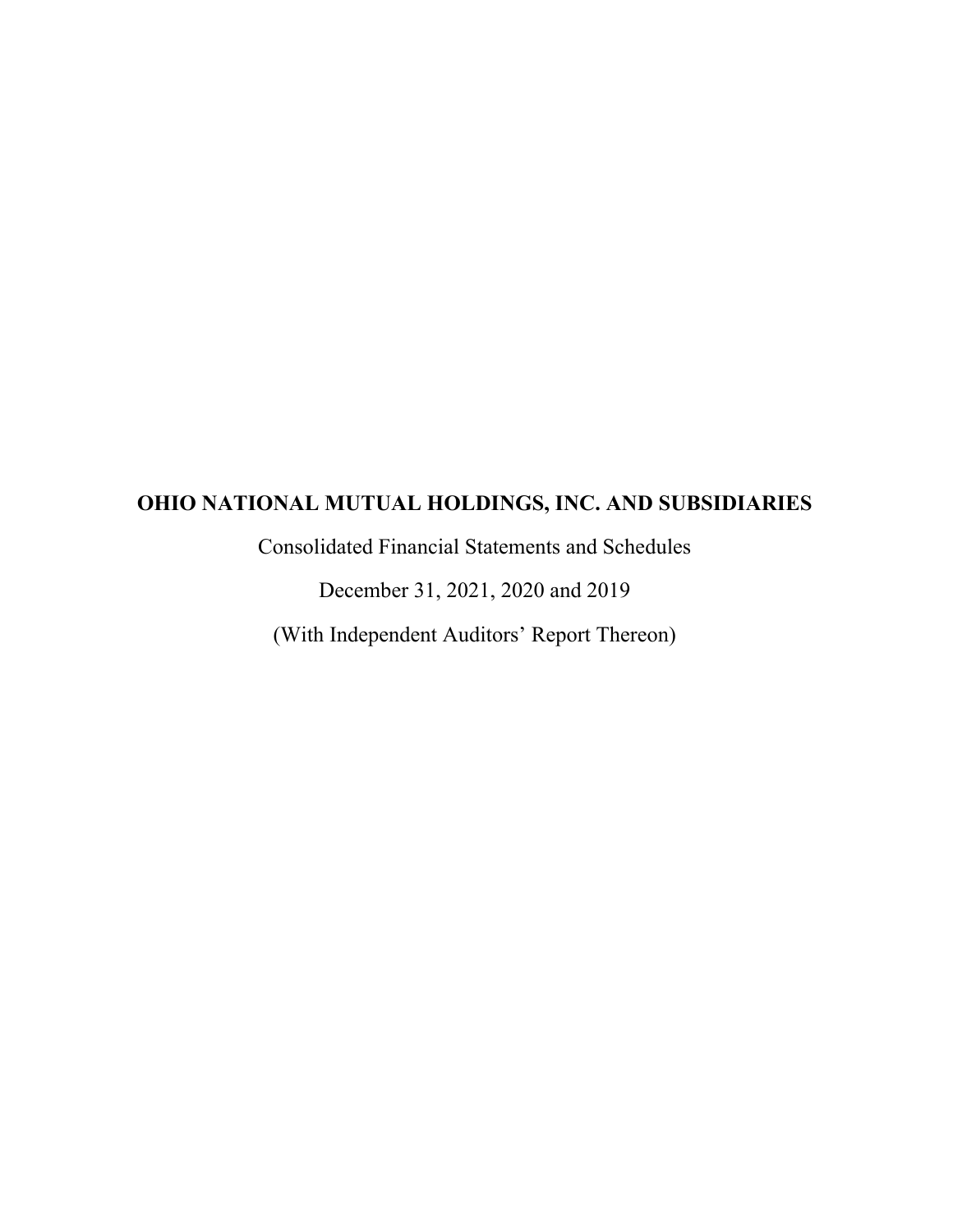# OHIO NATIONAL MUTUAL HOLDINGS, INC. AND SUBSIDIARIES

Consolidated Financial Statements and Schedules

December 31, 2021, 2020 and 2019

(With Independent Auditors' Report Thereon)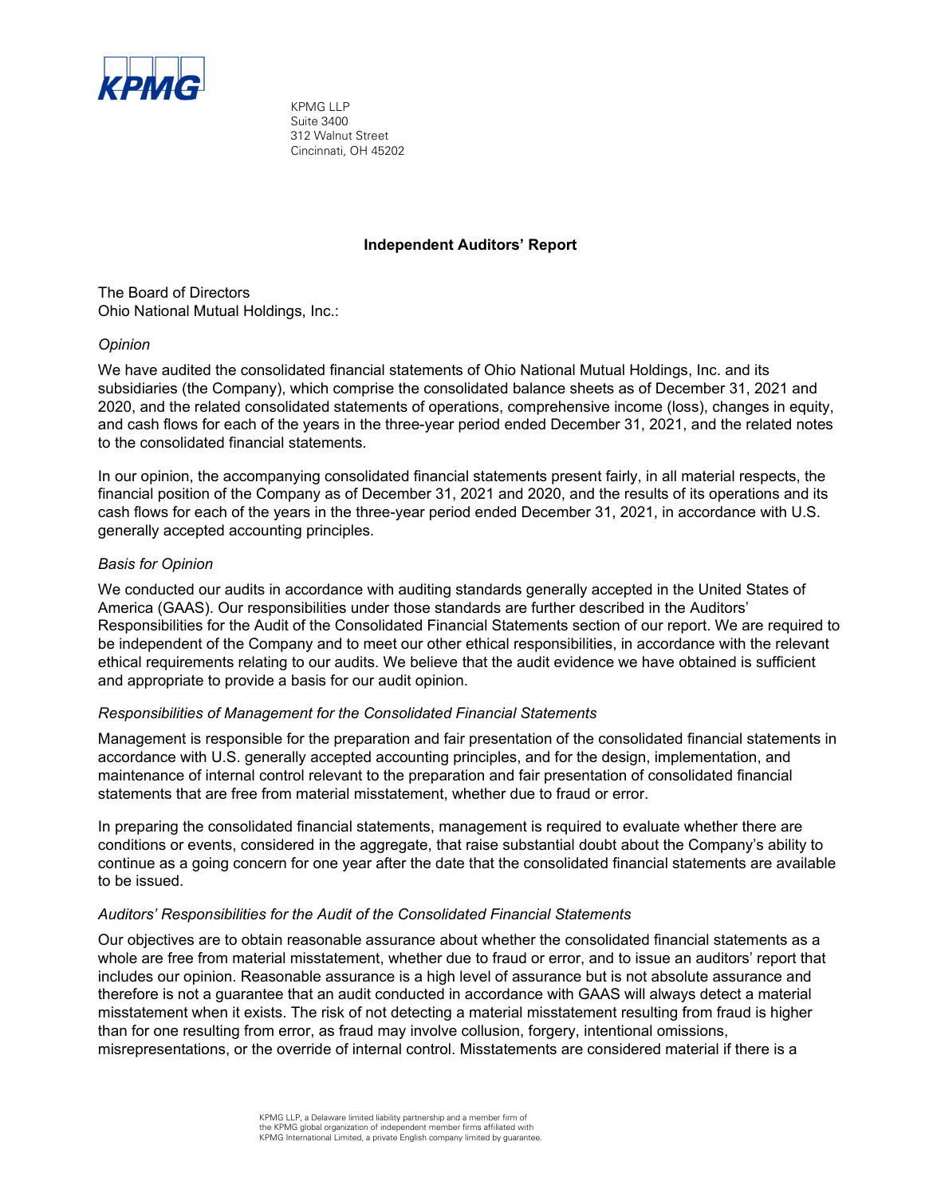KPMG LLP
Suite 3400
312 Walnut Street
Cincinnati, OH 45202

## Independent Auditors' Report

The Board of Directors
Ohio National Mutual Holdings, Inc.:

*Opinion*

We have audited the consolidated financial statements of Ohio National Mutual Holdings, Inc. and its subsidiaries (the Company), which comprise the consolidated balance sheets as of December 31, 2021 and 2020, and the related consolidated statements of operations, comprehensive income (loss), changes in equity, and cash flows for each of the years in the three-year period ended December 31, 2021, and the related notes to the consolidated financial statements.

In our opinion, the accompanying consolidated financial statements present fairly, in all material respects, the financial position of the Company as of December 31, 2021 and 2020, and the results of its operations and its cash flows for each of the years in the three-year period ended December 31, 2021, in accordance with U.S. generally accepted accounting principles.

*Basis for Opinion*

We conducted our audits in accordance with auditing standards generally accepted in the United States of America (GAAS). Our responsibilities under those standards are further described in the Auditors' Responsibilities for the Audit of the Consolidated Financial Statements section of our report. We are required to be independent of the Company and to meet our other ethical responsibilities, in accordance with the relevant ethical requirements relating to our audits. We believe that the audit evidence we have obtained is sufficient and appropriate to provide a basis for our audit opinion.

*Responsibilities of Management for the Consolidated Financial Statements*

Management is responsible for the preparation and fair presentation of the consolidated financial statements in accordance with U.S. generally accepted accounting principles, and for the design, implementation, and maintenance of internal control relevant to the preparation and fair presentation of consolidated financial statements that are free from material misstatement, whether due to fraud or error.

In preparing the consolidated financial statements, management is required to evaluate whether there are conditions or events, considered in the aggregate, that raise substantial doubt about the Company's ability to continue as a going concern for one year after the date that the consolidated financial statements are available to be issued.

*Auditors' Responsibilities for the Audit of the Consolidated Financial Statements*

Our objectives are to obtain reasonable assurance about whether the consolidated financial statements as a whole are free from material misstatement, whether due to fraud or error, and to issue an auditors' report that includes our opinion. Reasonable assurance is a high level of assurance but is not absolute assurance and therefore is not a guarantee that an audit conducted in accordance with GAAS will always detect a material misstatement when it exists. The risk of not detecting a material misstatement resulting from fraud is higher than for one resulting from error, as fraud may involve collusion, forgery, intentional omissions, misrepresentations, or the override of internal control. Misstatements are considered material if there is a

KPMG LLP, a Delaware limited liability partnership and a member firm of the KPMG global organization of independent member firms affiliated with KPMG International Limited, a private English company limited by guarantee.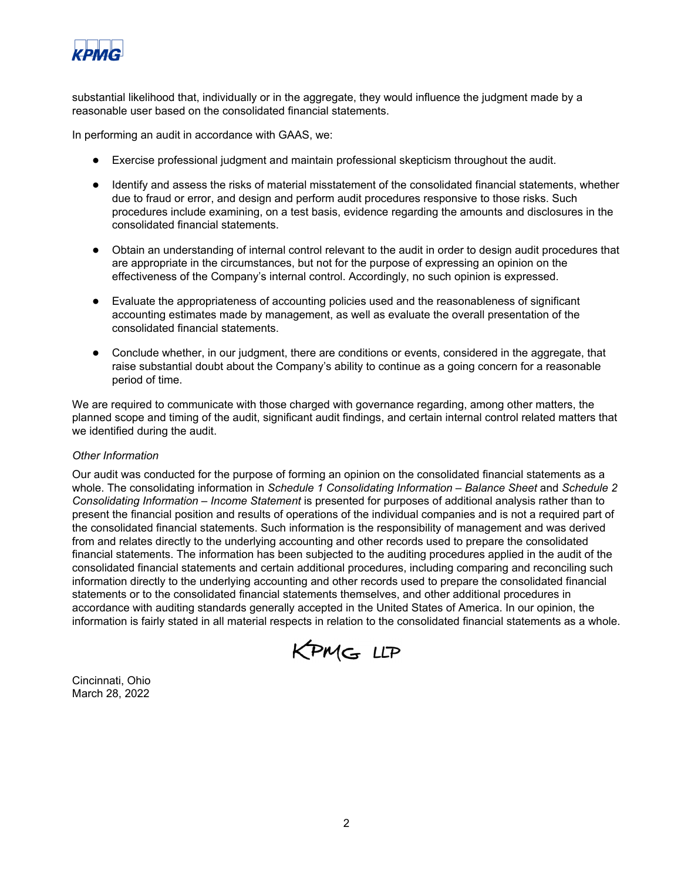substantial likelihood that, individually or in the aggregate, they would influence the judgment made by a reasonable user based on the consolidated financial statements.

In performing an audit in accordance with GAAS, we:

- Exercise professional judgment and maintain professional skepticism throughout the audit.
- Identify and assess the risks of material misstatement of the consolidated financial statements, whether due to fraud or error, and design and perform audit procedures responsive to those risks. Such procedures include examining, on a test basis, evidence regarding the amounts and disclosures in the consolidated financial statements.
- Obtain an understanding of internal control relevant to the audit in order to design audit procedures that are appropriate in the circumstances, but not for the purpose of expressing an opinion on the effectiveness of the Company's internal control. Accordingly, no such opinion is expressed.
- Evaluate the appropriateness of accounting policies used and the reasonableness of significant accounting estimates made by management, as well as evaluate the overall presentation of the consolidated financial statements.
- Conclude whether, in our judgment, there are conditions or events, considered in the aggregate, that raise substantial doubt about the Company's ability to continue as a going concern for a reasonable period of time.

We are required to communicate with those charged with governance regarding, among other matters, the planned scope and timing of the audit, significant audit findings, and certain internal control related matters that we identified during the audit.

*Other Information*

Our audit was conducted for the purpose of forming an opinion on the consolidated financial statements as a whole. The consolidating information in *Schedule 1 Consolidating Information – Balance Sheet* and *Schedule 2 Consolidating Information – Income Statement* is presented for purposes of additional analysis rather than to present the financial position and results of operations of the individual companies and is not a required part of the consolidated financial statements. Such information is the responsibility of management and was derived from and relates directly to the underlying accounting and other records used to prepare the consolidated financial statements. The information has been subjected to the auditing procedures applied in the audit of the consolidated financial statements and certain additional procedures, including comparing and reconciling such information directly to the underlying accounting and other records used to prepare the consolidated financial statements or to the consolidated financial statements themselves, and other additional procedures in accordance with auditing standards generally accepted in the United States of America. In our opinion, the information is fairly stated in all material respects in relation to the consolidated financial statements as a whole.

KPMG LLP

Cincinnati, Ohio
March 28, 2022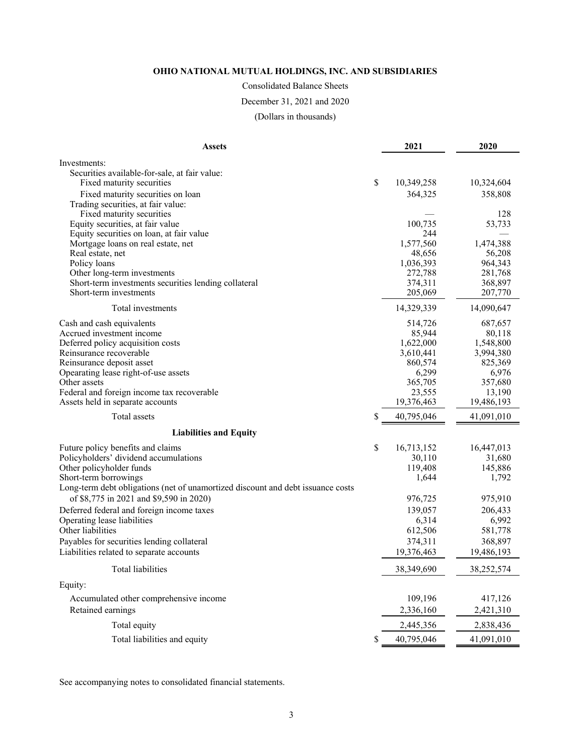**OHIO NATIONAL MUTUAL HOLDINGS, INC. AND SUBSIDIARIES**

Consolidated Balance Sheets

December 31, 2021 and 2020

(Dollars in thousands)

| **Assets** | | **2021** | **2020** |
|---|---|---|---|
| Investments: | | | |
| Securities available-for-sale, at fair value: | | | |
| Fixed maturity securities | $ | 10,349,258 | 10,324,604 |
| Fixed maturity securities on loan | | 364,325 | 358,808 |
| Trading securities, at fair value: | | | |
| Fixed maturity securities | | — | 128 |
| Equity securities, at fair value | | 100,735 | 53,733 |
| Equity securities on loan, at fair value | | 244 | — |
| Mortgage loans on real estate, net | | 1,577,560 | 1,474,388 |
| Real estate, net | | 48,656 | 56,208 |
| Policy loans | | 1,036,393 | 964,343 |
| Other long-term investments | | 272,788 | 281,768 |
| Short-term investments securities lending collateral | | 374,311 | 368,897 |
| Short-term investments | | 205,069 | 207,770 |
| Total investments | | 14,329,339 | 14,090,647 |
| Cash and cash equivalents | | 514,726 | 687,657 |
| Accrued investment income | | 85,944 | 80,118 |
| Deferred policy acquisition costs | | 1,622,000 | 1,548,800 |
| Reinsurance recoverable | | 3,610,441 | 3,994,380 |
| Reinsurance deposit asset | | 860,574 | 825,369 |
| Opearating lease right-of-use assets | | 6,299 | 6,976 |
| Other assets | | 365,705 | 357,680 |
| Federal and foreign income tax recoverable | | 23,555 | 13,190 |
| Assets held in separate accounts | | 19,376,463 | 19,486,193 |
| Total assets | $ | 40,795,046 | 41,091,010 |
| **Liabilities and Equity** | | | |
| Future policy benefits and claims | $ | 16,713,152 | 16,447,013 |
| Policyholders' dividend accumulations | | 30,110 | 31,680 |
| Other policyholder funds | | 119,408 | 145,886 |
| Short-term borrowings | | 1,644 | 1,792 |
| Long-term debt obligations (net of unamortized discount and debt issuance costs of $8,775 in 2021 and $9,590 in 2020) | | 976,725 | 975,910 |
| Deferred federal and foreign income taxes | | 139,057 | 206,433 |
| Operating lease liabilities | | 6,314 | 6,992 |
| Other liabilities | | 612,506 | 581,778 |
| Payables for securities lending collateral | | 374,311 | 368,897 |
| Liabilities related to separate accounts | | 19,376,463 | 19,486,193 |
| Total liabilities | | 38,349,690 | 38,252,574 |
| Equity: | | | |
| Accumulated other comprehensive income | | 109,196 | 417,126 |
| Retained earnings | | 2,336,160 | 2,421,310 |
| Total equity | | 2,445,356 | 2,838,436 |
| Total liabilities and equity | $ | 40,795,046 | 41,091,010 |

See accompanying notes to consolidated financial statements.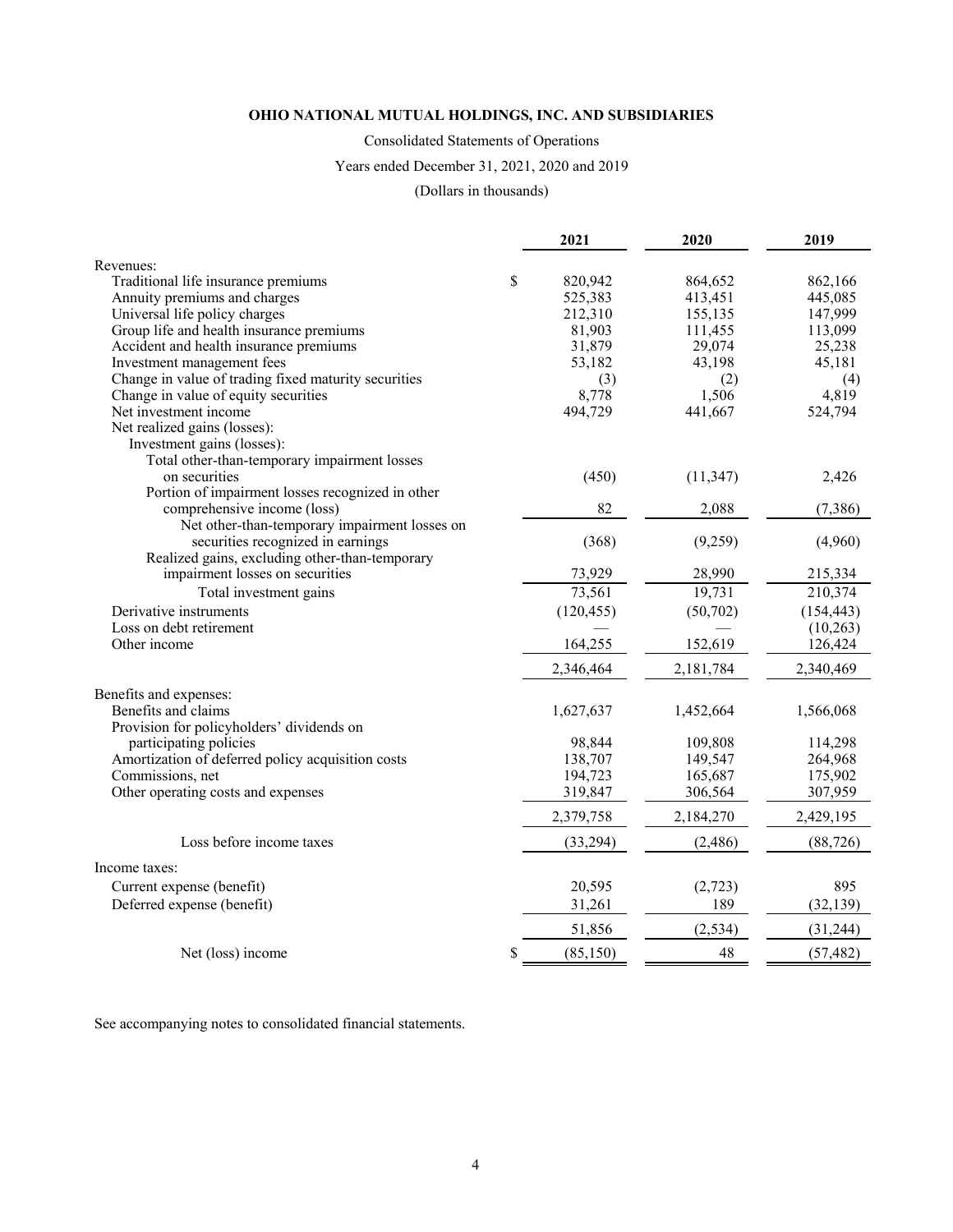**OHIO NATIONAL MUTUAL HOLDINGS, INC. AND SUBSIDIARIES**

Consolidated Statements of Operations

Years ended December 31, 2021, 2020 and 2019

(Dollars in thousands)

| | 2021 | 2020 | 2019 |
|---|---|---|---|
| Revenues: | | | |
| Traditional life insurance premiums | $ 820,942 | 864,652 | 862,166 |
| Annuity premiums and charges | 525,383 | 413,451 | 445,085 |
| Universal life policy charges | 212,310 | 155,135 | 147,999 |
| Group life and health insurance premiums | 81,903 | 111,455 | 113,099 |
| Accident and health insurance premiums | 31,879 | 29,074 | 25,238 |
| Investment management fees | 53,182 | 43,198 | 45,181 |
| Change in value of trading fixed maturity securities | (3) | (2) | (4) |
| Change in value of equity securities | 8,778 | 1,506 | 4,819 |
| Net investment income | 494,729 | 441,667 | 524,794 |
| Net realized gains (losses): | | | |
| Investment gains (losses): | | | |
| Total other-than-temporary impairment losses on securities | (450) | (11,347) | 2,426 |
| Portion of impairment losses recognized in other comprehensive income (loss) | 82 | 2,088 | (7,386) |
| Net other-than-temporary impairment losses on securities recognized in earnings | (368) | (9,259) | (4,960) |
| Realized gains, excluding other-than-temporary impairment losses on securities | 73,929 | 28,990 | 215,334 |
| Total investment gains | 73,561 | 19,731 | 210,374 |
| Derivative instruments | (120,455) | (50,702) | (154,443) |
| Loss on debt retirement | — | — | (10,263) |
| Other income | 164,255 | 152,619 | 126,424 |
| | 2,346,464 | 2,181,784 | 2,340,469 |
| Benefits and expenses: | | | |
| Benefits and claims | 1,627,637 | 1,452,664 | 1,566,068 |
| Provision for policyholders' dividends on participating policies | 98,844 | 109,808 | 114,298 |
| Amortization of deferred policy acquisition costs | 138,707 | 149,547 | 264,968 |
| Commissions, net | 194,723 | 165,687 | 175,902 |
| Other operating costs and expenses | 319,847 | 306,564 | 307,959 |
| | 2,379,758 | 2,184,270 | 2,429,195 |
| Loss before income taxes | (33,294) | (2,486) | (88,726) |
| Income taxes: | | | |
| Current expense (benefit) | 20,595 | (2,723) | 895 |
| Deferred expense (benefit) | 31,261 | 189 | (32,139) |
| | 51,856 | (2,534) | (31,244) |
| Net (loss) income | $ (85,150) | 48 | (57,482) |

See accompanying notes to consolidated financial statements.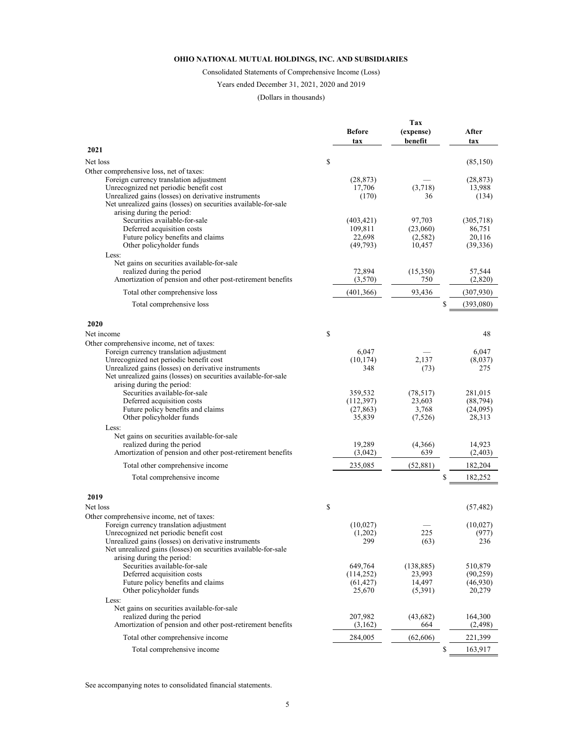**OHIO NATIONAL MUTUAL HOLDINGS, INC. AND SUBSIDIARIES**

Consolidated Statements of Comprehensive Income (Loss)

Years ended December 31, 2021, 2020 and 2019

(Dollars in thousands)

| | Before tax | Tax (expense) benefit | After tax |
|---|---|---|---|
| **2021** | | | |
| Net loss | $ | | (85,150) |
| Other comprehensive loss, net of taxes: | | | |
| Foreign currency translation adjustment | (28,873) | — | (28,873) |
| Unrecognized net periodic benefit cost | 17,706 | (3,718) | 13,988 |
| Unrealized gains (losses) on derivative instruments | (170) | 36 | (134) |
| Net unrealized gains (losses) on securities available-for-sale arising during the period: | | | |
| Securities available-for-sale | (403,421) | 97,703 | (305,718) |
| Deferred acquisition costs | 109,811 | (23,060) | 86,751 |
| Future policy benefits and claims | 22,698 | (2,582) | 20,116 |
| Other policyholder funds | (49,793) | 10,457 | (39,336) |
| Less: | | | |
| Net gains on securities available-for-sale realized during the period | 72,894 | (15,350) | 57,544 |
| Amortization of pension and other post-retirement benefits | (3,570) | 750 | (2,820) |
| Total other comprehensive loss | (401,366) | 93,436 | (307,930) |
| Total comprehensive loss | | | $ (393,080) |
| **2020** | | | |
| Net income | $ | | 48 |
| Other comprehensive income, net of taxes: | | | |
| Foreign currency translation adjustment | 6,047 | — | 6,047 |
| Unrecognized net periodic benefit cost | (10,174) | 2,137 | (8,037) |
| Unrealized gains (losses) on derivative instruments | 348 | (73) | 275 |
| Net unrealized gains (losses) on securities available-for-sale arising during the period: | | | |
| Securities available-for-sale | 359,532 | (78,517) | 281,015 |
| Deferred acquisition costs | (112,397) | 23,603 | (88,794) |
| Future policy benefits and claims | (27,863) | 3,768 | (24,095) |
| Other policyholder funds | 35,839 | (7,526) | 28,313 |
| Less: | | | |
| Net gains on securities available-for-sale realized during the period | 19,289 | (4,366) | 14,923 |
| Amortization of pension and other post-retirement benefits | (3,042) | 639 | (2,403) |
| Total other comprehensive income | 235,085 | (52,881) | 182,204 |
| Total comprehensive income | | | $ 182,252 |
| **2019** | | | |
| Net loss | $ | | (57,482) |
| Other comprehensive income, net of taxes: | | | |
| Foreign currency translation adjustment | (10,027) | — | (10,027) |
| Unrecognized net periodic benefit cost | (1,202) | 225 | (977) |
| Unrealized gains (losses) on derivative instruments | 299 | (63) | 236 |
| Net unrealized gains (losses) on securities available-for-sale arising during the period: | | | |
| Securities available-for-sale | 649,764 | (138,885) | 510,879 |
| Deferred acquisition costs | (114,252) | 23,993 | (90,259) |
| Future policy benefits and claims | (61,427) | 14,497 | (46,930) |
| Other policyholder funds | 25,670 | (5,391) | 20,279 |
| Less: | | | |
| Net gains on securities available-for-sale realized during the period | 207,982 | (43,682) | 164,300 |
| Amortization of pension and other post-retirement benefits | (3,162) | 664 | (2,498) |
| Total other comprehensive income | 284,005 | (62,606) | 221,399 |
| Total comprehensive income | | | $ 163,917 |

See accompanying notes to consolidated financial statements.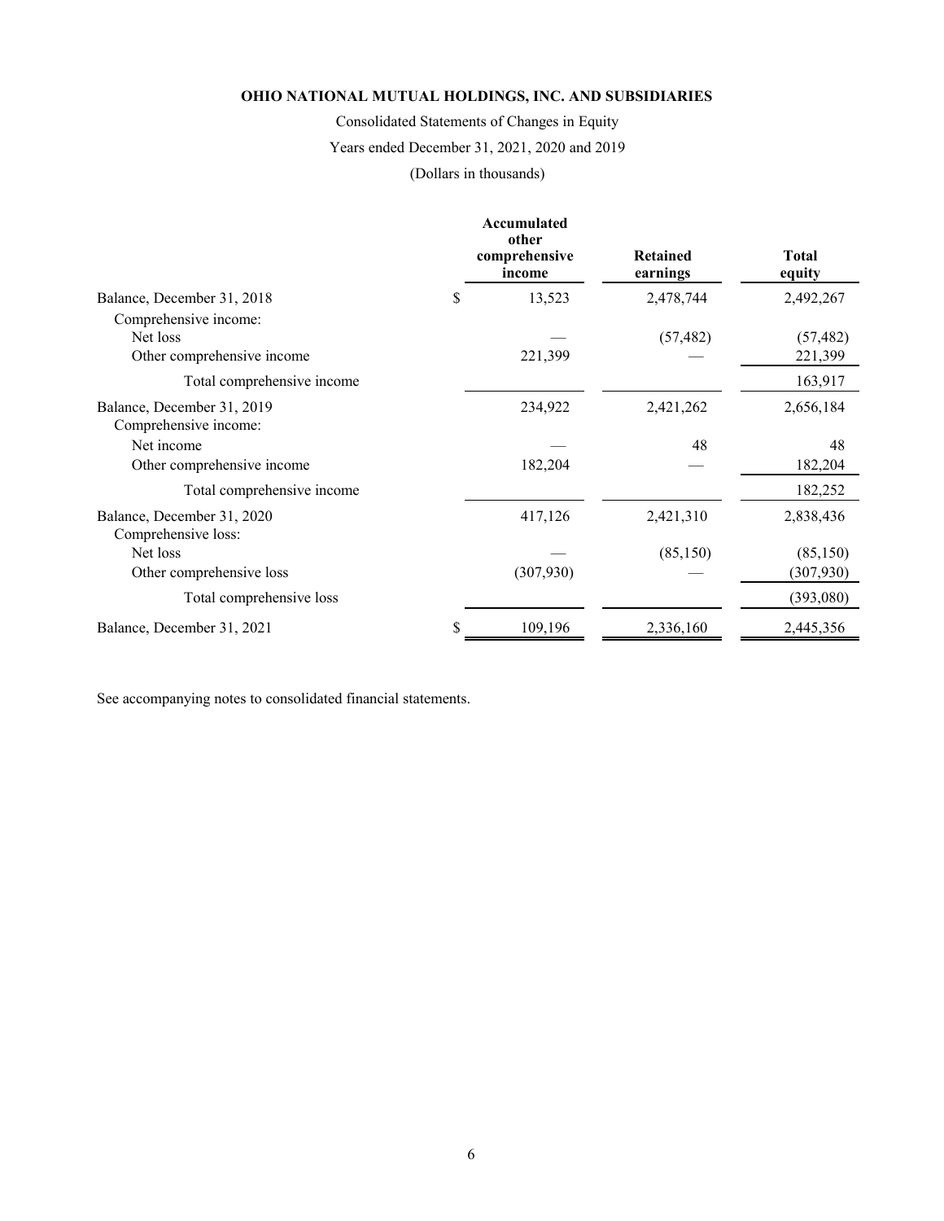**OHIO NATIONAL MUTUAL HOLDINGS, INC. AND SUBSIDIARIES**

Consolidated Statements of Changes in Equity

Years ended December 31, 2021, 2020 and 2019

(Dollars in thousands)

| | Accumulated other comprehensive income | Retained earnings | Total equity |
|---|---|---|---|
| Balance, December 31, 2018 | $ 13,523 | 2,478,744 | 2,492,267 |
| Comprehensive income: | | | |
| Net loss | — | (57,482) | (57,482) |
| Other comprehensive income | 221,399 | — | 221,399 |
| Total comprehensive income | | | 163,917 |
| Balance, December 31, 2019 | 234,922 | 2,421,262 | 2,656,184 |
| Comprehensive income: | | | |
| Net income | — | 48 | 48 |
| Other comprehensive income | 182,204 | — | 182,204 |
| Total comprehensive income | | | 182,252 |
| Balance, December 31, 2020 | 417,126 | 2,421,310 | 2,838,436 |
| Comprehensive loss: | | | |
| Net loss | — | (85,150) | (85,150) |
| Other comprehensive loss | (307,930) | — | (307,930) |
| Total comprehensive loss | | | (393,080) |
| Balance, December 31, 2021 | $ 109,196 | 2,336,160 | 2,445,356 |

See accompanying notes to consolidated financial statements.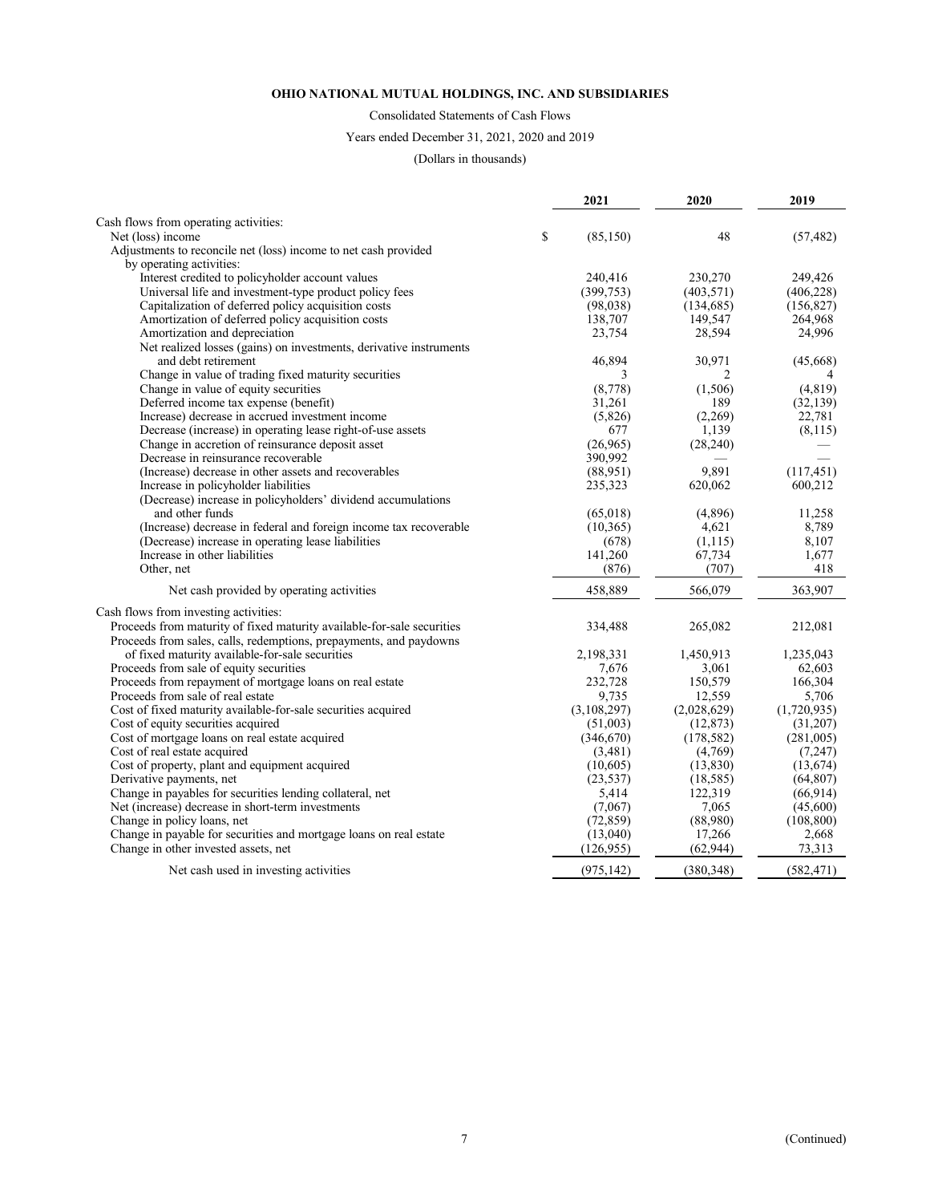**OHIO NATIONAL MUTUAL HOLDINGS, INC. AND SUBSIDIARIES**

Consolidated Statements of Cash Flows

Years ended December 31, 2021, 2020 and 2019

(Dollars in thousands)

| | 2021 | 2020 | 2019 |
|---|---|---|---|
| Cash flows from operating activities: | | | |
| Net (loss) income | $ (85,150) | 48 | (57,482) |
| Adjustments to reconcile net (loss) income to net cash provided by operating activities: | | | |
| Interest credited to policyholder account values | 240,416 | 230,270 | 249,426 |
| Universal life and investment-type product policy fees | (399,753) | (403,571) | (406,228) |
| Capitalization of deferred policy acquisition costs | (98,038) | (134,685) | (156,827) |
| Amortization of deferred policy acquisition costs | 138,707 | 149,547 | 264,968 |
| Amortization and depreciation | 23,754 | 28,594 | 24,996 |
| Net realized losses (gains) on investments, derivative instruments and debt retirement | 46,894 | 30,971 | (45,668) |
| Change in value of trading fixed maturity securities | 3 | 2 | 4 |
| Change in value of equity securities | (8,778) | (1,506) | (4,819) |
| Deferred income tax expense (benefit) | 31,261 | 189 | (32,139) |
| Increase) decrease in accrued investment income | (5,826) | (2,269) | 22,781 |
| Decrease (increase) in operating lease right-of-use assets | 677 | 1,139 | (8,115) |
| Change in accretion of reinsurance deposit asset | (26,965) | (28,240) | — |
| Decrease in reinsurance recoverable | 390,992 | — | — |
| (Increase) decrease in other assets and recoverables | (88,951) | 9,891 | (117,451) |
| Increase in policyholder liabilities | 235,323 | 620,062 | 600,212 |
| (Decrease) increase in policyholders' dividend accumulations and other funds | (65,018) | (4,896) | 11,258 |
| (Increase) decrease in federal and foreign income tax recoverable | (10,365) | 4,621 | 8,789 |
| (Decrease) increase in operating lease liabilities | (678) | (1,115) | 8,107 |
| Increase in other liabilities | 141,260 | 67,734 | 1,677 |
| Other, net | (876) | (707) | 418 |
| Net cash provided by operating activities | 458,889 | 566,079 | 363,907 |
| Cash flows from investing activities: | | | |
| Proceeds from maturity of fixed maturity available-for-sale securities | 334,488 | 265,082 | 212,081 |
| Proceeds from sales, calls, redemptions, prepayments, and paydowns of fixed maturity available-for-sale securities | 2,198,331 | 1,450,913 | 1,235,043 |
| Proceeds from sale of equity securities | 7,676 | 3,061 | 62,603 |
| Proceeds from repayment of mortgage loans on real estate | 232,728 | 150,579 | 166,304 |
| Proceeds from sale of real estate | 9,735 | 12,559 | 5,706 |
| Cost of fixed maturity available-for-sale securities acquired | (3,108,297) | (2,028,629) | (1,720,935) |
| Cost of equity securities acquired | (51,003) | (12,873) | (31,207) |
| Cost of mortgage loans on real estate acquired | (346,670) | (178,582) | (281,005) |
| Cost of real estate acquired | (3,481) | (4,769) | (7,247) |
| Cost of property, plant and equipment acquired | (10,605) | (13,830) | (13,674) |
| Derivative payments, net | (23,537) | (18,585) | (64,807) |
| Change in payables for securities lending collateral, net | 5,414 | 122,319 | (66,914) |
| Net (increase) decrease in short-term investments | (7,067) | 7,065 | (45,600) |
| Change in policy loans, net | (72,859) | (88,980) | (108,800) |
| Change in payable for securities and mortgage loans on real estate | (13,040) | 17,266 | 2,668 |
| Change in other invested assets, net | (126,955) | (62,944) | 73,313 |
| Net cash used in investing activities | (975,142) | (380,348) | (582,471) |

(Continued)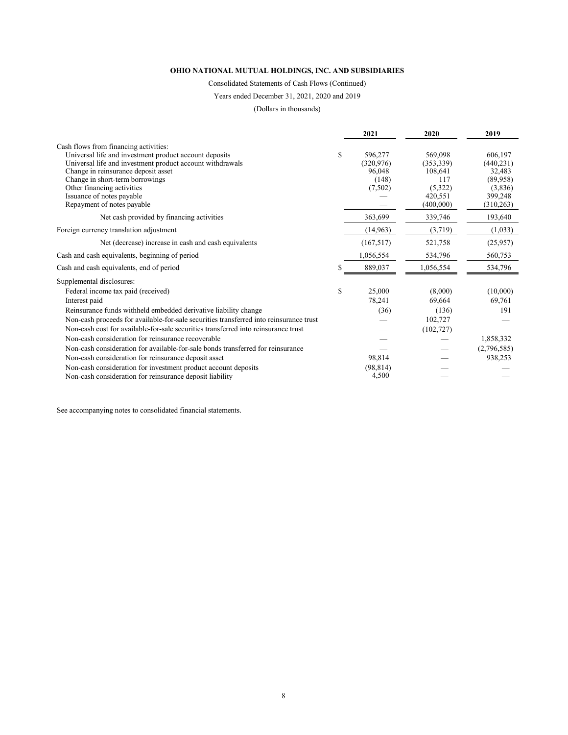**OHIO NATIONAL MUTUAL HOLDINGS, INC. AND SUBSIDIARIES**

Consolidated Statements of Cash Flows (Continued)

Years ended December 31, 2021, 2020 and 2019

(Dollars in thousands)

| | 2021 | 2020 | 2019 |
|---|---|---|---|
| Cash flows from financing activities: | | | |
| Universal life and investment product account deposits | $ 596,277 | 569,098 | 606,197 |
| Universal life and investment product account withdrawals | (320,976) | (353,339) | (440,231) |
| Change in reinsurance deposit asset | 96,048 | 108,641 | 32,483 |
| Change in short-term borrowings | (148) | 117 | (89,958) |
| Other financing activities | (7,502) | (5,322) | (3,836) |
| Issuance of notes payable | — | 420,551 | 399,248 |
| Repayment of notes payable | — | (400,000) | (310,263) |
| Net cash provided by financing activities | 363,699 | 339,746 | 193,640 |
| Foreign currency translation adjustment | (14,963) | (3,719) | (1,033) |
| Net (decrease) increase in cash and cash equivalents | (167,517) | 521,758 | (25,957) |
| Cash and cash equivalents, beginning of period | 1,056,554 | 534,796 | 560,753 |
| Cash and cash equivalents, end of period | $ 889,037 | 1,056,554 | 534,796 |
| Supplemental disclosures: | | | |
| Federal income tax paid (received) | $ 25,000 | (8,000) | (10,000) |
| Interest paid | 78,241 | 69,664 | 69,761 |
| Reinsurance funds withheld embedded derivative liability change | (36) | (136) | 191 |
| Non-cash proceeds for available-for-sale securities transferred into reinsurance trust | — | 102,727 | — |
| Non-cash cost for available-for-sale securities transferred into reinsurance trust | — | (102,727) | — |
| Non-cash consideration for reinsurance recoverable | — | — | 1,858,332 |
| Non-cash consideration for available-for-sale bonds transferred for reinsurance | — | — | (2,796,585) |
| Non-cash consideration for reinsurance deposit asset | 98,814 | — | 938,253 |
| Non-cash consideration for investment product account deposits | (98,814) | — | — |
| Non-cash consideration for reinsurance deposit liability | 4,500 | — | — |

See accompanying notes to consolidated financial statements.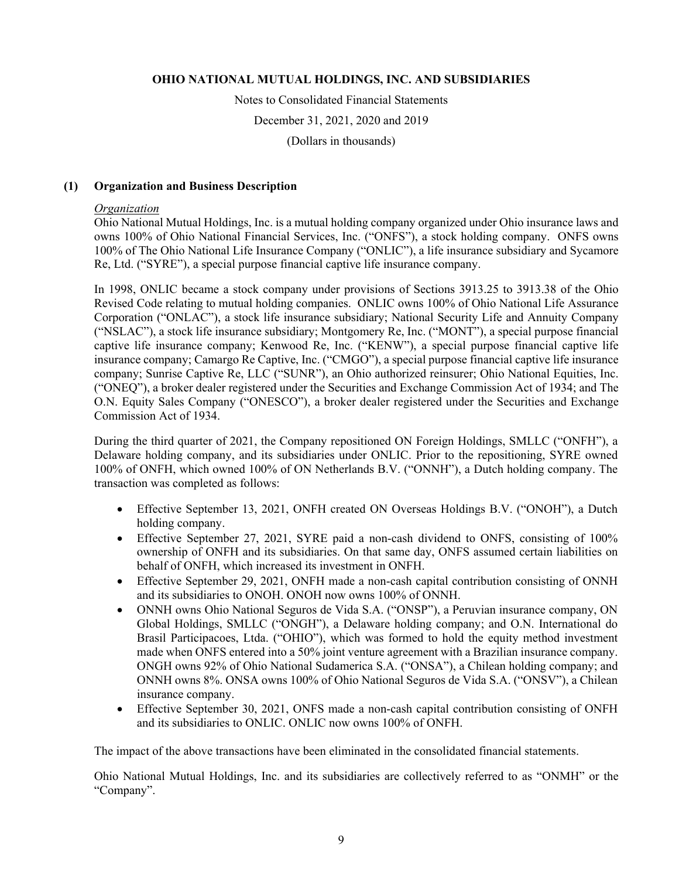**OHIO NATIONAL MUTUAL HOLDINGS, INC. AND SUBSIDIARIES**

Notes to Consolidated Financial Statements

December 31, 2021, 2020 and 2019

(Dollars in thousands)

## (1) Organization and Business Description

*Organization*

Ohio National Mutual Holdings, Inc. is a mutual holding company organized under Ohio insurance laws and owns 100% of Ohio National Financial Services, Inc. ("ONFS"), a stock holding company. ONFS owns 100% of The Ohio National Life Insurance Company ("ONLIC"), a life insurance subsidiary and Sycamore Re, Ltd. ("SYRE"), a special purpose financial captive life insurance company.

In 1998, ONLIC became a stock company under provisions of Sections 3913.25 to 3913.38 of the Ohio Revised Code relating to mutual holding companies. ONLIC owns 100% of Ohio National Life Assurance Corporation ("ONLAC"), a stock life insurance subsidiary; National Security Life and Annuity Company ("NSLAC"), a stock life insurance subsidiary; Montgomery Re, Inc. ("MONT"), a special purpose financial captive life insurance company; Kenwood Re, Inc. ("KENW"), a special purpose financial captive life insurance company; Camargo Re Captive, Inc. ("CMGO"), a special purpose financial captive life insurance company; Sunrise Captive Re, LLC ("SUNR"), an Ohio authorized reinsurer; Ohio National Equities, Inc. ("ONEQ"), a broker dealer registered under the Securities and Exchange Commission Act of 1934; and The O.N. Equity Sales Company ("ONESCO"), a broker dealer registered under the Securities and Exchange Commission Act of 1934.

During the third quarter of 2021, the Company repositioned ON Foreign Holdings, SMLLC ("ONFH"), a Delaware holding company, and its subsidiaries under ONLIC. Prior to the repositioning, SYRE owned 100% of ONFH, which owned 100% of ON Netherlands B.V. ("ONNH"), a Dutch holding company. The transaction was completed as follows:

- Effective September 13, 2021, ONFH created ON Overseas Holdings B.V. ("ONOH"), a Dutch holding company.
- Effective September 27, 2021, SYRE paid a non-cash dividend to ONFS, consisting of 100% ownership of ONFH and its subsidiaries. On that same day, ONFS assumed certain liabilities on behalf of ONFH, which increased its investment in ONFH.
- Effective September 29, 2021, ONFH made a non-cash capital contribution consisting of ONNH and its subsidiaries to ONOH. ONOH now owns 100% of ONNH.
- ONNH owns Ohio National Seguros de Vida S.A. ("ONSP"), a Peruvian insurance company, ON Global Holdings, SMLLC ("ONGH"), a Delaware holding company; and O.N. International do Brasil Participacoes, Ltda. ("OHIO"), which was formed to hold the equity method investment made when ONFS entered into a 50% joint venture agreement with a Brazilian insurance company. ONGH owns 92% of Ohio National Sudamerica S.A. ("ONSA"), a Chilean holding company; and ONNH owns 8%. ONSA owns 100% of Ohio National Seguros de Vida S.A. ("ONSV"), a Chilean insurance company.
- Effective September 30, 2021, ONFS made a non-cash capital contribution consisting of ONFH and its subsidiaries to ONLIC. ONLIC now owns 100% of ONFH.

The impact of the above transactions have been eliminated in the consolidated financial statements.

Ohio National Mutual Holdings, Inc. and its subsidiaries are collectively referred to as "ONMH" or the "Company".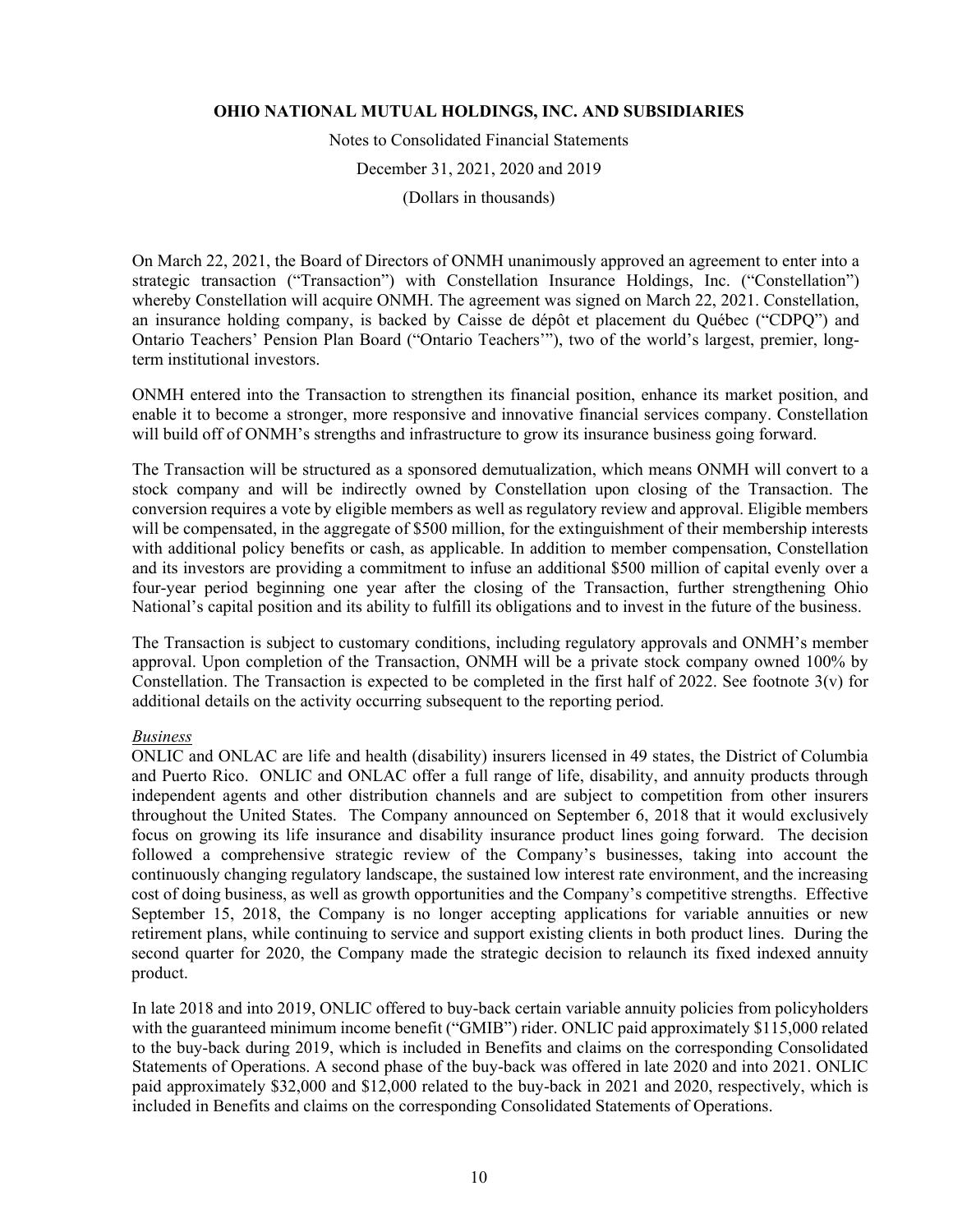On March 22, 2021, the Board of Directors of ONMH unanimously approved an agreement to enter into a strategic transaction ("Transaction") with Constellation Insurance Holdings, Inc. ("Constellation") whereby Constellation will acquire ONMH. The agreement was signed on March 22, 2021. Constellation, an insurance holding company, is backed by Caisse de dépôt et placement du Québec ("CDPQ") and Ontario Teachers' Pension Plan Board ("Ontario Teachers'"), two of the world's largest, premier, long-term institutional investors.

ONMH entered into the Transaction to strengthen its financial position, enhance its market position, and enable it to become a stronger, more responsive and innovative financial services company. Constellation will build off of ONMH's strengths and infrastructure to grow its insurance business going forward.

The Transaction will be structured as a sponsored demutualization, which means ONMH will convert to a stock company and will be indirectly owned by Constellation upon closing of the Transaction. The conversion requires a vote by eligible members as well as regulatory review and approval. Eligible members will be compensated, in the aggregate of $500 million, for the extinguishment of their membership interests with additional policy benefits or cash, as applicable. In addition to member compensation, Constellation and its investors are providing a commitment to infuse an additional $500 million of capital evenly over a four-year period beginning one year after the closing of the Transaction, further strengthening Ohio National's capital position and its ability to fulfill its obligations and to invest in the future of the business.

The Transaction is subject to customary conditions, including regulatory approvals and ONMH's member approval. Upon completion of the Transaction, ONMH will be a private stock company owned 100% by Constellation. The Transaction is expected to be completed in the first half of 2022. See footnote 3(v) for additional details on the activity occurring subsequent to the reporting period.

*Business*

ONLIC and ONLAC are life and health (disability) insurers licensed in 49 states, the District of Columbia and Puerto Rico. ONLIC and ONLAC offer a full range of life, disability, and annuity products through independent agents and other distribution channels and are subject to competition from other insurers throughout the United States. The Company announced on September 6, 2018 that it would exclusively focus on growing its life insurance and disability insurance product lines going forward. The decision followed a comprehensive strategic review of the Company's businesses, taking into account the continuously changing regulatory landscape, the sustained low interest rate environment, and the increasing cost of doing business, as well as growth opportunities and the Company's competitive strengths. Effective September 15, 2018, the Company is no longer accepting applications for variable annuities or new retirement plans, while continuing to service and support existing clients in both product lines. During the second quarter for 2020, the Company made the strategic decision to relaunch its fixed indexed annuity product.

In late 2018 and into 2019, ONLIC offered to buy-back certain variable annuity policies from policyholders with the guaranteed minimum income benefit ("GMIB") rider. ONLIC paid approximately $115,000 related to the buy-back during 2019, which is included in Benefits and claims on the corresponding Consolidated Statements of Operations. A second phase of the buy-back was offered in late 2020 and into 2021. ONLIC paid approximately $32,000 and $12,000 related to the buy-back in 2021 and 2020, respectively, which is included in Benefits and claims on the corresponding Consolidated Statements of Operations.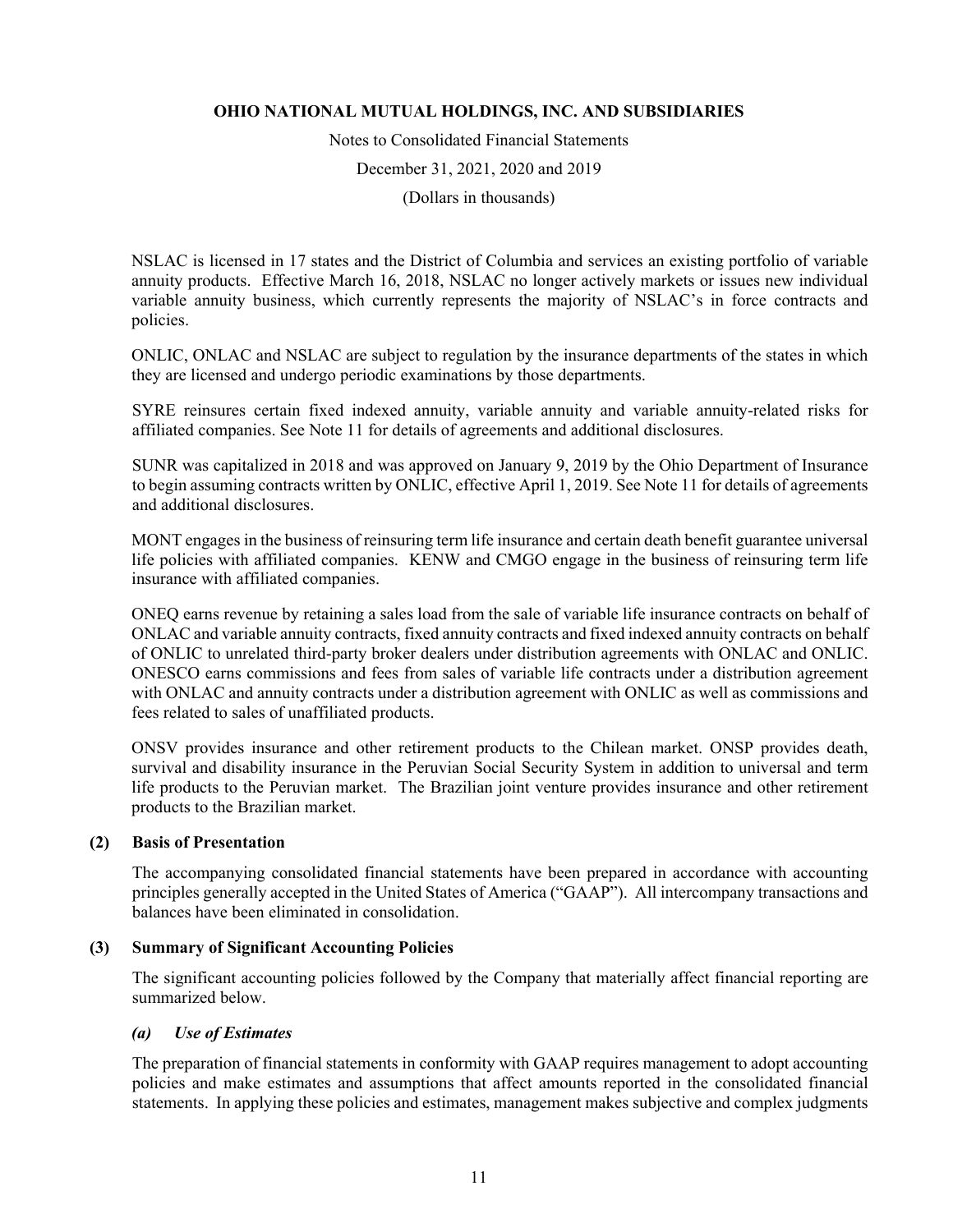NSLAC is licensed in 17 states and the District of Columbia and services an existing portfolio of variable annuity products. Effective March 16, 2018, NSLAC no longer actively markets or issues new individual variable annuity business, which currently represents the majority of NSLAC's in force contracts and policies.

ONLIC, ONLAC and NSLAC are subject to regulation by the insurance departments of the states in which they are licensed and undergo periodic examinations by those departments.

SYRE reinsures certain fixed indexed annuity, variable annuity and variable annuity-related risks for affiliated companies. See Note 11 for details of agreements and additional disclosures.

SUNR was capitalized in 2018 and was approved on January 9, 2019 by the Ohio Department of Insurance to begin assuming contracts written by ONLIC, effective April 1, 2019. See Note 11 for details of agreements and additional disclosures.

MONT engages in the business of reinsuring term life insurance and certain death benefit guarantee universal life policies with affiliated companies. KENW and CMGO engage in the business of reinsuring term life insurance with affiliated companies.

ONEQ earns revenue by retaining a sales load from the sale of variable life insurance contracts on behalf of ONLAC and variable annuity contracts, fixed annuity contracts and fixed indexed annuity contracts on behalf of ONLIC to unrelated third-party broker dealers under distribution agreements with ONLAC and ONLIC. ONESCO earns commissions and fees from sales of variable life contracts under a distribution agreement with ONLAC and annuity contracts under a distribution agreement with ONLIC as well as commissions and fees related to sales of unaffiliated products.

ONSV provides insurance and other retirement products to the Chilean market. ONSP provides death, survival and disability insurance in the Peruvian Social Security System in addition to universal and term life products to the Peruvian market. The Brazilian joint venture provides insurance and other retirement products to the Brazilian market.

## (2) Basis of Presentation

The accompanying consolidated financial statements have been prepared in accordance with accounting principles generally accepted in the United States of America ("GAAP"). All intercompany transactions and balances have been eliminated in consolidation.

## (3) Summary of Significant Accounting Policies

The significant accounting policies followed by the Company that materially affect financial reporting are summarized below.

### *(a) Use of Estimates*

The preparation of financial statements in conformity with GAAP requires management to adopt accounting policies and make estimates and assumptions that affect amounts reported in the consolidated financial statements. In applying these policies and estimates, management makes subjective and complex judgments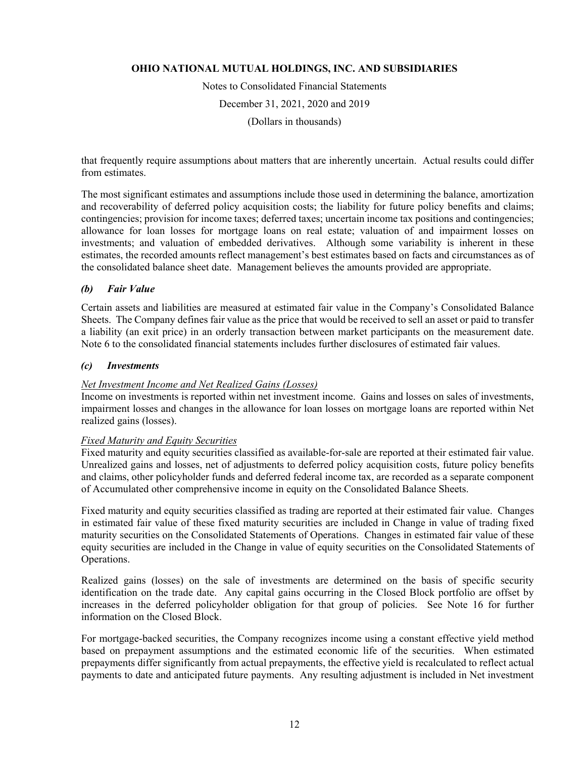that frequently require assumptions about matters that are inherently uncertain. Actual results could differ from estimates.

The most significant estimates and assumptions include those used in determining the balance, amortization and recoverability of deferred policy acquisition costs; the liability for future policy benefits and claims; contingencies; provision for income taxes; deferred taxes; uncertain income tax positions and contingencies; allowance for loan losses for mortgage loans on real estate; valuation of and impairment losses on investments; and valuation of embedded derivatives. Although some variability is inherent in these estimates, the recorded amounts reflect management's best estimates based on facts and circumstances as of the consolidated balance sheet date. Management believes the amounts provided are appropriate.

### *(b) Fair Value*

Certain assets and liabilities are measured at estimated fair value in the Company's Consolidated Balance Sheets. The Company defines fair value as the price that would be received to sell an asset or paid to transfer a liability (an exit price) in an orderly transaction between market participants on the measurement date. Note 6 to the consolidated financial statements includes further disclosures of estimated fair values.

### *(c) Investments*

*Net Investment Income and Net Realized Gains (Losses)*
Income on investments is reported within net investment income. Gains and losses on sales of investments, impairment losses and changes in the allowance for loan losses on mortgage loans are reported within Net realized gains (losses).

*Fixed Maturity and Equity Securities*
Fixed maturity and equity securities classified as available-for-sale are reported at their estimated fair value. Unrealized gains and losses, net of adjustments to deferred policy acquisition costs, future policy benefits and claims, other policyholder funds and deferred federal income tax, are recorded as a separate component of Accumulated other comprehensive income in equity on the Consolidated Balance Sheets.

Fixed maturity and equity securities classified as trading are reported at their estimated fair value. Changes in estimated fair value of these fixed maturity securities are included in Change in value of trading fixed maturity securities on the Consolidated Statements of Operations. Changes in estimated fair value of these equity securities are included in the Change in value of equity securities on the Consolidated Statements of Operations.

Realized gains (losses) on the sale of investments are determined on the basis of specific security identification on the trade date. Any capital gains occurring in the Closed Block portfolio are offset by increases in the deferred policyholder obligation for that group of policies. See Note 16 for further information on the Closed Block.

For mortgage-backed securities, the Company recognizes income using a constant effective yield method based on prepayment assumptions and the estimated economic life of the securities. When estimated prepayments differ significantly from actual prepayments, the effective yield is recalculated to reflect actual payments to date and anticipated future payments. Any resulting adjustment is included in Net investment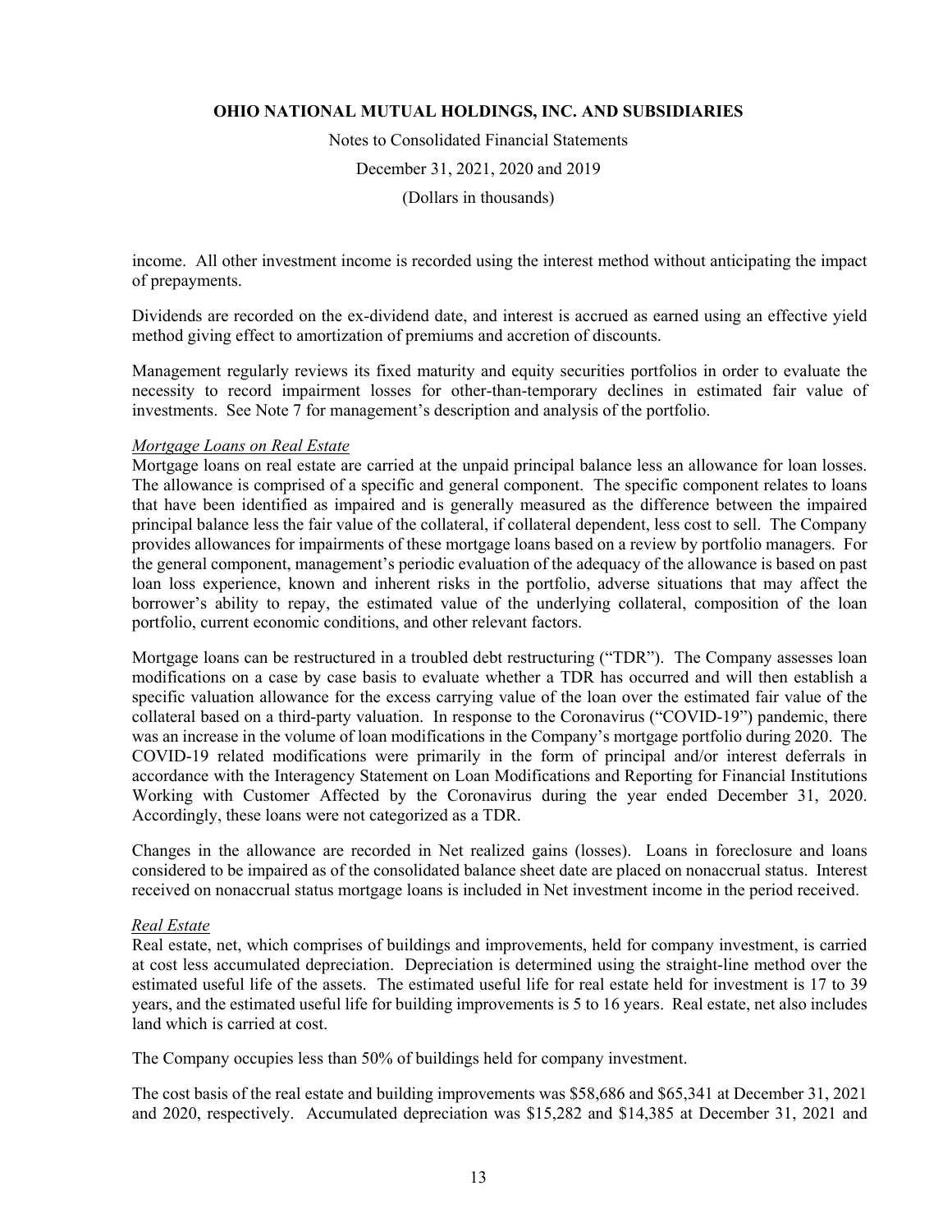income. All other investment income is recorded using the interest method without anticipating the impact of prepayments.

Dividends are recorded on the ex-dividend date, and interest is accrued as earned using an effective yield method giving effect to amortization of premiums and accretion of discounts.

Management regularly reviews its fixed maturity and equity securities portfolios in order to evaluate the necessity to record impairment losses for other-than-temporary declines in estimated fair value of investments. See Note 7 for management's description and analysis of the portfolio.

*Mortgage Loans on Real Estate*

Mortgage loans on real estate are carried at the unpaid principal balance less an allowance for loan losses. The allowance is comprised of a specific and general component. The specific component relates to loans that have been identified as impaired and is generally measured as the difference between the impaired principal balance less the fair value of the collateral, if collateral dependent, less cost to sell. The Company provides allowances for impairments of these mortgage loans based on a review by portfolio managers. For the general component, management's periodic evaluation of the adequacy of the allowance is based on past loan loss experience, known and inherent risks in the portfolio, adverse situations that may affect the borrower's ability to repay, the estimated value of the underlying collateral, composition of the loan portfolio, current economic conditions, and other relevant factors.

Mortgage loans can be restructured in a troubled debt restructuring ("TDR"). The Company assesses loan modifications on a case by case basis to evaluate whether a TDR has occurred and will then establish a specific valuation allowance for the excess carrying value of the loan over the estimated fair value of the collateral based on a third-party valuation. In response to the Coronavirus ("COVID-19") pandemic, there was an increase in the volume of loan modifications in the Company's mortgage portfolio during 2020. The COVID-19 related modifications were primarily in the form of principal and/or interest deferrals in accordance with the Interagency Statement on Loan Modifications and Reporting for Financial Institutions Working with Customer Affected by the Coronavirus during the year ended December 31, 2020. Accordingly, these loans were not categorized as a TDR.

Changes in the allowance are recorded in Net realized gains (losses). Loans in foreclosure and loans considered to be impaired as of the consolidated balance sheet date are placed on nonaccrual status. Interest received on nonaccrual status mortgage loans is included in Net investment income in the period received.

*Real Estate*

Real estate, net, which comprises of buildings and improvements, held for company investment, is carried at cost less accumulated depreciation. Depreciation is determined using the straight-line method over the estimated useful life of the assets. The estimated useful life for real estate held for investment is 17 to 39 years, and the estimated useful life for building improvements is 5 to 16 years. Real estate, net also includes land which is carried at cost.

The Company occupies less than 50% of buildings held for company investment.

The cost basis of the real estate and building improvements was $58,686 and $65,341 at December 31, 2021 and 2020, respectively. Accumulated depreciation was $15,282 and $14,385 at December 31, 2021 and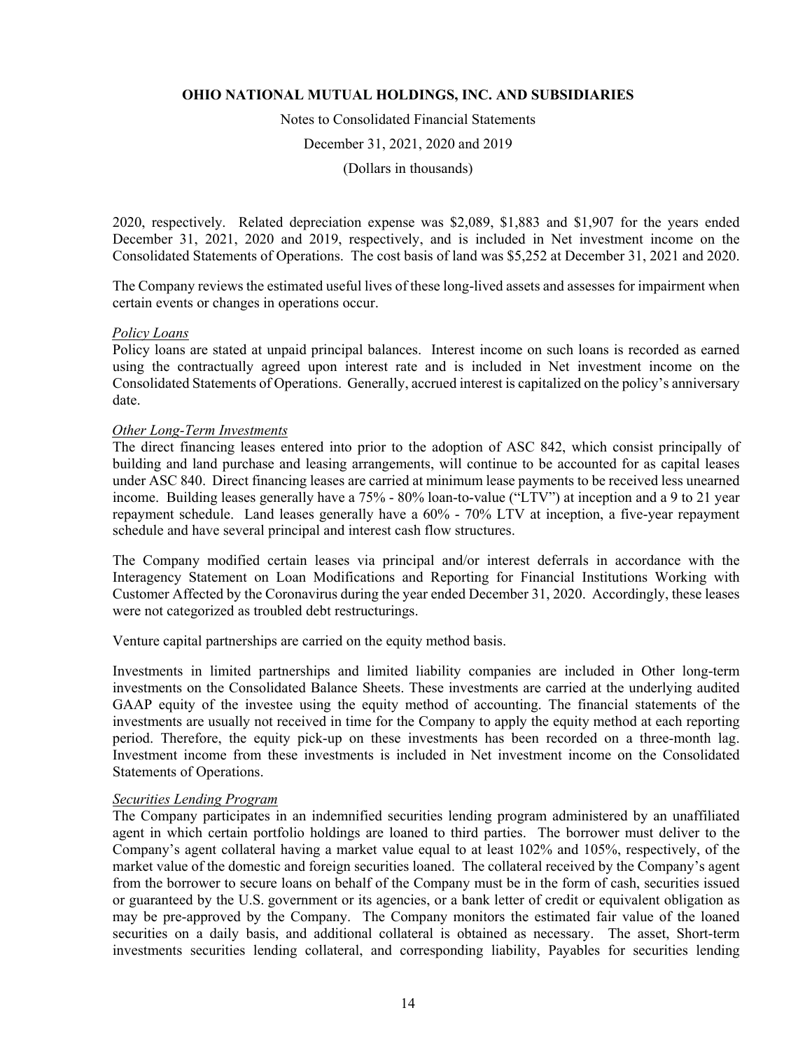2020, respectively. Related depreciation expense was $2,089, $1,883 and $1,907 for the years ended December 31, 2021, 2020 and 2019, respectively, and is included in Net investment income on the Consolidated Statements of Operations. The cost basis of land was $5,252 at December 31, 2021 and 2020.

The Company reviews the estimated useful lives of these long-lived assets and assesses for impairment when certain events or changes in operations occur.

*Policy Loans*

Policy loans are stated at unpaid principal balances. Interest income on such loans is recorded as earned using the contractually agreed upon interest rate and is included in Net investment income on the Consolidated Statements of Operations. Generally, accrued interest is capitalized on the policy's anniversary date.

*Other Long-Term Investments*

The direct financing leases entered into prior to the adoption of ASC 842, which consist principally of building and land purchase and leasing arrangements, will continue to be accounted for as capital leases under ASC 840. Direct financing leases are carried at minimum lease payments to be received less unearned income. Building leases generally have a 75% - 80% loan-to-value ("LTV") at inception and a 9 to 21 year repayment schedule. Land leases generally have a 60% - 70% LTV at inception, a five-year repayment schedule and have several principal and interest cash flow structures.

The Company modified certain leases via principal and/or interest deferrals in accordance with the Interagency Statement on Loan Modifications and Reporting for Financial Institutions Working with Customer Affected by the Coronavirus during the year ended December 31, 2020. Accordingly, these leases were not categorized as troubled debt restructurings.

Venture capital partnerships are carried on the equity method basis.

Investments in limited partnerships and limited liability companies are included in Other long-term investments on the Consolidated Balance Sheets. These investments are carried at the underlying audited GAAP equity of the investee using the equity method of accounting. The financial statements of the investments are usually not received in time for the Company to apply the equity method at each reporting period. Therefore, the equity pick-up on these investments has been recorded on a three-month lag. Investment income from these investments is included in Net investment income on the Consolidated Statements of Operations.

*Securities Lending Program*

The Company participates in an indemnified securities lending program administered by an unaffiliated agent in which certain portfolio holdings are loaned to third parties. The borrower must deliver to the Company's agent collateral having a market value equal to at least 102% and 105%, respectively, of the market value of the domestic and foreign securities loaned. The collateral received by the Company's agent from the borrower to secure loans on behalf of the Company must be in the form of cash, securities issued or guaranteed by the U.S. government or its agencies, or a bank letter of credit or equivalent obligation as may be pre-approved by the Company. The Company monitors the estimated fair value of the loaned securities on a daily basis, and additional collateral is obtained as necessary. The asset, Short-term investments securities lending collateral, and corresponding liability, Payables for securities lending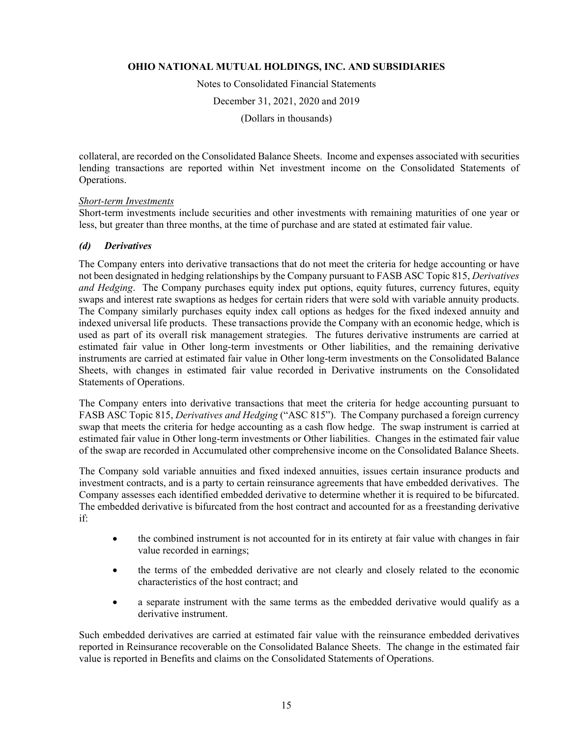collateral, are recorded on the Consolidated Balance Sheets. Income and expenses associated with securities lending transactions are reported within Net investment income on the Consolidated Statements of Operations.

*Short-term Investments*

Short-term investments include securities and other investments with remaining maturities of one year or less, but greater than three months, at the time of purchase and are stated at estimated fair value.

### *(d) Derivatives*

The Company enters into derivative transactions that do not meet the criteria for hedge accounting or have not been designated in hedging relationships by the Company pursuant to FASB ASC Topic 815, *Derivatives and Hedging*. The Company purchases equity index put options, equity futures, currency futures, equity swaps and interest rate swaptions as hedges for certain riders that were sold with variable annuity products. The Company similarly purchases equity index call options as hedges for the fixed indexed annuity and indexed universal life products. These transactions provide the Company with an economic hedge, which is used as part of its overall risk management strategies. The futures derivative instruments are carried at estimated fair value in Other long-term investments or Other liabilities, and the remaining derivative instruments are carried at estimated fair value in Other long-term investments on the Consolidated Balance Sheets, with changes in estimated fair value recorded in Derivative instruments on the Consolidated Statements of Operations.

The Company enters into derivative transactions that meet the criteria for hedge accounting pursuant to FASB ASC Topic 815, *Derivatives and Hedging* ("ASC 815"). The Company purchased a foreign currency swap that meets the criteria for hedge accounting as a cash flow hedge. The swap instrument is carried at estimated fair value in Other long-term investments or Other liabilities. Changes in the estimated fair value of the swap are recorded in Accumulated other comprehensive income on the Consolidated Balance Sheets.

The Company sold variable annuities and fixed indexed annuities, issues certain insurance products and investment contracts, and is a party to certain reinsurance agreements that have embedded derivatives. The Company assesses each identified embedded derivative to determine whether it is required to be bifurcated. The embedded derivative is bifurcated from the host contract and accounted for as a freestanding derivative if:

- the combined instrument is not accounted for in its entirety at fair value with changes in fair value recorded in earnings;
- the terms of the embedded derivative are not clearly and closely related to the economic characteristics of the host contract; and
- a separate instrument with the same terms as the embedded derivative would qualify as a derivative instrument.

Such embedded derivatives are carried at estimated fair value with the reinsurance embedded derivatives reported in Reinsurance recoverable on the Consolidated Balance Sheets. The change in the estimated fair value is reported in Benefits and claims on the Consolidated Statements of Operations.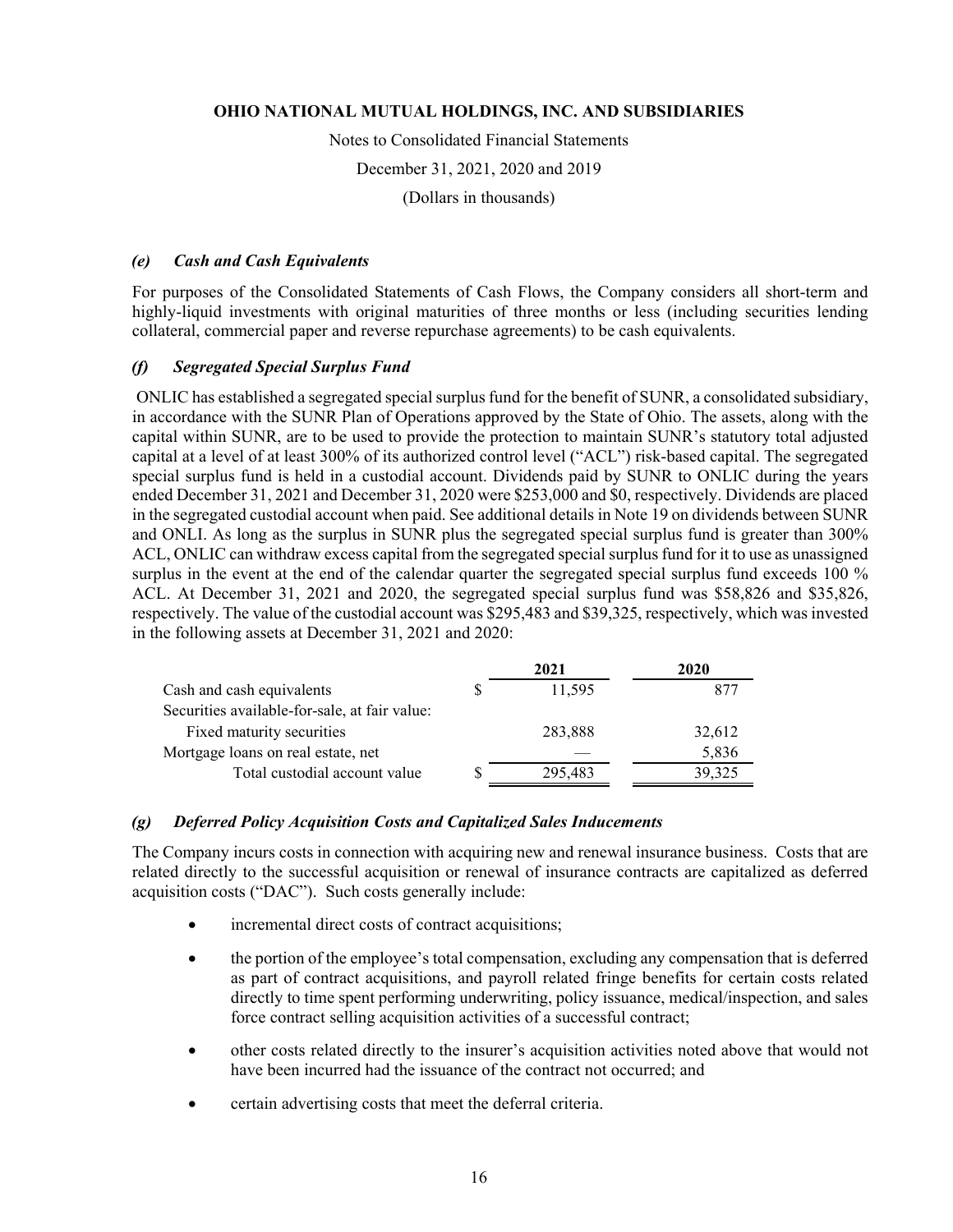### *(e) Cash and Cash Equivalents*

For purposes of the Consolidated Statements of Cash Flows, the Company considers all short-term and highly-liquid investments with original maturities of three months or less (including securities lending collateral, commercial paper and reverse repurchase agreements) to be cash equivalents.

### *(f) Segregated Special Surplus Fund*

ONLIC has established a segregated special surplus fund for the benefit of SUNR, a consolidated subsidiary, in accordance with the SUNR Plan of Operations approved by the State of Ohio. The assets, along with the capital within SUNR, are to be used to provide the protection to maintain SUNR's statutory total adjusted capital at a level of at least 300% of its authorized control level ("ACL") risk-based capital. The segregated special surplus fund is held in a custodial account. Dividends paid by SUNR to ONLIC during the years ended December 31, 2021 and December 31, 2020 were $253,000 and $0, respectively. Dividends are placed in the segregated custodial account when paid. See additional details in Note 19 on dividends between SUNR and ONLI. As long as the surplus in SUNR plus the segregated special surplus fund is greater than 300% ACL, ONLIC can withdraw excess capital from the segregated special surplus fund for it to use as unassigned surplus in the event at the end of the calendar quarter the segregated special surplus fund exceeds 100 % ACL. At December 31, 2021 and 2020, the segregated special surplus fund was $58,826 and $35,826, respectively. The value of the custodial account was $295,483 and $39,325, respectively, which was invested in the following assets at December 31, 2021 and 2020:

| | 2021 | 2020 |
|---|---|---|
| Cash and cash equivalents | $ 11,595 | 877 |
| Securities available-for-sale, at fair value: | | |
| Fixed maturity securities | 283,888 | 32,612 |
| Mortgage loans on real estate, net | — | 5,836 |
| Total custodial account value | $ 295,483 | 39,325 |

### *(g) Deferred Policy Acquisition Costs and Capitalized Sales Inducements*

The Company incurs costs in connection with acquiring new and renewal insurance business. Costs that are related directly to the successful acquisition or renewal of insurance contracts are capitalized as deferred acquisition costs ("DAC"). Such costs generally include:

- incremental direct costs of contract acquisitions;
- the portion of the employee's total compensation, excluding any compensation that is deferred as part of contract acquisitions, and payroll related fringe benefits for certain costs related directly to time spent performing underwriting, policy issuance, medical/inspection, and sales force contract selling acquisition activities of a successful contract;
- other costs related directly to the insurer's acquisition activities noted above that would not have been incurred had the issuance of the contract not occurred; and
- certain advertising costs that meet the deferral criteria.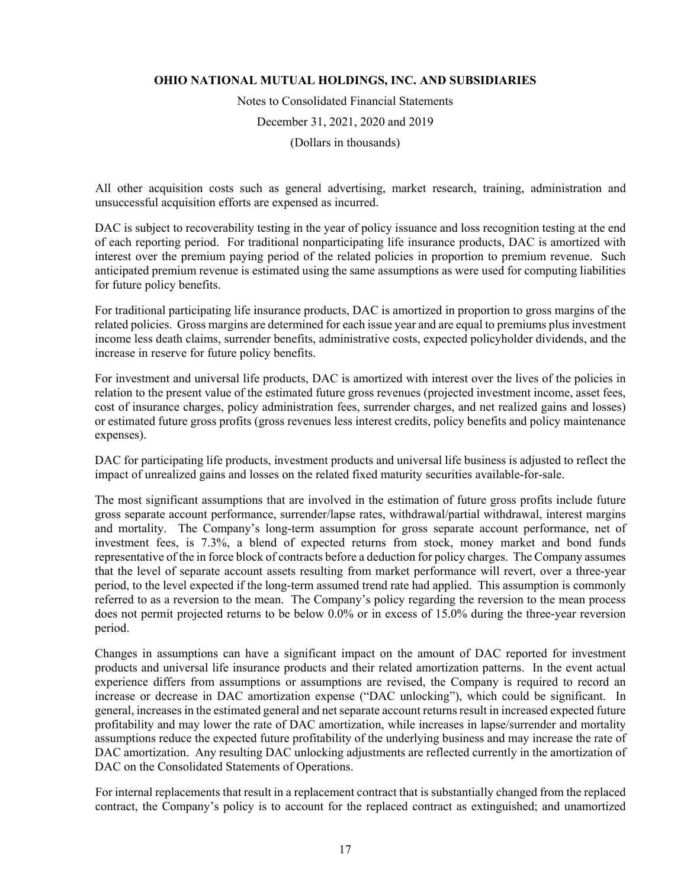All other acquisition costs such as general advertising, market research, training, administration and unsuccessful acquisition efforts are expensed as incurred.

DAC is subject to recoverability testing in the year of policy issuance and loss recognition testing at the end of each reporting period. For traditional nonparticipating life insurance products, DAC is amortized with interest over the premium paying period of the related policies in proportion to premium revenue. Such anticipated premium revenue is estimated using the same assumptions as were used for computing liabilities for future policy benefits.

For traditional participating life insurance products, DAC is amortized in proportion to gross margins of the related policies. Gross margins are determined for each issue year and are equal to premiums plus investment income less death claims, surrender benefits, administrative costs, expected policyholder dividends, and the increase in reserve for future policy benefits.

For investment and universal life products, DAC is amortized with interest over the lives of the policies in relation to the present value of the estimated future gross revenues (projected investment income, asset fees, cost of insurance charges, policy administration fees, surrender charges, and net realized gains and losses) or estimated future gross profits (gross revenues less interest credits, policy benefits and policy maintenance expenses).

DAC for participating life products, investment products and universal life business is adjusted to reflect the impact of unrealized gains and losses on the related fixed maturity securities available-for-sale.

The most significant assumptions that are involved in the estimation of future gross profits include future gross separate account performance, surrender/lapse rates, withdrawal/partial withdrawal, interest margins and mortality. The Company's long-term assumption for gross separate account performance, net of investment fees, is 7.3%, a blend of expected returns from stock, money market and bond funds representative of the in force block of contracts before a deduction for policy charges. The Company assumes that the level of separate account assets resulting from market performance will revert, over a three-year period, to the level expected if the long-term assumed trend rate had applied. This assumption is commonly referred to as a reversion to the mean. The Company's policy regarding the reversion to the mean process does not permit projected returns to be below 0.0% or in excess of 15.0% during the three-year reversion period.

Changes in assumptions can have a significant impact on the amount of DAC reported for investment products and universal life insurance products and their related amortization patterns. In the event actual experience differs from assumptions or assumptions are revised, the Company is required to record an increase or decrease in DAC amortization expense ("DAC unlocking"), which could be significant. In general, increases in the estimated general and net separate account returns result in increased expected future profitability and may lower the rate of DAC amortization, while increases in lapse/surrender and mortality assumptions reduce the expected future profitability of the underlying business and may increase the rate of DAC amortization. Any resulting DAC unlocking adjustments are reflected currently in the amortization of DAC on the Consolidated Statements of Operations.

For internal replacements that result in a replacement contract that is substantially changed from the replaced contract, the Company's policy is to account for the replaced contract as extinguished; and unamortized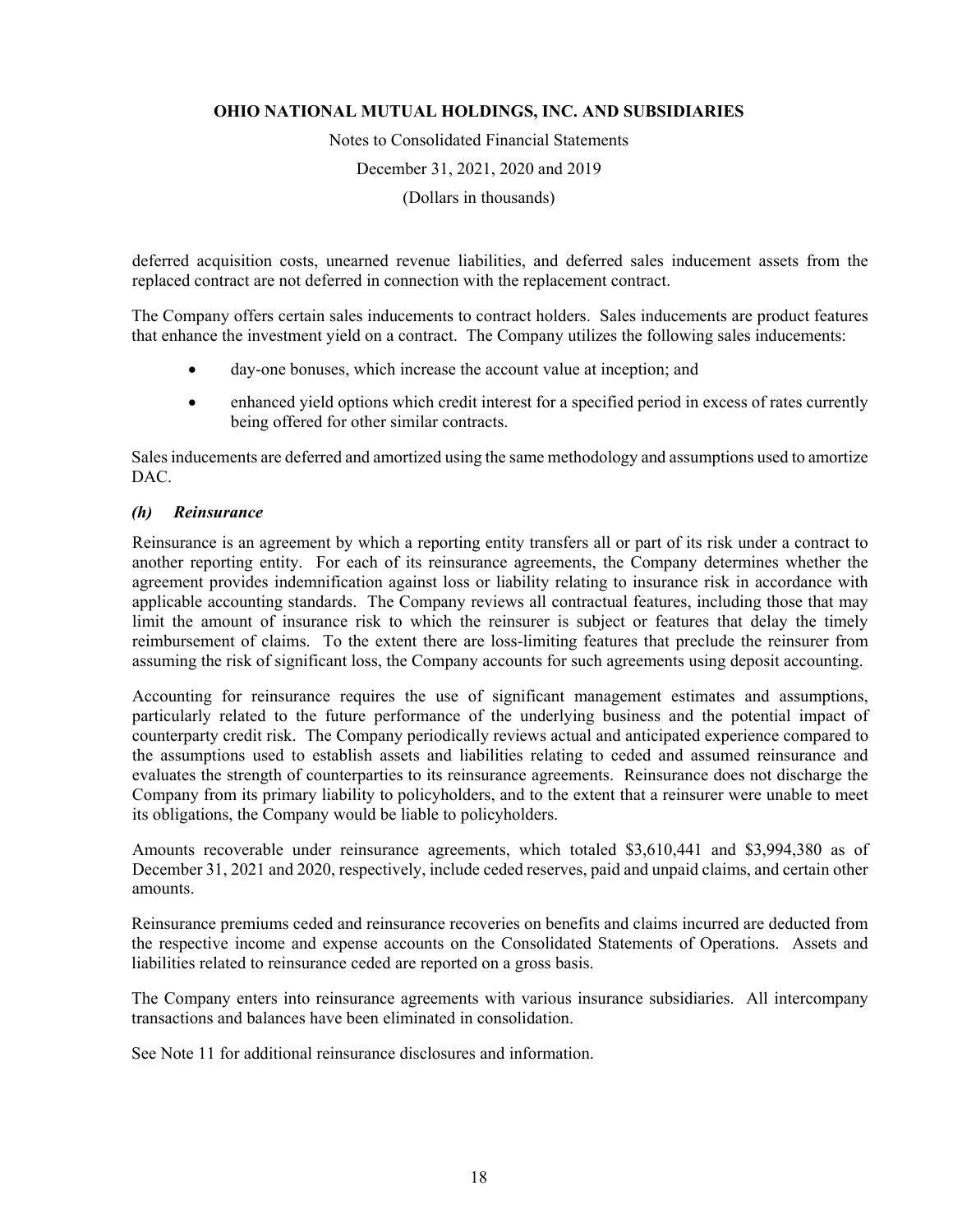deferred acquisition costs, unearned revenue liabilities, and deferred sales inducement assets from the replaced contract are not deferred in connection with the replacement contract.

The Company offers certain sales inducements to contract holders. Sales inducements are product features that enhance the investment yield on a contract. The Company utilizes the following sales inducements:

- day-one bonuses, which increase the account value at inception; and
- enhanced yield options which credit interest for a specified period in excess of rates currently being offered for other similar contracts.

Sales inducements are deferred and amortized using the same methodology and assumptions used to amortize DAC.

### *(h) Reinsurance*

Reinsurance is an agreement by which a reporting entity transfers all or part of its risk under a contract to another reporting entity. For each of its reinsurance agreements, the Company determines whether the agreement provides indemnification against loss or liability relating to insurance risk in accordance with applicable accounting standards. The Company reviews all contractual features, including those that may limit the amount of insurance risk to which the reinsurer is subject or features that delay the timely reimbursement of claims. To the extent there are loss-limiting features that preclude the reinsurer from assuming the risk of significant loss, the Company accounts for such agreements using deposit accounting.

Accounting for reinsurance requires the use of significant management estimates and assumptions, particularly related to the future performance of the underlying business and the potential impact of counterparty credit risk. The Company periodically reviews actual and anticipated experience compared to the assumptions used to establish assets and liabilities relating to ceded and assumed reinsurance and evaluates the strength of counterparties to its reinsurance agreements. Reinsurance does not discharge the Company from its primary liability to policyholders, and to the extent that a reinsurer were unable to meet its obligations, the Company would be liable to policyholders.

Amounts recoverable under reinsurance agreements, which totaled $3,610,441 and $3,994,380 as of December 31, 2021 and 2020, respectively, include ceded reserves, paid and unpaid claims, and certain other amounts.

Reinsurance premiums ceded and reinsurance recoveries on benefits and claims incurred are deducted from the respective income and expense accounts on the Consolidated Statements of Operations. Assets and liabilities related to reinsurance ceded are reported on a gross basis.

The Company enters into reinsurance agreements with various insurance subsidiaries. All intercompany transactions and balances have been eliminated in consolidation.

See Note 11 for additional reinsurance disclosures and information.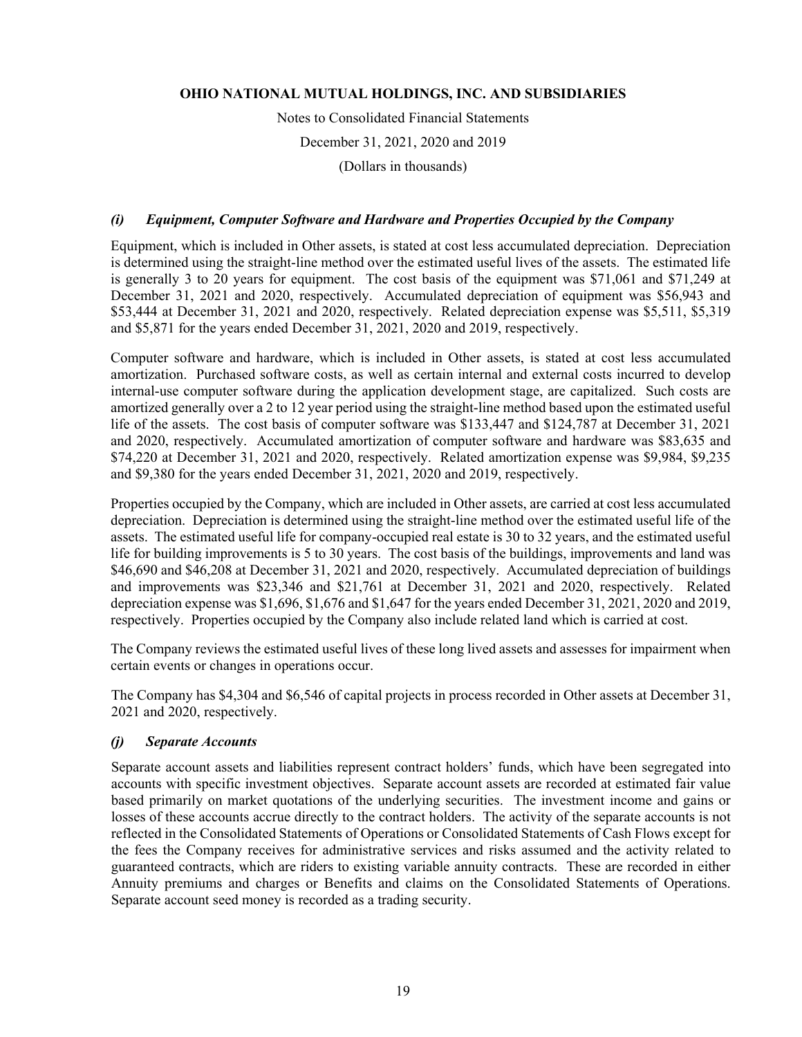# OHIO NATIONAL MUTUAL HOLDINGS, INC. AND SUBSIDIARIES

Notes to Consolidated Financial Statements

December 31, 2021, 2020 and 2019

(Dollars in thousands)

### *(i) Equipment, Computer Software and Hardware and Properties Occupied by the Company*

Equipment, which is included in Other assets, is stated at cost less accumulated depreciation. Depreciation is determined using the straight-line method over the estimated useful lives of the assets. The estimated life is generally 3 to 20 years for equipment. The cost basis of the equipment was $71,061 and $71,249 at December 31, 2021 and 2020, respectively. Accumulated depreciation of equipment was $56,943 and $53,444 at December 31, 2021 and 2020, respectively. Related depreciation expense was $5,511, $5,319 and $5,871 for the years ended December 31, 2021, 2020 and 2019, respectively.

Computer software and hardware, which is included in Other assets, is stated at cost less accumulated amortization. Purchased software costs, as well as certain internal and external costs incurred to develop internal-use computer software during the application development stage, are capitalized. Such costs are amortized generally over a 2 to 12 year period using the straight-line method based upon the estimated useful life of the assets. The cost basis of computer software was $133,447 and $124,787 at December 31, 2021 and 2020, respectively. Accumulated amortization of computer software and hardware was $83,635 and $74,220 at December 31, 2021 and 2020, respectively. Related amortization expense was $9,984, $9,235 and $9,380 for the years ended December 31, 2021, 2020 and 2019, respectively.

Properties occupied by the Company, which are included in Other assets, are carried at cost less accumulated depreciation. Depreciation is determined using the straight-line method over the estimated useful life of the assets. The estimated useful life for company-occupied real estate is 30 to 32 years, and the estimated useful life for building improvements is 5 to 30 years. The cost basis of the buildings, improvements and land was $46,690 and $46,208 at December 31, 2021 and 2020, respectively. Accumulated depreciation of buildings and improvements was $23,346 and $21,761 at December 31, 2021 and 2020, respectively. Related depreciation expense was $1,696, $1,676 and $1,647 for the years ended December 31, 2021, 2020 and 2019, respectively. Properties occupied by the Company also include related land which is carried at cost.

The Company reviews the estimated useful lives of these long lived assets and assesses for impairment when certain events or changes in operations occur.

The Company has $4,304 and $6,546 of capital projects in process recorded in Other assets at December 31, 2021 and 2020, respectively.

### *(j) Separate Accounts*

Separate account assets and liabilities represent contract holders' funds, which have been segregated into accounts with specific investment objectives. Separate account assets are recorded at estimated fair value based primarily on market quotations of the underlying securities. The investment income and gains or losses of these accounts accrue directly to the contract holders. The activity of the separate accounts is not reflected in the Consolidated Statements of Operations or Consolidated Statements of Cash Flows except for the fees the Company receives for administrative services and risks assumed and the activity related to guaranteed contracts, which are riders to existing variable annuity contracts. These are recorded in either Annuity premiums and charges or Benefits and claims on the Consolidated Statements of Operations. Separate account seed money is recorded as a trading security.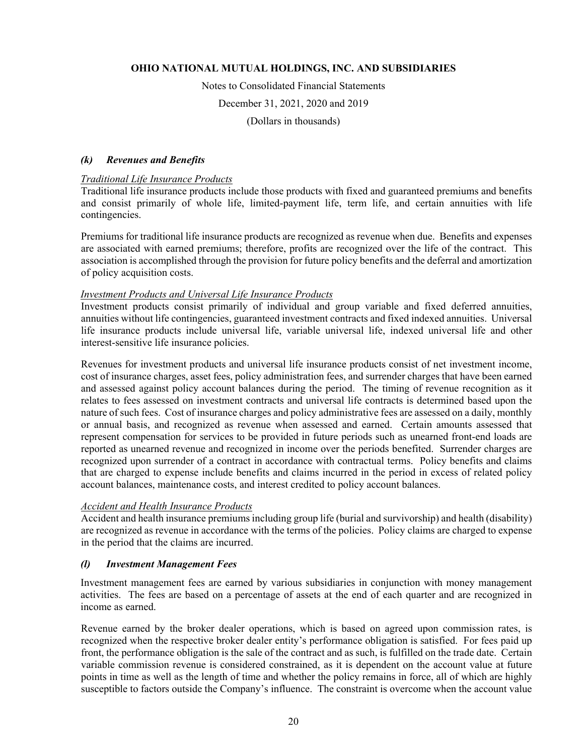### *(k) Revenues and Benefits*

*Traditional Life Insurance Products*

Traditional life insurance products include those products with fixed and guaranteed premiums and benefits and consist primarily of whole life, limited-payment life, term life, and certain annuities with life contingencies.

Premiums for traditional life insurance products are recognized as revenue when due. Benefits and expenses are associated with earned premiums; therefore, profits are recognized over the life of the contract. This association is accomplished through the provision for future policy benefits and the deferral and amortization of policy acquisition costs.

*Investment Products and Universal Life Insurance Products*

Investment products consist primarily of individual and group variable and fixed deferred annuities, annuities without life contingencies, guaranteed investment contracts and fixed indexed annuities. Universal life insurance products include universal life, variable universal life, indexed universal life and other interest-sensitive life insurance policies.

Revenues for investment products and universal life insurance products consist of net investment income, cost of insurance charges, asset fees, policy administration fees, and surrender charges that have been earned and assessed against policy account balances during the period. The timing of revenue recognition as it relates to fees assessed on investment contracts and universal life contracts is determined based upon the nature of such fees. Cost of insurance charges and policy administrative fees are assessed on a daily, monthly or annual basis, and recognized as revenue when assessed and earned. Certain amounts assessed that represent compensation for services to be provided in future periods such as unearned front-end loads are reported as unearned revenue and recognized in income over the periods benefited. Surrender charges are recognized upon surrender of a contract in accordance with contractual terms. Policy benefits and claims that are charged to expense include benefits and claims incurred in the period in excess of related policy account balances, maintenance costs, and interest credited to policy account balances.

*Accident and Health Insurance Products*

Accident and health insurance premiums including group life (burial and survivorship) and health (disability) are recognized as revenue in accordance with the terms of the policies. Policy claims are charged to expense in the period that the claims are incurred.

### *(l) Investment Management Fees*

Investment management fees are earned by various subsidiaries in conjunction with money management activities. The fees are based on a percentage of assets at the end of each quarter and are recognized in income as earned.

Revenue earned by the broker dealer operations, which is based on agreed upon commission rates, is recognized when the respective broker dealer entity's performance obligation is satisfied. For fees paid up front, the performance obligation is the sale of the contract and as such, is fulfilled on the trade date. Certain variable commission revenue is considered constrained, as it is dependent on the account value at future points in time as well as the length of time and whether the policy remains in force, all of which are highly susceptible to factors outside the Company's influence. The constraint is overcome when the account value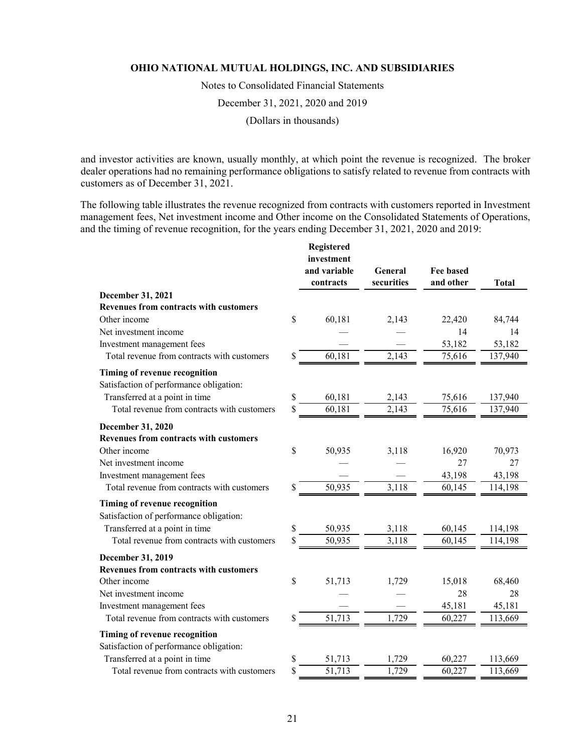and investor activities are known, usually monthly, at which point the revenue is recognized. The broker dealer operations had no remaining performance obligations to satisfy related to revenue from contracts with customers as of December 31, 2021.

The following table illustrates the revenue recognized from contracts with customers reported in Investment management fees, Net investment income and Other income on the Consolidated Statements of Operations, and the timing of revenue recognition, for the years ending December 31, 2021, 2020 and 2019:

| | Registered investment and variable contracts | General securities | Fee based and other | Total |
|---|---|---|---|---|
| **December 31, 2021** | | | | |
| **Revenues from contracts with customers** | | | | |
| Other income | $ 60,181 | 2,143 | 22,420 | 84,744 |
| Net investment income | — | — | 14 | 14 |
| Investment management fees | — | — | 53,182 | 53,182 |
| Total revenue from contracts with customers | $ 60,181 | 2,143 | 75,616 | 137,940 |
| **Timing of revenue recognition** | | | | |
| Satisfaction of performance obligation: | | | | |
| Transferred at a point in time | $ 60,181 | 2,143 | 75,616 | 137,940 |
| Total revenue from contracts with customers | $ 60,181 | 2,143 | 75,616 | 137,940 |
| **December 31, 2020** | | | | |
| **Revenues from contracts with customers** | | | | |
| Other income | $ 50,935 | 3,118 | 16,920 | 70,973 |
| Net investment income | — | — | 27 | 27 |
| Investment management fees | — | — | 43,198 | 43,198 |
| Total revenue from contracts with customers | $ 50,935 | 3,118 | 60,145 | 114,198 |
| **Timing of revenue recognition** | | | | |
| Satisfaction of performance obligation: | | | | |
| Transferred at a point in time | $ 50,935 | 3,118 | 60,145 | 114,198 |
| Total revenue from contracts with customers | $ 50,935 | 3,118 | 60,145 | 114,198 |
| **December 31, 2019** | | | | |
| **Revenues from contracts with customers** | | | | |
| Other income | $ 51,713 | 1,729 | 15,018 | 68,460 |
| Net investment income | — | — | 28 | 28 |
| Investment management fees | — | — | 45,181 | 45,181 |
| Total revenue from contracts with customers | $ 51,713 | 1,729 | 60,227 | 113,669 |
| **Timing of revenue recognition** | | | | |
| Satisfaction of performance obligation: | | | | |
| Transferred at a point in time | $ 51,713 | 1,729 | 60,227 | 113,669 |
| Total revenue from contracts with customers | $ 51,713 | 1,729 | 60,227 | 113,669 |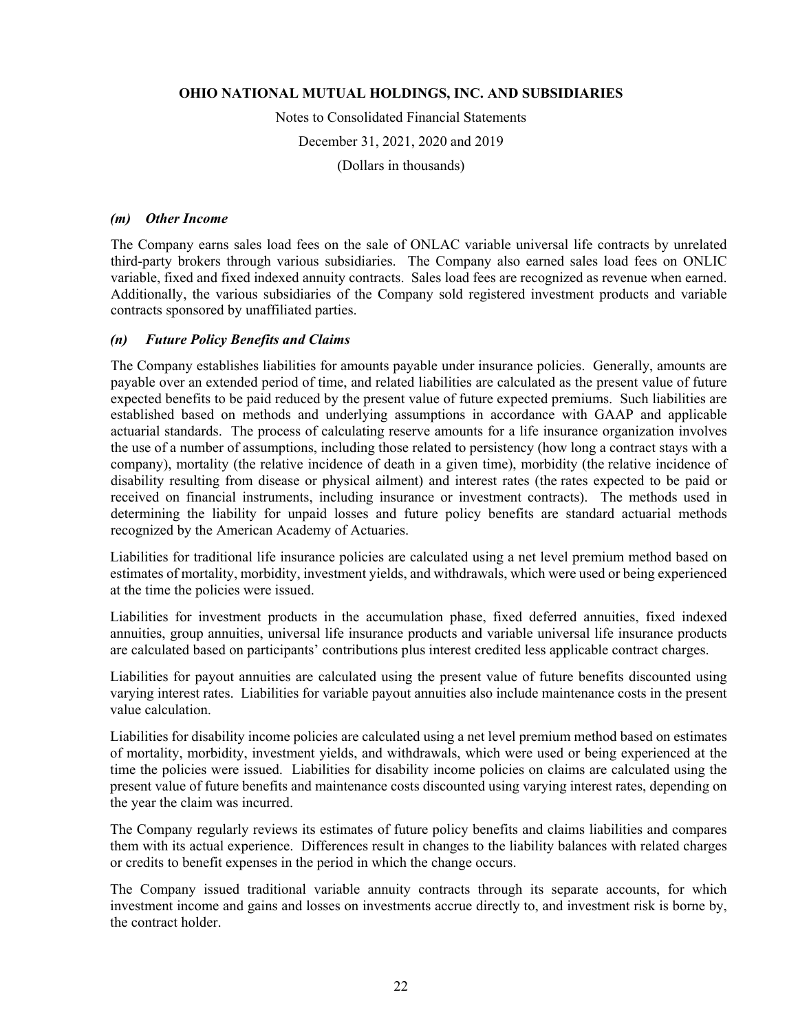### *(m) Other Income*

The Company earns sales load fees on the sale of ONLAC variable universal life contracts by unrelated third-party brokers through various subsidiaries. The Company also earned sales load fees on ONLIC variable, fixed and fixed indexed annuity contracts. Sales load fees are recognized as revenue when earned. Additionally, the various subsidiaries of the Company sold registered investment products and variable contracts sponsored by unaffiliated parties.

### *(n) Future Policy Benefits and Claims*

The Company establishes liabilities for amounts payable under insurance policies. Generally, amounts are payable over an extended period of time, and related liabilities are calculated as the present value of future expected benefits to be paid reduced by the present value of future expected premiums. Such liabilities are established based on methods and underlying assumptions in accordance with GAAP and applicable actuarial standards. The process of calculating reserve amounts for a life insurance organization involves the use of a number of assumptions, including those related to persistency (how long a contract stays with a company), mortality (the relative incidence of death in a given time), morbidity (the relative incidence of disability resulting from disease or physical ailment) and interest rates (the rates expected to be paid or received on financial instruments, including insurance or investment contracts). The methods used in determining the liability for unpaid losses and future policy benefits are standard actuarial methods recognized by the American Academy of Actuaries.

Liabilities for traditional life insurance policies are calculated using a net level premium method based on estimates of mortality, morbidity, investment yields, and withdrawals, which were used or being experienced at the time the policies were issued.

Liabilities for investment products in the accumulation phase, fixed deferred annuities, fixed indexed annuities, group annuities, universal life insurance products and variable universal life insurance products are calculated based on participants' contributions plus interest credited less applicable contract charges.

Liabilities for payout annuities are calculated using the present value of future benefits discounted using varying interest rates. Liabilities for variable payout annuities also include maintenance costs in the present value calculation.

Liabilities for disability income policies are calculated using a net level premium method based on estimates of mortality, morbidity, investment yields, and withdrawals, which were used or being experienced at the time the policies were issued. Liabilities for disability income policies on claims are calculated using the present value of future benefits and maintenance costs discounted using varying interest rates, depending on the year the claim was incurred.

The Company regularly reviews its estimates of future policy benefits and claims liabilities and compares them with its actual experience. Differences result in changes to the liability balances with related charges or credits to benefit expenses in the period in which the change occurs.

The Company issued traditional variable annuity contracts through its separate accounts, for which investment income and gains and losses on investments accrue directly to, and investment risk is borne by, the contract holder.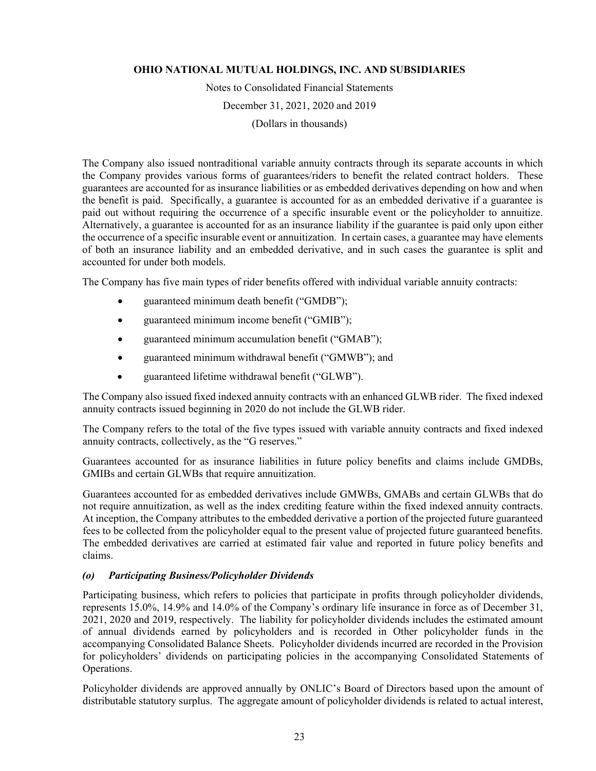The Company also issued nontraditional variable annuity contracts through its separate accounts in which the Company provides various forms of guarantees/riders to benefit the related contract holders. These guarantees are accounted for as insurance liabilities or as embedded derivatives depending on how and when the benefit is paid. Specifically, a guarantee is accounted for as an embedded derivative if a guarantee is paid out without requiring the occurrence of a specific insurable event or the policyholder to annuitize. Alternatively, a guarantee is accounted for as an insurance liability if the guarantee is paid only upon either the occurrence of a specific insurable event or annuitization. In certain cases, a guarantee may have elements of both an insurance liability and an embedded derivative, and in such cases the guarantee is split and accounted for under both models.

The Company has five main types of rider benefits offered with individual variable annuity contracts:

- guaranteed minimum death benefit ("GMDB");
- guaranteed minimum income benefit ("GMIB");
- guaranteed minimum accumulation benefit ("GMAB");
- guaranteed minimum withdrawal benefit ("GMWB"); and
- guaranteed lifetime withdrawal benefit ("GLWB").

The Company also issued fixed indexed annuity contracts with an enhanced GLWB rider. The fixed indexed annuity contracts issued beginning in 2020 do not include the GLWB rider.

The Company refers to the total of the five types issued with variable annuity contracts and fixed indexed annuity contracts, collectively, as the "G reserves."

Guarantees accounted for as insurance liabilities in future policy benefits and claims include GMDBs, GMIBs and certain GLWBs that require annuitization.

Guarantees accounted for as embedded derivatives include GMWBs, GMABs and certain GLWBs that do not require annuitization, as well as the index crediting feature within the fixed indexed annuity contracts. At inception, the Company attributes to the embedded derivative a portion of the projected future guaranteed fees to be collected from the policyholder equal to the present value of projected future guaranteed benefits. The embedded derivatives are carried at estimated fair value and reported in future policy benefits and claims.

### *(o) Participating Business/Policyholder Dividends*

Participating business, which refers to policies that participate in profits through policyholder dividends, represents 15.0%, 14.9% and 14.0% of the Company's ordinary life insurance in force as of December 31, 2021, 2020 and 2019, respectively. The liability for policyholder dividends includes the estimated amount of annual dividends earned by policyholders and is recorded in Other policyholder funds in the accompanying Consolidated Balance Sheets. Policyholder dividends incurred are recorded in the Provision for policyholders' dividends on participating policies in the accompanying Consolidated Statements of Operations.

Policyholder dividends are approved annually by ONLIC's Board of Directors based upon the amount of distributable statutory surplus. The aggregate amount of policyholder dividends is related to actual interest,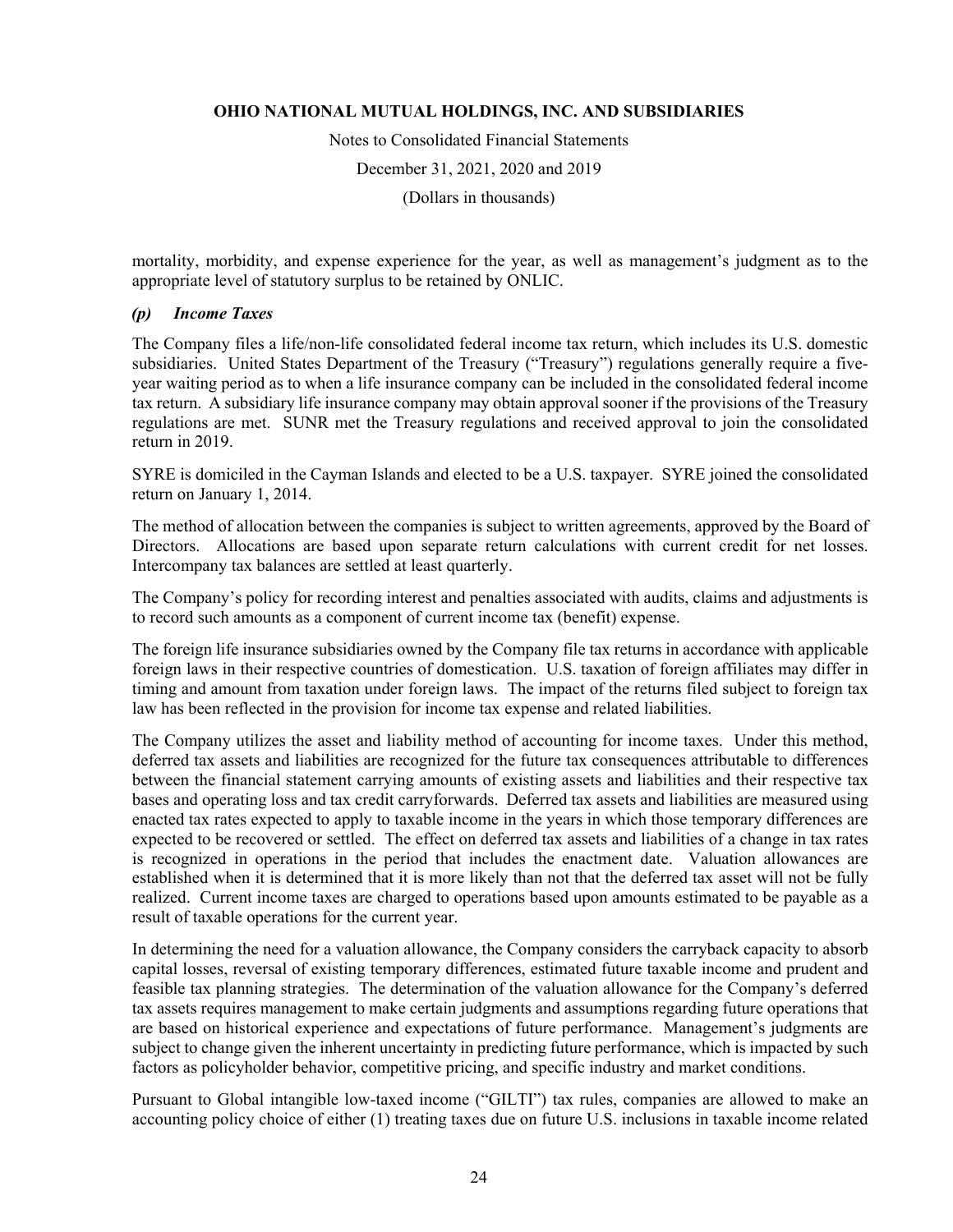mortality, morbidity, and expense experience for the year, as well as management's judgment as to the appropriate level of statutory surplus to be retained by ONLIC.

### *(p) Income Taxes*

The Company files a life/non-life consolidated federal income tax return, which includes its U.S. domestic subsidiaries. United States Department of the Treasury ("Treasury") regulations generally require a five-year waiting period as to when a life insurance company can be included in the consolidated federal income tax return. A subsidiary life insurance company may obtain approval sooner if the provisions of the Treasury regulations are met. SUNR met the Treasury regulations and received approval to join the consolidated return in 2019.

SYRE is domiciled in the Cayman Islands and elected to be a U.S. taxpayer. SYRE joined the consolidated return on January 1, 2014.

The method of allocation between the companies is subject to written agreements, approved by the Board of Directors. Allocations are based upon separate return calculations with current credit for net losses. Intercompany tax balances are settled at least quarterly.

The Company's policy for recording interest and penalties associated with audits, claims and adjustments is to record such amounts as a component of current income tax (benefit) expense.

The foreign life insurance subsidiaries owned by the Company file tax returns in accordance with applicable foreign laws in their respective countries of domestication. U.S. taxation of foreign affiliates may differ in timing and amount from taxation under foreign laws. The impact of the returns filed subject to foreign tax law has been reflected in the provision for income tax expense and related liabilities.

The Company utilizes the asset and liability method of accounting for income taxes. Under this method, deferred tax assets and liabilities are recognized for the future tax consequences attributable to differences between the financial statement carrying amounts of existing assets and liabilities and their respective tax bases and operating loss and tax credit carryforwards. Deferred tax assets and liabilities are measured using enacted tax rates expected to apply to taxable income in the years in which those temporary differences are expected to be recovered or settled. The effect on deferred tax assets and liabilities of a change in tax rates is recognized in operations in the period that includes the enactment date. Valuation allowances are established when it is determined that it is more likely than not that the deferred tax asset will not be fully realized. Current income taxes are charged to operations based upon amounts estimated to be payable as a result of taxable operations for the current year.

In determining the need for a valuation allowance, the Company considers the carryback capacity to absorb capital losses, reversal of existing temporary differences, estimated future taxable income and prudent and feasible tax planning strategies. The determination of the valuation allowance for the Company's deferred tax assets requires management to make certain judgments and assumptions regarding future operations that are based on historical experience and expectations of future performance. Management's judgments are subject to change given the inherent uncertainty in predicting future performance, which is impacted by such factors as policyholder behavior, competitive pricing, and specific industry and market conditions.

Pursuant to Global intangible low-taxed income ("GILTI") tax rules, companies are allowed to make an accounting policy choice of either (1) treating taxes due on future U.S. inclusions in taxable income related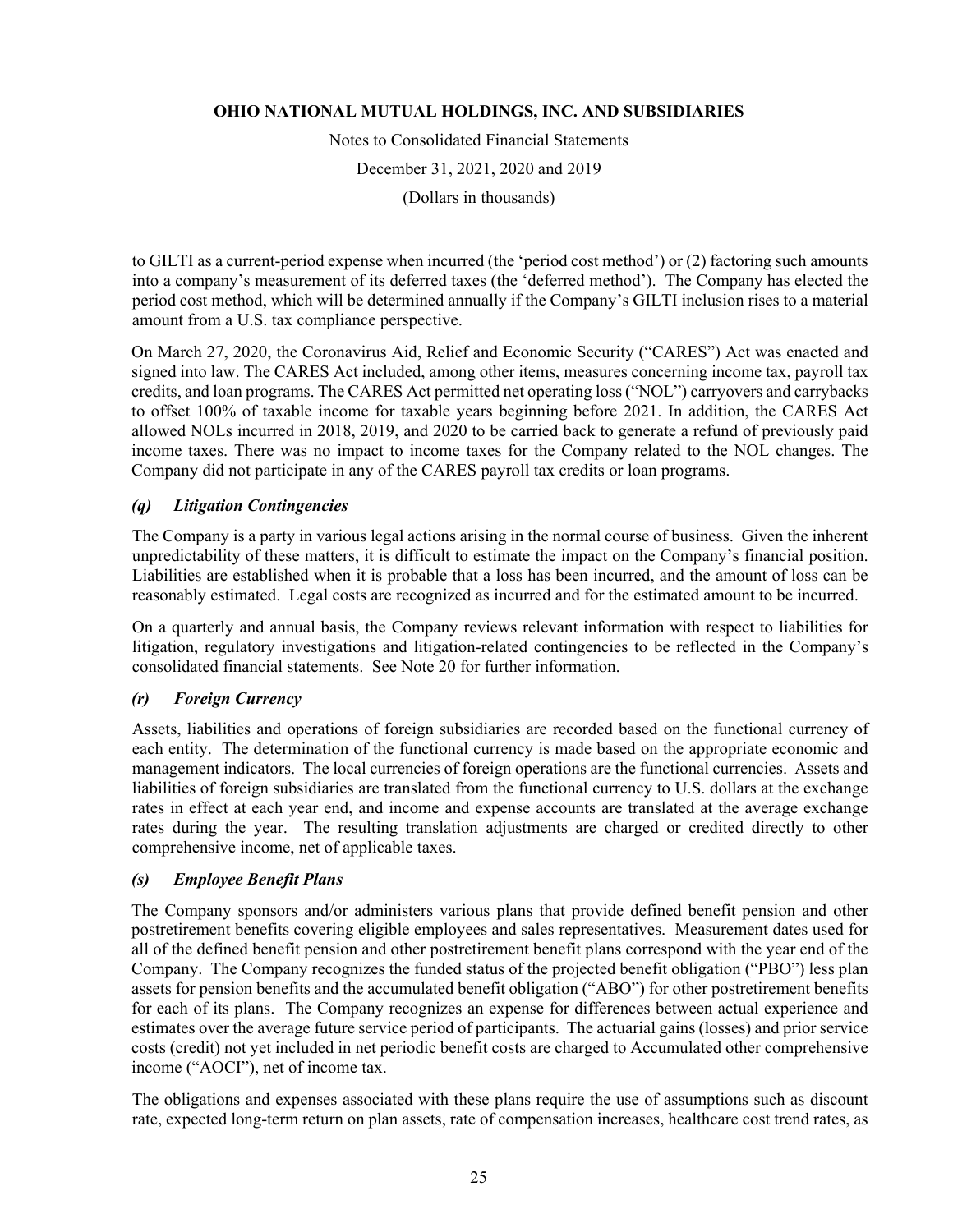to GILTI as a current-period expense when incurred (the 'period cost method') or (2) factoring such amounts into a company's measurement of its deferred taxes (the 'deferred method'). The Company has elected the period cost method, which will be determined annually if the Company's GILTI inclusion rises to a material amount from a U.S. tax compliance perspective.

On March 27, 2020, the Coronavirus Aid, Relief and Economic Security ("CARES") Act was enacted and signed into law. The CARES Act included, among other items, measures concerning income tax, payroll tax credits, and loan programs. The CARES Act permitted net operating loss ("NOL") carryovers and carrybacks to offset 100% of taxable income for taxable years beginning before 2021. In addition, the CARES Act allowed NOLs incurred in 2018, 2019, and 2020 to be carried back to generate a refund of previously paid income taxes. There was no impact to income taxes for the Company related to the NOL changes. The Company did not participate in any of the CARES payroll tax credits or loan programs.

### *(q) Litigation Contingencies*

The Company is a party in various legal actions arising in the normal course of business. Given the inherent unpredictability of these matters, it is difficult to estimate the impact on the Company's financial position. Liabilities are established when it is probable that a loss has been incurred, and the amount of loss can be reasonably estimated. Legal costs are recognized as incurred and for the estimated amount to be incurred.

On a quarterly and annual basis, the Company reviews relevant information with respect to liabilities for litigation, regulatory investigations and litigation-related contingencies to be reflected in the Company's consolidated financial statements. See Note 20 for further information.

### *(r) Foreign Currency*

Assets, liabilities and operations of foreign subsidiaries are recorded based on the functional currency of each entity. The determination of the functional currency is made based on the appropriate economic and management indicators. The local currencies of foreign operations are the functional currencies. Assets and liabilities of foreign subsidiaries are translated from the functional currency to U.S. dollars at the exchange rates in effect at each year end, and income and expense accounts are translated at the average exchange rates during the year. The resulting translation adjustments are charged or credited directly to other comprehensive income, net of applicable taxes.

### *(s) Employee Benefit Plans*

The Company sponsors and/or administers various plans that provide defined benefit pension and other postretirement benefits covering eligible employees and sales representatives. Measurement dates used for all of the defined benefit pension and other postretirement benefit plans correspond with the year end of the Company. The Company recognizes the funded status of the projected benefit obligation ("PBO") less plan assets for pension benefits and the accumulated benefit obligation ("ABO") for other postretirement benefits for each of its plans. The Company recognizes an expense for differences between actual experience and estimates over the average future service period of participants. The actuarial gains (losses) and prior service costs (credit) not yet included in net periodic benefit costs are charged to Accumulated other comprehensive income ("AOCI"), net of income tax.

The obligations and expenses associated with these plans require the use of assumptions such as discount rate, expected long-term return on plan assets, rate of compensation increases, healthcare cost trend rates, as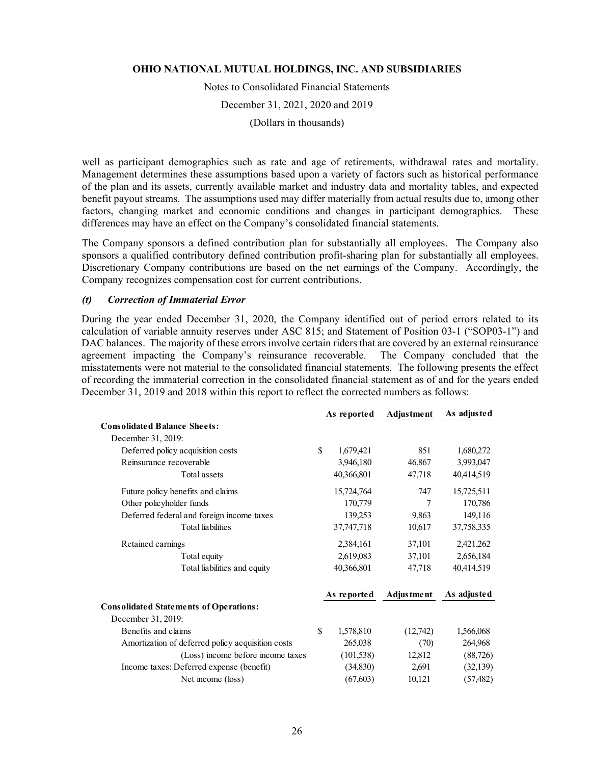well as participant demographics such as rate and age of retirements, withdrawal rates and mortality. Management determines these assumptions based upon a variety of factors such as historical performance of the plan and its assets, currently available market and industry data and mortality tables, and expected benefit payout streams. The assumptions used may differ materially from actual results due to, among other factors, changing market and economic conditions and changes in participant demographics. These differences may have an effect on the Company's consolidated financial statements.

The Company sponsors a defined contribution plan for substantially all employees. The Company also sponsors a qualified contributory defined contribution profit-sharing plan for substantially all employees. Discretionary Company contributions are based on the net earnings of the Company. Accordingly, the Company recognizes compensation cost for current contributions.

### *(t) Correction of Immaterial Error*

During the year ended December 31, 2020, the Company identified out of period errors related to its calculation of variable annuity reserves under ASC 815; and Statement of Position 03-1 ("SOP03-1") and DAC balances. The majority of these errors involve certain riders that are covered by an external reinsurance agreement impacting the Company's reinsurance recoverable. The Company concluded that the misstatements were not material to the consolidated financial statements. The following presents the effect of recording the immaterial correction in the consolidated financial statement as of and for the years ended December 31, 2019 and 2018 within this report to reflect the corrected numbers as follows:

| | As reported | Adjustment | As adjusted |
|---|---|---|---|
| **Consolidated Balance Sheets:** | | | |
| December 31, 2019: | | | |
| Deferred policy acquisition costs | $ 1,679,421 | 851 | 1,680,272 |
| Reinsurance recoverable | 3,946,180 | 46,867 | 3,993,047 |
| Total assets | 40,366,801 | 47,718 | 40,414,519 |
| Future policy benefits and claims | 15,724,764 | 747 | 15,725,511 |
| Other policyholder funds | 170,779 | 7 | 170,786 |
| Deferred federal and foreign income taxes | 139,253 | 9,863 | 149,116 |
| Total liabilities | 37,747,718 | 10,617 | 37,758,335 |
| Retained earnings | 2,384,161 | 37,101 | 2,421,262 |
| Total equity | 2,619,083 | 37,101 | 2,656,184 |
| Total liabilities and equity | 40,366,801 | 47,718 | 40,414,519 |

| | As reported | Adjustment | As adjusted |
|---|---|---|---|
| **Consolidated Statements of Operations:** | | | |
| December 31, 2019: | | | |
| Benefits and claims | $ 1,578,810 | (12,742) | 1,566,068 |
| Amortization of deferred policy acquisition costs | 265,038 | (70) | 264,968 |
| (Loss) income before income taxes | (101,538) | 12,812 | (88,726) |
| Income taxes: Deferred expense (benefit) | (34,830) | 2,691 | (32,139) |
| Net income (loss) | (67,603) | 10,121 | (57,482) |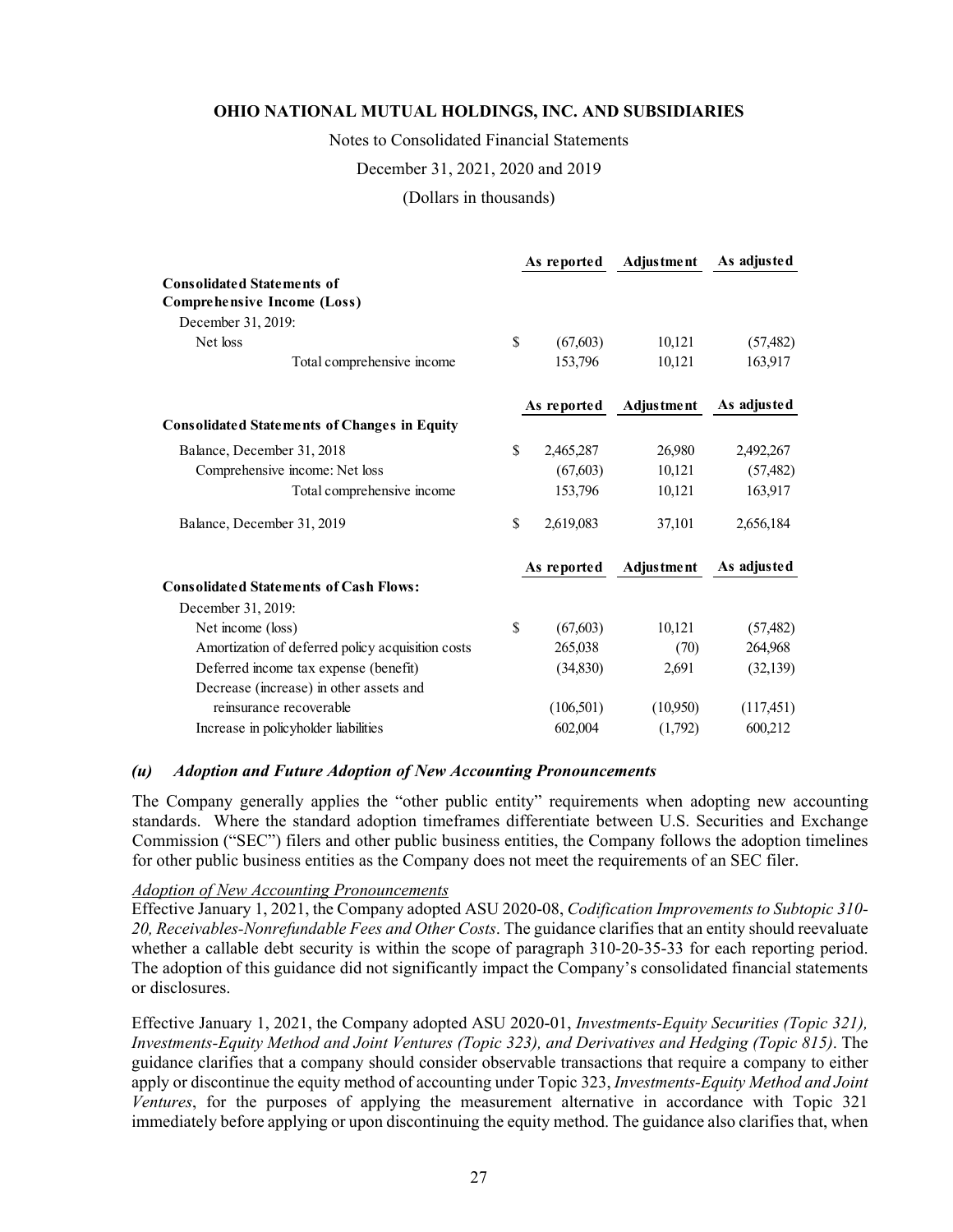|  | As reported | Adjustment | As adjusted |
|---|---|---|---|
| **Consolidated Statements of Comprehensive Income (Loss)** |  |  |  |
| December 31, 2019: |  |  |  |
| Net loss | $ (67,603) | 10,121 | (57,482) |
| Total comprehensive income | 153,796 | 10,121 | 163,917 |

|  | As reported | Adjustment | As adjusted |
|---|---|---|---|
| **Consolidated Statements of Changes in Equity** |  |  |  |
| Balance, December 31, 2018 | $ 2,465,287 | 26,980 | 2,492,267 |
| Comprehensive income: Net loss | (67,603) | 10,121 | (57,482) |
| Total comprehensive income | 153,796 | 10,121 | 163,917 |
| Balance, December 31, 2019 | $ 2,619,083 | 37,101 | 2,656,184 |

|  | As reported | Adjustment | As adjusted |
|---|---|---|---|
| **Consolidated Statements of Cash Flows:** |  |  |  |
| December 31, 2019: |  |  |  |
| Net income (loss) | $ (67,603) | 10,121 | (57,482) |
| Amortization of deferred policy acquisition costs | 265,038 | (70) | 264,968 |
| Deferred income tax expense (benefit) | (34,830) | 2,691 | (32,139) |
| Decrease (increase) in other assets and reinsurance recoverable | (106,501) | (10,950) | (117,451) |
| Increase in policyholder liabilities | 602,004 | (1,792) | 600,212 |

### *(u) Adoption and Future Adoption of New Accounting Pronouncements*

The Company generally applies the "other public entity" requirements when adopting new accounting standards. Where the standard adoption timeframes differentiate between U.S. Securities and Exchange Commission ("SEC") filers and other public business entities, the Company follows the adoption timelines for other public business entities as the Company does not meet the requirements of an SEC filer.

*Adoption of New Accounting Pronouncements*

Effective January 1, 2021, the Company adopted ASU 2020-08, *Codification Improvements to Subtopic 310-20, Receivables-Nonrefundable Fees and Other Costs*. The guidance clarifies that an entity should reevaluate whether a callable debt security is within the scope of paragraph 310-20-35-33 for each reporting period. The adoption of this guidance did not significantly impact the Company's consolidated financial statements or disclosures.

Effective January 1, 2021, the Company adopted ASU 2020-01, *Investments-Equity Securities (Topic 321), Investments-Equity Method and Joint Ventures (Topic 323), and Derivatives and Hedging (Topic 815)*. The guidance clarifies that a company should consider observable transactions that require a company to either apply or discontinue the equity method of accounting under Topic 323, *Investments-Equity Method and Joint Ventures*, for the purposes of applying the measurement alternative in accordance with Topic 321 immediately before applying or upon discontinuing the equity method. The guidance also clarifies that, when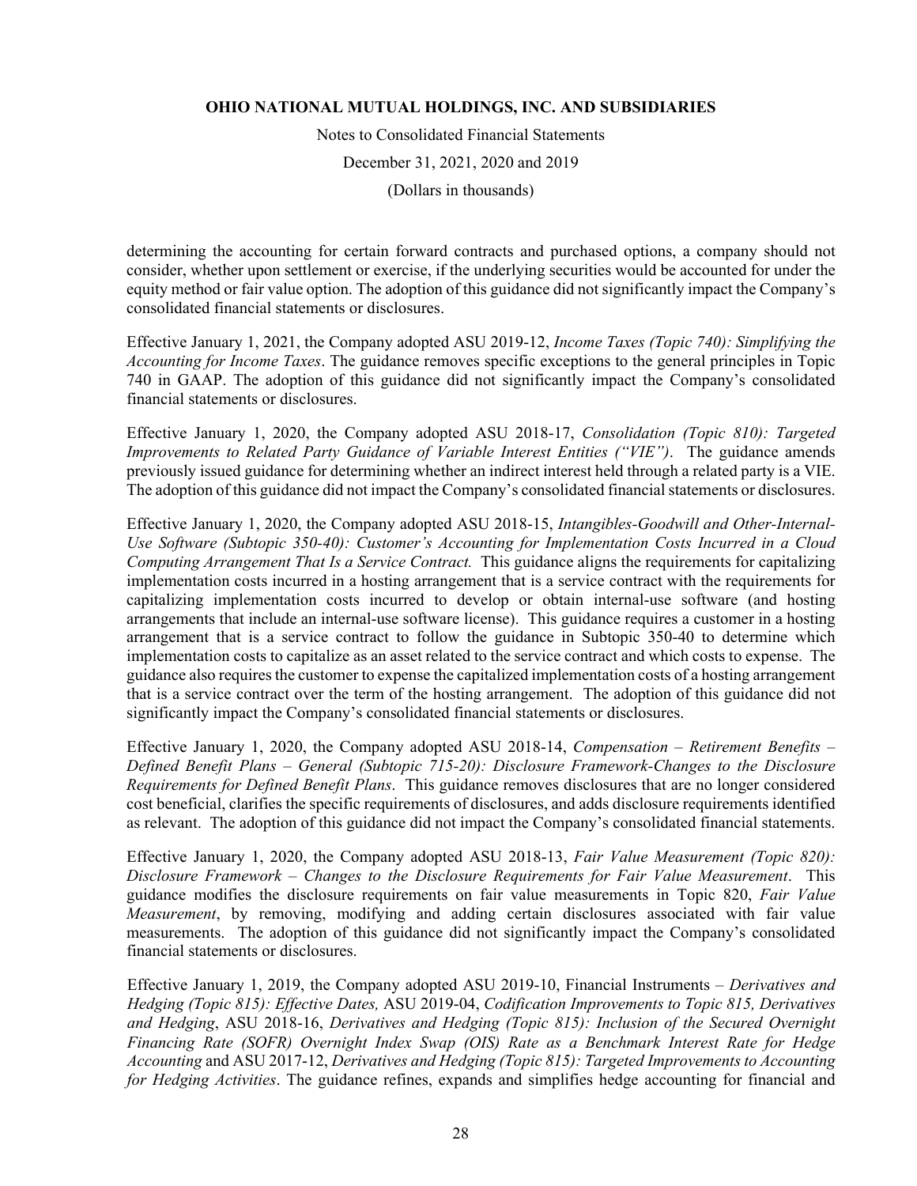determining the accounting for certain forward contracts and purchased options, a company should not consider, whether upon settlement or exercise, if the underlying securities would be accounted for under the equity method or fair value option. The adoption of this guidance did not significantly impact the Company's consolidated financial statements or disclosures.

Effective January 1, 2021, the Company adopted ASU 2019-12, *Income Taxes (Topic 740): Simplifying the Accounting for Income Taxes*. The guidance removes specific exceptions to the general principles in Topic 740 in GAAP. The adoption of this guidance did not significantly impact the Company's consolidated financial statements or disclosures.

Effective January 1, 2020, the Company adopted ASU 2018-17, *Consolidation (Topic 810): Targeted Improvements to Related Party Guidance of Variable Interest Entities ("VIE")*. The guidance amends previously issued guidance for determining whether an indirect interest held through a related party is a VIE. The adoption of this guidance did not impact the Company's consolidated financial statements or disclosures.

Effective January 1, 2020, the Company adopted ASU 2018-15, *Intangibles-Goodwill and Other-Internal-Use Software (Subtopic 350-40): Customer's Accounting for Implementation Costs Incurred in a Cloud Computing Arrangement That Is a Service Contract.* This guidance aligns the requirements for capitalizing implementation costs incurred in a hosting arrangement that is a service contract with the requirements for capitalizing implementation costs incurred to develop or obtain internal-use software (and hosting arrangements that include an internal-use software license). This guidance requires a customer in a hosting arrangement that is a service contract to follow the guidance in Subtopic 350-40 to determine which implementation costs to capitalize as an asset related to the service contract and which costs to expense. The guidance also requires the customer to expense the capitalized implementation costs of a hosting arrangement that is a service contract over the term of the hosting arrangement. The adoption of this guidance did not significantly impact the Company's consolidated financial statements or disclosures.

Effective January 1, 2020, the Company adopted ASU 2018-14, *Compensation – Retirement Benefits – Defined Benefit Plans – General (Subtopic 715-20): Disclosure Framework-Changes to the Disclosure Requirements for Defined Benefit Plans*. This guidance removes disclosures that are no longer considered cost beneficial, clarifies the specific requirements of disclosures, and adds disclosure requirements identified as relevant. The adoption of this guidance did not impact the Company's consolidated financial statements.

Effective January 1, 2020, the Company adopted ASU 2018-13, *Fair Value Measurement (Topic 820): Disclosure Framework – Changes to the Disclosure Requirements for Fair Value Measurement*. This guidance modifies the disclosure requirements on fair value measurements in Topic 820, *Fair Value Measurement*, by removing, modifying and adding certain disclosures associated with fair value measurements. The adoption of this guidance did not significantly impact the Company's consolidated financial statements or disclosures.

Effective January 1, 2019, the Company adopted ASU 2019-10, Financial Instruments – *Derivatives and Hedging (Topic 815): Effective Dates,* ASU 2019-04, *Codification Improvements to Topic 815, Derivatives and Hedging*, ASU 2018-16, *Derivatives and Hedging (Topic 815): Inclusion of the Secured Overnight Financing Rate (SOFR) Overnight Index Swap (OIS) Rate as a Benchmark Interest Rate for Hedge Accounting* and ASU 2017-12, *Derivatives and Hedging (Topic 815): Targeted Improvements to Accounting for Hedging Activities*. The guidance refines, expands and simplifies hedge accounting for financial and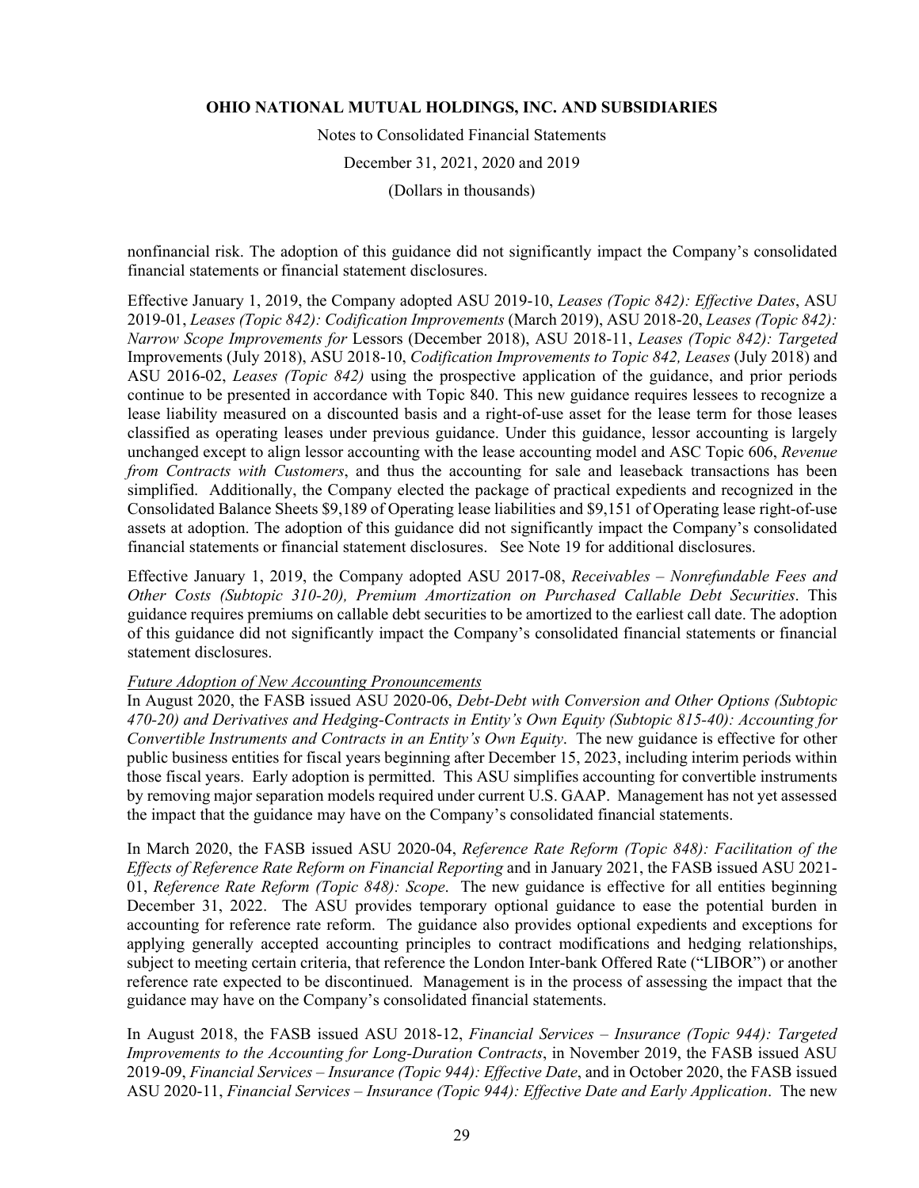nonfinancial risk. The adoption of this guidance did not significantly impact the Company's consolidated financial statements or financial statement disclosures.

Effective January 1, 2019, the Company adopted ASU 2019-10, *Leases (Topic 842): Effective Dates*, ASU 2019-01, *Leases (Topic 842): Codification Improvements* (March 2019), ASU 2018-20, *Leases (Topic 842): Narrow Scope Improvements for* Lessors (December 2018), ASU 2018-11, *Leases (Topic 842): Targeted* Improvements (July 2018), ASU 2018-10, *Codification Improvements to Topic 842, Leases* (July 2018) and ASU 2016-02, *Leases (Topic 842)* using the prospective application of the guidance, and prior periods continue to be presented in accordance with Topic 840. This new guidance requires lessees to recognize a lease liability measured on a discounted basis and a right-of-use asset for the lease term for those leases classified as operating leases under previous guidance. Under this guidance, lessor accounting is largely unchanged except to align lessor accounting with the lease accounting model and ASC Topic 606, *Revenue from Contracts with Customers*, and thus the accounting for sale and leaseback transactions has been simplified. Additionally, the Company elected the package of practical expedients and recognized in the Consolidated Balance Sheets $9,189 of Operating lease liabilities and $9,151 of Operating lease right-of-use assets at adoption. The adoption of this guidance did not significantly impact the Company's consolidated financial statements or financial statement disclosures. See Note 19 for additional disclosures.

Effective January 1, 2019, the Company adopted ASU 2017-08, *Receivables – Nonrefundable Fees and Other Costs (Subtopic 310-20), Premium Amortization on Purchased Callable Debt Securities*. This guidance requires premiums on callable debt securities to be amortized to the earliest call date. The adoption of this guidance did not significantly impact the Company's consolidated financial statements or financial statement disclosures.

*Future Adoption of New Accounting Pronouncements*

In August 2020, the FASB issued ASU 2020-06, *Debt-Debt with Conversion and Other Options (Subtopic 470-20) and Derivatives and Hedging-Contracts in Entity's Own Equity (Subtopic 815-40): Accounting for Convertible Instruments and Contracts in an Entity's Own Equity*. The new guidance is effective for other public business entities for fiscal years beginning after December 15, 2023, including interim periods within those fiscal years. Early adoption is permitted. This ASU simplifies accounting for convertible instruments by removing major separation models required under current U.S. GAAP. Management has not yet assessed the impact that the guidance may have on the Company's consolidated financial statements.

In March 2020, the FASB issued ASU 2020-04, *Reference Rate Reform (Topic 848): Facilitation of the Effects of Reference Rate Reform on Financial Reporting* and in January 2021, the FASB issued ASU 2021-01, *Reference Rate Reform (Topic 848): Scope*. The new guidance is effective for all entities beginning December 31, 2022. The ASU provides temporary optional guidance to ease the potential burden in accounting for reference rate reform. The guidance also provides optional expedients and exceptions for applying generally accepted accounting principles to contract modifications and hedging relationships, subject to meeting certain criteria, that reference the London Inter-bank Offered Rate ("LIBOR") or another reference rate expected to be discontinued. Management is in the process of assessing the impact that the guidance may have on the Company's consolidated financial statements.

In August 2018, the FASB issued ASU 2018-12, *Financial Services – Insurance (Topic 944): Targeted Improvements to the Accounting for Long-Duration Contracts*, in November 2019, the FASB issued ASU 2019-09, *Financial Services – Insurance (Topic 944): Effective Date*, and in October 2020, the FASB issued ASU 2020-11, *Financial Services – Insurance (Topic 944): Effective Date and Early Application*. The new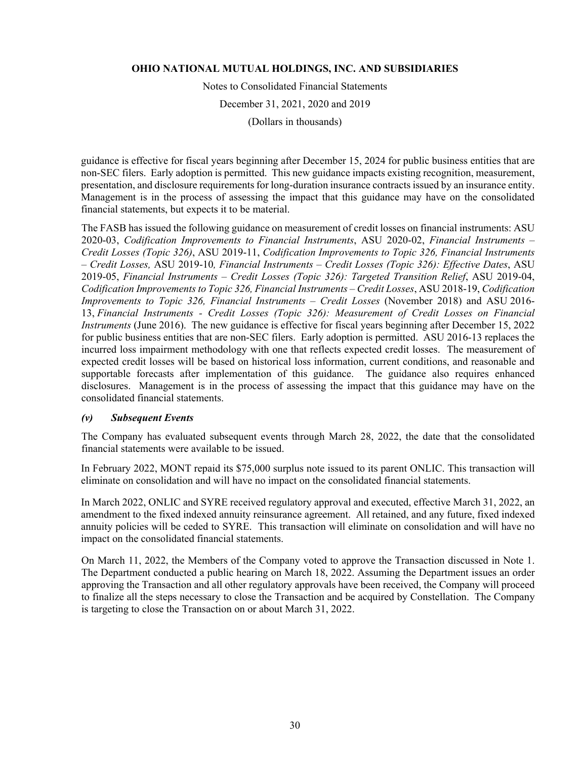guidance is effective for fiscal years beginning after December 15, 2024 for public business entities that are non-SEC filers. Early adoption is permitted. This new guidance impacts existing recognition, measurement, presentation, and disclosure requirements for long-duration insurance contracts issued by an insurance entity. Management is in the process of assessing the impact that this guidance may have on the consolidated financial statements, but expects it to be material.

The FASB has issued the following guidance on measurement of credit losses on financial instruments: ASU 2020-03, *Codification Improvements to Financial Instruments*, ASU 2020-02, *Financial Instruments – Credit Losses (Topic 326)*, ASU 2019-11, *Codification Improvements to Topic 326, Financial Instruments – Credit Losses,* ASU 2019-10*, Financial Instruments – Credit Losses (Topic 326): Effective Dates*, ASU 2019-05, *Financial Instruments – Credit Losses (Topic 326): Targeted Transition Relief*, ASU 2019-04, *Codification Improvements to Topic 326, Financial Instruments – Credit Losses*, ASU 2018-19, *Codification Improvements to Topic 326, Financial Instruments – Credit Losses* (November 2018) and ASU 2016-13, *Financial Instruments - Credit Losses (Topic 326): Measurement of Credit Losses on Financial Instruments* (June 2016). The new guidance is effective for fiscal years beginning after December 15, 2022 for public business entities that are non-SEC filers. Early adoption is permitted. ASU 2016-13 replaces the incurred loss impairment methodology with one that reflects expected credit losses. The measurement of expected credit losses will be based on historical loss information, current conditions, and reasonable and supportable forecasts after implementation of this guidance. The guidance also requires enhanced disclosures. Management is in the process of assessing the impact that this guidance may have on the consolidated financial statements.

### *(v) Subsequent Events*

The Company has evaluated subsequent events through March 28, 2022, the date that the consolidated financial statements were available to be issued.

In February 2022, MONT repaid its $75,000 surplus note issued to its parent ONLIC. This transaction will eliminate on consolidation and will have no impact on the consolidated financial statements.

In March 2022, ONLIC and SYRE received regulatory approval and executed, effective March 31, 2022, an amendment to the fixed indexed annuity reinsurance agreement. All retained, and any future, fixed indexed annuity policies will be ceded to SYRE. This transaction will eliminate on consolidation and will have no impact on the consolidated financial statements.

On March 11, 2022, the Members of the Company voted to approve the Transaction discussed in Note 1. The Department conducted a public hearing on March 18, 2022. Assuming the Department issues an order approving the Transaction and all other regulatory approvals have been received, the Company will proceed to finalize all the steps necessary to close the Transaction and be acquired by Constellation. The Company is targeting to close the Transaction on or about March 31, 2022.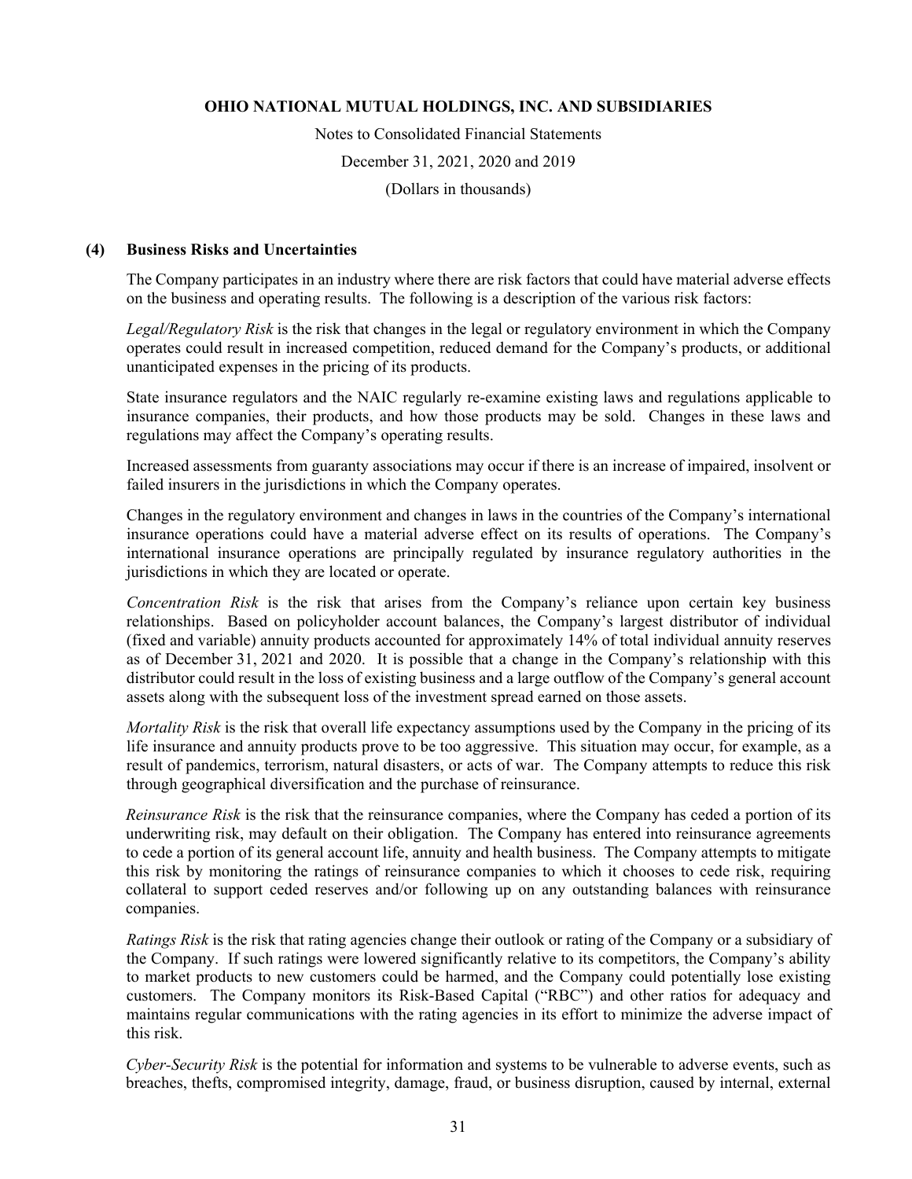### (4) Business Risks and Uncertainties

The Company participates in an industry where there are risk factors that could have material adverse effects on the business and operating results. The following is a description of the various risk factors:

*Legal/Regulatory Risk* is the risk that changes in the legal or regulatory environment in which the Company operates could result in increased competition, reduced demand for the Company's products, or additional unanticipated expenses in the pricing of its products.

State insurance regulators and the NAIC regularly re-examine existing laws and regulations applicable to insurance companies, their products, and how those products may be sold. Changes in these laws and regulations may affect the Company's operating results.

Increased assessments from guaranty associations may occur if there is an increase of impaired, insolvent or failed insurers in the jurisdictions in which the Company operates.

Changes in the regulatory environment and changes in laws in the countries of the Company's international insurance operations could have a material adverse effect on its results of operations. The Company's international insurance operations are principally regulated by insurance regulatory authorities in the jurisdictions in which they are located or operate.

*Concentration Risk* is the risk that arises from the Company's reliance upon certain key business relationships. Based on policyholder account balances, the Company's largest distributor of individual (fixed and variable) annuity products accounted for approximately 14% of total individual annuity reserves as of December 31, 2021 and 2020. It is possible that a change in the Company's relationship with this distributor could result in the loss of existing business and a large outflow of the Company's general account assets along with the subsequent loss of the investment spread earned on those assets.

*Mortality Risk* is the risk that overall life expectancy assumptions used by the Company in the pricing of its life insurance and annuity products prove to be too aggressive. This situation may occur, for example, as a result of pandemics, terrorism, natural disasters, or acts of war. The Company attempts to reduce this risk through geographical diversification and the purchase of reinsurance.

*Reinsurance Risk* is the risk that the reinsurance companies, where the Company has ceded a portion of its underwriting risk, may default on their obligation. The Company has entered into reinsurance agreements to cede a portion of its general account life, annuity and health business. The Company attempts to mitigate this risk by monitoring the ratings of reinsurance companies to which it chooses to cede risk, requiring collateral to support ceded reserves and/or following up on any outstanding balances with reinsurance companies.

*Ratings Risk* is the risk that rating agencies change their outlook or rating of the Company or a subsidiary of the Company. If such ratings were lowered significantly relative to its competitors, the Company's ability to market products to new customers could be harmed, and the Company could potentially lose existing customers. The Company monitors its Risk-Based Capital ("RBC") and other ratios for adequacy and maintains regular communications with the rating agencies in its effort to minimize the adverse impact of this risk.

*Cyber-Security Risk* is the potential for information and systems to be vulnerable to adverse events, such as breaches, thefts, compromised integrity, damage, fraud, or business disruption, caused by internal, external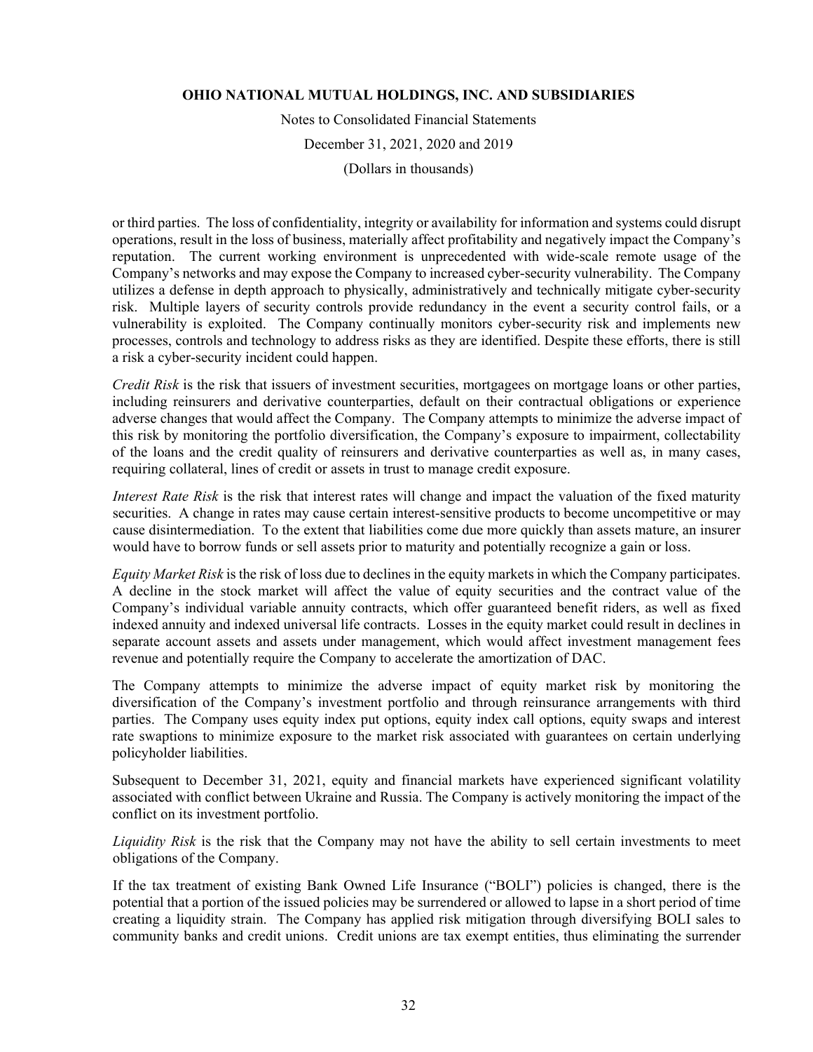or third parties. The loss of confidentiality, integrity or availability for information and systems could disrupt operations, result in the loss of business, materially affect profitability and negatively impact the Company's reputation. The current working environment is unprecedented with wide-scale remote usage of the Company's networks and may expose the Company to increased cyber-security vulnerability. The Company utilizes a defense in depth approach to physically, administratively and technically mitigate cyber-security risk. Multiple layers of security controls provide redundancy in the event a security control fails, or a vulnerability is exploited. The Company continually monitors cyber-security risk and implements new processes, controls and technology to address risks as they are identified. Despite these efforts, there is still a risk a cyber-security incident could happen.

*Credit Risk* is the risk that issuers of investment securities, mortgagees on mortgage loans or other parties, including reinsurers and derivative counterparties, default on their contractual obligations or experience adverse changes that would affect the Company. The Company attempts to minimize the adverse impact of this risk by monitoring the portfolio diversification, the Company's exposure to impairment, collectability of the loans and the credit quality of reinsurers and derivative counterparties as well as, in many cases, requiring collateral, lines of credit or assets in trust to manage credit exposure.

*Interest Rate Risk* is the risk that interest rates will change and impact the valuation of the fixed maturity securities. A change in rates may cause certain interest-sensitive products to become uncompetitive or may cause disintermediation. To the extent that liabilities come due more quickly than assets mature, an insurer would have to borrow funds or sell assets prior to maturity and potentially recognize a gain or loss.

*Equity Market Risk* is the risk of loss due to declines in the equity markets in which the Company participates. A decline in the stock market will affect the value of equity securities and the contract value of the Company's individual variable annuity contracts, which offer guaranteed benefit riders, as well as fixed indexed annuity and indexed universal life contracts. Losses in the equity market could result in declines in separate account assets and assets under management, which would affect investment management fees revenue and potentially require the Company to accelerate the amortization of DAC.

The Company attempts to minimize the adverse impact of equity market risk by monitoring the diversification of the Company's investment portfolio and through reinsurance arrangements with third parties. The Company uses equity index put options, equity index call options, equity swaps and interest rate swaptions to minimize exposure to the market risk associated with guarantees on certain underlying policyholder liabilities.

Subsequent to December 31, 2021, equity and financial markets have experienced significant volatility associated with conflict between Ukraine and Russia. The Company is actively monitoring the impact of the conflict on its investment portfolio.

*Liquidity Risk* is the risk that the Company may not have the ability to sell certain investments to meet obligations of the Company.

If the tax treatment of existing Bank Owned Life Insurance ("BOLI") policies is changed, there is the potential that a portion of the issued policies may be surrendered or allowed to lapse in a short period of time creating a liquidity strain. The Company has applied risk mitigation through diversifying BOLI sales to community banks and credit unions. Credit unions are tax exempt entities, thus eliminating the surrender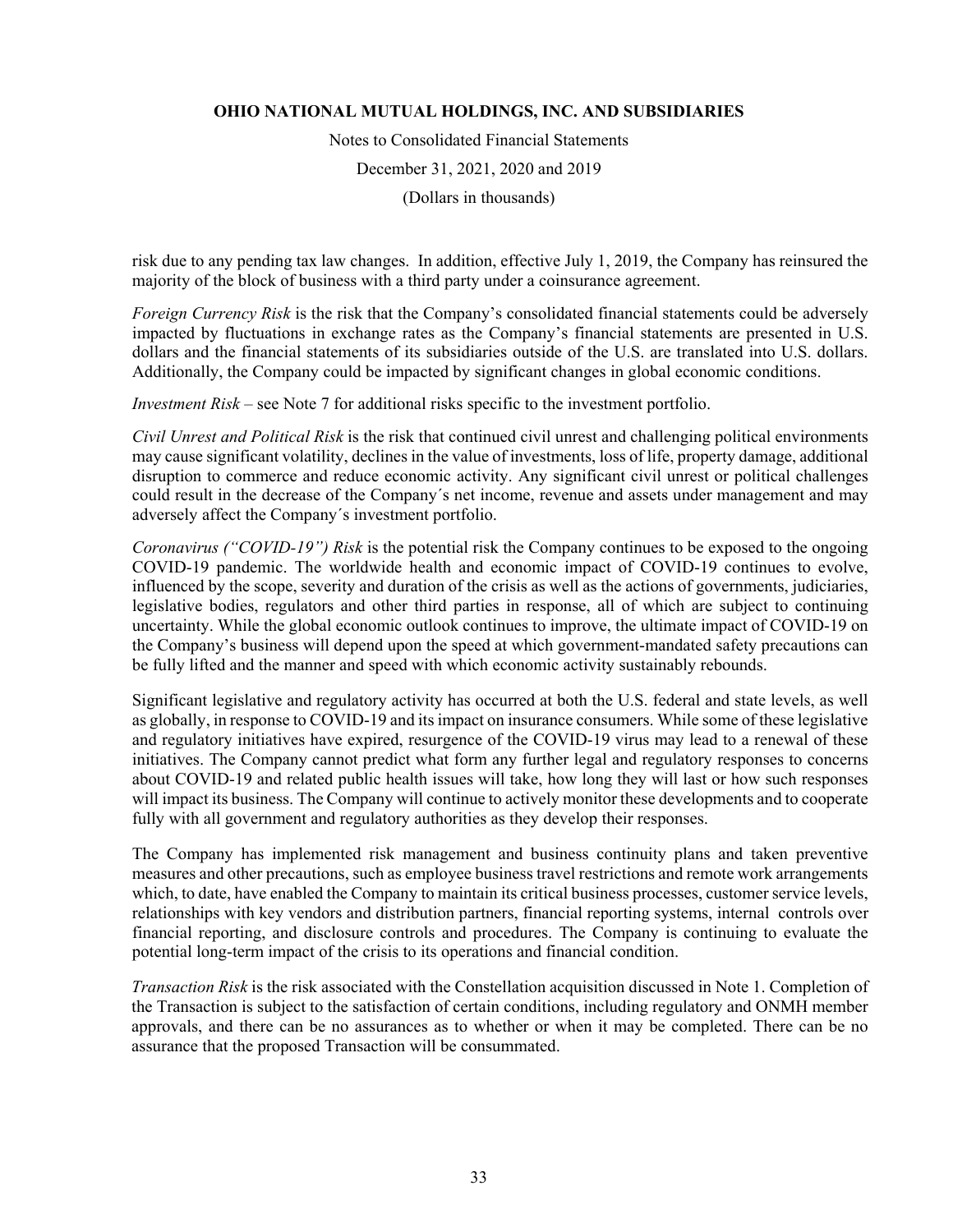risk due to any pending tax law changes. In addition, effective July 1, 2019, the Company has reinsured the majority of the block of business with a third party under a coinsurance agreement.

*Foreign Currency Risk* is the risk that the Company's consolidated financial statements could be adversely impacted by fluctuations in exchange rates as the Company's financial statements are presented in U.S. dollars and the financial statements of its subsidiaries outside of the U.S. are translated into U.S. dollars. Additionally, the Company could be impacted by significant changes in global economic conditions.

*Investment Risk* – see Note 7 for additional risks specific to the investment portfolio.

*Civil Unrest and Political Risk* is the risk that continued civil unrest and challenging political environments may cause significant volatility, declines in the value of investments, loss of life, property damage, additional disruption to commerce and reduce economic activity. Any significant civil unrest or political challenges could result in the decrease of the Company´s net income, revenue and assets under management and may adversely affect the Company´s investment portfolio.

*Coronavirus ("COVID-19") Risk* is the potential risk the Company continues to be exposed to the ongoing COVID-19 pandemic. The worldwide health and economic impact of COVID-19 continues to evolve, influenced by the scope, severity and duration of the crisis as well as the actions of governments, judiciaries, legislative bodies, regulators and other third parties in response, all of which are subject to continuing uncertainty. While the global economic outlook continues to improve, the ultimate impact of COVID-19 on the Company's business will depend upon the speed at which government-mandated safety precautions can be fully lifted and the manner and speed with which economic activity sustainably rebounds.

Significant legislative and regulatory activity has occurred at both the U.S. federal and state levels, as well as globally, in response to COVID-19 and its impact on insurance consumers. While some of these legislative and regulatory initiatives have expired, resurgence of the COVID-19 virus may lead to a renewal of these initiatives. The Company cannot predict what form any further legal and regulatory responses to concerns about COVID-19 and related public health issues will take, how long they will last or how such responses will impact its business. The Company will continue to actively monitor these developments and to cooperate fully with all government and regulatory authorities as they develop their responses.

The Company has implemented risk management and business continuity plans and taken preventive measures and other precautions, such as employee business travel restrictions and remote work arrangements which, to date, have enabled the Company to maintain its critical business processes, customer service levels, relationships with key vendors and distribution partners, financial reporting systems, internal controls over financial reporting, and disclosure controls and procedures. The Company is continuing to evaluate the potential long-term impact of the crisis to its operations and financial condition.

*Transaction Risk* is the risk associated with the Constellation acquisition discussed in Note 1. Completion of the Transaction is subject to the satisfaction of certain conditions, including regulatory and ONMH member approvals, and there can be no assurances as to whether or when it may be completed. There can be no assurance that the proposed Transaction will be consummated.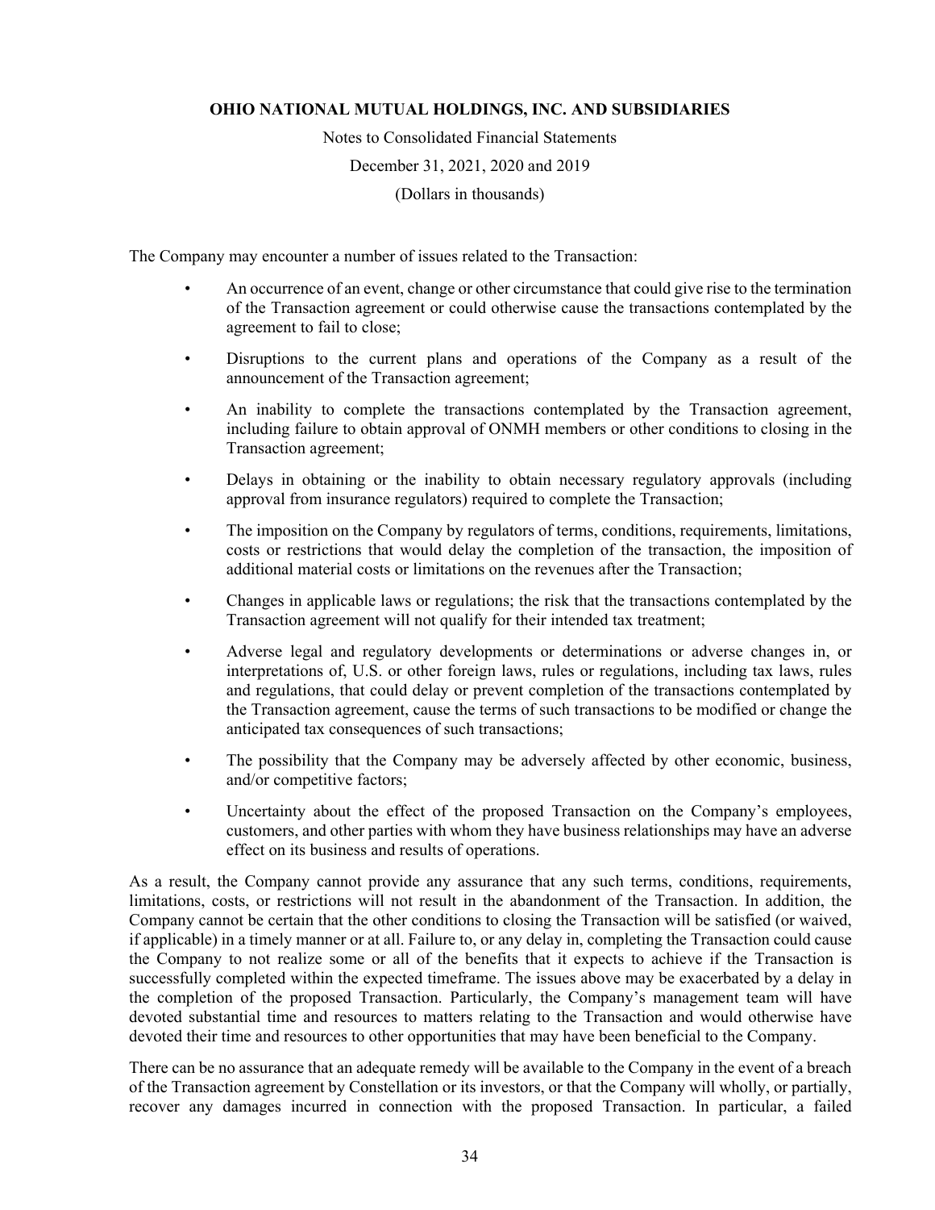The Company may encounter a number of issues related to the Transaction:

- An occurrence of an event, change or other circumstance that could give rise to the termination of the Transaction agreement or could otherwise cause the transactions contemplated by the agreement to fail to close;
- Disruptions to the current plans and operations of the Company as a result of the announcement of the Transaction agreement;
- An inability to complete the transactions contemplated by the Transaction agreement, including failure to obtain approval of ONMH members or other conditions to closing in the Transaction agreement;
- Delays in obtaining or the inability to obtain necessary regulatory approvals (including approval from insurance regulators) required to complete the Transaction;
- The imposition on the Company by regulators of terms, conditions, requirements, limitations, costs or restrictions that would delay the completion of the transaction, the imposition of additional material costs or limitations on the revenues after the Transaction;
- Changes in applicable laws or regulations; the risk that the transactions contemplated by the Transaction agreement will not qualify for their intended tax treatment;
- Adverse legal and regulatory developments or determinations or adverse changes in, or interpretations of, U.S. or other foreign laws, rules or regulations, including tax laws, rules and regulations, that could delay or prevent completion of the transactions contemplated by the Transaction agreement, cause the terms of such transactions to be modified or change the anticipated tax consequences of such transactions;
- The possibility that the Company may be adversely affected by other economic, business, and/or competitive factors;
- Uncertainty about the effect of the proposed Transaction on the Company's employees, customers, and other parties with whom they have business relationships may have an adverse effect on its business and results of operations.

As a result, the Company cannot provide any assurance that any such terms, conditions, requirements, limitations, costs, or restrictions will not result in the abandonment of the Transaction. In addition, the Company cannot be certain that the other conditions to closing the Transaction will be satisfied (or waived, if applicable) in a timely manner or at all. Failure to, or any delay in, completing the Transaction could cause the Company to not realize some or all of the benefits that it expects to achieve if the Transaction is successfully completed within the expected timeframe. The issues above may be exacerbated by a delay in the completion of the proposed Transaction. Particularly, the Company's management team will have devoted substantial time and resources to matters relating to the Transaction and would otherwise have devoted their time and resources to other opportunities that may have been beneficial to the Company.

There can be no assurance that an adequate remedy will be available to the Company in the event of a breach of the Transaction agreement by Constellation or its investors, or that the Company will wholly, or partially, recover any damages incurred in connection with the proposed Transaction. In particular, a failed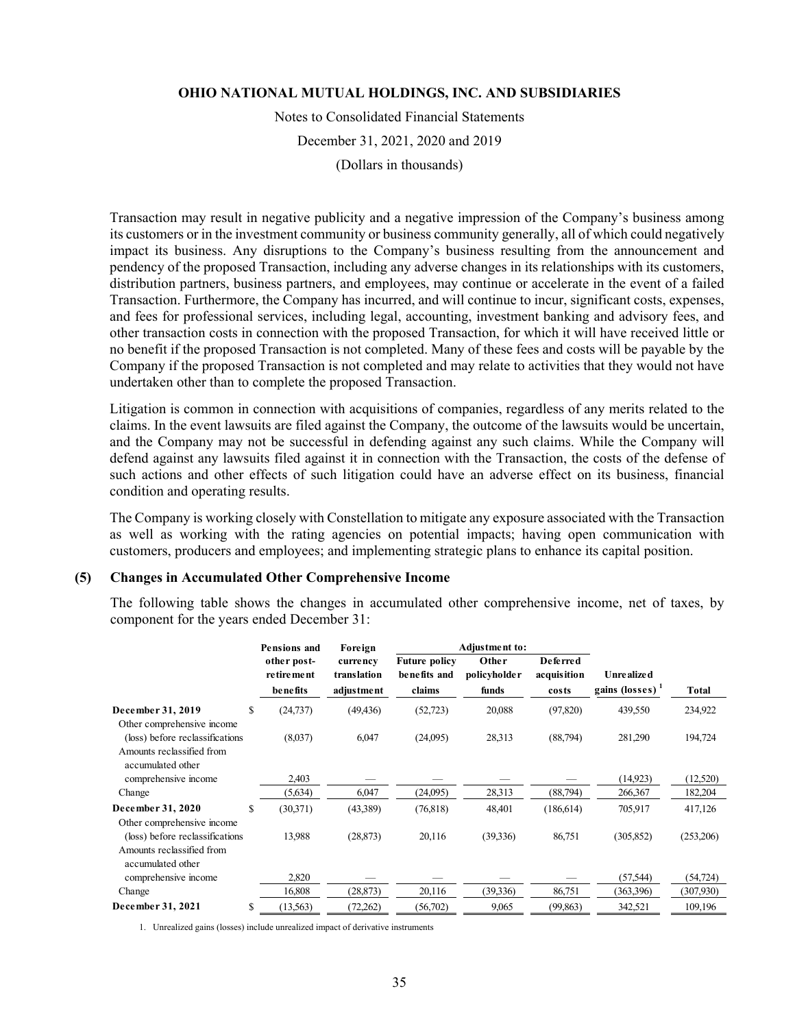Transaction may result in negative publicity and a negative impression of the Company's business among its customers or in the investment community or business community generally, all of which could negatively impact its business. Any disruptions to the Company's business resulting from the announcement and pendency of the proposed Transaction, including any adverse changes in its relationships with its customers, distribution partners, business partners, and employees, may continue or accelerate in the event of a failed Transaction. Furthermore, the Company has incurred, and will continue to incur, significant costs, expenses, and fees for professional services, including legal, accounting, investment banking and advisory fees, and other transaction costs in connection with the proposed Transaction, for which it will have received little or no benefit if the proposed Transaction is not completed. Many of these fees and costs will be payable by the Company if the proposed Transaction is not completed and may relate to activities that they would not have undertaken other than to complete the proposed Transaction.

Litigation is common in connection with acquisitions of companies, regardless of any merits related to the claims. In the event lawsuits are filed against the Company, the outcome of the lawsuits would be uncertain, and the Company may not be successful in defending against any such claims. While the Company will defend against any lawsuits filed against it in connection with the Transaction, the costs of the defense of such actions and other effects of such litigation could have an adverse effect on its business, financial condition and operating results.

The Company is working closely with Constellation to mitigate any exposure associated with the Transaction as well as working with the rating agencies on potential impacts; having open communication with customers, producers and employees; and implementing strategic plans to enhance its capital position.

## (5) Changes in Accumulated Other Comprehensive Income

The following table shows the changes in accumulated other comprehensive income, net of taxes, by component for the years ended December 31:

| | | Pensions and other post-retirement benefits | Foreign currency translation adjustment | Adjustment to: Future policy benefits and claims | Adjustment to: Other policyholder funds | Adjustment to: Deferred acquisition costs | Unrealized gains (losses) [1] | Total |
|---|---|---|---|---|---|---|---|---|
| **December 31, 2019** | $ | (24,737) | (49,436) | (52,723) | 20,088 | (97,820) | 439,550 | 234,922 |
| Other comprehensive income (loss) before reclassifications | | (8,037) | 6,047 | (24,095) | 28,313 | (88,794) | 281,290 | 194,724 |
| Amounts reclassified from accumulated other comprehensive income | | 2,403 | — | — | — | — | (14,923) | (12,520) |
| Change | | (5,634) | 6,047 | (24,095) | 28,313 | (88,794) | 266,367 | 182,204 |
| **December 31, 2020** | $ | (30,371) | (43,389) | (76,818) | 48,401 | (186,614) | 705,917 | 417,126 |
| Other comprehensive income (loss) before reclassifications | | 13,988 | (28,873) | 20,116 | (39,336) | 86,751 | (305,852) | (253,206) |
| Amounts reclassified from accumulated other comprehensive income | | 2,820 | — | — | — | — | (57,544) | (54,724) |
| Change | | 16,808 | (28,873) | 20,116 | (39,336) | 86,751 | (363,396) | (307,930) |
| **December 31, 2021** | $ | (13,563) | (72,262) | (56,702) | 9,065 | (99,863) | 342,521 | 109,196 |

1. Unrealized gains (losses) include unrealized impact of derivative instruments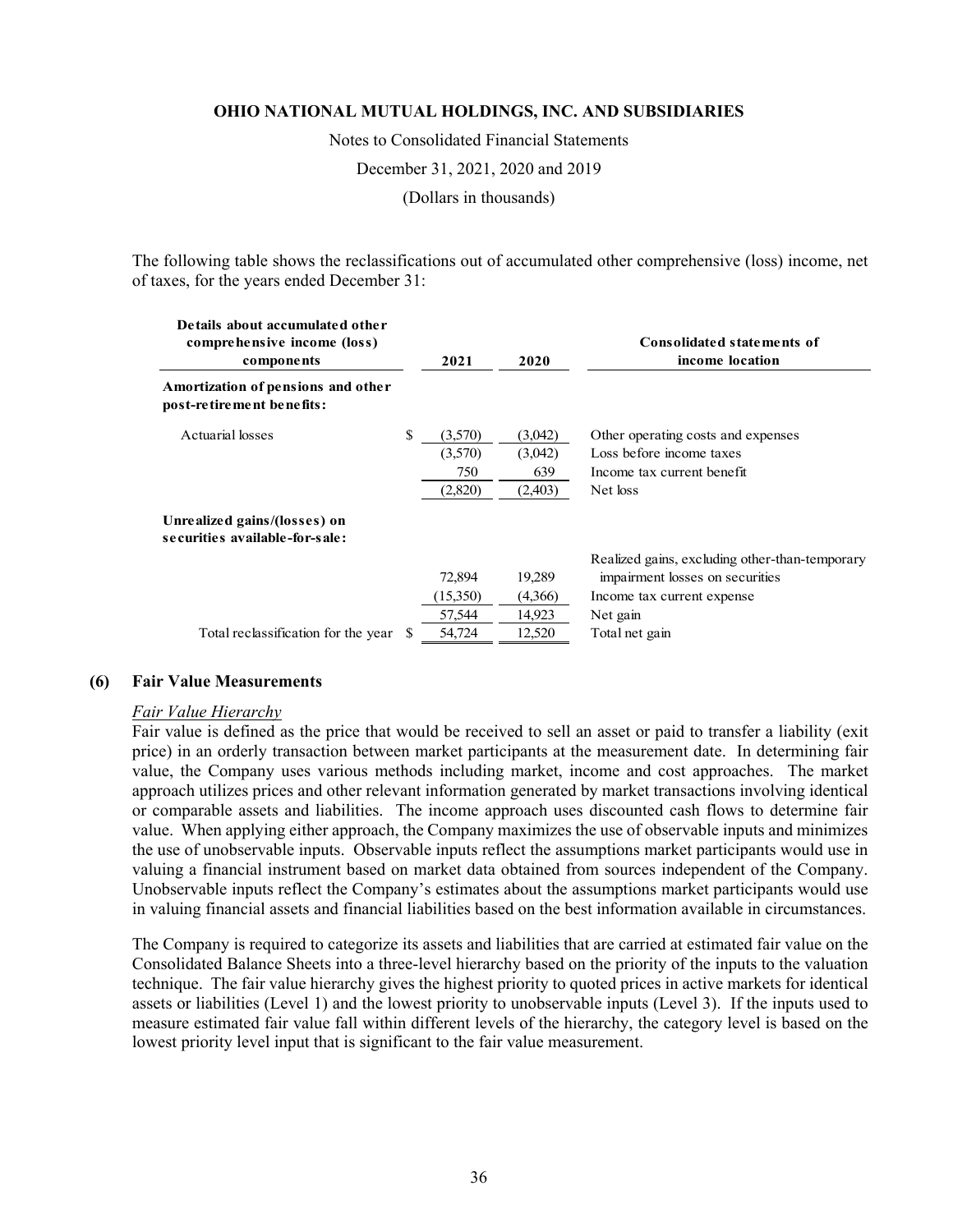The following table shows the reclassifications out of accumulated other comprehensive (loss) income, net of taxes, for the years ended December 31:

| Details about accumulated other comprehensive income (loss) components | 2021 | 2020 | Consolidated statements of income location |
|---|---|---|---|
| **Amortization of pensions and other post-retirement benefits:** | | | |
| Actuarial losses | $ (3,570) | (3,042) | Other operating costs and expenses |
| | (3,570) | (3,042) | Loss before income taxes |
| | 750 | 639 | Income tax current benefit |
| | (2,820) | (2,403) | Net loss |
| **Unrealized gains/(losses) on securities available-for-sale:** | | | |
| | 72,894 | 19,289 | Realized gains, excluding other-than-temporary impairment losses on securities |
| | (15,350) | (4,366) | Income tax current expense |
| | 57,544 | 14,923 | Net gain |
| Total reclassification for the year | $ 54,724 | 12,520 | Total net gain |

## (6) Fair Value Measurements

*Fair Value Hierarchy*

Fair value is defined as the price that would be received to sell an asset or paid to transfer a liability (exit price) in an orderly transaction between market participants at the measurement date. In determining fair value, the Company uses various methods including market, income and cost approaches. The market approach utilizes prices and other relevant information generated by market transactions involving identical or comparable assets and liabilities. The income approach uses discounted cash flows to determine fair value. When applying either approach, the Company maximizes the use of observable inputs and minimizes the use of unobservable inputs. Observable inputs reflect the assumptions market participants would use in valuing a financial instrument based on market data obtained from sources independent of the Company. Unobservable inputs reflect the Company's estimates about the assumptions market participants would use in valuing financial assets and financial liabilities based on the best information available in circumstances.

The Company is required to categorize its assets and liabilities that are carried at estimated fair value on the Consolidated Balance Sheets into a three-level hierarchy based on the priority of the inputs to the valuation technique. The fair value hierarchy gives the highest priority to quoted prices in active markets for identical assets or liabilities (Level 1) and the lowest priority to unobservable inputs (Level 3). If the inputs used to measure estimated fair value fall within different levels of the hierarchy, the category level is based on the lowest priority level input that is significant to the fair value measurement.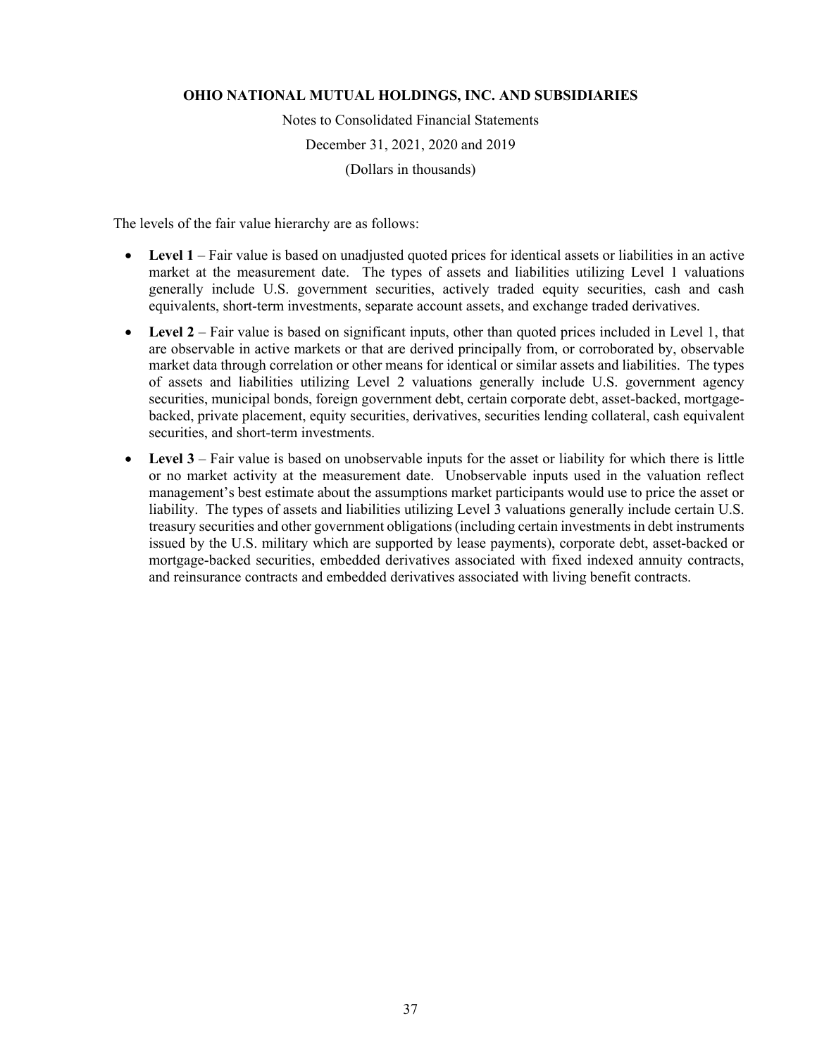The levels of the fair value hierarchy are as follows:

- **Level 1** – Fair value is based on unadjusted quoted prices for identical assets or liabilities in an active market at the measurement date. The types of assets and liabilities utilizing Level 1 valuations generally include U.S. government securities, actively traded equity securities, cash and cash equivalents, short-term investments, separate account assets, and exchange traded derivatives.
- **Level 2** – Fair value is based on significant inputs, other than quoted prices included in Level 1, that are observable in active markets or that are derived principally from, or corroborated by, observable market data through correlation or other means for identical or similar assets and liabilities. The types of assets and liabilities utilizing Level 2 valuations generally include U.S. government agency securities, municipal bonds, foreign government debt, certain corporate debt, asset-backed, mortgage-backed, private placement, equity securities, derivatives, securities lending collateral, cash equivalent securities, and short-term investments.
- **Level 3** – Fair value is based on unobservable inputs for the asset or liability for which there is little or no market activity at the measurement date. Unobservable inputs used in the valuation reflect management's best estimate about the assumptions market participants would use to price the asset or liability. The types of assets and liabilities utilizing Level 3 valuations generally include certain U.S. treasury securities and other government obligations (including certain investments in debt instruments issued by the U.S. military which are supported by lease payments), corporate debt, asset-backed or mortgage-backed securities, embedded derivatives associated with fixed indexed annuity contracts, and reinsurance contracts and embedded derivatives associated with living benefit contracts.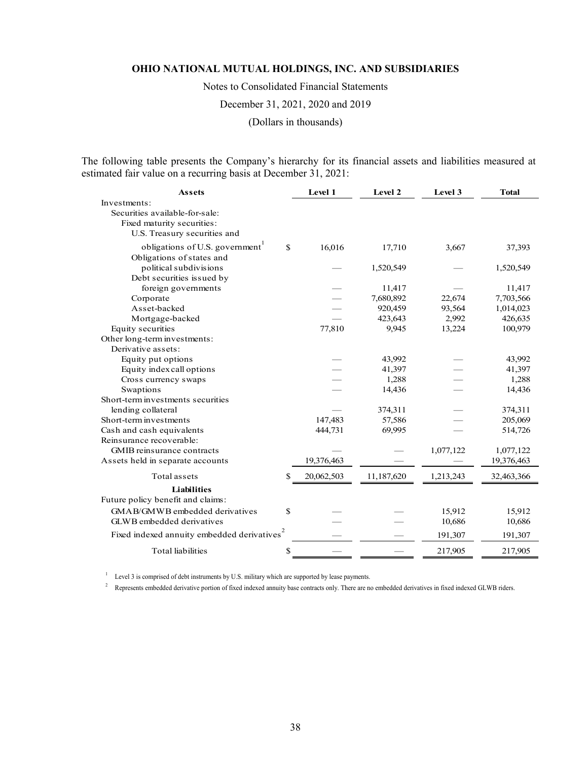# OHIO NATIONAL MUTUAL HOLDINGS, INC. AND SUBSIDIARIES

Notes to Consolidated Financial Statements

December 31, 2021, 2020 and 2019

(Dollars in thousands)

The following table presents the Company's hierarchy for its financial assets and liabilities measured at estimated fair value on a recurring basis at December 31, 2021:

| Assets | Level 1 | Level 2 | Level 3 | Total |
|---|---|---|---|---|
| Investments: | | | | |
| Securities available-for-sale: | | | | |
| Fixed maturity securities: | | | | |
| U.S. Treasury securities and obligations of U.S. government[1] | $ 16,016 | 17,710 | 3,667 | 37,393 |
| Obligations of states and political subdivisions | — | 1,520,549 | — | 1,520,549 |
| Debt securities issued by foreign governments | — | 11,417 | — | 11,417 |
| Corporate | — | 7,680,892 | 22,674 | 7,703,566 |
| Asset-backed | — | 920,459 | 93,564 | 1,014,023 |
| Mortgage-backed | — | 423,643 | 2,992 | 426,635 |
| Equity securities | 77,810 | 9,945 | 13,224 | 100,979 |
| Other long-term investments: | | | | |
| Derivative assets: | | | | |
| Equity put options | — | 43,992 | — | 43,992 |
| Equity index call options | — | 41,397 | — | 41,397 |
| Cross currency swaps | — | 1,288 | — | 1,288 |
| Swaptions | — | 14,436 | — | 14,436 |
| Short-term investments securities lending collateral | — | 374,311 | — | 374,311 |
| Short-term investments | 147,483 | 57,586 | — | 205,069 |
| Cash and cash equivalents | 444,731 | 69,995 | — | 514,726 |
| Reinsurance recoverable: | | | | |
| GMIB reinsurance contracts | — | — | 1,077,122 | 1,077,122 |
| Assets held in separate accounts | 19,376,463 | — | — | 19,376,463 |
| Total assets | $ 20,062,503 | 11,187,620 | 1,213,243 | 32,463,366 |
| **Liabilities** | | | | |
| Future policy benefit and claims: | | | | |
| GMAB/GMWB embedded derivatives | $ — | — | 15,912 | 15,912 |
| GLWB embedded derivatives | — | — | 10,686 | 10,686 |
| Fixed indexed annuity embedded derivatives[2] | — | — | 191,307 | 191,307 |
| Total liabilities | $ — | — | 217,905 | 217,905 |

[1] Level 3 is comprised of debt instruments by U.S. military which are supported by lease payments.

[2] Represents embedded derivative portion of fixed indexed annuity base contracts only. There are no embedded derivatives in fixed indexed GLWB riders.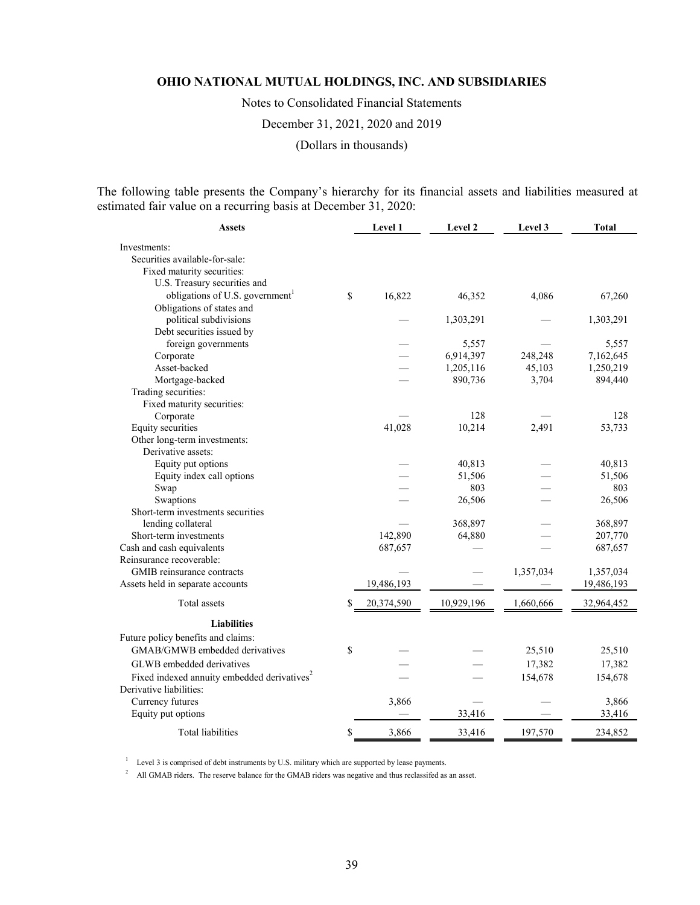**OHIO NATIONAL MUTUAL HOLDINGS, INC. AND SUBSIDIARIES**

Notes to Consolidated Financial Statements

December 31, 2021, 2020 and 2019

(Dollars in thousands)

The following table presents the Company's hierarchy for its financial assets and liabilities measured at estimated fair value on a recurring basis at December 31, 2020:

| Assets | Level 1 | Level 2 | Level 3 | Total |
|---|---|---|---|---|
| Investments: | | | | |
| Securities available-for-sale: | | | | |
| Fixed maturity securities: | | | | |
| U.S. Treasury securities and obligations of U.S. government[1] | $ 16,822 | 46,352 | 4,086 | 67,260 |
| Obligations of states and political subdivisions | — | 1,303,291 | — | 1,303,291 |
| Debt securities issued by foreign governments | — | 5,557 | — | 5,557 |
| Corporate | — | 6,914,397 | 248,248 | 7,162,645 |
| Asset-backed | — | 1,205,116 | 45,103 | 1,250,219 |
| Mortgage-backed | — | 890,736 | 3,704 | 894,440 |
| Trading securities: | | | | |
| Fixed maturity securities: | | | | |
| Corporate | — | 128 | — | 128 |
| Equity securities | 41,028 | 10,214 | 2,491 | 53,733 |
| Other long-term investments: | | | | |
| Derivative assets: | | | | |
| Equity put options | — | 40,813 | — | 40,813 |
| Equity index call options | — | 51,506 | — | 51,506 |
| Swap | — | 803 | — | 803 |
| Swaptions | — | 26,506 | — | 26,506 |
| Short-term investments securities lending collateral | — | 368,897 | — | 368,897 |
| Short-term investments | 142,890 | 64,880 | — | 207,770 |
| Cash and cash equivalents | 687,657 | — | — | 687,657 |
| Reinsurance recoverable: | | | | |
| GMIB reinsurance contracts | — | — | 1,357,034 | 1,357,034 |
| Assets held in separate accounts | 19,486,193 | — | — | 19,486,193 |
| Total assets | $ 20,374,590 | 10,929,196 | 1,660,666 | 32,964,452 |
| **Liabilities** | | | | |
| Future policy benefits and claims: | | | | |
| GMAB/GMWB embedded derivatives | $ — | — | 25,510 | 25,510 |
| GLWB embedded derivatives | — | — | 17,382 | 17,382 |
| Fixed indexed annuity embedded derivatives[2] | — | — | 154,678 | 154,678 |
| Derivative liabilities: | | | | |
| Currency futures | 3,866 | — | — | 3,866 |
| Equity put options | — | 33,416 | — | 33,416 |
| Total liabilities | $ 3,866 | 33,416 | 197,570 | 234,852 |

[1] Level 3 is comprised of debt instruments by U.S. military which are supported by lease payments.

[2] All GMAB riders. The reserve balance for the GMAB riders was negative and thus reclassifed as an asset.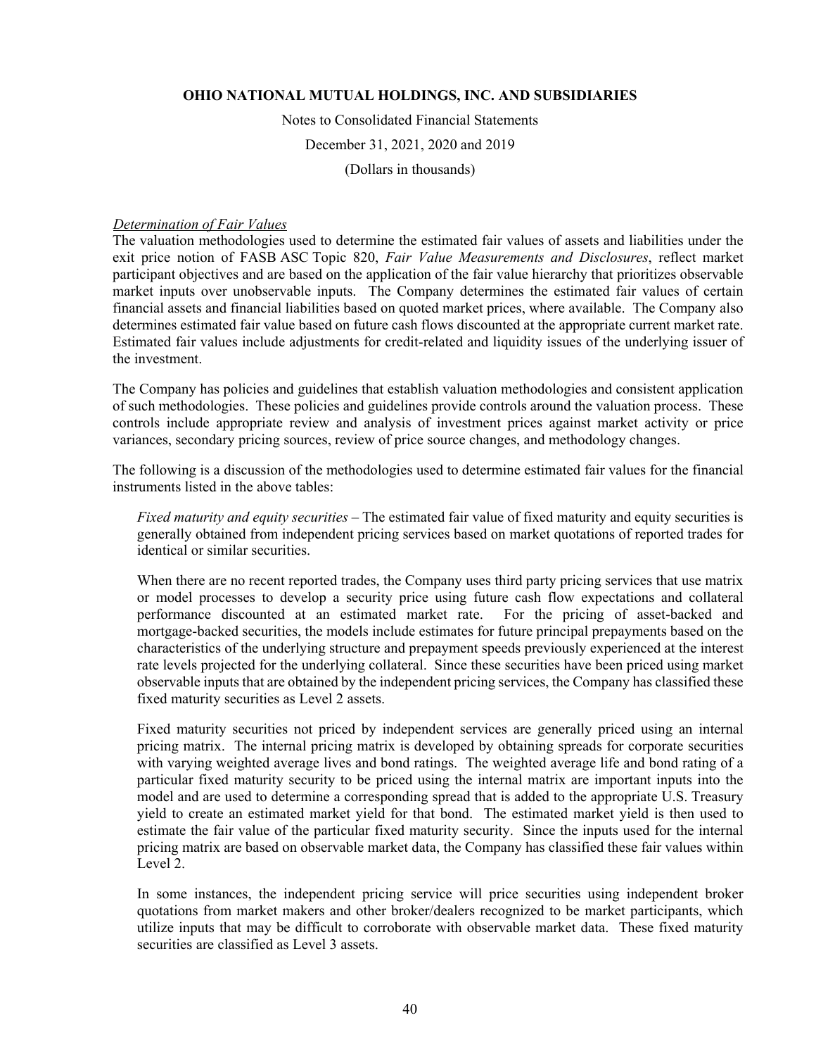*Determination of Fair Values*

The valuation methodologies used to determine the estimated fair values of assets and liabilities under the exit price notion of FASB ASC Topic 820, *Fair Value Measurements and Disclosures*, reflect market participant objectives and are based on the application of the fair value hierarchy that prioritizes observable market inputs over unobservable inputs. The Company determines the estimated fair values of certain financial assets and financial liabilities based on quoted market prices, where available. The Company also determines estimated fair value based on future cash flows discounted at the appropriate current market rate. Estimated fair values include adjustments for credit-related and liquidity issues of the underlying issuer of the investment.

The Company has policies and guidelines that establish valuation methodologies and consistent application of such methodologies. These policies and guidelines provide controls around the valuation process. These controls include appropriate review and analysis of investment prices against market activity or price variances, secondary pricing sources, review of price source changes, and methodology changes.

The following is a discussion of the methodologies used to determine estimated fair values for the financial instruments listed in the above tables:

*Fixed maturity and equity securities* – The estimated fair value of fixed maturity and equity securities is generally obtained from independent pricing services based on market quotations of reported trades for identical or similar securities.

When there are no recent reported trades, the Company uses third party pricing services that use matrix or model processes to develop a security price using future cash flow expectations and collateral performance discounted at an estimated market rate. For the pricing of asset-backed and mortgage-backed securities, the models include estimates for future principal prepayments based on the characteristics of the underlying structure and prepayment speeds previously experienced at the interest rate levels projected for the underlying collateral. Since these securities have been priced using market observable inputs that are obtained by the independent pricing services, the Company has classified these fixed maturity securities as Level 2 assets.

Fixed maturity securities not priced by independent services are generally priced using an internal pricing matrix. The internal pricing matrix is developed by obtaining spreads for corporate securities with varying weighted average lives and bond ratings. The weighted average life and bond rating of a particular fixed maturity security to be priced using the internal matrix are important inputs into the model and are used to determine a corresponding spread that is added to the appropriate U.S. Treasury yield to create an estimated market yield for that bond. The estimated market yield is then used to estimate the fair value of the particular fixed maturity security. Since the inputs used for the internal pricing matrix are based on observable market data, the Company has classified these fair values within Level 2.

In some instances, the independent pricing service will price securities using independent broker quotations from market makers and other broker/dealers recognized to be market participants, which utilize inputs that may be difficult to corroborate with observable market data. These fixed maturity securities are classified as Level 3 assets.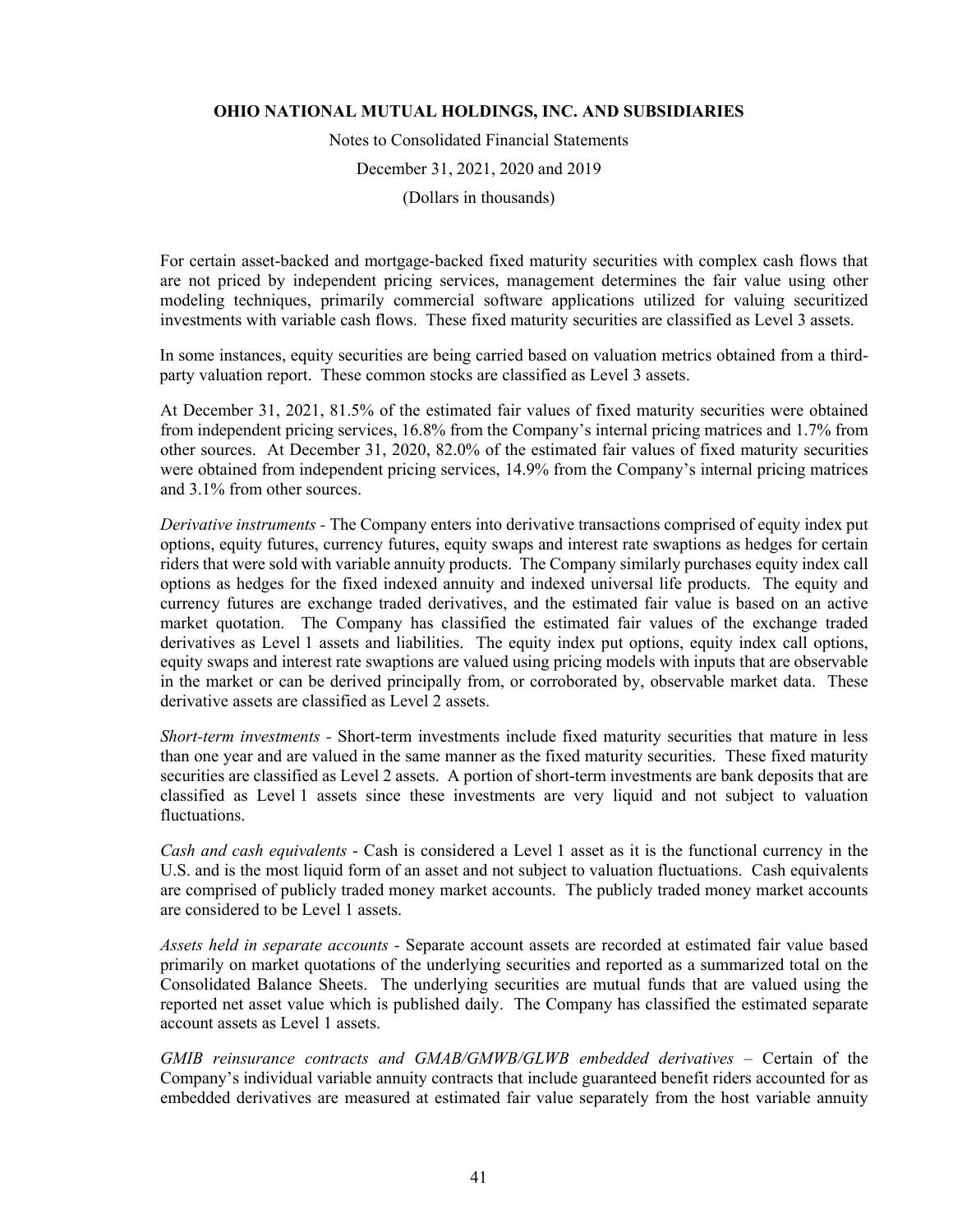For certain asset-backed and mortgage-backed fixed maturity securities with complex cash flows that are not priced by independent pricing services, management determines the fair value using other modeling techniques, primarily commercial software applications utilized for valuing securitized investments with variable cash flows. These fixed maturity securities are classified as Level 3 assets.

In some instances, equity securities are being carried based on valuation metrics obtained from a third-party valuation report. These common stocks are classified as Level 3 assets.

At December 31, 2021, 81.5% of the estimated fair values of fixed maturity securities were obtained from independent pricing services, 16.8% from the Company's internal pricing matrices and 1.7% from other sources. At December 31, 2020, 82.0% of the estimated fair values of fixed maturity securities were obtained from independent pricing services, 14.9% from the Company's internal pricing matrices and 3.1% from other sources.

*Derivative instruments* - The Company enters into derivative transactions comprised of equity index put options, equity futures, currency futures, equity swaps and interest rate swaptions as hedges for certain riders that were sold with variable annuity products. The Company similarly purchases equity index call options as hedges for the fixed indexed annuity and indexed universal life products. The equity and currency futures are exchange traded derivatives, and the estimated fair value is based on an active market quotation. The Company has classified the estimated fair values of the exchange traded derivatives as Level 1 assets and liabilities. The equity index put options, equity index call options, equity swaps and interest rate swaptions are valued using pricing models with inputs that are observable in the market or can be derived principally from, or corroborated by, observable market data. These derivative assets are classified as Level 2 assets.

*Short-term investments* - Short-term investments include fixed maturity securities that mature in less than one year and are valued in the same manner as the fixed maturity securities. These fixed maturity securities are classified as Level 2 assets. A portion of short-term investments are bank deposits that are classified as Level 1 assets since these investments are very liquid and not subject to valuation fluctuations.

*Cash and cash equivalents* - Cash is considered a Level 1 asset as it is the functional currency in the U.S. and is the most liquid form of an asset and not subject to valuation fluctuations. Cash equivalents are comprised of publicly traded money market accounts. The publicly traded money market accounts are considered to be Level 1 assets.

*Assets held in separate accounts* - Separate account assets are recorded at estimated fair value based primarily on market quotations of the underlying securities and reported as a summarized total on the Consolidated Balance Sheets. The underlying securities are mutual funds that are valued using the reported net asset value which is published daily. The Company has classified the estimated separate account assets as Level 1 assets.

*GMIB reinsurance contracts and GMAB/GMWB/GLWB embedded derivatives* – Certain of the Company's individual variable annuity contracts that include guaranteed benefit riders accounted for as embedded derivatives are measured at estimated fair value separately from the host variable annuity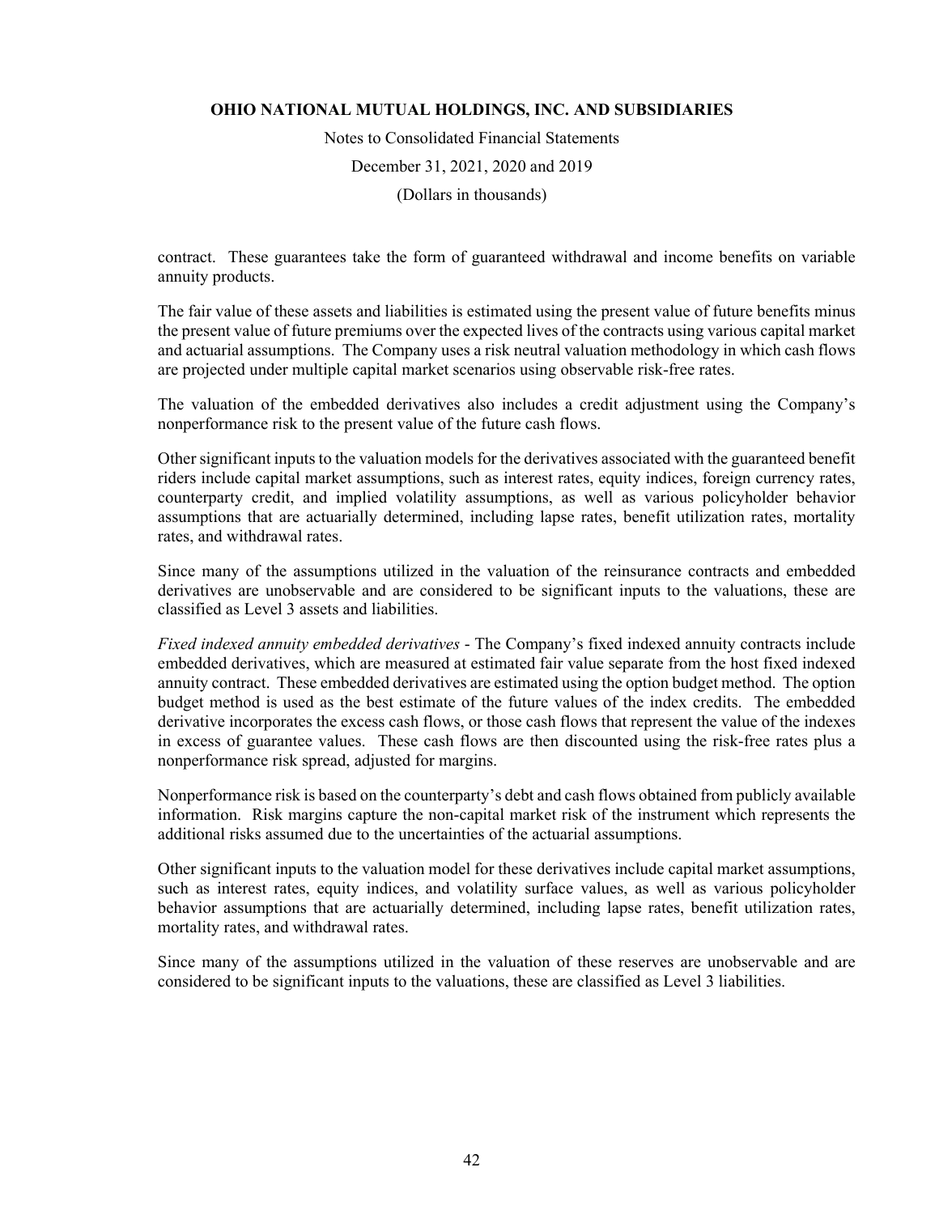contract. These guarantees take the form of guaranteed withdrawal and income benefits on variable annuity products.

The fair value of these assets and liabilities is estimated using the present value of future benefits minus the present value of future premiums over the expected lives of the contracts using various capital market and actuarial assumptions. The Company uses a risk neutral valuation methodology in which cash flows are projected under multiple capital market scenarios using observable risk-free rates.

The valuation of the embedded derivatives also includes a credit adjustment using the Company's nonperformance risk to the present value of the future cash flows.

Other significant inputs to the valuation models for the derivatives associated with the guaranteed benefit riders include capital market assumptions, such as interest rates, equity indices, foreign currency rates, counterparty credit, and implied volatility assumptions, as well as various policyholder behavior assumptions that are actuarially determined, including lapse rates, benefit utilization rates, mortality rates, and withdrawal rates.

Since many of the assumptions utilized in the valuation of the reinsurance contracts and embedded derivatives are unobservable and are considered to be significant inputs to the valuations, these are classified as Level 3 assets and liabilities.

*Fixed indexed annuity embedded derivatives* - The Company's fixed indexed annuity contracts include embedded derivatives, which are measured at estimated fair value separate from the host fixed indexed annuity contract. These embedded derivatives are estimated using the option budget method. The option budget method is used as the best estimate of the future values of the index credits. The embedded derivative incorporates the excess cash flows, or those cash flows that represent the value of the indexes in excess of guarantee values. These cash flows are then discounted using the risk-free rates plus a nonperformance risk spread, adjusted for margins.

Nonperformance risk is based on the counterparty's debt and cash flows obtained from publicly available information. Risk margins capture the non-capital market risk of the instrument which represents the additional risks assumed due to the uncertainties of the actuarial assumptions.

Other significant inputs to the valuation model for these derivatives include capital market assumptions, such as interest rates, equity indices, and volatility surface values, as well as various policyholder behavior assumptions that are actuarially determined, including lapse rates, benefit utilization rates, mortality rates, and withdrawal rates.

Since many of the assumptions utilized in the valuation of these reserves are unobservable and are considered to be significant inputs to the valuations, these are classified as Level 3 liabilities.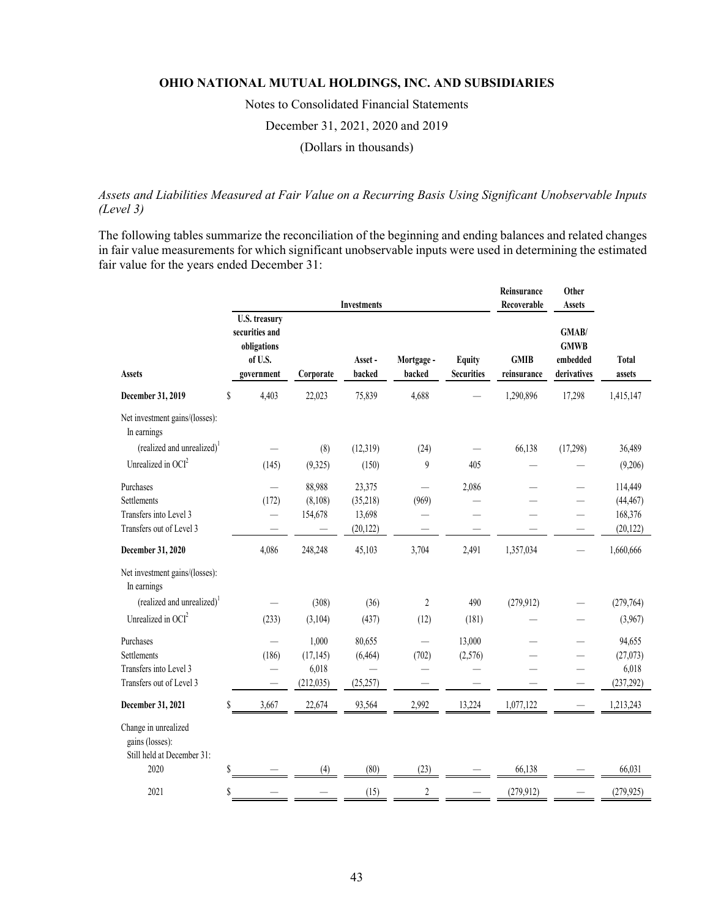**OHIO NATIONAL MUTUAL HOLDINGS, INC. AND SUBSIDIARIES**

Notes to Consolidated Financial Statements

December 31, 2021, 2020 and 2019

(Dollars in thousands)

*Assets and Liabilities Measured at Fair Value on a Recurring Basis Using Significant Unobservable Inputs (Level 3)*

The following tables summarize the reconciliation of the beginning and ending balances and related changes in fair value measurements for which significant unobservable inputs were used in determining the estimated fair value for the years ended December 31:

| | Investments | | | | | Reinsurance Recoverable | Other Assets | |
|---|---|---|---|---|---|---|---|---|
| **Assets** | **U.S. treasury securities and obligations of U.S. government** | **Corporate** | **Asset - backed** | **Mortgage - backed** | **Equity Securities** | **GMIB reinsurance** | **GMAB/ GMWB embedded derivatives** | **Total assets** |
| **December 31, 2019** | $ 4,403 | 22,023 | 75,839 | 4,688 | — | 1,290,896 | 17,298 | 1,415,147 |
| Net investment gains/(losses): In earnings | | | | | | | | |
| (realized and unrealized)[1] | — | (8) | (12,319) | (24) | — | 66,138 | (17,298) | 36,489 |
| Unrealized in OCI[2] | (145) | (9,325) | (150) | 9 | 405 | — | — | (9,206) |
| Purchases | — | 88,988 | 23,375 | — | 2,086 | — | — | 114,449 |
| Settlements | (172) | (8,108) | (35,218) | (969) | — | — | — | (44,467) |
| Transfers into Level 3 | — | 154,678 | 13,698 | — | — | — | — | 168,376 |
| Transfers out of Level 3 | — | — | (20,122) | — | — | — | — | (20,122) |
| **December 31, 2020** | 4,086 | 248,248 | 45,103 | 3,704 | 2,491 | 1,357,034 | — | 1,660,666 |
| Net investment gains/(losses): In earnings | | | | | | | | |
| (realized and unrealized)[1] | — | (308) | (36) | 2 | 490 | (279,912) | — | (279,764) |
| Unrealized in OCI[2] | (233) | (3,104) | (437) | (12) | (181) | — | — | (3,967) |
| Purchases | — | 1,000 | 80,655 | — | 13,000 | — | — | 94,655 |
| Settlements | (186) | (17,145) | (6,464) | (702) | (2,576) | — | — | (27,073) |
| Transfers into Level 3 | — | 6,018 | — | — | — | — | — | 6,018 |
| Transfers out of Level 3 | — | (212,035) | (25,257) | — | — | — | — | (237,292) |
| **December 31, 2021** | $ 3,667 | 22,674 | 93,564 | 2,992 | 13,224 | 1,077,122 | — | 1,213,243 |
| Change in unrealized gains (losses): Still held at December 31: | | | | | | | | |
| 2020 | $ — | (4) | (80) | (23) | — | 66,138 | — | 66,031 |
| 2021 | $ — | — | (15) | 2 | — | (279,912) | — | (279,925) |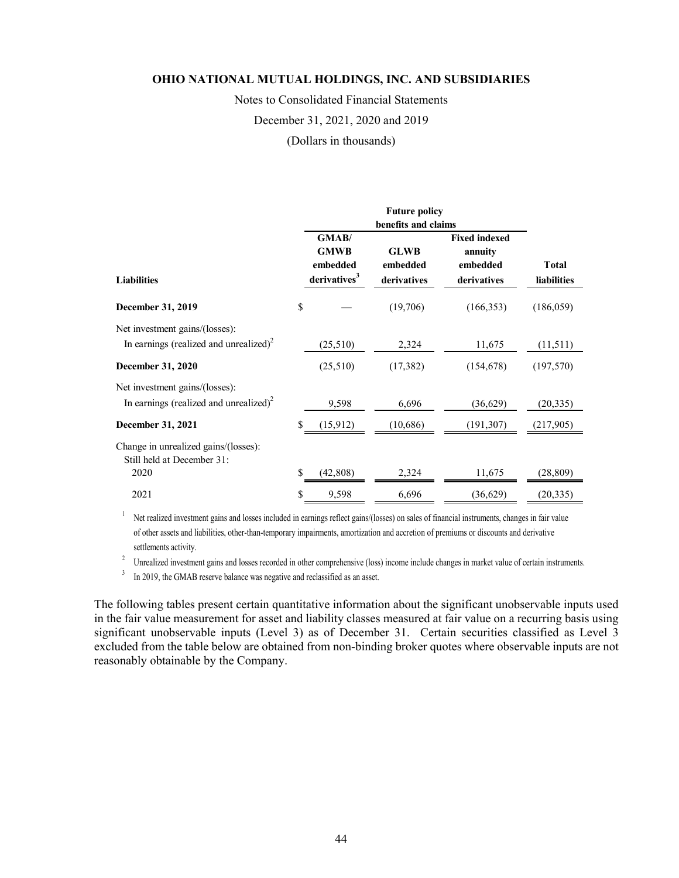# OHIO NATIONAL MUTUAL HOLDINGS, INC. AND SUBSIDIARIES

Notes to Consolidated Financial Statements

December 31, 2021, 2020 and 2019

(Dollars in thousands)

| | Future policy benefits and claims | | | |
|---|---|---|---|---|
| **Liabilities** | **GMAB/ GMWB embedded derivatives[3]** | **GLWB embedded derivatives** | **Fixed indexed annuity embedded derivatives** | **Total liabilities** |
| **December 31, 2019** | $ — | (19,706) | (166,353) | (186,059) |
| Net investment gains/(losses): | | | | |
| In earnings (realized and unrealized)[2] | (25,510) | 2,324 | 11,675 | (11,511) |
| **December 31, 2020** | (25,510) | (17,382) | (154,678) | (197,570) |
| Net investment gains/(losses): | | | | |
| In earnings (realized and unrealized)[2] | 9,598 | 6,696 | (36,629) | (20,335) |
| **December 31, 2021** | $ (15,912) | (10,686) | (191,307) | (217,905) |
| Change in unrealized gains/(losses): Still held at December 31: | | | | |
| 2020 | $ (42,808) | 2,324 | 11,675 | (28,809) |
| 2021 | $ 9,598 | 6,696 | (36,629) | (20,335) |

[1] Net realized investment gains and losses included in earnings reflect gains/(losses) on sales of financial instruments, changes in fair value of other assets and liabilities, other-than-temporary impairments, amortization and accretion of premiums or discounts and derivative settlements activity.

[2] Unrealized investment gains and losses recorded in other comprehensive (loss) income include changes in market value of certain instruments.

[3] In 2019, the GMAB reserve balance was negative and reclassified as an asset.

The following tables present certain quantitative information about the significant unobservable inputs used in the fair value measurement for asset and liability classes measured at fair value on a recurring basis using significant unobservable inputs (Level 3) as of December 31. Certain securities classified as Level 3 excluded from the table below are obtained from non-binding broker quotes where observable inputs are not reasonably obtainable by the Company.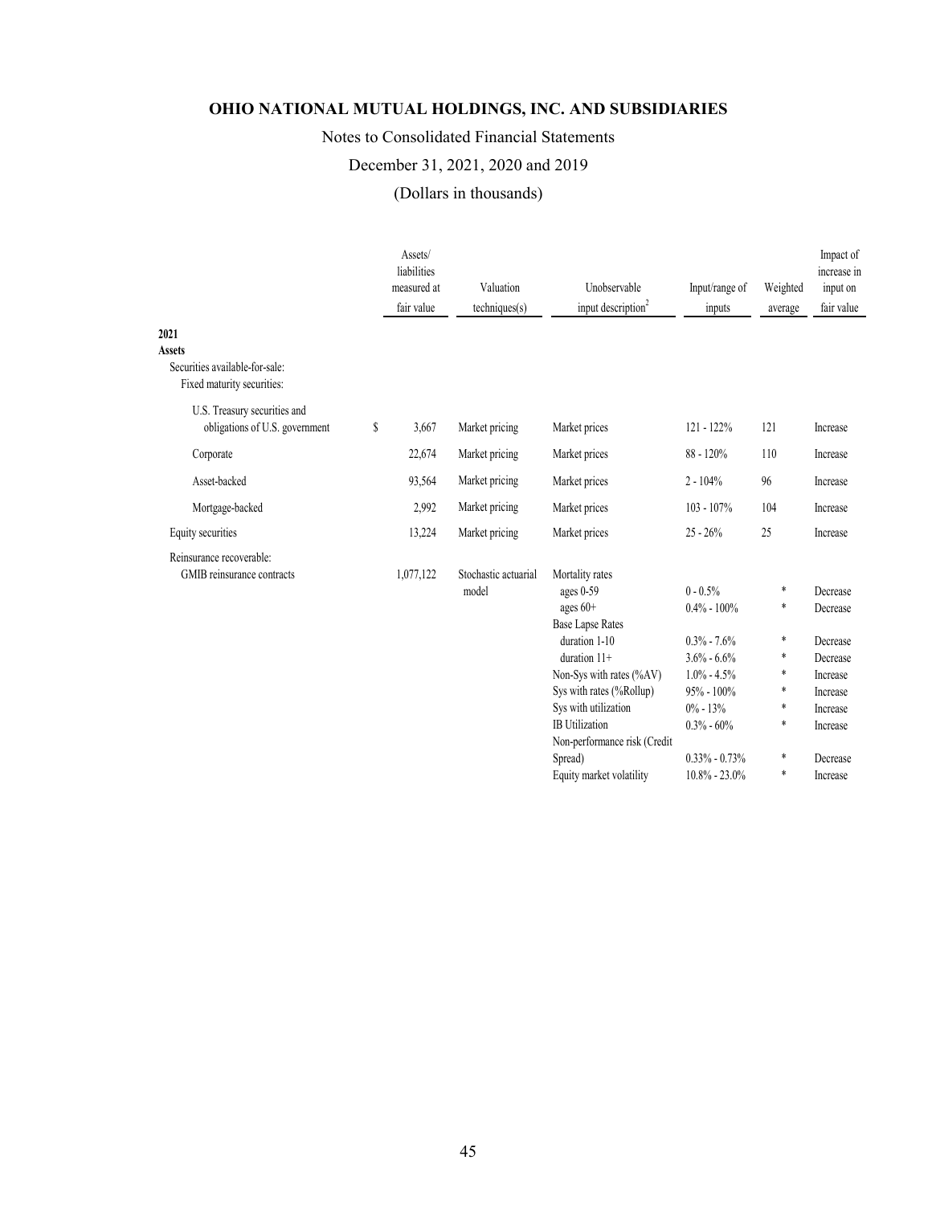# OHIO NATIONAL MUTUAL HOLDINGS, INC. AND SUBSIDIARIES

Notes to Consolidated Financial Statements

December 31, 2021, 2020 and 2019

(Dollars in thousands)

| | Assets/ liabilities measured at fair value | Valuation techniques(s) | Unobservable input description[2] | Input/range of inputs | Weighted average | Impact of increase in input on fair value |
|---|---|---|---|---|---|---|
| **2021** | | | | | | |
| **Assets** | | | | | | |
| Securities available-for-sale: | | | | | | |
| Fixed maturity securities: | | | | | | |
| U.S. Treasury securities and obligations of U.S. government | $ 3,667 | Market pricing | Market prices | 121 - 122% | 121 | Increase |
| Corporate | 22,674 | Market pricing | Market prices | 88 - 120% | 110 | Increase |
| Asset-backed | 93,564 | Market pricing | Market prices | 2 - 104% | 96 | Increase |
| Mortgage-backed | 2,992 | Market pricing | Market prices | 103 - 107% | 104 | Increase |
| Equity securities | 13,224 | Market pricing | Market prices | 25 - 26% | 25 | Increase |
| Reinsurance recoverable: | | | | | | |
| GMIB reinsurance contracts | 1,077,122 | Stochastic actuarial model | Mortality rates | | | |
| | | | ages 0-59 | 0 - 0.5% | * | Decrease |
| | | | ages 60+ | 0.4% - 100% | * | Decrease |
| | | | Base Lapse Rates | | | |
| | | | duration 1-10 | 0.3% - 7.6% | * | Decrease |
| | | | duration 11+ | 3.6% - 6.6% | * | Decrease |
| | | | Non-Sys with rates (%AV) | 1.0% - 4.5% | * | Increase |
| | | | Sys with rates (%Rollup) | 95% - 100% | * | Increase |
| | | | Sys with utilization | 0% - 13% | * | Increase |
| | | | IB Utilization | 0.3% - 60% | * | Increase |
| | | | Non-performance risk (Credit Spread) | 0.33% - 0.73% | * | Decrease |
| | | | Equity market volatility | 10.8% - 23.0% | * | Increase |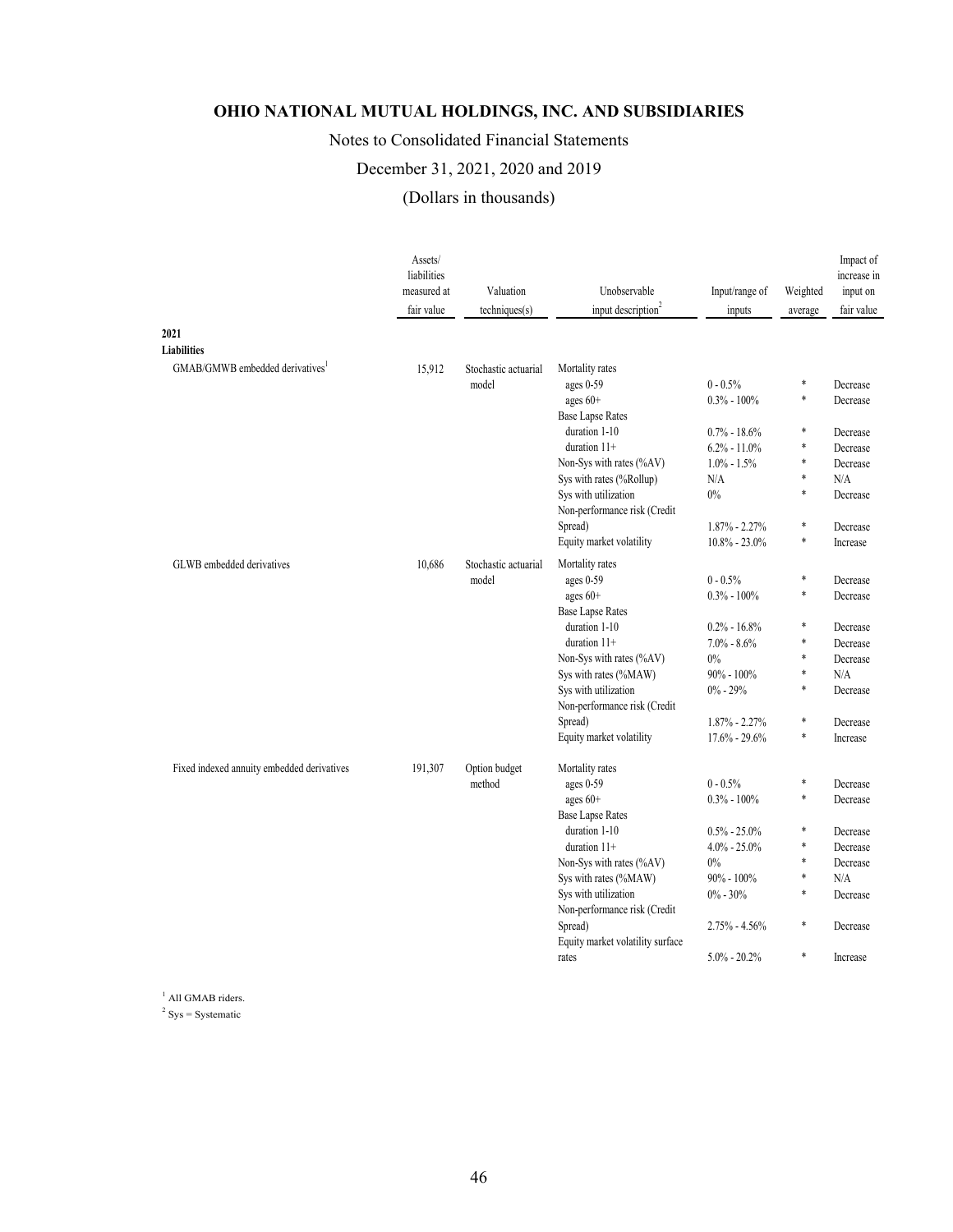**OHIO NATIONAL MUTUAL HOLDINGS, INC. AND SUBSIDIARIES**

Notes to Consolidated Financial Statements

December 31, 2021, 2020 and 2019

(Dollars in thousands)

| | Assets/ liabilities measured at fair value | Valuation techniques(s) | Unobservable input description[2] | Input/range of inputs | Weighted average | Impact of increase in input on fair value |
|---|---|---|---|---|---|---|
| **2021** | | | | | | |
| **Liabilities** | | | | | | |
| GMAB/GMWB embedded derivatives[1] | 15,912 | Stochastic actuarial model | Mortality rates | | | |
| | | | ages 0-59 | 0 - 0.5% | * | Decrease |
| | | | ages 60+ | 0.3% - 100% | * | Decrease |
| | | | Base Lapse Rates | | | |
| | | | duration 1-10 | 0.7% - 18.6% | * | Decrease |
| | | | duration 11+ | 6.2% - 11.0% | * | Decrease |
| | | | Non-Sys with rates (%AV) | 1.0% - 1.5% | * | Decrease |
| | | | Sys with rates (%Rollup) | N/A | * | N/A |
| | | | Sys with utilization | 0% | * | Decrease |
| | | | Non-performance risk (Credit Spread) | 1.87% - 2.27% | * | Decrease |
| | | | Equity market volatility | 10.8% - 23.0% | * | Increase |
| GLWB embedded derivatives | 10,686 | Stochastic actuarial model | Mortality rates | | | |
| | | | ages 0-59 | 0 - 0.5% | * | Decrease |
| | | | ages 60+ | 0.3% - 100% | * | Decrease |
| | | | Base Lapse Rates | | | |
| | | | duration 1-10 | 0.2% - 16.8% | * | Decrease |
| | | | duration 11+ | 7.0% - 8.6% | * | Decrease |
| | | | Non-Sys with rates (%AV) | 0% | * | Decrease |
| | | | Sys with rates (%MAW) | 90% - 100% | * | N/A |
| | | | Sys with utilization | 0% - 29% | * | Decrease |
| | | | Non-performance risk (Credit Spread) | 1.87% - 2.27% | * | Decrease |
| | | | Equity market volatility | 17.6% - 29.6% | * | Increase |
| Fixed indexed annuity embedded derivatives | 191,307 | Option budget method | Mortality rates | | | |
| | | | ages 0-59 | 0 - 0.5% | * | Decrease |
| | | | ages 60+ | 0.3% - 100% | * | Decrease |
| | | | Base Lapse Rates | | | |
| | | | duration 1-10 | 0.5% - 25.0% | * | Decrease |
| | | | duration 11+ | 4.0% - 25.0% | * | Decrease |
| | | | Non-Sys with rates (%AV) | 0% | * | Decrease |
| | | | Sys with rates (%MAW) | 90% - 100% | * | N/A |
| | | | Sys with utilization | 0% - 30% | * | Decrease |
| | | | Non-performance risk (Credit Spread) | 2.75% - 4.56% | * | Decrease |
| | | | Equity market volatility surface rates | 5.0% - 20.2% | * | Increase |

[1] All GMAB riders.

[2] Sys = Systematic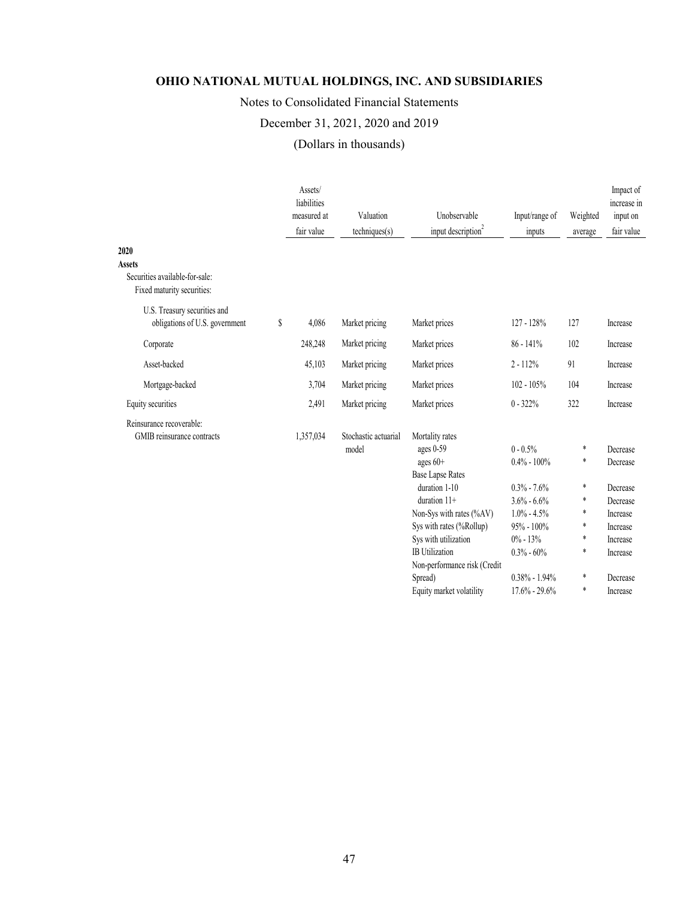**OHIO NATIONAL MUTUAL HOLDINGS, INC. AND SUBSIDIARIES**

Notes to Consolidated Financial Statements

December 31, 2021, 2020 and 2019

(Dollars in thousands)

| | Assets/ liabilities measured at fair value | Valuation techniques(s) | Unobservable input description[2] | Input/range of inputs | Weighted average | Impact of increase in input on fair value |
|---|---|---|---|---|---|---|
| **2020** | | | | | | |
| **Assets** | | | | | | |
| Securities available-for-sale: | | | | | | |
| Fixed maturity securities: | | | | | | |
| U.S. Treasury securities and obligations of U.S. government | $ 4,086 | Market pricing | Market prices | 127 - 128% | 127 | Increase |
| Corporate | 248,248 | Market pricing | Market prices | 86 - 141% | 102 | Increase |
| Asset-backed | 45,103 | Market pricing | Market prices | 2 - 112% | 91 | Increase |
| Mortgage-backed | 3,704 | Market pricing | Market prices | 102 - 105% | 104 | Increase |
| Equity securities | 2,491 | Market pricing | Market prices | 0 - 322% | 322 | Increase |
| Reinsurance recoverable: | | | | | | |
| GMIB reinsurance contracts | 1,357,034 | Stochastic actuarial model | Mortality rates | | | |
| | | | ages 0-59 | 0 - 0.5% | * | Decrease |
| | | | ages 60+ | 0.4% - 100% | * | Decrease |
| | | | Base Lapse Rates | | | |
| | | | duration 1-10 | 0.3% - 7.6% | * | Decrease |
| | | | duration 11+ | 3.6% - 6.6% | * | Decrease |
| | | | Non-Sys with rates (%AV) | 1.0% - 4.5% | * | Increase |
| | | | Sys with rates (%Rollup) | 95% - 100% | * | Increase |
| | | | Sys with utilization | 0% - 13% | * | Increase |
| | | | IB Utilization | 0.3% - 60% | * | Increase |
| | | | Non-performance risk (Credit Spread) | 0.38% - 1.94% | * | Decrease |
| | | | Equity market volatility | 17.6% - 29.6% | * | Increase |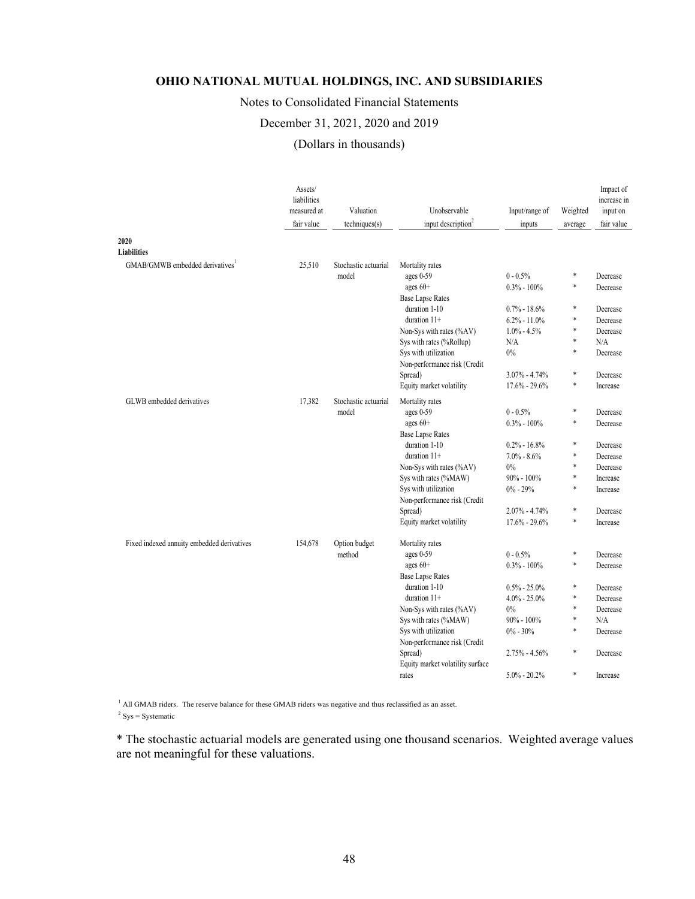# OHIO NATIONAL MUTUAL HOLDINGS, INC. AND SUBSIDIARIES

Notes to Consolidated Financial Statements

December 31, 2021, 2020 and 2019

(Dollars in thousands)

| | Assets/ liabilities measured at fair value | Valuation techniques(s) | Unobservable input description[2] | Input/range of inputs | Weighted average | Impact of increase in input on fair value |
|---|---|---|---|---|---|---|
| **2020** | | | | | | |
| **Liabilities** | | | | | | |
| GMAB/GMWB embedded derivatives[1] | 25,510 | Stochastic actuarial model | Mortality rates | | | |
| | | | ages 0-59 | 0 - 0.5% | * | Decrease |
| | | | ages 60+ | 0.3% - 100% | * | Decrease |
| | | | Base Lapse Rates | | | |
| | | | duration 1-10 | 0.7% - 18.6% | * | Decrease |
| | | | duration 11+ | 6.2% - 11.0% | * | Decrease |
| | | | Non-Sys with rates (%AV) | 1.0% - 4.5% | * | Decrease |
| | | | Sys with rates (%Rollup) | N/A | * | N/A |
| | | | Sys with utilization | 0% | * | Decrease |
| | | | Non-performance risk (Credit Spread) | 3.07% - 4.74% | * | Decrease |
| | | | Equity market volatility | 17.6% - 29.6% | * | Increase |
| GLWB embedded derivatives | 17,382 | Stochastic actuarial model | Mortality rates | | | |
| | | | ages 0-59 | 0 - 0.5% | * | Decrease |
| | | | ages 60+ | 0.3% - 100% | * | Decrease |
| | | | Base Lapse Rates | | | |
| | | | duration 1-10 | 0.2% - 16.8% | * | Decrease |
| | | | duration 11+ | 7.0% - 8.6% | * | Decrease |
| | | | Non-Sys with rates (%AV) | 0% | * | Decrease |
| | | | Sys with rates (%MAW) | 90% - 100% | * | Increase |
| | | | Sys with utilization | 0% - 29% | * | Increase |
| | | | Non-performance risk (Credit Spread) | 2.07% - 4.74% | * | Decrease |
| | | | Equity market volatility | 17.6% - 29.6% | * | Increase |
| Fixed indexed annuity embedded derivatives | 154,678 | Option budget method | Mortality rates | | | |
| | | | ages 0-59 | 0 - 0.5% | * | Decrease |
| | | | ages 60+ | 0.3% - 100% | * | Decrease |
| | | | Base Lapse Rates | | | |
| | | | duration 1-10 | 0.5% - 25.0% | * | Decrease |
| | | | duration 11+ | 4.0% - 25.0% | * | Decrease |
| | | | Non-Sys with rates (%AV) | 0% | * | Decrease |
| | | | Sys with rates (%MAW) | 90% - 100% | * | N/A |
| | | | Sys with utilization | 0% - 30% | * | Decrease |
| | | | Non-performance risk (Credit Spread) | 2.75% - 4.56% | * | Decrease |
| | | | Equity market volatility surface rates | 5.0% - 20.2% | * | Increase |

[1] All GMAB riders. The reserve balance for these GMAB riders was negative and thus reclassified as an asset.

[2] Sys = Systematic

* The stochastic actuarial models are generated using one thousand scenarios. Weighted average values are not meaningful for these valuations.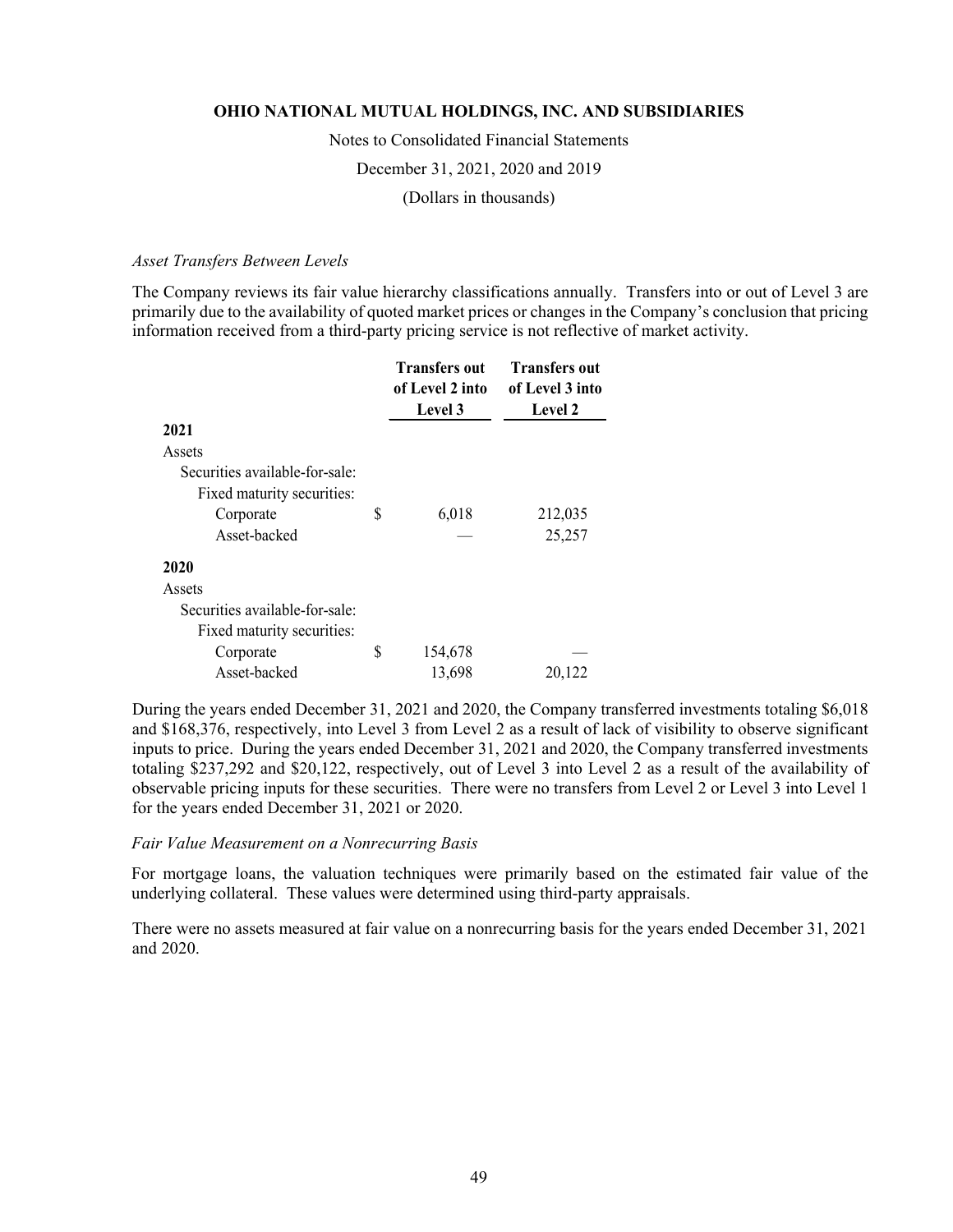*Asset Transfers Between Levels*

The Company reviews its fair value hierarchy classifications annually. Transfers into or out of Level 3 are primarily due to the availability of quoted market prices or changes in the Company's conclusion that pricing information received from a third-party pricing service is not reflective of market activity.

| | Transfers out of Level 2 into Level 3 | Transfers out of Level 3 into Level 2 |
|---|---|---|
| **2021** | | |
| Assets | | |
| Securities available-for-sale: | | |
| Fixed maturity securities: | | |
| Corporate | $ 6,018 | 212,035 |
| Asset-backed | — | 25,257 |
| **2020** | | |
| Assets | | |
| Securities available-for-sale: | | |
| Fixed maturity securities: | | |
| Corporate | $ 154,678 | — |
| Asset-backed | 13,698 | 20,122 |

During the years ended December 31, 2021 and 2020, the Company transferred investments totaling $6,018 and $168,376, respectively, into Level 3 from Level 2 as a result of lack of visibility to observe significant inputs to price. During the years ended December 31, 2021 and 2020, the Company transferred investments totaling $237,292 and $20,122, respectively, out of Level 3 into Level 2 as a result of the availability of observable pricing inputs for these securities. There were no transfers from Level 2 or Level 3 into Level 1 for the years ended December 31, 2021 or 2020.

*Fair Value Measurement on a Nonrecurring Basis*

For mortgage loans, the valuation techniques were primarily based on the estimated fair value of the underlying collateral. These values were determined using third-party appraisals.

There were no assets measured at fair value on a nonrecurring basis for the years ended December 31, 2021 and 2020.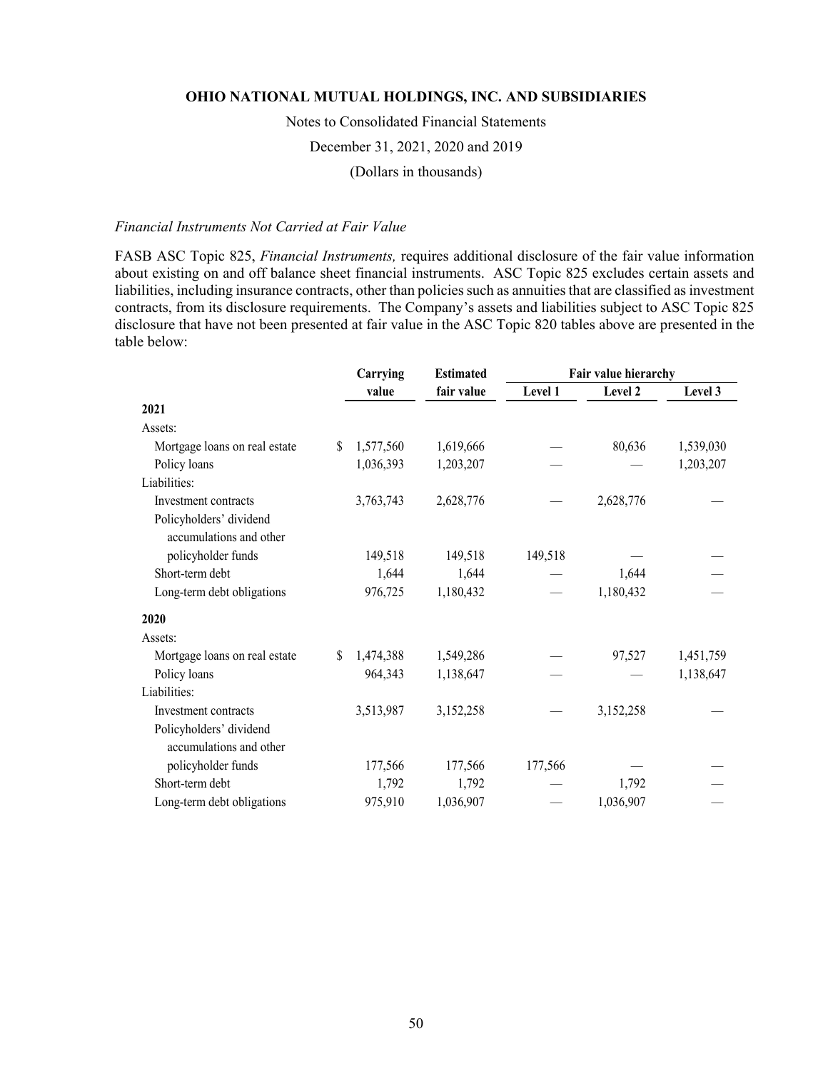*Financial Instruments Not Carried at Fair Value*

FASB ASC Topic 825, *Financial Instruments,* requires additional disclosure of the fair value information about existing on and off balance sheet financial instruments. ASC Topic 825 excludes certain assets and liabilities, including insurance contracts, other than policies such as annuities that are classified as investment contracts, from its disclosure requirements. The Company's assets and liabilities subject to ASC Topic 825 disclosure that have not been presented at fair value in the ASC Topic 820 tables above are presented in the table below:

| | Carrying value | Estimated fair value | Fair value hierarchy | | |
|---|---|---|---|---|---|
| | | | Level 1 | Level 2 | Level 3 |
| **2021** | | | | | |
| Assets: | | | | | |
| Mortgage loans on real estate | $ 1,577,560 | 1,619,666 | — | 80,636 | 1,539,030 |
| Policy loans | 1,036,393 | 1,203,207 | — | — | 1,203,207 |
| Liabilities: | | | | | |
| Investment contracts | 3,763,743 | 2,628,776 | — | 2,628,776 | — |
| Policyholders' dividend accumulations and other policyholder funds | 149,518 | 149,518 | 149,518 | — | — |
| Short-term debt | 1,644 | 1,644 | — | 1,644 | — |
| Long-term debt obligations | 976,725 | 1,180,432 | — | 1,180,432 | — |
| **2020** | | | | | |
| Assets: | | | | | |
| Mortgage loans on real estate | $ 1,474,388 | 1,549,286 | — | 97,527 | 1,451,759 |
| Policy loans | 964,343 | 1,138,647 | — | — | 1,138,647 |
| Liabilities: | | | | | |
| Investment contracts | 3,513,987 | 3,152,258 | — | 3,152,258 | — |
| Policyholders' dividend accumulations and other policyholder funds | 177,566 | 177,566 | 177,566 | — | — |
| Short-term debt | 1,792 | 1,792 | — | 1,792 | — |
| Long-term debt obligations | 975,910 | 1,036,907 | — | 1,036,907 | — |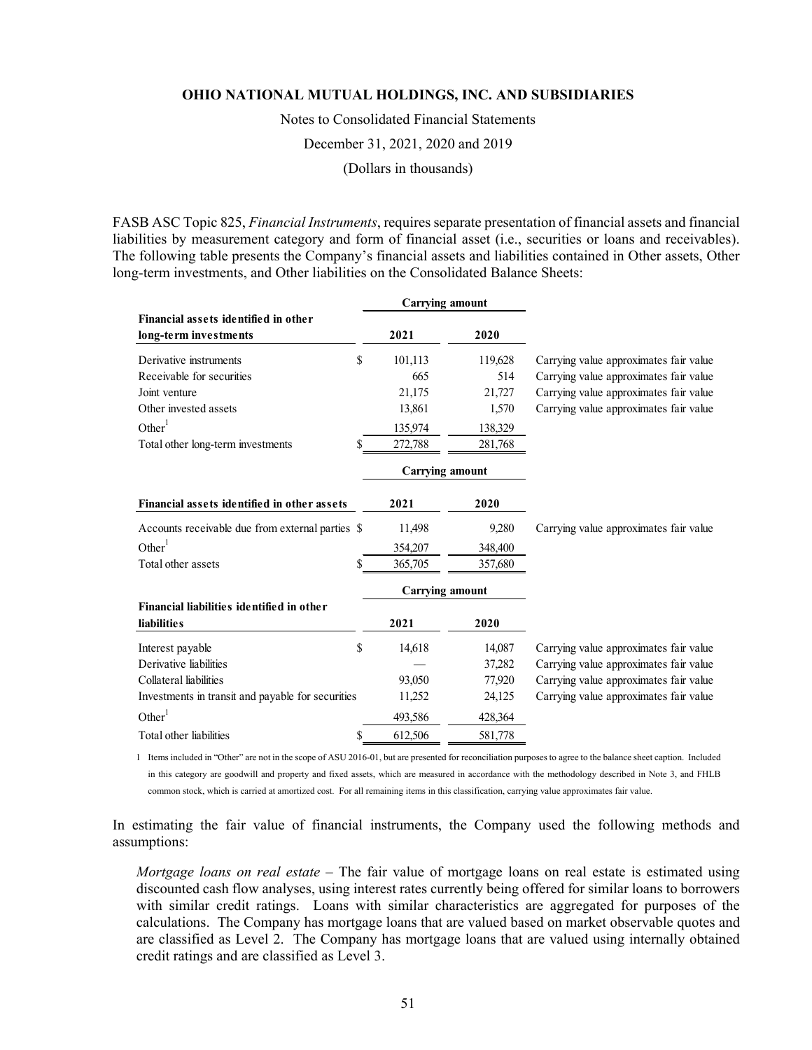FASB ASC Topic 825, *Financial Instruments*, requires separate presentation of financial assets and financial liabilities by measurement category and form of financial asset (i.e., securities or loans and receivables). The following table presents the Company's financial assets and liabilities contained in Other assets, Other long-term investments, and Other liabilities on the Consolidated Balance Sheets:

| Financial assets identified in other long-term investments | Carrying amount 2021 | Carrying amount 2020 | |
|---|---|---|---|
| Derivative instruments | $ 101,113 | 119,628 | Carrying value approximates fair value |
| Receivable for securities | 665 | 514 | Carrying value approximates fair value |
| Joint venture | 21,175 | 21,727 | Carrying value approximates fair value |
| Other invested assets | 13,861 | 1,570 | Carrying value approximates fair value |
| Other[1] | 135,974 | 138,329 | |
| Total other long-term investments | $ 272,788 | 281,768 | |

| Financial assets identified in other assets | Carrying amount 2021 | Carrying amount 2020 | |
|---|---|---|---|
| Accounts receivable due from external parties | $ 11,498 | 9,280 | Carrying value approximates fair value |
| Other[1] | 354,207 | 348,400 | |
| Total other assets | $ 365,705 | 357,680 | |

| Financial liabilities identified in other liabilities | Carrying amount 2021 | Carrying amount 2020 | |
|---|---|---|---|
| Interest payable | $ 14,618 | 14,087 | Carrying value approximates fair value |
| Derivative liabilities | — | 37,282 | Carrying value approximates fair value |
| Collateral liabilities | 93,050 | 77,920 | Carrying value approximates fair value |
| Investments in transit and payable for securities | 11,252 | 24,125 | Carrying value approximates fair value |
| Other[1] | 493,586 | 428,364 | |
| Total other liabilities | $ 612,506 | 581,778 | |

1 Items included in "Other" are not in the scope of ASU 2016-01, but are presented for reconciliation purposes to agree to the balance sheet caption. Included in this category are goodwill and property and fixed assets, which are measured in accordance with the methodology described in Note 3, and FHLB common stock, which is carried at amortized cost. For all remaining items in this classification, carrying value approximates fair value.

In estimating the fair value of financial instruments, the Company used the following methods and assumptions:

*Mortgage loans on real estate* – The fair value of mortgage loans on real estate is estimated using discounted cash flow analyses, using interest rates currently being offered for similar loans to borrowers with similar credit ratings. Loans with similar characteristics are aggregated for purposes of the calculations. The Company has mortgage loans that are valued based on market observable quotes and are classified as Level 2. The Company has mortgage loans that are valued using internally obtained credit ratings and are classified as Level 3.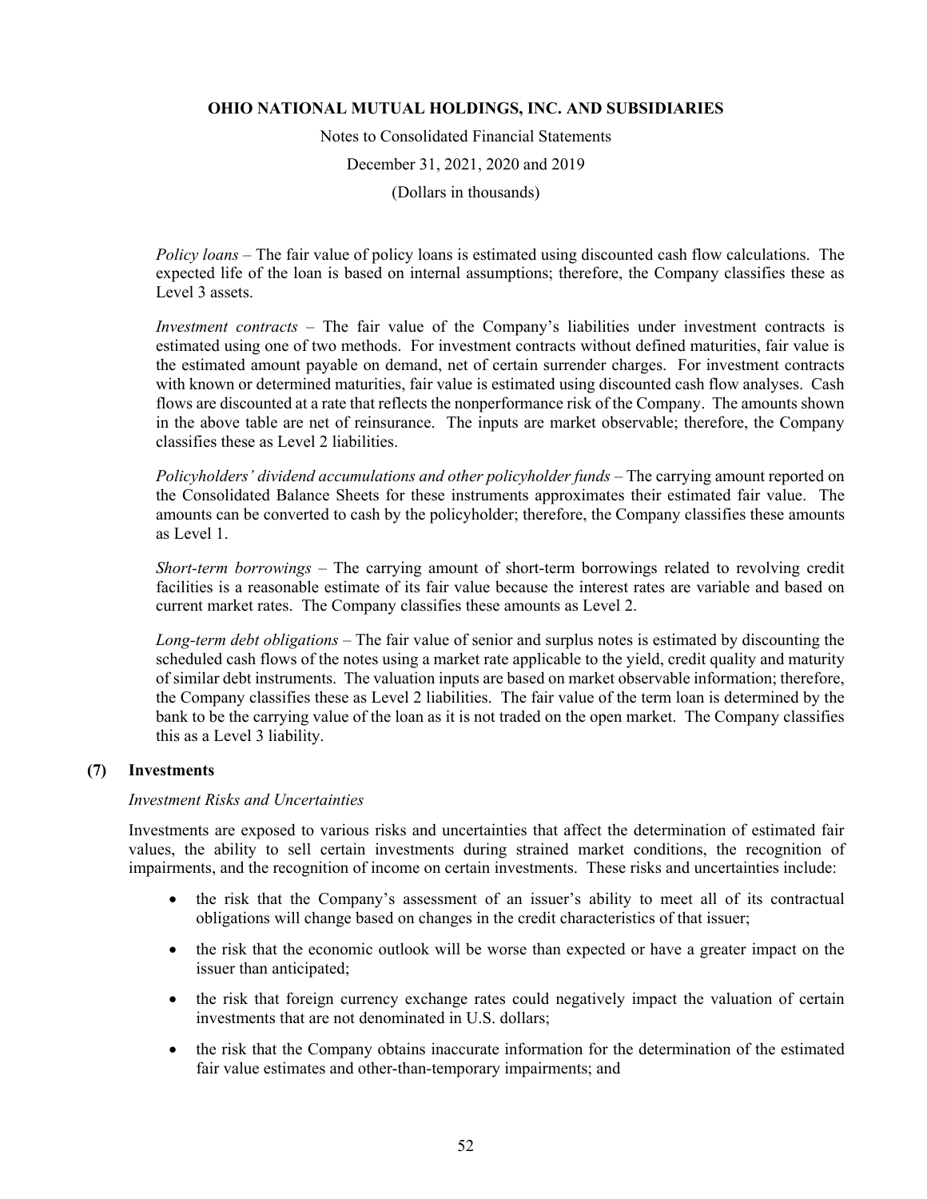*Policy loans* – The fair value of policy loans is estimated using discounted cash flow calculations. The expected life of the loan is based on internal assumptions; therefore, the Company classifies these as Level 3 assets.

*Investment contracts* – The fair value of the Company's liabilities under investment contracts is estimated using one of two methods. For investment contracts without defined maturities, fair value is the estimated amount payable on demand, net of certain surrender charges. For investment contracts with known or determined maturities, fair value is estimated using discounted cash flow analyses. Cash flows are discounted at a rate that reflects the nonperformance risk of the Company. The amounts shown in the above table are net of reinsurance. The inputs are market observable; therefore, the Company classifies these as Level 2 liabilities.

*Policyholders' dividend accumulations and other policyholder funds* – The carrying amount reported on the Consolidated Balance Sheets for these instruments approximates their estimated fair value. The amounts can be converted to cash by the policyholder; therefore, the Company classifies these amounts as Level 1.

*Short-term borrowings* – The carrying amount of short-term borrowings related to revolving credit facilities is a reasonable estimate of its fair value because the interest rates are variable and based on current market rates. The Company classifies these amounts as Level 2.

*Long-term debt obligations* – The fair value of senior and surplus notes is estimated by discounting the scheduled cash flows of the notes using a market rate applicable to the yield, credit quality and maturity of similar debt instruments. The valuation inputs are based on market observable information; therefore, the Company classifies these as Level 2 liabilities. The fair value of the term loan is determined by the bank to be the carrying value of the loan as it is not traded on the open market. The Company classifies this as a Level 3 liability.

## (7) Investments

*Investment Risks and Uncertainties*

Investments are exposed to various risks and uncertainties that affect the determination of estimated fair values, the ability to sell certain investments during strained market conditions, the recognition of impairments, and the recognition of income on certain investments. These risks and uncertainties include:

- the risk that the Company's assessment of an issuer's ability to meet all of its contractual obligations will change based on changes in the credit characteristics of that issuer;
- the risk that the economic outlook will be worse than expected or have a greater impact on the issuer than anticipated;
- the risk that foreign currency exchange rates could negatively impact the valuation of certain investments that are not denominated in U.S. dollars;
- the risk that the Company obtains inaccurate information for the determination of the estimated fair value estimates and other-than-temporary impairments; and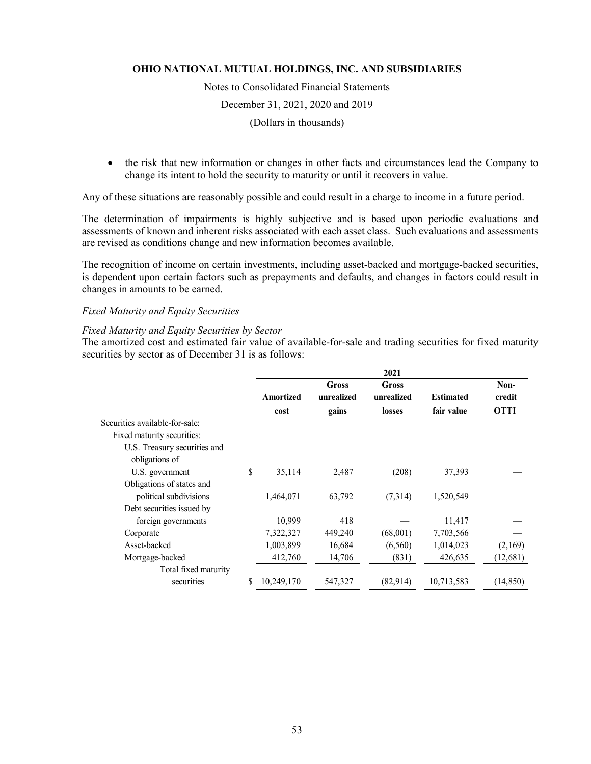- the risk that new information or changes in other facts and circumstances lead the Company to change its intent to hold the security to maturity or until it recovers in value.

Any of these situations are reasonably possible and could result in a charge to income in a future period.

The determination of impairments is highly subjective and is based upon periodic evaluations and assessments of known and inherent risks associated with each asset class. Such evaluations and assessments are revised as conditions change and new information becomes available.

The recognition of income on certain investments, including asset-backed and mortgage-backed securities, is dependent upon certain factors such as prepayments and defaults, and changes in factors could result in changes in amounts to be earned.

*Fixed Maturity and Equity Securities*

*Fixed Maturity and Equity Securities by Sector*
The amortized cost and estimated fair value of available-for-sale and trading securities for fixed maturity securities by sector as of December 31 is as follows:

| | 2021 | | | | |
|---|---|---|---|---|---|
| | Amortized cost | Gross unrealized gains | Gross unrealized losses | Estimated fair value | Non-credit OTTI |
| Securities available-for-sale: | | | | | |
| Fixed maturity securities: | | | | | |
| U.S. Treasury securities and obligations of U.S. government | $ 35,114 | 2,487 | (208) | 37,393 | — |
| Obligations of states and political subdivisions | 1,464,071 | 63,792 | (7,314) | 1,520,549 | — |
| Debt securities issued by foreign governments | 10,999 | 418 | — | 11,417 | — |
| Corporate | 7,322,327 | 449,240 | (68,001) | 7,703,566 | — |
| Asset-backed | 1,003,899 | 16,684 | (6,560) | 1,014,023 | (2,169) |
| Mortgage-backed | 412,760 | 14,706 | (831) | 426,635 | (12,681) |
| Total fixed maturity securities | $ 10,249,170 | 547,327 | (82,914) | 10,713,583 | (14,850) |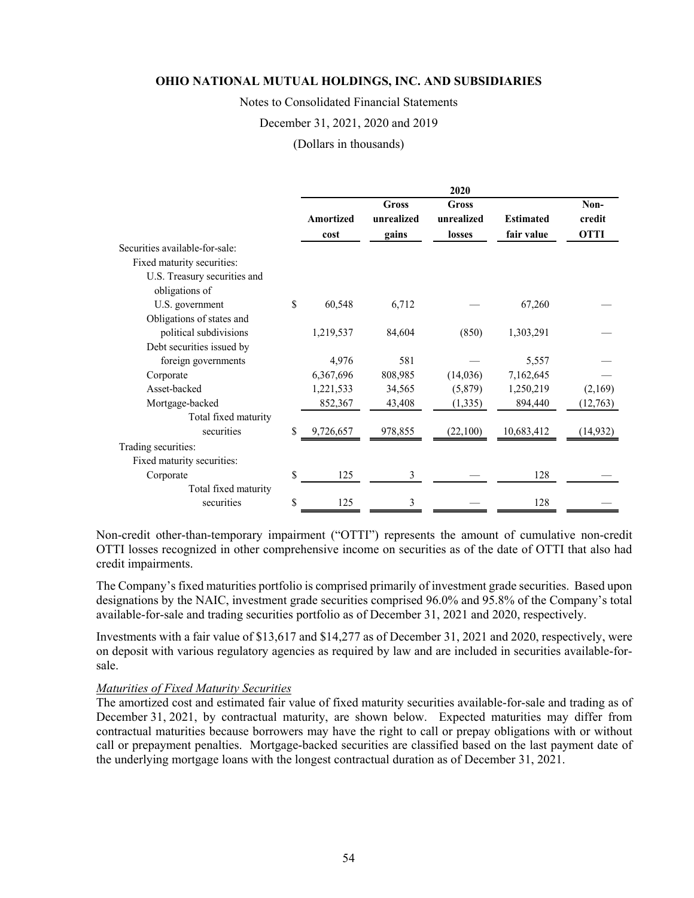| | 2020 | | | | |
|---|---|---|---|---|---|
| | Amortized cost | Gross unrealized gains | Gross unrealized losses | Estimated fair value | Non-credit OTTI |
| Securities available-for-sale: | | | | | |
| Fixed maturity securities: | | | | | |
| U.S. Treasury securities and obligations of U.S. government | $ 60,548 | 6,712 | — | 67,260 | — |
| Obligations of states and political subdivisions | 1,219,537 | 84,604 | (850) | 1,303,291 | — |
| Debt securities issued by foreign governments | 4,976 | 581 | — | 5,557 | — |
| Corporate | 6,367,696 | 808,985 | (14,036) | 7,162,645 | — |
| Asset-backed | 1,221,533 | 34,565 | (5,879) | 1,250,219 | (2,169) |
| Mortgage-backed | 852,367 | 43,408 | (1,335) | 894,440 | (12,763) |
| Total fixed maturity securities | $ 9,726,657 | 978,855 | (22,100) | 10,683,412 | (14,932) |
| Trading securities: | | | | | |
| Fixed maturity securities: | | | | | |
| Corporate | $ 125 | 3 | — | 128 | — |
| Total fixed maturity securities | $ 125 | 3 | — | 128 | — |

Non-credit other-than-temporary impairment ("OTTI") represents the amount of cumulative non-credit OTTI losses recognized in other comprehensive income on securities as of the date of OTTI that also had credit impairments.

The Company's fixed maturities portfolio is comprised primarily of investment grade securities. Based upon designations by the NAIC, investment grade securities comprised 96.0% and 95.8% of the Company's total available-for-sale and trading securities portfolio as of December 31, 2021 and 2020, respectively.

Investments with a fair value of $13,617 and $14,277 as of December 31, 2021 and 2020, respectively, were on deposit with various regulatory agencies as required by law and are included in securities available-for-sale.

*Maturities of Fixed Maturity Securities*

The amortized cost and estimated fair value of fixed maturity securities available-for-sale and trading as of December 31, 2021, by contractual maturity, are shown below. Expected maturities may differ from contractual maturities because borrowers may have the right to call or prepay obligations with or without call or prepayment penalties. Mortgage-backed securities are classified based on the last payment date of the underlying mortgage loans with the longest contractual duration as of December 31, 2021.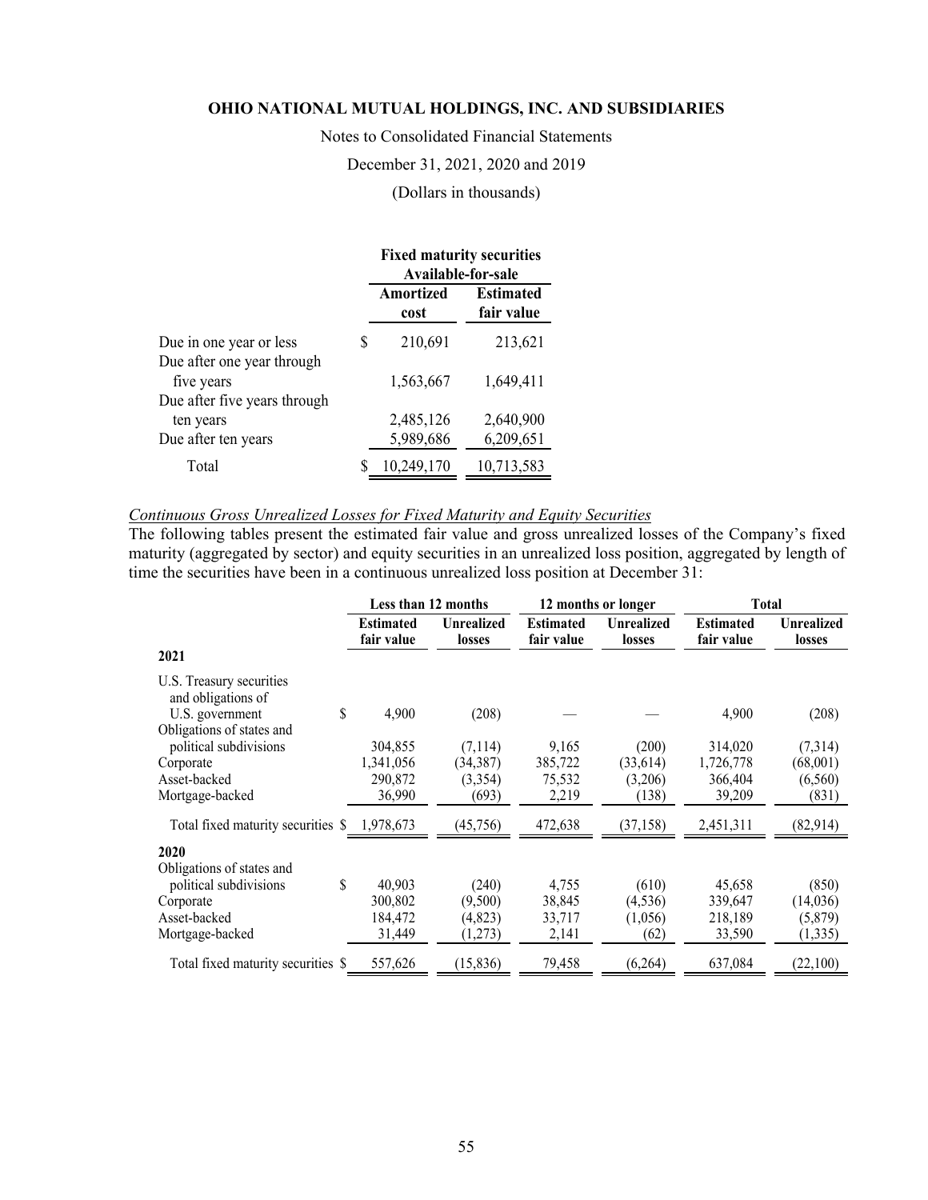**OHIO NATIONAL MUTUAL HOLDINGS, INC. AND SUBSIDIARIES**

Notes to Consolidated Financial Statements

December 31, 2021, 2020 and 2019

(Dollars in thousands)

| | Fixed maturity securities Available-for-sale | |
|---|---|---|
| | Amortized cost | Estimated fair value |
| Due in one year or less | $ 210,691 | 213,621 |
| Due after one year through five years | 1,563,667 | 1,649,411 |
| Due after five years through ten years | 2,485,126 | 2,640,900 |
| Due after ten years | 5,989,686 | 6,209,651 |
| Total | $ 10,249,170 | 10,713,583 |

*Continuous Gross Unrealized Losses for Fixed Maturity and Equity Securities*

The following tables present the estimated fair value and gross unrealized losses of the Company's fixed maturity (aggregated by sector) and equity securities in an unrealized loss position, aggregated by length of time the securities have been in a continuous unrealized loss position at December 31:

| | Less than 12 months | | 12 months or longer | | Total | |
|---|---|---|---|---|---|---|
| | Estimated fair value | Unrealized losses | Estimated fair value | Unrealized losses | Estimated fair value | Unrealized losses |
| **2021** | | | | | | |
| U.S. Treasury securities and obligations of U.S. government | $ 4,900 | (208) | — | — | 4,900 | (208) |
| Obligations of states and political subdivisions | 304,855 | (7,114) | 9,165 | (200) | 314,020 | (7,314) |
| Corporate | 1,341,056 | (34,387) | 385,722 | (33,614) | 1,726,778 | (68,001) |
| Asset-backed | 290,872 | (3,354) | 75,532 | (3,206) | 366,404 | (6,560) |
| Mortgage-backed | 36,990 | (693) | 2,219 | (138) | 39,209 | (831) |
| Total fixed maturity securities | $ 1,978,673 | (45,756) | 472,638 | (37,158) | 2,451,311 | (82,914) |
| **2020** | | | | | | |
| Obligations of states and political subdivisions | $ 40,903 | (240) | 4,755 | (610) | 45,658 | (850) |
| Corporate | 300,802 | (9,500) | 38,845 | (4,536) | 339,647 | (14,036) |
| Asset-backed | 184,472 | (4,823) | 33,717 | (1,056) | 218,189 | (5,879) |
| Mortgage-backed | 31,449 | (1,273) | 2,141 | (62) | 33,590 | (1,335) |
| Total fixed maturity securities | $ 557,626 | (15,836) | 79,458 | (6,264) | 637,084 | (22,100) |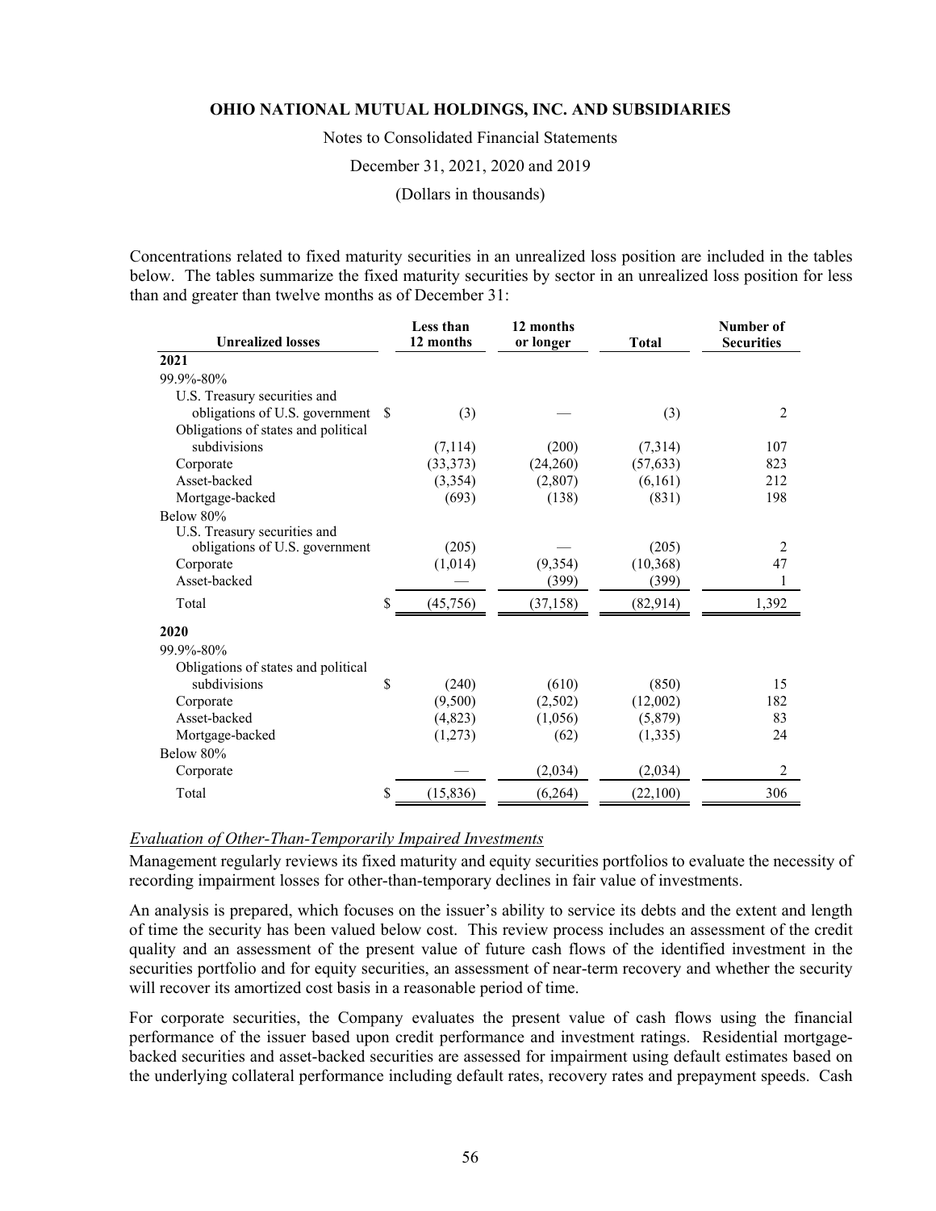Concentrations related to fixed maturity securities in an unrealized loss position are included in the tables below. The tables summarize the fixed maturity securities by sector in an unrealized loss position for less than and greater than twelve months as of December 31:

| Unrealized losses | Less than 12 months | 12 months or longer | Total | Number of Securities |
|---|---|---|---|---|
| **2021** | | | | |
| 99.9%-80% | | | | |
| U.S. Treasury securities and obligations of U.S. government | $ (3) | — | (3) | 2 |
| Obligations of states and political subdivisions | (7,114) | (200) | (7,314) | 107 |
| Corporate | (33,373) | (24,260) | (57,633) | 823 |
| Asset-backed | (3,354) | (2,807) | (6,161) | 212 |
| Mortgage-backed | (693) | (138) | (831) | 198 |
| Below 80% | | | | |
| U.S. Treasury securities and obligations of U.S. government | (205) | — | (205) | 2 |
| Corporate | (1,014) | (9,354) | (10,368) | 47 |
| Asset-backed | — | (399) | (399) | 1 |
| Total | $ (45,756) | (37,158) | (82,914) | 1,392 |
| **2020** | | | | |
| 99.9%-80% | | | | |
| Obligations of states and political subdivisions | $ (240) | (610) | (850) | 15 |
| Corporate | (9,500) | (2,502) | (12,002) | 182 |
| Asset-backed | (4,823) | (1,056) | (5,879) | 83 |
| Mortgage-backed | (1,273) | (62) | (1,335) | 24 |
| Below 80% | | | | |
| Corporate | — | (2,034) | (2,034) | 2 |
| Total | $ (15,836) | (6,264) | (22,100) | 306 |

*Evaluation of Other-Than-Temporarily Impaired Investments*

Management regularly reviews its fixed maturity and equity securities portfolios to evaluate the necessity of recording impairment losses for other-than-temporary declines in fair value of investments.

An analysis is prepared, which focuses on the issuer's ability to service its debts and the extent and length of time the security has been valued below cost. This review process includes an assessment of the credit quality and an assessment of the present value of future cash flows of the identified investment in the securities portfolio and for equity securities, an assessment of near-term recovery and whether the security will recover its amortized cost basis in a reasonable period of time.

For corporate securities, the Company evaluates the present value of cash flows using the financial performance of the issuer based upon credit performance and investment ratings. Residential mortgage-backed securities and asset-backed securities are assessed for impairment using default estimates based on the underlying collateral performance including default rates, recovery rates and prepayment speeds. Cash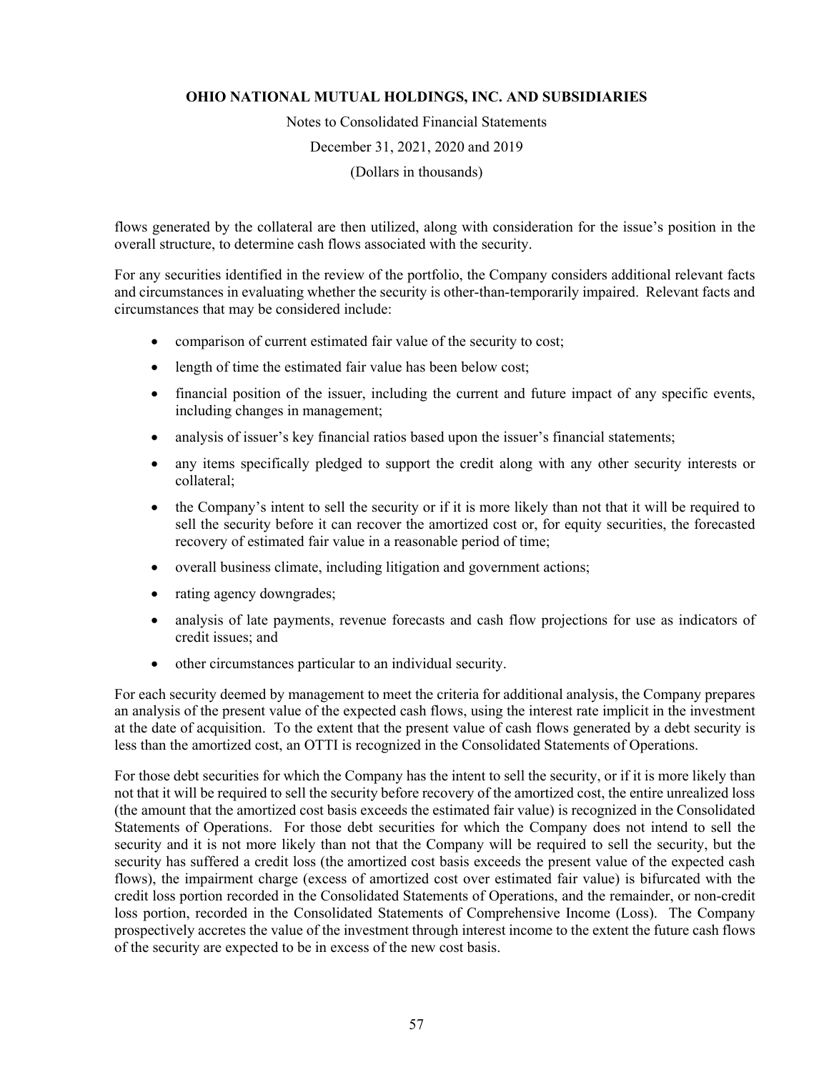flows generated by the collateral are then utilized, along with consideration for the issue's position in the overall structure, to determine cash flows associated with the security.

For any securities identified in the review of the portfolio, the Company considers additional relevant facts and circumstances in evaluating whether the security is other-than-temporarily impaired. Relevant facts and circumstances that may be considered include:

- comparison of current estimated fair value of the security to cost;
- length of time the estimated fair value has been below cost;
- financial position of the issuer, including the current and future impact of any specific events, including changes in management;
- analysis of issuer's key financial ratios based upon the issuer's financial statements;
- any items specifically pledged to support the credit along with any other security interests or collateral;
- the Company's intent to sell the security or if it is more likely than not that it will be required to sell the security before it can recover the amortized cost or, for equity securities, the forecasted recovery of estimated fair value in a reasonable period of time;
- overall business climate, including litigation and government actions;
- rating agency downgrades;
- analysis of late payments, revenue forecasts and cash flow projections for use as indicators of credit issues; and
- other circumstances particular to an individual security.

For each security deemed by management to meet the criteria for additional analysis, the Company prepares an analysis of the present value of the expected cash flows, using the interest rate implicit in the investment at the date of acquisition. To the extent that the present value of cash flows generated by a debt security is less than the amortized cost, an OTTI is recognized in the Consolidated Statements of Operations.

For those debt securities for which the Company has the intent to sell the security, or if it is more likely than not that it will be required to sell the security before recovery of the amortized cost, the entire unrealized loss (the amount that the amortized cost basis exceeds the estimated fair value) is recognized in the Consolidated Statements of Operations. For those debt securities for which the Company does not intend to sell the security and it is not more likely than not that the Company will be required to sell the security, but the security has suffered a credit loss (the amortized cost basis exceeds the present value of the expected cash flows), the impairment charge (excess of amortized cost over estimated fair value) is bifurcated with the credit loss portion recorded in the Consolidated Statements of Operations, and the remainder, or non-credit loss portion, recorded in the Consolidated Statements of Comprehensive Income (Loss). The Company prospectively accretes the value of the investment through interest income to the extent the future cash flows of the security are expected to be in excess of the new cost basis.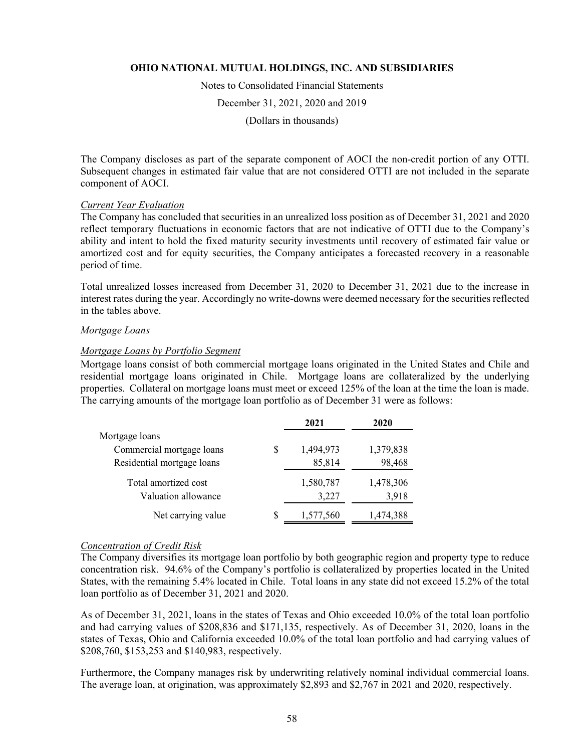The Company discloses as part of the separate component of AOCI the non-credit portion of any OTTI. Subsequent changes in estimated fair value that are not considered OTTI are not included in the separate component of AOCI.

*Current Year Evaluation*

The Company has concluded that securities in an unrealized loss position as of December 31, 2021 and 2020 reflect temporary fluctuations in economic factors that are not indicative of OTTI due to the Company's ability and intent to hold the fixed maturity security investments until recovery of estimated fair value or amortized cost and for equity securities, the Company anticipates a forecasted recovery in a reasonable period of time.

Total unrealized losses increased from December 31, 2020 to December 31, 2021 due to the increase in interest rates during the year. Accordingly no write-downs were deemed necessary for the securities reflected in the tables above.

*Mortgage Loans*

*Mortgage Loans by Portfolio Segment*

Mortgage loans consist of both commercial mortgage loans originated in the United States and Chile and residential mortgage loans originated in Chile. Mortgage loans are collateralized by the underlying properties. Collateral on mortgage loans must meet or exceed 125% of the loan at the time the loan is made. The carrying amounts of the mortgage loan portfolio as of December 31 were as follows:

| | 2021 | 2020 |
|---|---|---|
| Mortgage loans | | |
| Commercial mortgage loans | $ 1,494,973 | 1,379,838 |
| Residential mortgage loans | 85,814 | 98,468 |
| Total amortized cost | 1,580,787 | 1,478,306 |
| Valuation allowance | 3,227 | 3,918 |
| Net carrying value | $ 1,577,560 | 1,474,388 |

*Concentration of Credit Risk*

The Company diversifies its mortgage loan portfolio by both geographic region and property type to reduce concentration risk. 94.6% of the Company's portfolio is collateralized by properties located in the United States, with the remaining 5.4% located in Chile. Total loans in any state did not exceed 15.2% of the total loan portfolio as of December 31, 2021 and 2020.

As of December 31, 2021, loans in the states of Texas and Ohio exceeded 10.0% of the total loan portfolio and had carrying values of $208,836 and $171,135, respectively. As of December 31, 2020, loans in the states of Texas, Ohio and California exceeded 10.0% of the total loan portfolio and had carrying values of $208,760, $153,253 and $140,983, respectively.

Furthermore, the Company manages risk by underwriting relatively nominal individual commercial loans. The average loan, at origination, was approximately $2,893 and $2,767 in 2021 and 2020, respectively.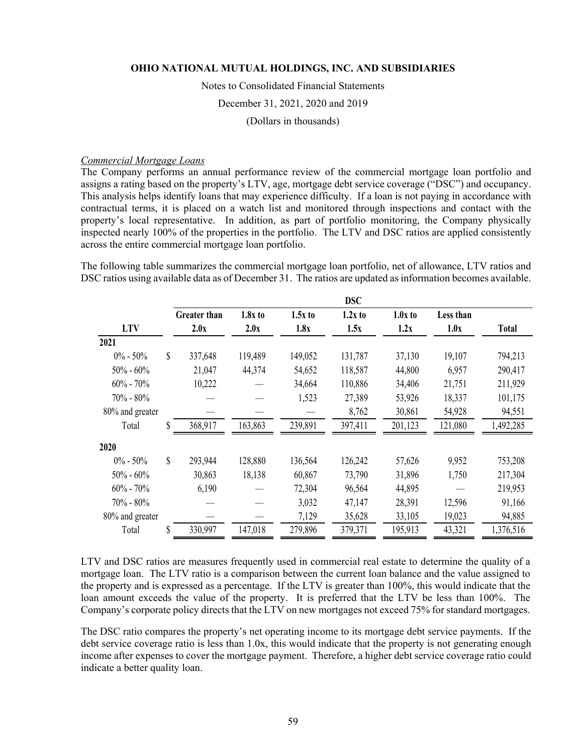**OHIO NATIONAL MUTUAL HOLDINGS, INC. AND SUBSIDIARIES**

Notes to Consolidated Financial Statements

December 31, 2021, 2020 and 2019

(Dollars in thousands)

*Commercial Mortgage Loans*

The Company performs an annual performance review of the commercial mortgage loan portfolio and assigns a rating based on the property's LTV, age, mortgage debt service coverage ("DSC") and occupancy. This analysis helps identify loans that may experience difficulty. If a loan is not paying in accordance with contractual terms, it is placed on a watch list and monitored through inspections and contact with the property's local representative. In addition, as part of portfolio monitoring, the Company physically inspected nearly 100% of the properties in the portfolio. The LTV and DSC ratios are applied consistently across the entire commercial mortgage loan portfolio.

The following table summarizes the commercial mortgage loan portfolio, net of allowance, LTV ratios and DSC ratios using available data as of December 31. The ratios are updated as information becomes available.

| | DSC | | | | | | |
|---|---|---|---|---|---|---|---|
| **LTV** | **Greater than 2.0x** | **1.8x to 2.0x** | **1.5x to 1.8x** | **1.2x to 1.5x** | **1.0x to 1.2x** | **Less than 1.0x** | **Total** |
| **2021** | | | | | | | |
| 0% - 50% | $ 337,648 | 119,489 | 149,052 | 131,787 | 37,130 | 19,107 | 794,213 |
| 50% - 60% | 21,047 | 44,374 | 54,652 | 118,587 | 44,800 | 6,957 | 290,417 |
| 60% - 70% | 10,222 | — | 34,664 | 110,886 | 34,406 | 21,751 | 211,929 |
| 70% - 80% | — | — | 1,523 | 27,389 | 53,926 | 18,337 | 101,175 |
| 80% and greater | — | — | — | 8,762 | 30,861 | 54,928 | 94,551 |
| Total | $ 368,917 | 163,863 | 239,891 | 397,411 | 201,123 | 121,080 | 1,492,285 |
| **2020** | | | | | | | |
| 0% - 50% | $ 293,944 | 128,880 | 136,564 | 126,242 | 57,626 | 9,952 | 753,208 |
| 50% - 60% | 30,863 | 18,138 | 60,867 | 73,790 | 31,896 | 1,750 | 217,304 |
| 60% - 70% | 6,190 | — | 72,304 | 96,564 | 44,895 | — | 219,953 |
| 70% - 80% | — | — | 3,032 | 47,147 | 28,391 | 12,596 | 91,166 |
| 80% and greater | — | — | 7,129 | 35,628 | 33,105 | 19,023 | 94,885 |
| Total | $ 330,997 | 147,018 | 279,896 | 379,371 | 195,913 | 43,321 | 1,376,516 |

LTV and DSC ratios are measures frequently used in commercial real estate to determine the quality of a mortgage loan. The LTV ratio is a comparison between the current loan balance and the value assigned to the property and is expressed as a percentage. If the LTV is greater than 100%, this would indicate that the loan amount exceeds the value of the property. It is preferred that the LTV be less than 100%. The Company's corporate policy directs that the LTV on new mortgages not exceed 75% for standard mortgages.

The DSC ratio compares the property's net operating income to its mortgage debt service payments. If the debt service coverage ratio is less than 1.0x, this would indicate that the property is not generating enough income after expenses to cover the mortgage payment. Therefore, a higher debt service coverage ratio could indicate a better quality loan.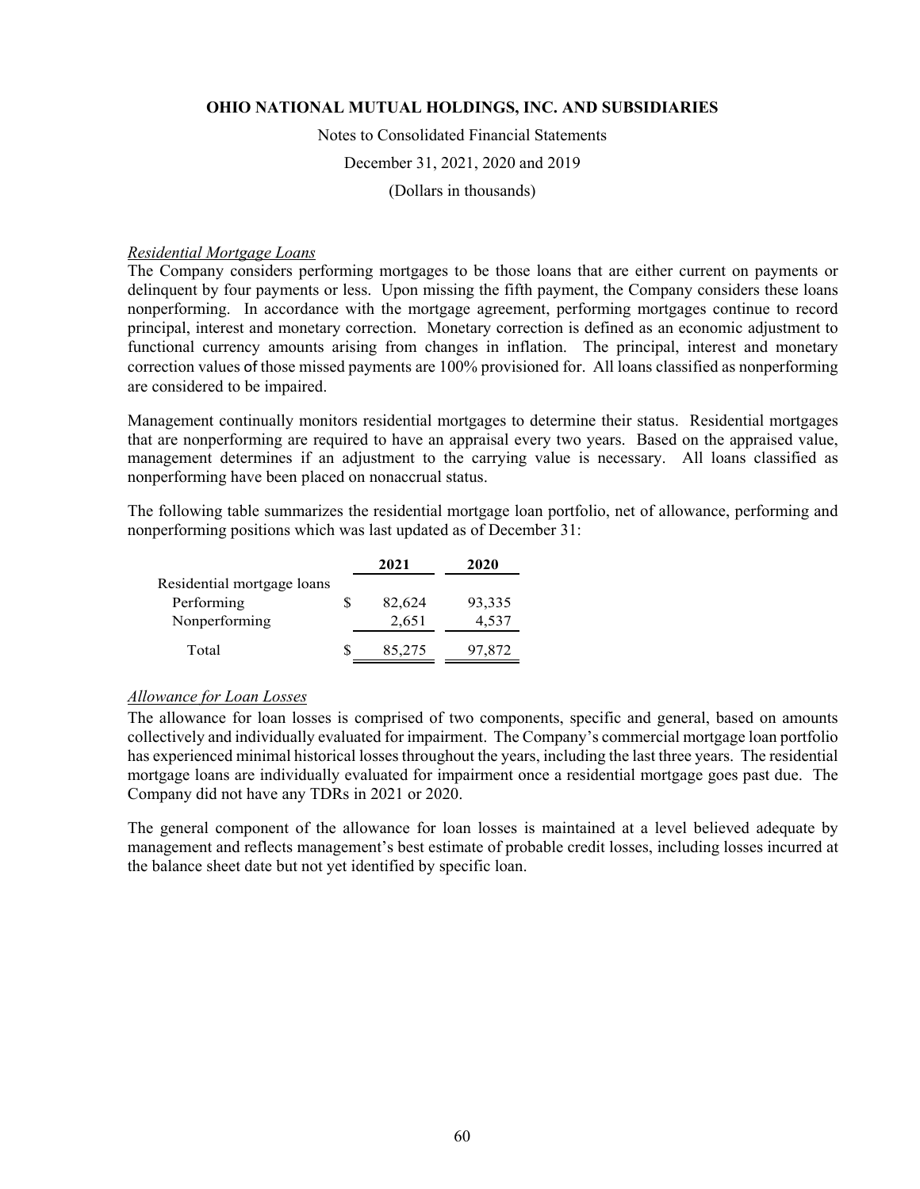*Residential Mortgage Loans*
The Company considers performing mortgages to be those loans that are either current on payments or delinquent by four payments or less. Upon missing the fifth payment, the Company considers these loans nonperforming. In accordance with the mortgage agreement, performing mortgages continue to record principal, interest and monetary correction. Monetary correction is defined as an economic adjustment to functional currency amounts arising from changes in inflation. The principal, interest and monetary correction values of those missed payments are 100% provisioned for. All loans classified as nonperforming are considered to be impaired.

Management continually monitors residential mortgages to determine their status. Residential mortgages that are nonperforming are required to have an appraisal every two years. Based on the appraised value, management determines if an adjustment to the carrying value is necessary. All loans classified as nonperforming have been placed on nonaccrual status.

The following table summarizes the residential mortgage loan portfolio, net of allowance, performing and nonperforming positions which was last updated as of December 31:

| | 2021 | 2020 |
|---|---|---|
| Residential mortgage loans | | |
| Performing | $ 82,624 | 93,335 |
| Nonperforming | 2,651 | 4,537 |
| Total | $ 85,275 | 97,872 |

*Allowance for Loan Losses*
The allowance for loan losses is comprised of two components, specific and general, based on amounts collectively and individually evaluated for impairment. The Company's commercial mortgage loan portfolio has experienced minimal historical losses throughout the years, including the last three years. The residential mortgage loans are individually evaluated for impairment once a residential mortgage goes past due. The Company did not have any TDRs in 2021 or 2020.

The general component of the allowance for loan losses is maintained at a level believed adequate by management and reflects management's best estimate of probable credit losses, including losses incurred at the balance sheet date but not yet identified by specific loan.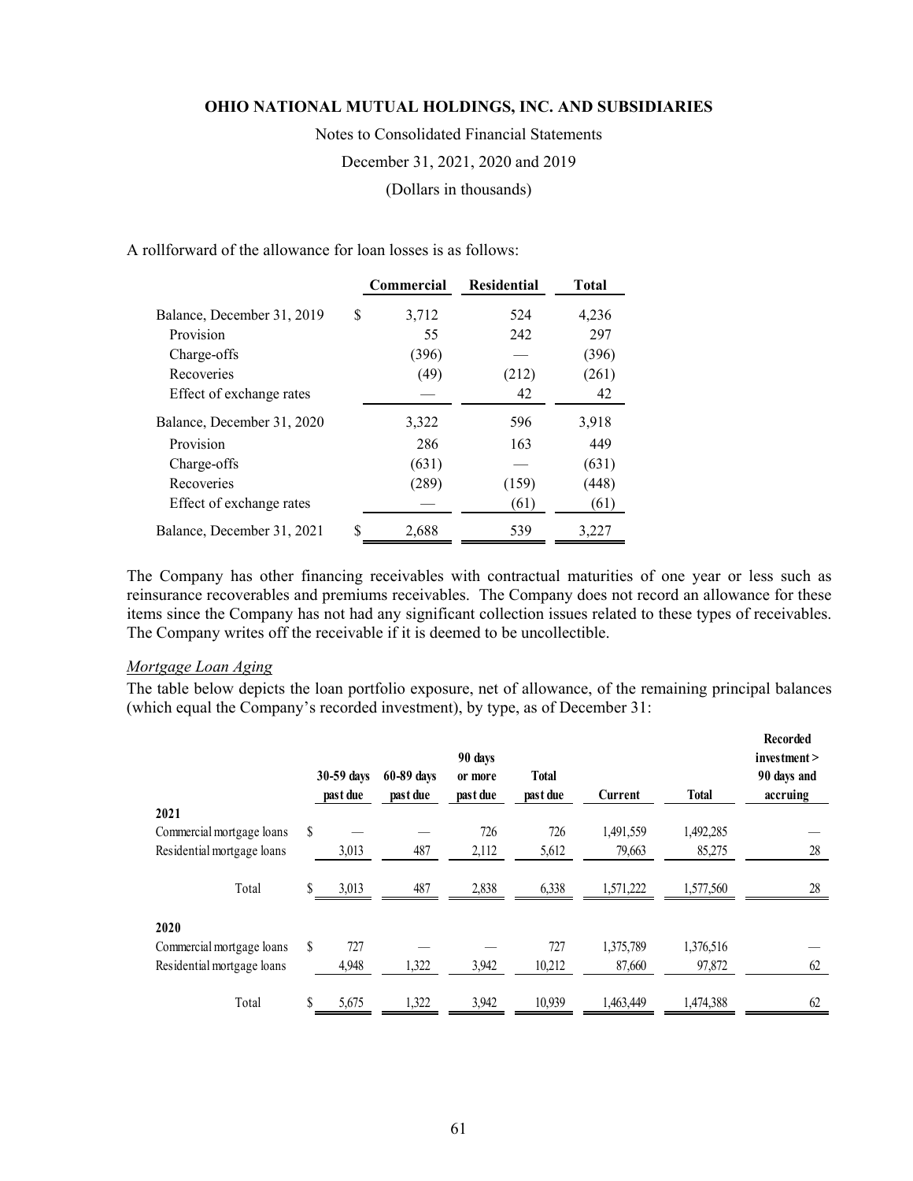A rollforward of the allowance for loan losses is as follows:

| | Commercial | Residential | Total |
|---|---|---|---|
| Balance, December 31, 2019 | $ 3,712 | 524 | 4,236 |
| Provision | 55 | 242 | 297 |
| Charge-offs | (396) | — | (396) |
| Recoveries | (49) | (212) | (261) |
| Effect of exchange rates | — | 42 | 42 |
| Balance, December 31, 2020 | 3,322 | 596 | 3,918 |
| Provision | 286 | 163 | 449 |
| Charge-offs | (631) | — | (631) |
| Recoveries | (289) | (159) | (448) |
| Effect of exchange rates | — | (61) | (61) |
| Balance, December 31, 2021 | $ 2,688 | 539 | 3,227 |

The Company has other financing receivables with contractual maturities of one year or less such as reinsurance recoverables and premiums receivables. The Company does not record an allowance for these items since the Company has not had any significant collection issues related to these types of receivables. The Company writes off the receivable if it is deemed to be uncollectible.

*Mortgage Loan Aging*

The table below depicts the loan portfolio exposure, net of allowance, of the remaining principal balances (which equal the Company's recorded investment), by type, as of December 31:

| | 30-59 days past due | 60-89 days past due | 90 days or more past due | Total past due | Current | Total | Recorded investment > 90 days and accruing |
|---|---|---|---|---|---|---|---|
| **2021** | | | | | | | |
| Commercial mortgage loans | $ — | — | 726 | 726 | 1,491,559 | 1,492,285 | — |
| Residential mortgage loans | 3,013 | 487 | 2,112 | 5,612 | 79,663 | 85,275 | 28 |
| Total | $ 3,013 | 487 | 2,838 | 6,338 | 1,571,222 | 1,577,560 | 28 |
| **2020** | | | | | | | |
| Commercial mortgage loans | $ 727 | — | — | 727 | 1,375,789 | 1,376,516 | — |
| Residential mortgage loans | 4,948 | 1,322 | 3,942 | 10,212 | 87,660 | 97,872 | 62 |
| Total | $ 5,675 | 1,322 | 3,942 | 10,939 | 1,463,449 | 1,474,388 | 62 |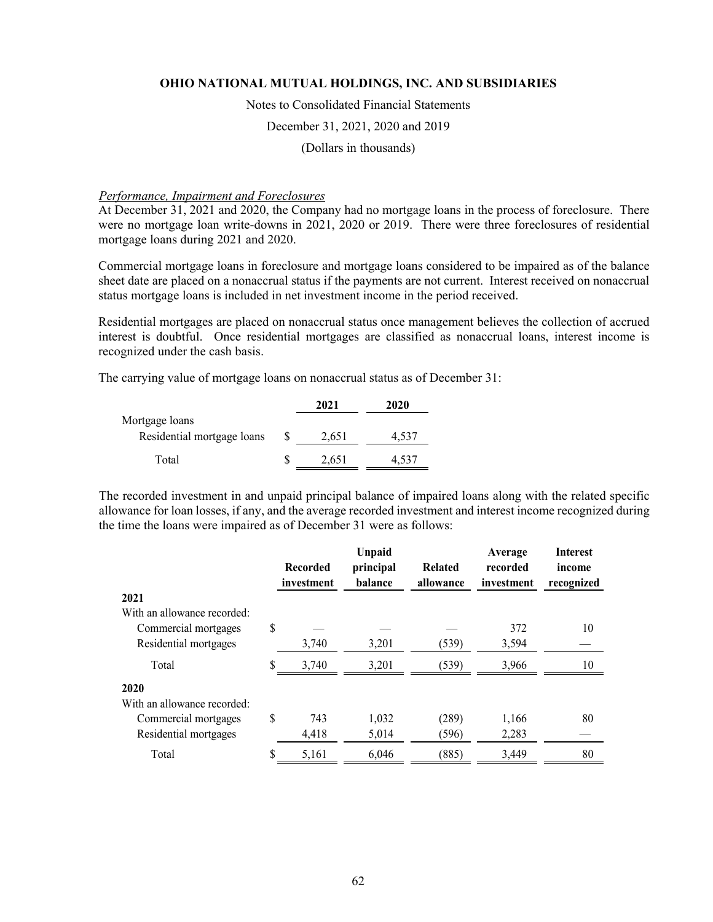*Performance, Impairment and Foreclosures*

At December 31, 2021 and 2020, the Company had no mortgage loans in the process of foreclosure. There were no mortgage loan write-downs in 2021, 2020 or 2019. There were three foreclosures of residential mortgage loans during 2021 and 2020.

Commercial mortgage loans in foreclosure and mortgage loans considered to be impaired as of the balance sheet date are placed on a nonaccrual status if the payments are not current. Interest received on nonaccrual status mortgage loans is included in net investment income in the period received.

Residential mortgages are placed on nonaccrual status once management believes the collection of accrued interest is doubtful. Once residential mortgages are classified as nonaccrual loans, interest income is recognized under the cash basis.

The carrying value of mortgage loans on nonaccrual status as of December 31:

| | 2021 | 2020 |
|---|---|---|
| Mortgage loans | | |
| Residential mortgage loans | $ 2,651 | 4,537 |
| Total | $ 2,651 | 4,537 |

The recorded investment in and unpaid principal balance of impaired loans along with the related specific allowance for loan losses, if any, and the average recorded investment and interest income recognized during the time the loans were impaired as of December 31 were as follows:

| | Recorded investment | Unpaid principal balance | Related allowance | Average recorded investment | Interest income recognized |
|---|---|---|---|---|---|
| **2021** | | | | | |
| With an allowance recorded: | | | | | |
| Commercial mortgages | $ — | — | — | 372 | 10 |
| Residential mortgages | 3,740 | 3,201 | (539) | 3,594 | — |
| Total | $ 3,740 | 3,201 | (539) | 3,966 | 10 |
| **2020** | | | | | |
| With an allowance recorded: | | | | | |
| Commercial mortgages | $ 743 | 1,032 | (289) | 1,166 | 80 |
| Residential mortgages | 4,418 | 5,014 | (596) | 2,283 | — |
| Total | $ 5,161 | 6,046 | (885) | 3,449 | 80 |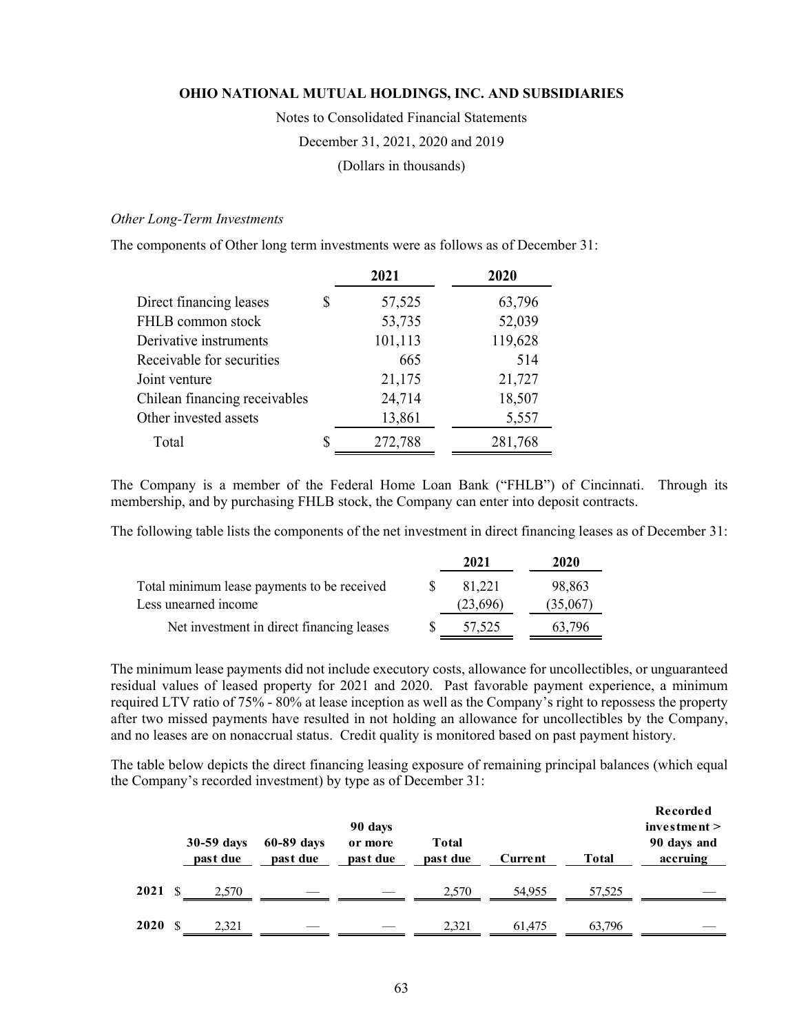### *Other Long-Term Investments*

The components of Other long term investments were as follows as of December 31:

| | 2021 | 2020 |
|---|---|---|
| Direct financing leases | $ 57,525 | 63,796 |
| FHLB common stock | 53,735 | 52,039 |
| Derivative instruments | 101,113 | 119,628 |
| Receivable for securities | 665 | 514 |
| Joint venture | 21,175 | 21,727 |
| Chilean financing receivables | 24,714 | 18,507 |
| Other invested assets | 13,861 | 5,557 |
| Total | $ 272,788 | 281,768 |

The Company is a member of the Federal Home Loan Bank ("FHLB") of Cincinnati. Through its membership, and by purchasing FHLB stock, the Company can enter into deposit contracts.

The following table lists the components of the net investment in direct financing leases as of December 31:

| | 2021 | 2020 |
|---|---|---|
| Total minimum lease payments to be received | $ 81,221 | 98,863 |
| Less unearned income | (23,696) | (35,067) |
| Net investment in direct financing leases | $ 57,525 | 63,796 |

The minimum lease payments did not include executory costs, allowance for uncollectibles, or unguaranteed residual values of leased property for 2021 and 2020. Past favorable payment experience, a minimum required LTV ratio of 75% - 80% at lease inception as well as the Company's right to repossess the property after two missed payments have resulted in not holding an allowance for uncollectibles by the Company, and no leases are on nonaccrual status. Credit quality is monitored based on past payment history.

The table below depicts the direct financing leasing exposure of remaining principal balances (which equal the Company's recorded investment) by type as of December 31:

| | 30-59 days past due | 60-89 days past due | 90 days or more past due | Total past due | Current | Total | Recorded investment > 90 days and accruing |
|---|---|---|---|---|---|---|---|
| **2021** | $ 2,570 | — | — | 2,570 | 54,955 | 57,525 | — |
| **2020** | $ 2,321 | — | — | 2,321 | 61,475 | 63,796 | — |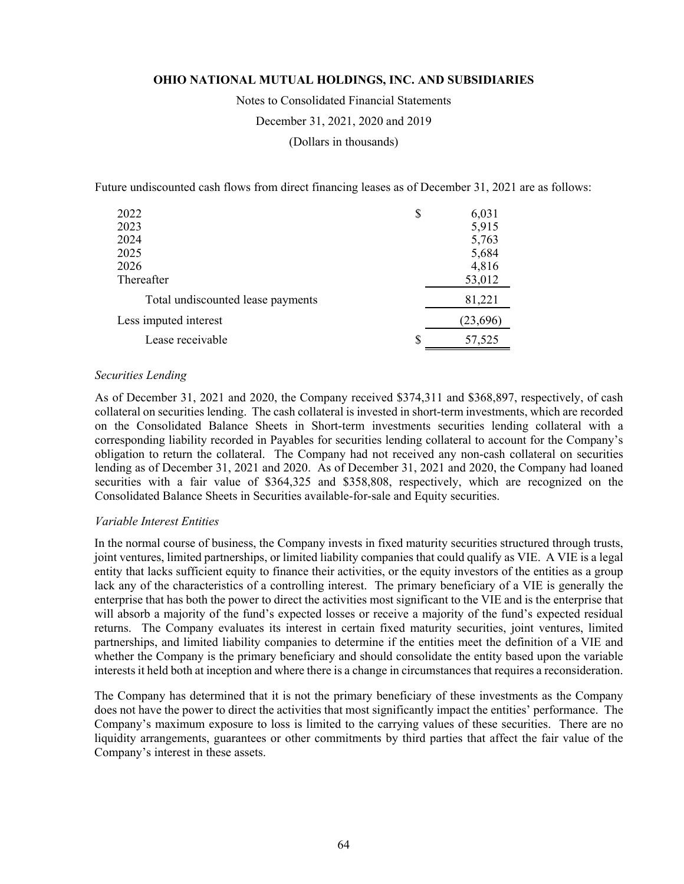Future undiscounted cash flows from direct financing leases as of December 31, 2021 are as follows:

| | |
|---|---|
| 2022 | $ 6,031 |
| 2023 | 5,915 |
| 2024 | 5,763 |
| 2025 | 5,684 |
| 2026 | 4,816 |
| Thereafter | 53,012 |
| Total undiscounted lease payments | 81,221 |
| Less imputed interest | (23,696) |
| Lease receivable | $ 57,525 |

*Securities Lending*

As of December 31, 2021 and 2020, the Company received $374,311 and $368,897, respectively, of cash collateral on securities lending. The cash collateral is invested in short-term investments, which are recorded on the Consolidated Balance Sheets in Short-term investments securities lending collateral with a corresponding liability recorded in Payables for securities lending collateral to account for the Company's obligation to return the collateral. The Company had not received any non-cash collateral on securities lending as of December 31, 2021 and 2020. As of December 31, 2021 and 2020, the Company had loaned securities with a fair value of $364,325 and $358,808, respectively, which are recognized on the Consolidated Balance Sheets in Securities available-for-sale and Equity securities.

*Variable Interest Entities*

In the normal course of business, the Company invests in fixed maturity securities structured through trusts, joint ventures, limited partnerships, or limited liability companies that could qualify as VIE. A VIE is a legal entity that lacks sufficient equity to finance their activities, or the equity investors of the entities as a group lack any of the characteristics of a controlling interest. The primary beneficiary of a VIE is generally the enterprise that has both the power to direct the activities most significant to the VIE and is the enterprise that will absorb a majority of the fund's expected losses or receive a majority of the fund's expected residual returns. The Company evaluates its interest in certain fixed maturity securities, joint ventures, limited partnerships, and limited liability companies to determine if the entities meet the definition of a VIE and whether the Company is the primary beneficiary and should consolidate the entity based upon the variable interests it held both at inception and where there is a change in circumstances that requires a reconsideration.

The Company has determined that it is not the primary beneficiary of these investments as the Company does not have the power to direct the activities that most significantly impact the entities' performance. The Company's maximum exposure to loss is limited to the carrying values of these securities. There are no liquidity arrangements, guarantees or other commitments by third parties that affect the fair value of the Company's interest in these assets.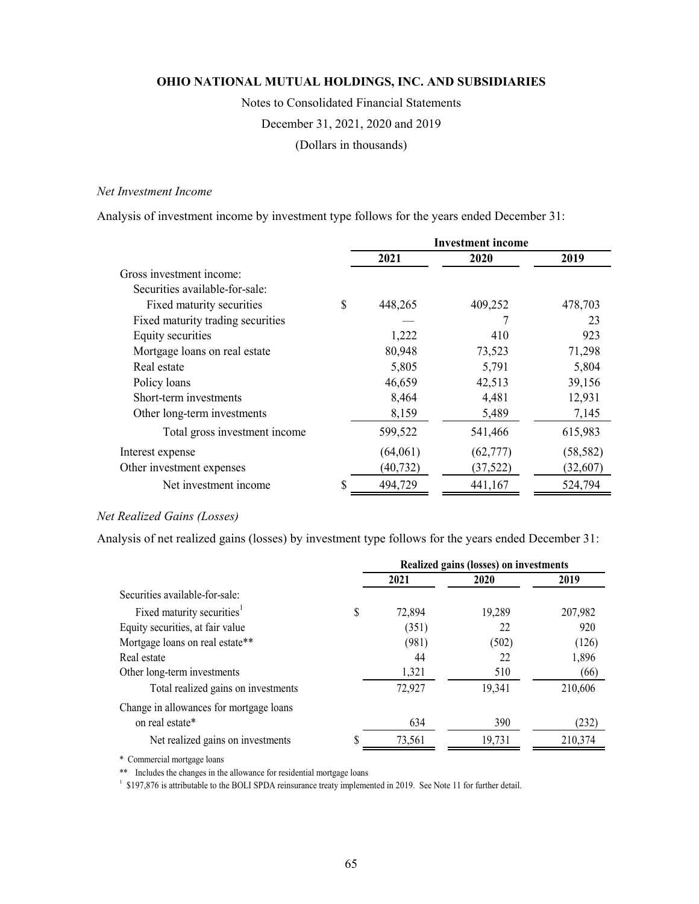**OHIO NATIONAL MUTUAL HOLDINGS, INC. AND SUBSIDIARIES**

Notes to Consolidated Financial Statements

December 31, 2021, 2020 and 2019

(Dollars in thousands)

*Net Investment Income*

Analysis of investment income by investment type follows for the years ended December 31:

| | Investment income | | |
|---|---|---|---|
| | 2021 | 2020 | 2019 |
| Gross investment income: | | | |
| Securities available-for-sale: | | | |
| Fixed maturity securities | $ 448,265 | 409,252 | 478,703 |
| Fixed maturity trading securities | — | 7 | 23 |
| Equity securities | 1,222 | 410 | 923 |
| Mortgage loans on real estate | 80,948 | 73,523 | 71,298 |
| Real estate | 5,805 | 5,791 | 5,804 |
| Policy loans | 46,659 | 42,513 | 39,156 |
| Short-term investments | 8,464 | 4,481 | 12,931 |
| Other long-term investments | 8,159 | 5,489 | 7,145 |
| Total gross investment income | 599,522 | 541,466 | 615,983 |
| Interest expense | (64,061) | (62,777) | (58,582) |
| Other investment expenses | (40,732) | (37,522) | (32,607) |
| Net investment income | $ 494,729 | 441,167 | 524,794 |

*Net Realized Gains (Losses)*

Analysis of net realized gains (losses) by investment type follows for the years ended December 31:

| | Realized gains (losses) on investments | | |
|---|---|---|---|
| | 2021 | 2020 | 2019 |
| Securities available-for-sale: | | | |
| Fixed maturity securities[1] | $ 72,894 | 19,289 | 207,982 |
| Equity securities, at fair value | (351) | 22 | 920 |
| Mortgage loans on real estate** | (981) | (502) | (126) |
| Real estate | 44 | 22 | 1,896 |
| Other long-term investments | 1,321 | 510 | (66) |
| Total realized gains on investments | 72,927 | 19,341 | 210,606 |
| Change in allowances for mortgage loans on real estate* | 634 | 390 | (232) |
| Net realized gains on investments | $ 73,561 | 19,731 | 210,374 |

\* Commercial mortgage loans

** Includes the changes in the allowance for residential mortgage loans

[1] $197,876 is attributable to the BOLI SPDA reinsurance treaty implemented in 2019. See Note 11 for further detail.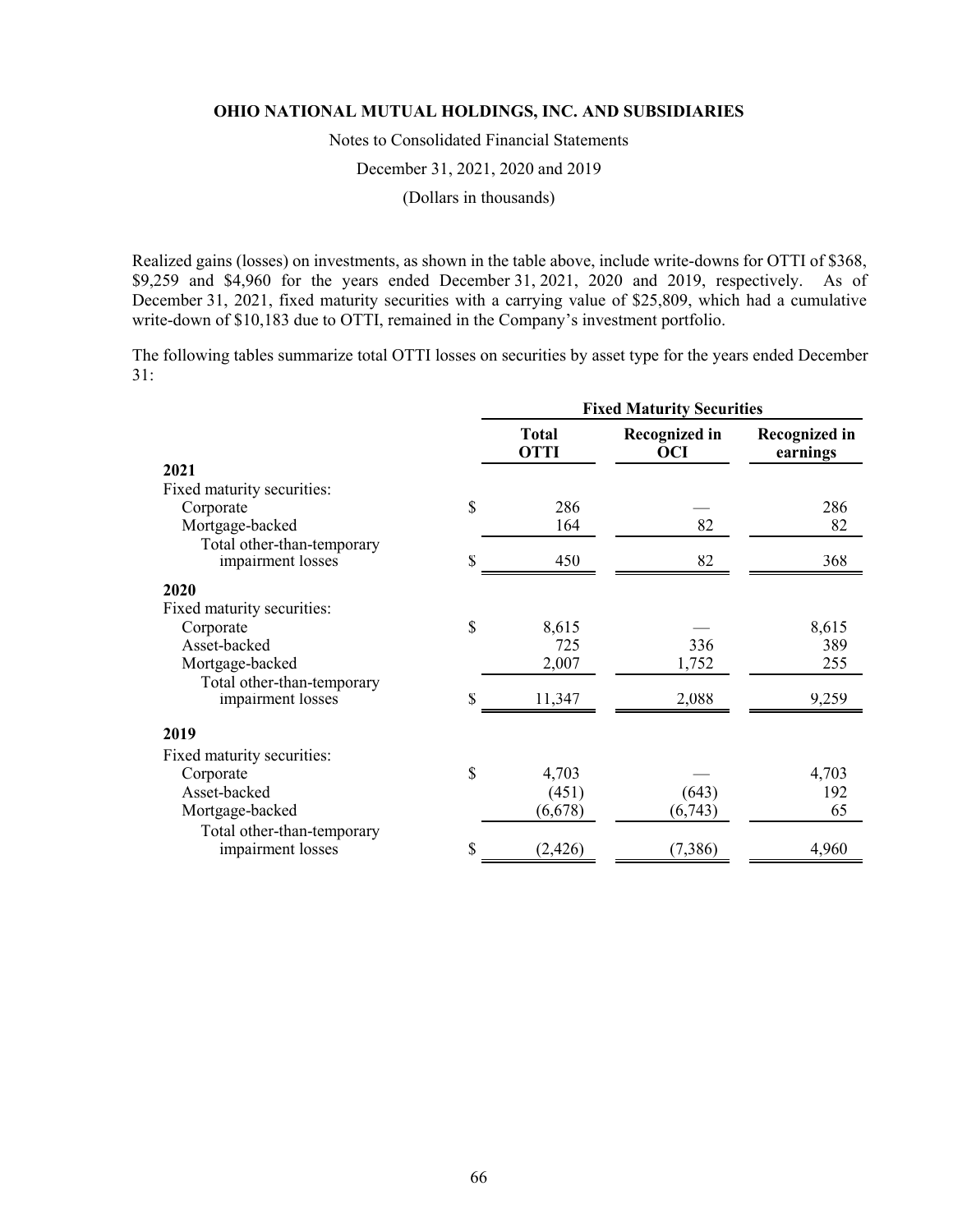Realized gains (losses) on investments, as shown in the table above, include write-downs for OTTI of \$368, \$9,259 and \$4,960 for the years ended December 31, 2021, 2020 and 2019, respectively. As of December 31, 2021, fixed maturity securities with a carrying value of \$25,809, which had a cumulative write-down of \$10,183 due to OTTI, remained in the Company's investment portfolio.

The following tables summarize total OTTI losses on securities by asset type for the years ended December 31:

| | Fixed Maturity Securities | | |
|---|---|---|---|
| | Total OTTI | Recognized in OCI | Recognized in earnings |
| **2021** | | | |
| Fixed maturity securities: | | | |
| Corporate | $ 286 | — | 286 |
| Mortgage-backed | 164 | 82 | 82 |
| Total other-than-temporary impairment losses | $ 450 | 82 | 368 |
| **2020** | | | |
| Fixed maturity securities: | | | |
| Corporate | $ 8,615 | — | 8,615 |
| Asset-backed | 725 | 336 | 389 |
| Mortgage-backed | 2,007 | 1,752 | 255 |
| Total other-than-temporary impairment losses | $ 11,347 | 2,088 | 9,259 |
| **2019** | | | |
| Fixed maturity securities: | | | |
| Corporate | $ 4,703 | — | 4,703 |
| Asset-backed | (451) | (643) | 192 |
| Mortgage-backed | (6,678) | (6,743) | 65 |
| Total other-than-temporary impairment losses | $ (2,426) | (7,386) | 4,960 |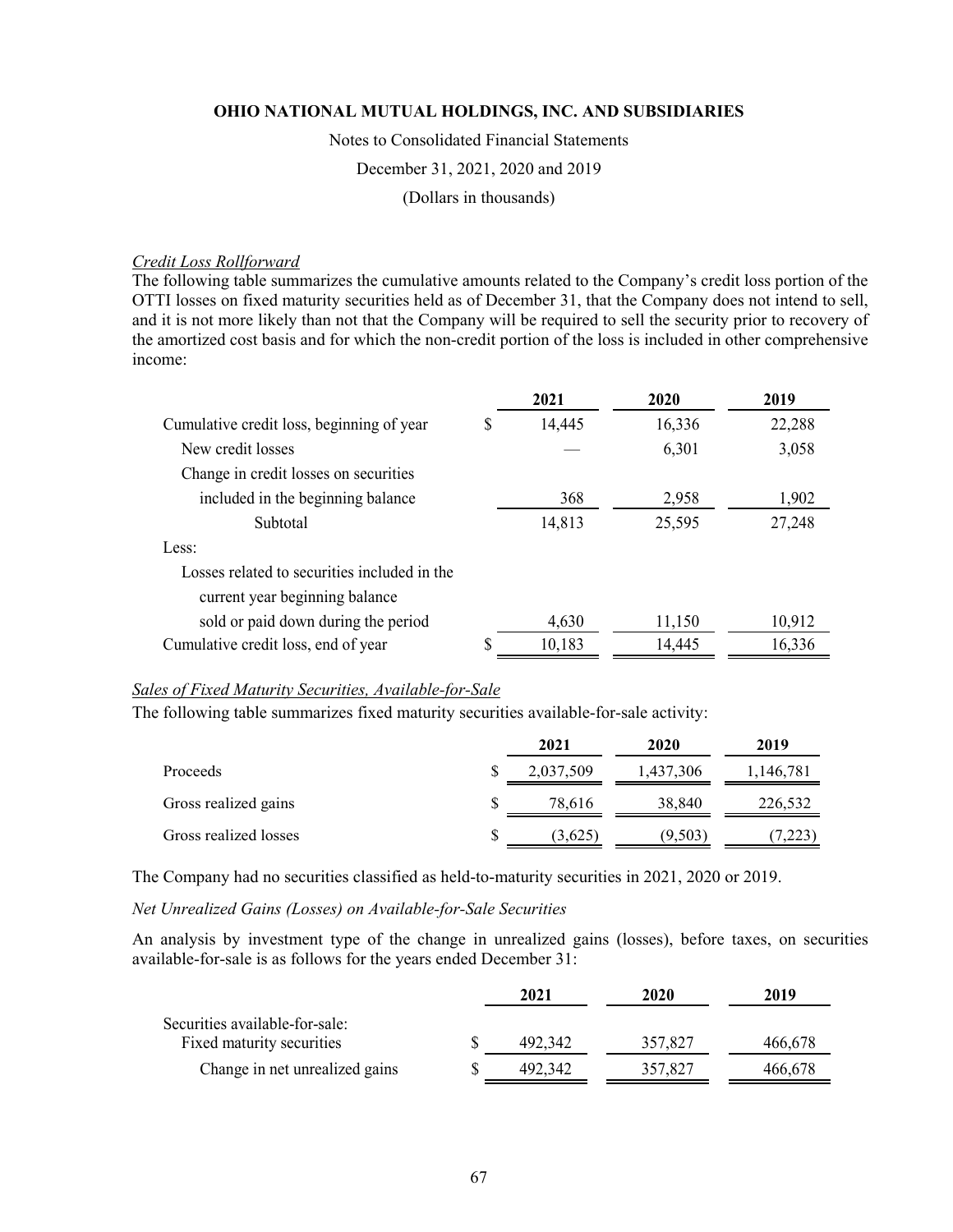# OHIO NATIONAL MUTUAL HOLDINGS, INC. AND SUBSIDIARIES

Notes to Consolidated Financial Statements

December 31, 2021, 2020 and 2019

(Dollars in thousands)

*Credit Loss Rollforward*

The following table summarizes the cumulative amounts related to the Company's credit loss portion of the OTTI losses on fixed maturity securities held as of December 31, that the Company does not intend to sell, and it is not more likely than not that the Company will be required to sell the security prior to recovery of the amortized cost basis and for which the non-credit portion of the loss is included in other comprehensive income:

| | 2021 | 2020 | 2019 |
|---|---|---|---|
| Cumulative credit loss, beginning of year | $ 14,445 | 16,336 | 22,288 |
| New credit losses | — | 6,301 | 3,058 |
| Change in credit losses on securities included in the beginning balance | 368 | 2,958 | 1,902 |
| Subtotal | 14,813 | 25,595 | 27,248 |
| Less: | | | |
| Losses related to securities included in the current year beginning balance sold or paid down during the period | 4,630 | 11,150 | 10,912 |
| Cumulative credit loss, end of year | $ 10,183 | 14,445 | 16,336 |

*Sales of Fixed Maturity Securities, Available-for-Sale*

The following table summarizes fixed maturity securities available-for-sale activity:

| | 2021 | 2020 | 2019 |
|---|---|---|---|
| Proceeds | $ 2,037,509 | 1,437,306 | 1,146,781 |
| Gross realized gains | $ 78,616 | 38,840 | 226,532 |
| Gross realized losses | $ (3,625) | (9,503) | (7,223) |

The Company had no securities classified as held-to-maturity securities in 2021, 2020 or 2019.

*Net Unrealized Gains (Losses) on Available-for-Sale Securities*

An analysis by investment type of the change in unrealized gains (losses), before taxes, on securities available-for-sale is as follows for the years ended December 31:

| | 2021 | 2020 | 2019 |
|---|---|---|---|
| Securities available-for-sale: | | | |
| Fixed maturity securities | $ 492,342 | 357,827 | 466,678 |
| Change in net unrealized gains | $ 492,342 | 357,827 | 466,678 |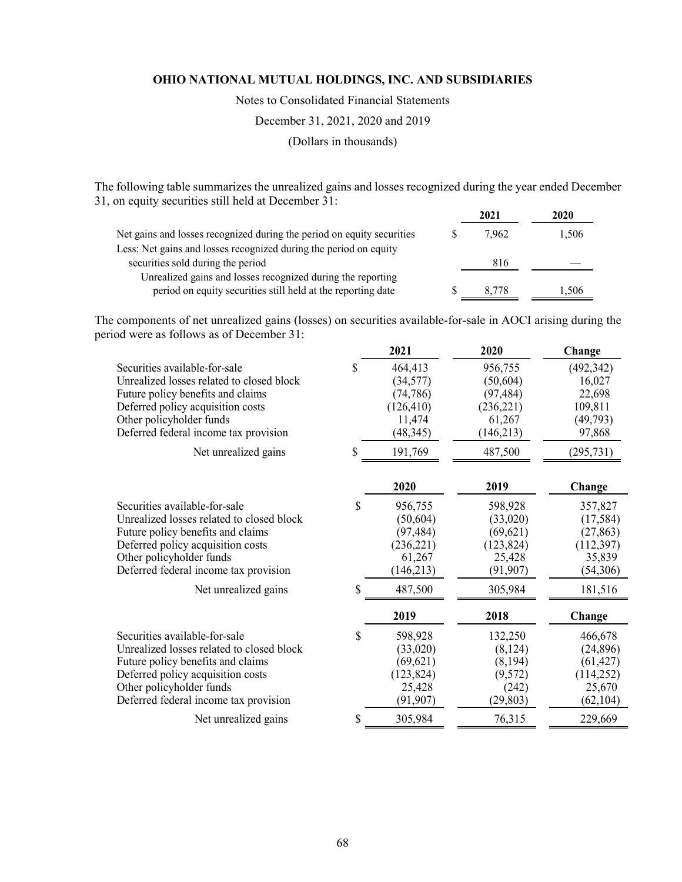The following table summarizes the unrealized gains and losses recognized during the year ended December 31, on equity securities still held at December 31:

| | 2021 | 2020 |
|---|---|---|
| Net gains and losses recognized during the period on equity securities | $ 7,962 | 1,506 |
| Less: Net gains and losses recognized during the period on equity securities sold during the period | 816 | — |
| Unrealized gains and losses recognized during the reporting period on equity securities still held at the reporting date | $ 8,778 | 1,506 |

The components of net unrealized gains (losses) on securities available-for-sale in AOCI arising during the period were as follows as of December 31:

| | 2021 | 2020 | Change |
|---|---|---|---|
| Securities available-for-sale | $ 464,413 | 956,755 | (492,342) |
| Unrealized losses related to closed block | (34,577) | (50,604) | 16,027 |
| Future policy benefits and claims | (74,786) | (97,484) | 22,698 |
| Deferred policy acquisition costs | (126,410) | (236,221) | 109,811 |
| Other policyholder funds | 11,474 | 61,267 | (49,793) |
| Deferred federal income tax provision | (48,345) | (146,213) | 97,868 |
| Net unrealized gains | $ 191,769 | 487,500 | (295,731) |

| | 2020 | 2019 | Change |
|---|---|---|---|
| Securities available-for-sale | $ 956,755 | 598,928 | 357,827 |
| Unrealized losses related to closed block | (50,604) | (33,020) | (17,584) |
| Future policy benefits and claims | (97,484) | (69,621) | (27,863) |
| Deferred policy acquisition costs | (236,221) | (123,824) | (112,397) |
| Other policyholder funds | 61,267 | 25,428 | 35,839 |
| Deferred federal income tax provision | (146,213) | (91,907) | (54,306) |
| Net unrealized gains | $ 487,500 | 305,984 | 181,516 |

| | 2019 | 2018 | Change |
|---|---|---|---|
| Securities available-for-sale | $ 598,928 | 132,250 | 466,678 |
| Unrealized losses related to closed block | (33,020) | (8,124) | (24,896) |
| Future policy benefits and claims | (69,621) | (8,194) | (61,427) |
| Deferred policy acquisition costs | (123,824) | (9,572) | (114,252) |
| Other policyholder funds | 25,428 | (242) | 25,670 |
| Deferred federal income tax provision | (91,907) | (29,803) | (62,104) |
| Net unrealized gains | $ 305,984 | 76,315 | 229,669 |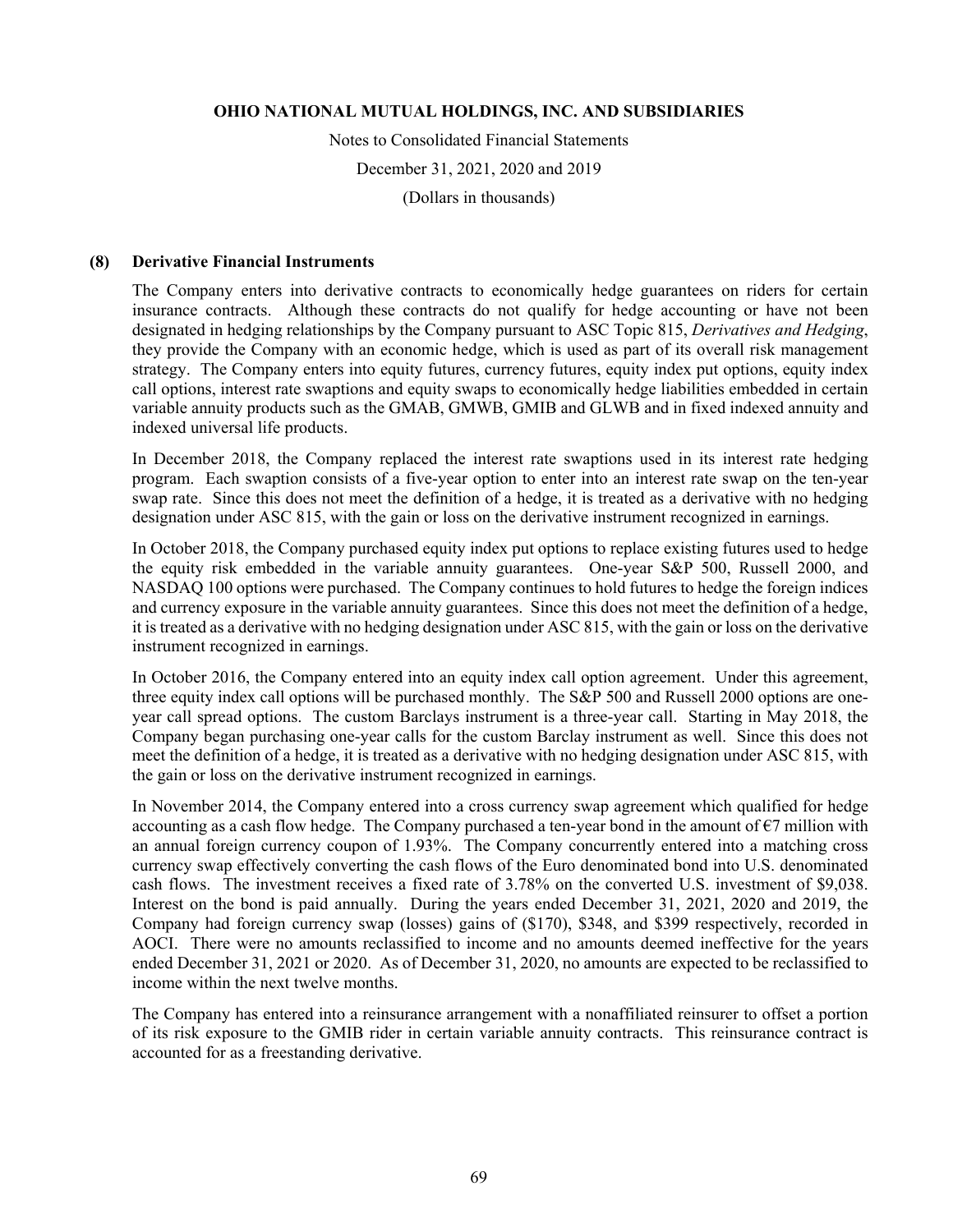## (8) Derivative Financial Instruments

The Company enters into derivative contracts to economically hedge guarantees on riders for certain insurance contracts. Although these contracts do not qualify for hedge accounting or have not been designated in hedging relationships by the Company pursuant to ASC Topic 815, *Derivatives and Hedging*, they provide the Company with an economic hedge, which is used as part of its overall risk management strategy. The Company enters into equity futures, currency futures, equity index put options, equity index call options, interest rate swaptions and equity swaps to economically hedge liabilities embedded in certain variable annuity products such as the GMAB, GMWB, GMIB and GLWB and in fixed indexed annuity and indexed universal life products.

In December 2018, the Company replaced the interest rate swaptions used in its interest rate hedging program. Each swaption consists of a five-year option to enter into an interest rate swap on the ten-year swap rate. Since this does not meet the definition of a hedge, it is treated as a derivative with no hedging designation under ASC 815, with the gain or loss on the derivative instrument recognized in earnings.

In October 2018, the Company purchased equity index put options to replace existing futures used to hedge the equity risk embedded in the variable annuity guarantees. One-year S&P 500, Russell 2000, and NASDAQ 100 options were purchased. The Company continues to hold futures to hedge the foreign indices and currency exposure in the variable annuity guarantees. Since this does not meet the definition of a hedge, it is treated as a derivative with no hedging designation under ASC 815, with the gain or loss on the derivative instrument recognized in earnings.

In October 2016, the Company entered into an equity index call option agreement. Under this agreement, three equity index call options will be purchased monthly. The S&P 500 and Russell 2000 options are one-year call spread options. The custom Barclays instrument is a three-year call. Starting in May 2018, the Company began purchasing one-year calls for the custom Barclay instrument as well. Since this does not meet the definition of a hedge, it is treated as a derivative with no hedging designation under ASC 815, with the gain or loss on the derivative instrument recognized in earnings.

In November 2014, the Company entered into a cross currency swap agreement which qualified for hedge accounting as a cash flow hedge. The Company purchased a ten-year bond in the amount of €7 million with an annual foreign currency coupon of 1.93%. The Company concurrently entered into a matching cross currency swap effectively converting the cash flows of the Euro denominated bond into U.S. denominated cash flows. The investment receives a fixed rate of 3.78% on the converted U.S. investment of $9,038. Interest on the bond is paid annually. During the years ended December 31, 2021, 2020 and 2019, the Company had foreign currency swap (losses) gains of ($170), $348, and $399 respectively, recorded in AOCI. There were no amounts reclassified to income and no amounts deemed ineffective for the years ended December 31, 2021 or 2020. As of December 31, 2020, no amounts are expected to be reclassified to income within the next twelve months.

The Company has entered into a reinsurance arrangement with a nonaffiliated reinsurer to offset a portion of its risk exposure to the GMIB rider in certain variable annuity contracts. This reinsurance contract is accounted for as a freestanding derivative.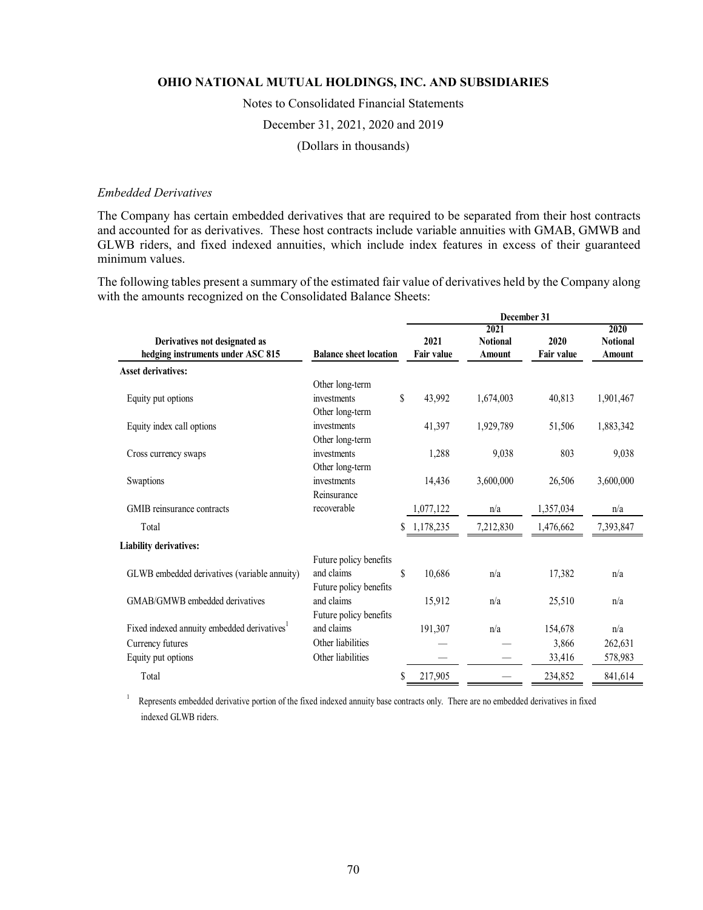### *Embedded Derivatives*

The Company has certain embedded derivatives that are required to be separated from their host contracts and accounted for as derivatives. These host contracts include variable annuities with GMAB, GMWB and GLWB riders, and fixed indexed annuities, which include index features in excess of their guaranteed minimum values.

The following tables present a summary of the estimated fair value of derivatives held by the Company along with the amounts recognized on the Consolidated Balance Sheets:

| Derivatives not designated as hedging instruments under ASC 815 | Balance sheet location | December 31 2021 Fair value | 2021 Notional Amount | 2020 Fair value | 2020 Notional Amount |
|---|---|---|---|---|---|
| **Asset derivatives:** | | | | | |
| Equity put options | Other long-term investments | $ 43,992 | 1,674,003 | 40,813 | 1,901,467 |
| Equity index call options | Other long-term investments | 41,397 | 1,929,789 | 51,506 | 1,883,342 |
| Cross currency swaps | Other long-term investments | 1,288 | 9,038 | 803 | 9,038 |
| Swaptions | Other long-term investments | 14,436 | 3,600,000 | 26,506 | 3,600,000 |
| GMIB reinsurance contracts | Reinsurance recoverable | 1,077,122 | n/a | 1,357,034 | n/a |
| Total | | $ 1,178,235 | 7,212,830 | 1,476,662 | 7,393,847 |
| **Liability derivatives:** | | | | | |
| GLWB embedded derivatives (variable annuity) | Future policy benefits and claims | $ 10,686 | n/a | 17,382 | n/a |
| GMAB/GMWB embedded derivatives | Future policy benefits and claims | 15,912 | n/a | 25,510 | n/a |
| Fixed indexed annuity embedded derivatives[1] | Future policy benefits and claims | 191,307 | n/a | 154,678 | n/a |
| Currency futures | Other liabilities | — | — | 3,866 | 262,631 |
| Equity put options | Other liabilities | — | — | 33,416 | 578,983 |
| Total | | $ 217,905 | — | 234,852 | 841,614 |

[1] Represents embedded derivative portion of the fixed indexed annuity base contracts only. There are no embedded derivatives in fixed indexed GLWB riders.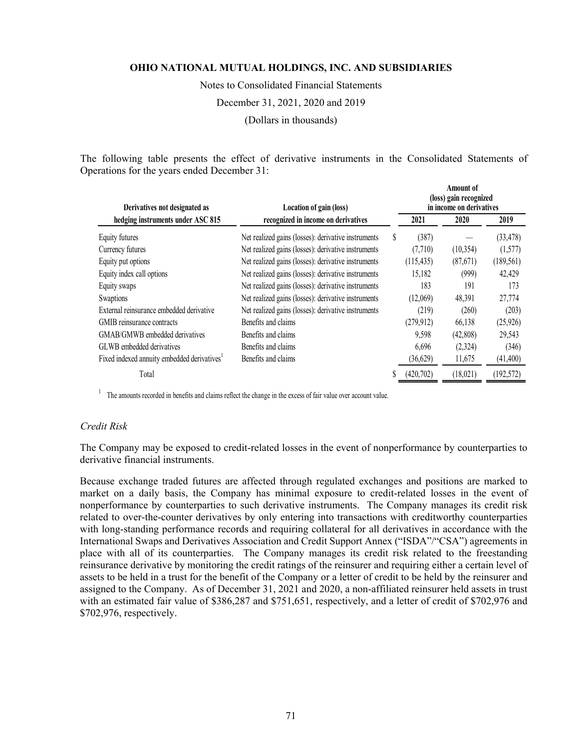The following table presents the effect of derivative instruments in the Consolidated Statements of Operations for the years ended December 31:

| Derivatives not designated as hedging instruments under ASC 815 | Location of gain (loss) recognized in income on derivatives | Amount of (loss) gain recognized in income on derivatives | | |
|---|---|---|---|---|
| | | 2021 | 2020 | 2019 |
| Equity futures | Net realized gains (losses): derivative instruments | $ (387) | — | (33,478) |
| Currency futures | Net realized gains (losses): derivative instruments | (7,710) | (10,354) | (1,577) |
| Equity put options | Net realized gains (losses): derivative instruments | (115,435) | (87,671) | (189,561) |
| Equity index call options | Net realized gains (losses): derivative instruments | 15,182 | (999) | 42,429 |
| Equity swaps | Net realized gains (losses): derivative instruments | 183 | 191 | 173 |
| Swaptions | Net realized gains (losses): derivative instruments | (12,069) | 48,391 | 27,774 |
| External reinsurance embedded derivative | Net realized gains (losses): derivative instruments | (219) | (260) | (203) |
| GMIB reinsurance contracts | Benefits and claims | (279,912) | 66,138 | (25,926) |
| GMAB/GMWB embedded derivatives | Benefits and claims | 9,598 | (42,808) | 29,543 |
| GLWB embedded derivatives | Benefits and claims | 6,696 | (2,324) | (346) |
| Fixed indexed annuity embedded derivatives[1] | Benefits and claims | (36,629) | 11,675 | (41,400) |
| Total | | $ (420,702) | (18,021) | (192,572) |

[1] The amounts recorded in benefits and claims reflect the change in the excess of fair value over account value.

*Credit Risk*

The Company may be exposed to credit-related losses in the event of nonperformance by counterparties to derivative financial instruments.

Because exchange traded futures are affected through regulated exchanges and positions are marked to market on a daily basis, the Company has minimal exposure to credit-related losses in the event of nonperformance by counterparties to such derivative instruments. The Company manages its credit risk related to over-the-counter derivatives by only entering into transactions with creditworthy counterparties with long-standing performance records and requiring collateral for all derivatives in accordance with the International Swaps and Derivatives Association and Credit Support Annex ("ISDA"/"CSA") agreements in place with all of its counterparties. The Company manages its credit risk related to the freestanding reinsurance derivative by monitoring the credit ratings of the reinsurer and requiring either a certain level of assets to be held in a trust for the benefit of the Company or a letter of credit to be held by the reinsurer and assigned to the Company. As of December 31, 2021 and 2020, a non-affiliated reinsurer held assets in trust with an estimated fair value of $386,287 and $751,651, respectively, and a letter of credit of $702,976 and $702,976, respectively.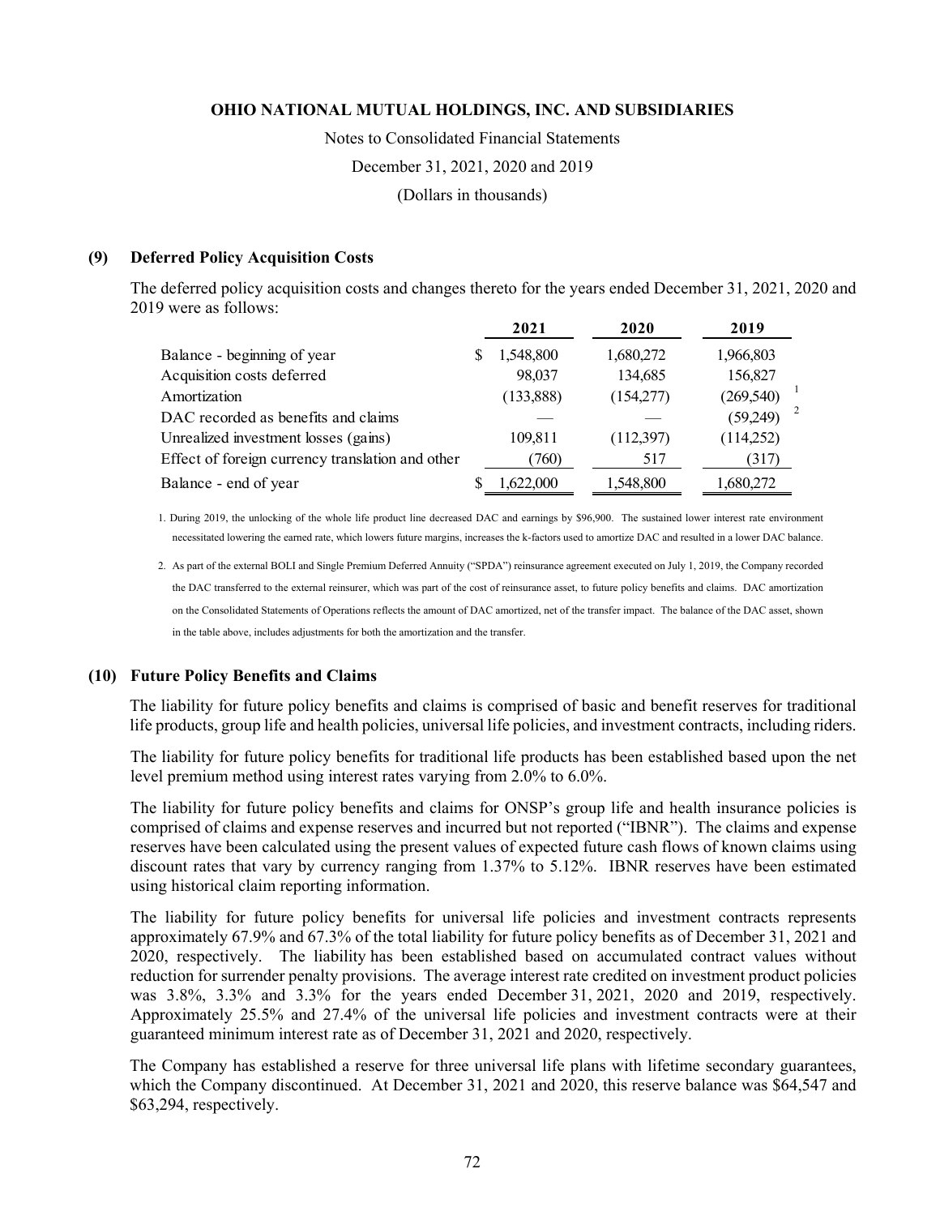### (9) Deferred Policy Acquisition Costs

The deferred policy acquisition costs and changes thereto for the years ended December 31, 2021, 2020 and 2019 were as follows:

| | 2021 | 2020 | 2019 |
|---|---|---|---|
| Balance - beginning of year | $ 1,548,800 | 1,680,272 | 1,966,803 |
| Acquisition costs deferred | 98,037 | 134,685 | 156,827 |
| Amortization | (133,888) | (154,277) | (269,540) [1] |
| DAC recorded as benefits and claims | — | — | (59,249) [2] |
| Unrealized investment losses (gains) | 109,811 | (112,397) | (114,252) |
| Effect of foreign currency translation and other | (760) | 517 | (317) |
| Balance - end of year | $ 1,622,000 | 1,548,800 | 1,680,272 |

1. During 2019, the unlocking of the whole life product line decreased DAC and earnings by $96,900. The sustained lower interest rate environment necessitated lowering the earned rate, which lowers future margins, increases the k-factors used to amortize DAC and resulted in a lower DAC balance.

2. As part of the external BOLI and Single Premium Deferred Annuity ("SPDA") reinsurance agreement executed on July 1, 2019, the Company recorded the DAC transferred to the external reinsurer, which was part of the cost of reinsurance asset, to future policy benefits and claims. DAC amortization on the Consolidated Statements of Operations reflects the amount of DAC amortized, net of the transfer impact. The balance of the DAC asset, shown in the table above, includes adjustments for both the amortization and the transfer.

### (10) Future Policy Benefits and Claims

The liability for future policy benefits and claims is comprised of basic and benefit reserves for traditional life products, group life and health policies, universal life policies, and investment contracts, including riders.

The liability for future policy benefits for traditional life products has been established based upon the net level premium method using interest rates varying from 2.0% to 6.0%.

The liability for future policy benefits and claims for ONSP's group life and health insurance policies is comprised of claims and expense reserves and incurred but not reported ("IBNR"). The claims and expense reserves have been calculated using the present values of expected future cash flows of known claims using discount rates that vary by currency ranging from 1.37% to 5.12%. IBNR reserves have been estimated using historical claim reporting information.

The liability for future policy benefits for universal life policies and investment contracts represents approximately 67.9% and 67.3% of the total liability for future policy benefits as of December 31, 2021 and 2020, respectively. The liability has been established based on accumulated contract values without reduction for surrender penalty provisions. The average interest rate credited on investment product policies was 3.8%, 3.3% and 3.3% for the years ended December 31, 2021, 2020 and 2019, respectively. Approximately 25.5% and 27.4% of the universal life policies and investment contracts were at their guaranteed minimum interest rate as of December 31, 2021 and 2020, respectively.

The Company has established a reserve for three universal life plans with lifetime secondary guarantees, which the Company discontinued. At December 31, 2021 and 2020, this reserve balance was $64,547 and $63,294, respectively.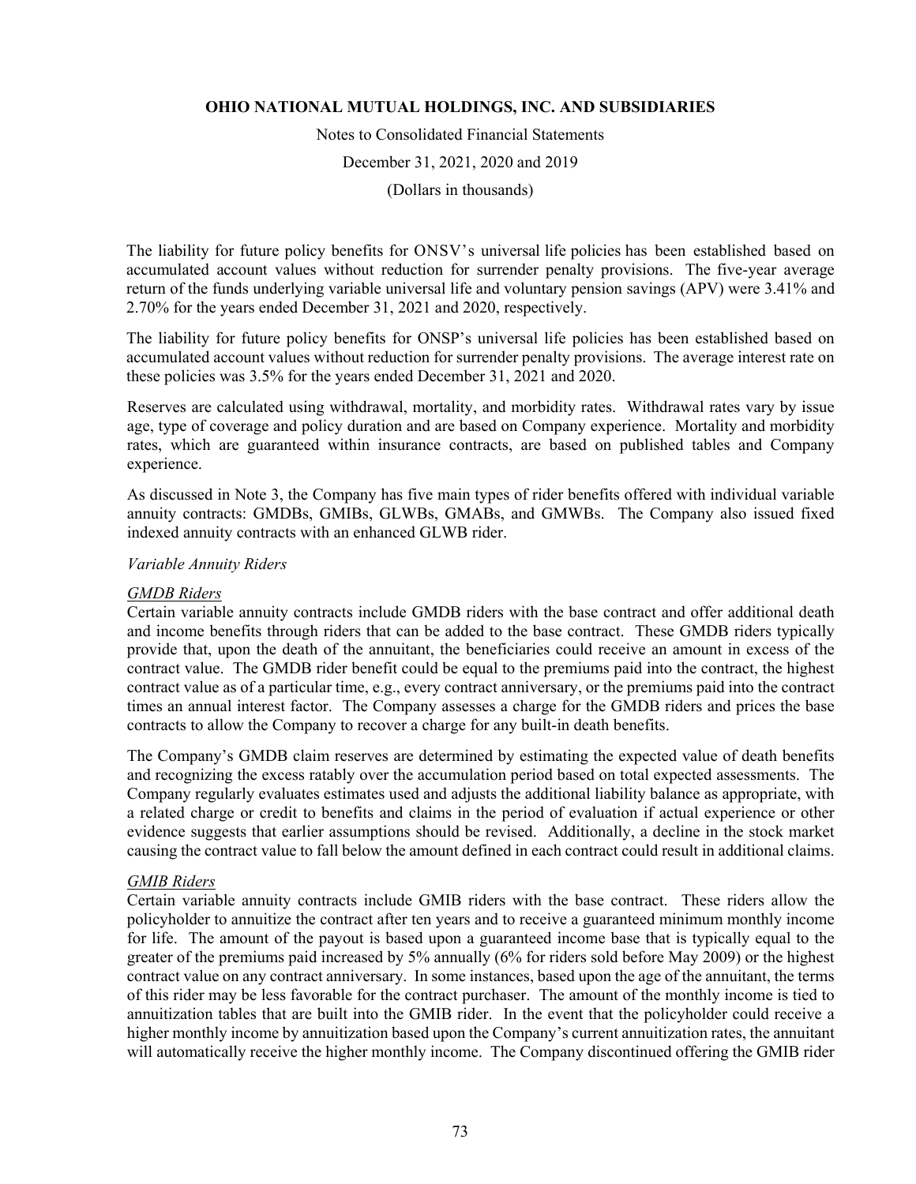The liability for future policy benefits for ONSV's universal life policies has been established based on accumulated account values without reduction for surrender penalty provisions. The five-year average return of the funds underlying variable universal life and voluntary pension savings (APV) were 3.41% and 2.70% for the years ended December 31, 2021 and 2020, respectively.

The liability for future policy benefits for ONSP's universal life policies has been established based on accumulated account values without reduction for surrender penalty provisions. The average interest rate on these policies was 3.5% for the years ended December 31, 2021 and 2020.

Reserves are calculated using withdrawal, mortality, and morbidity rates. Withdrawal rates vary by issue age, type of coverage and policy duration and are based on Company experience. Mortality and morbidity rates, which are guaranteed within insurance contracts, are based on published tables and Company experience.

As discussed in Note 3, the Company has five main types of rider benefits offered with individual variable annuity contracts: GMDBs, GMIBs, GLWBs, GMABs, and GMWBs. The Company also issued fixed indexed annuity contracts with an enhanced GLWB rider.

*Variable Annuity Riders*

*GMDB Riders*

Certain variable annuity contracts include GMDB riders with the base contract and offer additional death and income benefits through riders that can be added to the base contract. These GMDB riders typically provide that, upon the death of the annuitant, the beneficiaries could receive an amount in excess of the contract value. The GMDB rider benefit could be equal to the premiums paid into the contract, the highest contract value as of a particular time, e.g., every contract anniversary, or the premiums paid into the contract times an annual interest factor. The Company assesses a charge for the GMDB riders and prices the base contracts to allow the Company to recover a charge for any built-in death benefits.

The Company's GMDB claim reserves are determined by estimating the expected value of death benefits and recognizing the excess ratably over the accumulation period based on total expected assessments. The Company regularly evaluates estimates used and adjusts the additional liability balance as appropriate, with a related charge or credit to benefits and claims in the period of evaluation if actual experience or other evidence suggests that earlier assumptions should be revised. Additionally, a decline in the stock market causing the contract value to fall below the amount defined in each contract could result in additional claims.

*GMIB Riders*

Certain variable annuity contracts include GMIB riders with the base contract. These riders allow the policyholder to annuitize the contract after ten years and to receive a guaranteed minimum monthly income for life. The amount of the payout is based upon a guaranteed income base that is typically equal to the greater of the premiums paid increased by 5% annually (6% for riders sold before May 2009) or the highest contract value on any contract anniversary. In some instances, based upon the age of the annuitant, the terms of this rider may be less favorable for the contract purchaser. The amount of the monthly income is tied to annuitization tables that are built into the GMIB rider. In the event that the policyholder could receive a higher monthly income by annuitization based upon the Company's current annuitization rates, the annuitant will automatically receive the higher monthly income. The Company discontinued offering the GMIB rider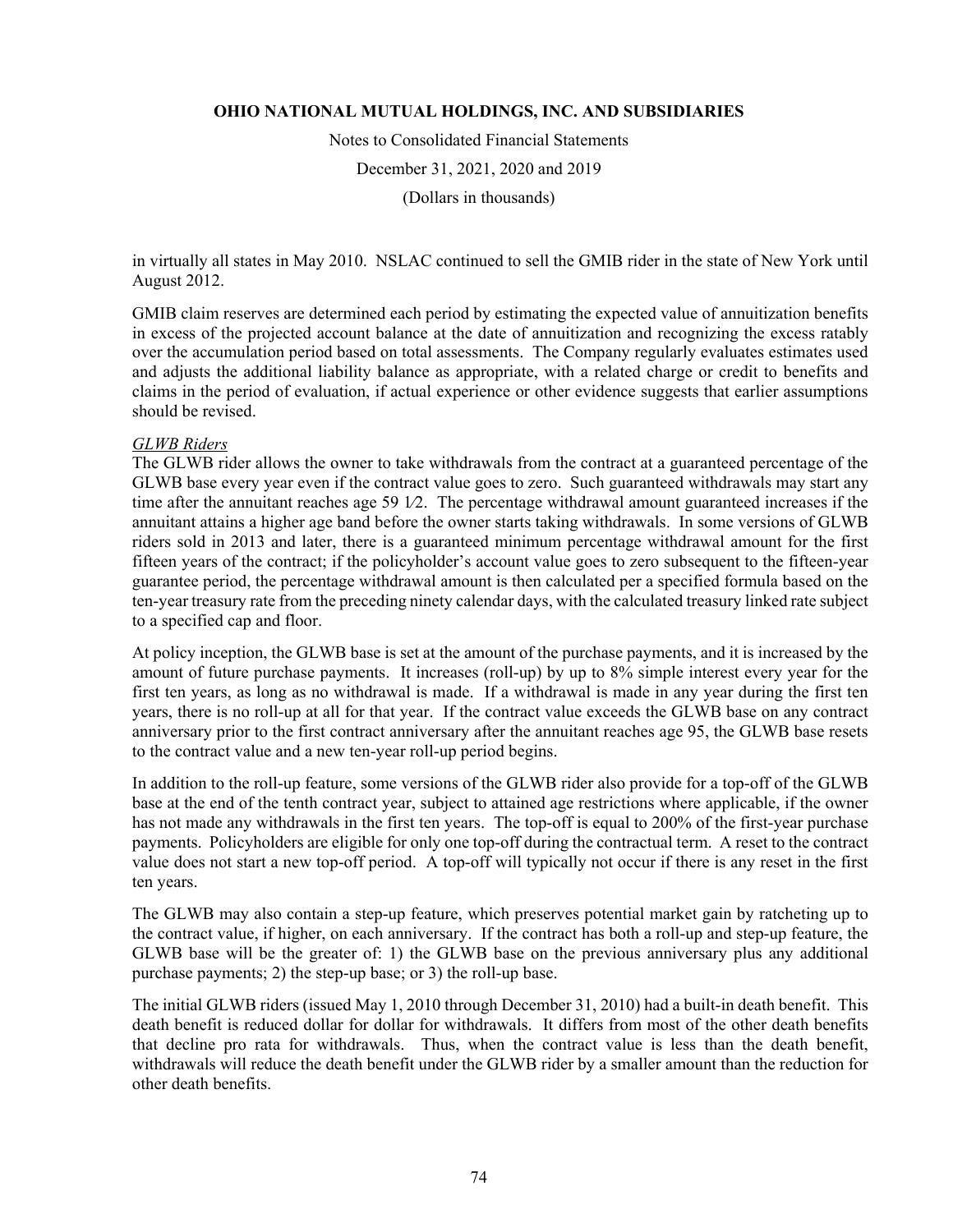in virtually all states in May 2010. NSLAC continued to sell the GMIB rider in the state of New York until August 2012.

GMIB claim reserves are determined each period by estimating the expected value of annuitization benefits in excess of the projected account balance at the date of annuitization and recognizing the excess ratably over the accumulation period based on total assessments. The Company regularly evaluates estimates used and adjusts the additional liability balance as appropriate, with a related charge or credit to benefits and claims in the period of evaluation, if actual experience or other evidence suggests that earlier assumptions should be revised.

*GLWB Riders*

The GLWB rider allows the owner to take withdrawals from the contract at a guaranteed percentage of the GLWB base every year even if the contract value goes to zero. Such guaranteed withdrawals may start any time after the annuitant reaches age 59 1⁄2. The percentage withdrawal amount guaranteed increases if the annuitant attains a higher age band before the owner starts taking withdrawals. In some versions of GLWB riders sold in 2013 and later, there is a guaranteed minimum percentage withdrawal amount for the first fifteen years of the contract; if the policyholder's account value goes to zero subsequent to the fifteen-year guarantee period, the percentage withdrawal amount is then calculated per a specified formula based on the ten-year treasury rate from the preceding ninety calendar days, with the calculated treasury linked rate subject to a specified cap and floor.

At policy inception, the GLWB base is set at the amount of the purchase payments, and it is increased by the amount of future purchase payments. It increases (roll-up) by up to 8% simple interest every year for the first ten years, as long as no withdrawal is made. If a withdrawal is made in any year during the first ten years, there is no roll-up at all for that year. If the contract value exceeds the GLWB base on any contract anniversary prior to the first contract anniversary after the annuitant reaches age 95, the GLWB base resets to the contract value and a new ten-year roll-up period begins.

In addition to the roll-up feature, some versions of the GLWB rider also provide for a top-off of the GLWB base at the end of the tenth contract year, subject to attained age restrictions where applicable, if the owner has not made any withdrawals in the first ten years. The top-off is equal to 200% of the first-year purchase payments. Policyholders are eligible for only one top-off during the contractual term. A reset to the contract value does not start a new top-off period. A top-off will typically not occur if there is any reset in the first ten years.

The GLWB may also contain a step-up feature, which preserves potential market gain by ratcheting up to the contract value, if higher, on each anniversary. If the contract has both a roll-up and step-up feature, the GLWB base will be the greater of: 1) the GLWB base on the previous anniversary plus any additional purchase payments; 2) the step-up base; or 3) the roll-up base.

The initial GLWB riders (issued May 1, 2010 through December 31, 2010) had a built-in death benefit. This death benefit is reduced dollar for dollar for withdrawals. It differs from most of the other death benefits that decline pro rata for withdrawals. Thus, when the contract value is less than the death benefit, withdrawals will reduce the death benefit under the GLWB rider by a smaller amount than the reduction for other death benefits.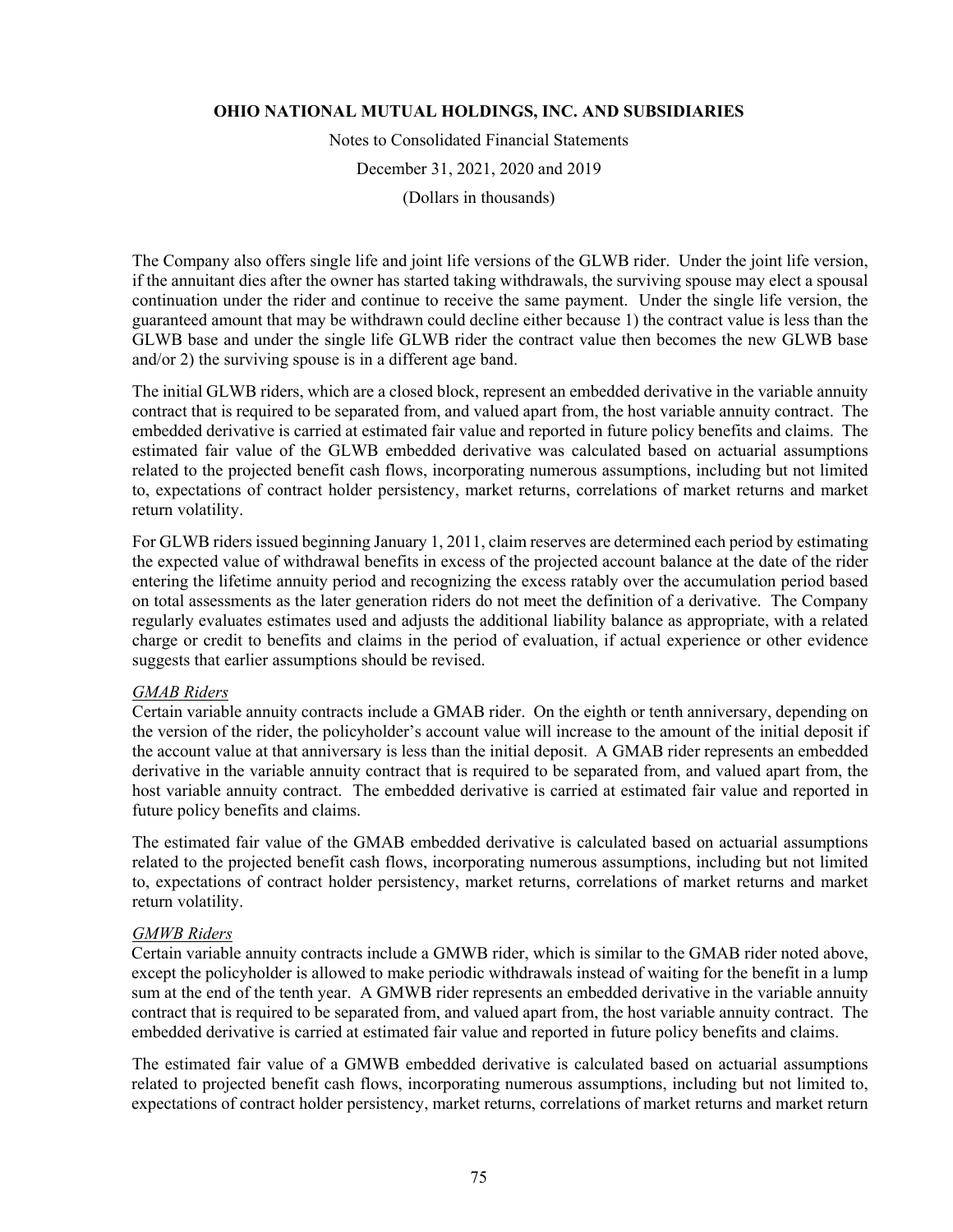The Company also offers single life and joint life versions of the GLWB rider. Under the joint life version, if the annuitant dies after the owner has started taking withdrawals, the surviving spouse may elect a spousal continuation under the rider and continue to receive the same payment. Under the single life version, the guaranteed amount that may be withdrawn could decline either because 1) the contract value is less than the GLWB base and under the single life GLWB rider the contract value then becomes the new GLWB base and/or 2) the surviving spouse is in a different age band.

The initial GLWB riders, which are a closed block, represent an embedded derivative in the variable annuity contract that is required to be separated from, and valued apart from, the host variable annuity contract. The embedded derivative is carried at estimated fair value and reported in future policy benefits and claims. The estimated fair value of the GLWB embedded derivative was calculated based on actuarial assumptions related to the projected benefit cash flows, incorporating numerous assumptions, including but not limited to, expectations of contract holder persistency, market returns, correlations of market returns and market return volatility.

For GLWB riders issued beginning January 1, 2011, claim reserves are determined each period by estimating the expected value of withdrawal benefits in excess of the projected account balance at the date of the rider entering the lifetime annuity period and recognizing the excess ratably over the accumulation period based on total assessments as the later generation riders do not meet the definition of a derivative. The Company regularly evaluates estimates used and adjusts the additional liability balance as appropriate, with a related charge or credit to benefits and claims in the period of evaluation, if actual experience or other evidence suggests that earlier assumptions should be revised.

*GMAB Riders*

Certain variable annuity contracts include a GMAB rider. On the eighth or tenth anniversary, depending on the version of the rider, the policyholder's account value will increase to the amount of the initial deposit if the account value at that anniversary is less than the initial deposit. A GMAB rider represents an embedded derivative in the variable annuity contract that is required to be separated from, and valued apart from, the host variable annuity contract. The embedded derivative is carried at estimated fair value and reported in future policy benefits and claims.

The estimated fair value of the GMAB embedded derivative is calculated based on actuarial assumptions related to the projected benefit cash flows, incorporating numerous assumptions, including but not limited to, expectations of contract holder persistency, market returns, correlations of market returns and market return volatility.

*GMWB Riders*

Certain variable annuity contracts include a GMWB rider, which is similar to the GMAB rider noted above, except the policyholder is allowed to make periodic withdrawals instead of waiting for the benefit in a lump sum at the end of the tenth year. A GMWB rider represents an embedded derivative in the variable annuity contract that is required to be separated from, and valued apart from, the host variable annuity contract. The embedded derivative is carried at estimated fair value and reported in future policy benefits and claims.

The estimated fair value of a GMWB embedded derivative is calculated based on actuarial assumptions related to projected benefit cash flows, incorporating numerous assumptions, including but not limited to, expectations of contract holder persistency, market returns, correlations of market returns and market return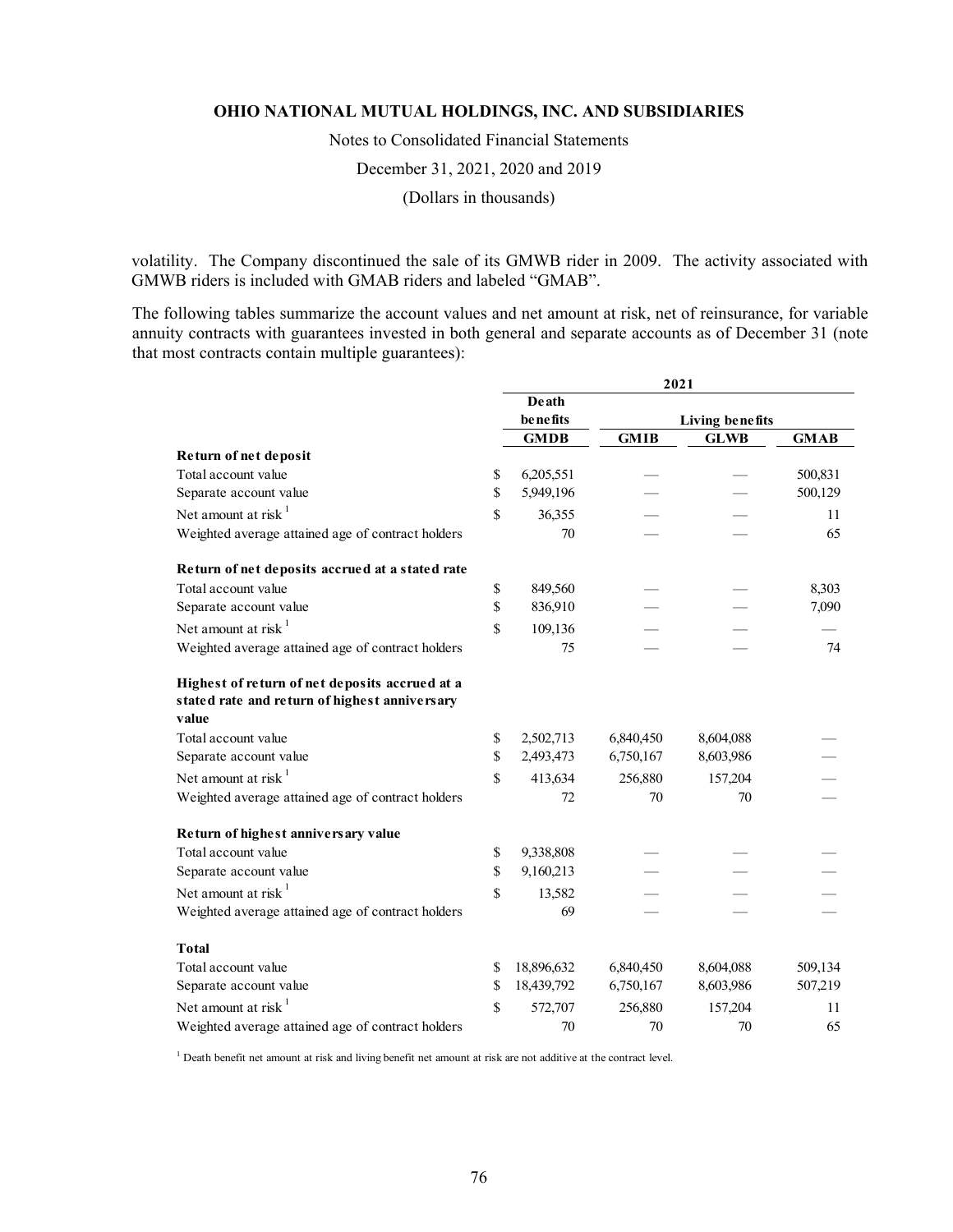volatility. The Company discontinued the sale of its GMWB rider in 2009. The activity associated with GMWB riders is included with GMAB riders and labeled "GMAB".

The following tables summarize the account values and net amount at risk, net of reinsurance, for variable annuity contracts with guarantees invested in both general and separate accounts as of December 31 (note that most contracts contain multiple guarantees):

| | 2021 | | | |
|---|---|---|---|---|
| | Death benefits | Living benefits | | |
| | GMDB | GMIB | GLWB | GMAB |
| **Return of net deposit** | | | | |
| Total account value | $ 6,205,551 | — | — | 500,831 |
| Separate account value | $ 5,949,196 | — | — | 500,129 |
| Net amount at risk [1] | $ 36,355 | — | — | 11 |
| Weighted average attained age of contract holders | 70 | — | — | 65 |
| **Return of net deposits accrued at a stated rate** | | | | |
| Total account value | $ 849,560 | — | — | 8,303 |
| Separate account value | $ 836,910 | — | — | 7,090 |
| Net amount at risk [1] | $ 109,136 | — | — | — |
| Weighted average attained age of contract holders | 75 | — | — | 74 |
| **Highest of return of net deposits accrued at a stated rate and return of highest anniversary value** | | | | |
| Total account value | $ 2,502,713 | 6,840,450 | 8,604,088 | — |
| Separate account value | $ 2,493,473 | 6,750,167 | 8,603,986 | — |
| Net amount at risk [1] | $ 413,634 | 256,880 | 157,204 | — |
| Weighted average attained age of contract holders | 72 | 70 | 70 | — |
| **Return of highest anniversary value** | | | | |
| Total account value | $ 9,338,808 | — | — | — |
| Separate account value | $ 9,160,213 | — | — | — |
| Net amount at risk [1] | $ 13,582 | — | — | — |
| Weighted average attained age of contract holders | 69 | — | — | — |
| **Total** | | | | |
| Total account value | $ 18,896,632 | 6,840,450 | 8,604,088 | 509,134 |
| Separate account value | $ 18,439,792 | 6,750,167 | 8,603,986 | 507,219 |
| Net amount at risk [1] | $ 572,707 | 256,880 | 157,204 | 11 |
| Weighted average attained age of contract holders | 70 | 70 | 70 | 65 |

[1] Death benefit net amount at risk and living benefit net amount at risk are not additive at the contract level.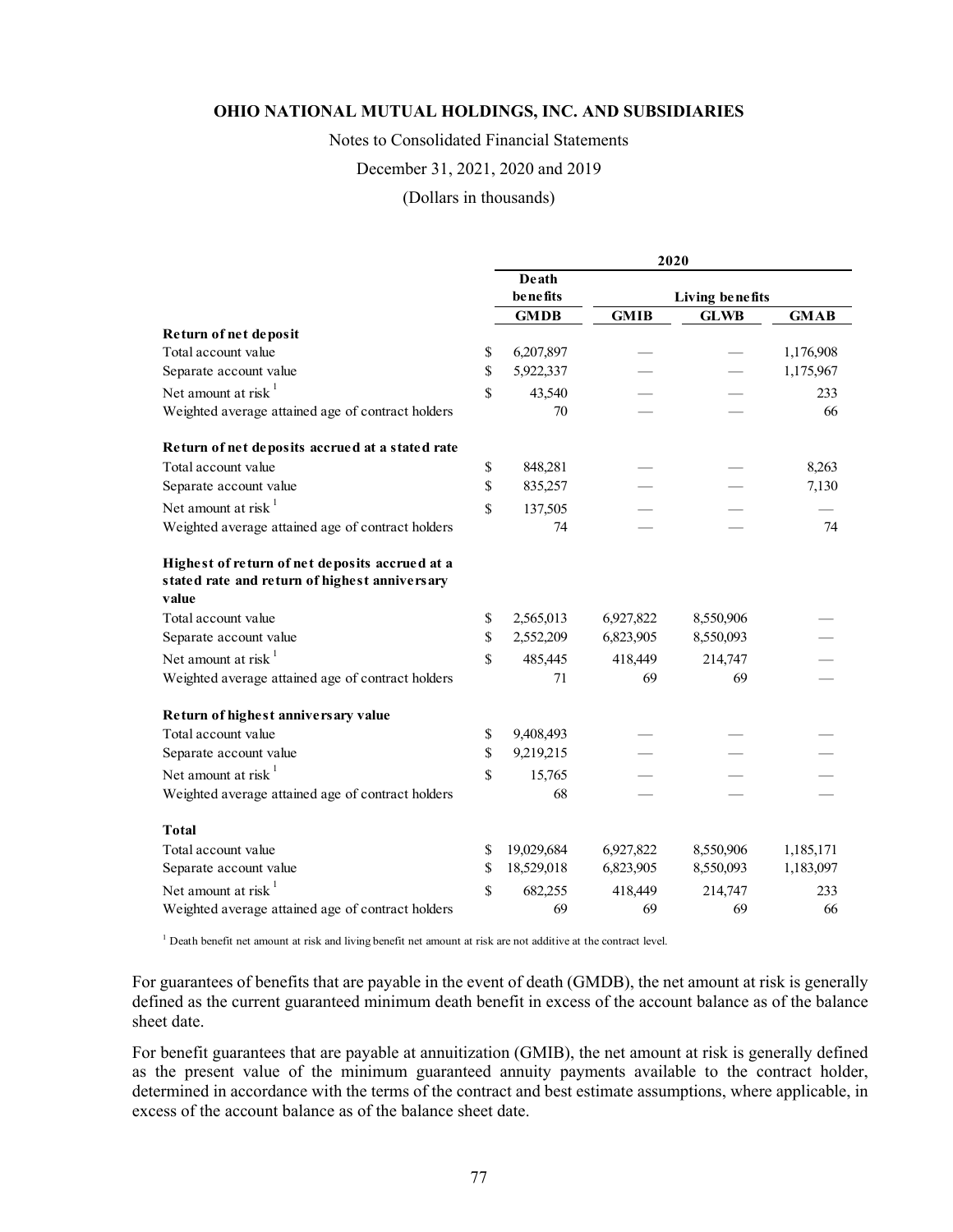**OHIO NATIONAL MUTUAL HOLDINGS, INC. AND SUBSIDIARIES**

Notes to Consolidated Financial Statements

December 31, 2021, 2020 and 2019

(Dollars in thousands)

| | 2020 | | | |
|---|---|---|---|---|
| | Death benefits | Living benefits | | |
| | GMDB | GMIB | GLWB | GMAB |
| **Return of net deposit** | | | | |
| Total account value | $ 6,207,897 | — | — | 1,176,908 |
| Separate account value | $ 5,922,337 | — | — | 1,175,967 |
| Net amount at risk [1] | $ 43,540 | — | — | 233 |
| Weighted average attained age of contract holders | 70 | — | — | 66 |
| **Return of net deposits accrued at a stated rate** | | | | |
| Total account value | $ 848,281 | — | — | 8,263 |
| Separate account value | $ 835,257 | — | — | 7,130 |
| Net amount at risk [1] | $ 137,505 | — | — | — |
| Weighted average attained age of contract holders | 74 | — | — | 74 |
| **Highest of return of net deposits accrued at a stated rate and return of highest anniversary value** | | | | |
| Total account value | $ 2,565,013 | 6,927,822 | 8,550,906 | — |
| Separate account value | $ 2,552,209 | 6,823,905 | 8,550,093 | — |
| Net amount at risk [1] | $ 485,445 | 418,449 | 214,747 | — |
| Weighted average attained age of contract holders | 71 | 69 | 69 | — |
| **Return of highest anniversary value** | | | | |
| Total account value | $ 9,408,493 | — | — | — |
| Separate account value | $ 9,219,215 | — | — | — |
| Net amount at risk [1] | $ 15,765 | — | — | — |
| Weighted average attained age of contract holders | 68 | — | — | — |
| **Total** | | | | |
| Total account value | $ 19,029,684 | 6,927,822 | 8,550,906 | 1,185,171 |
| Separate account value | $ 18,529,018 | 6,823,905 | 8,550,093 | 1,183,097 |
| Net amount at risk [1] | $ 682,255 | 418,449 | 214,747 | 233 |
| Weighted average attained age of contract holders | 69 | 69 | 69 | 66 |

[1] Death benefit net amount at risk and living benefit net amount at risk are not additive at the contract level.

For guarantees of benefits that are payable in the event of death (GMDB), the net amount at risk is generally defined as the current guaranteed minimum death benefit in excess of the account balance as of the balance sheet date.

For benefit guarantees that are payable at annuitization (GMIB), the net amount at risk is generally defined as the present value of the minimum guaranteed annuity payments available to the contract holder, determined in accordance with the terms of the contract and best estimate assumptions, where applicable, in excess of the account balance as of the balance sheet date.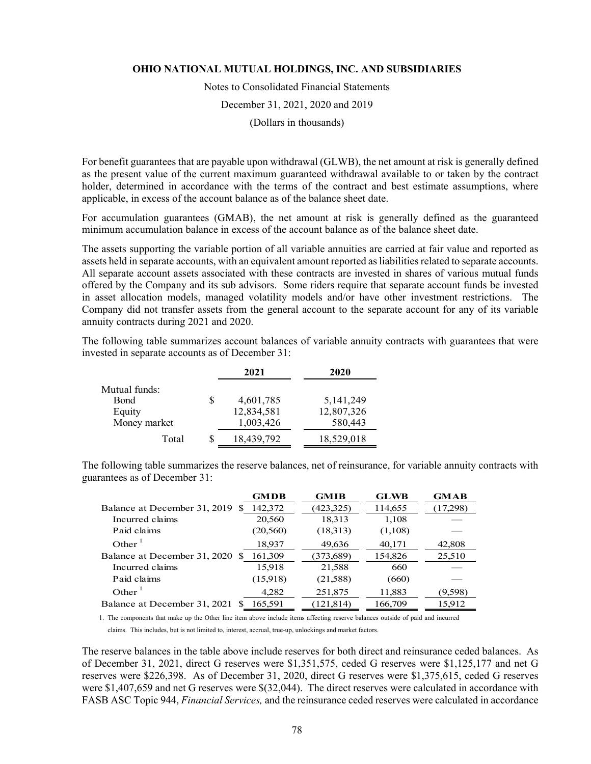For benefit guarantees that are payable upon withdrawal (GLWB), the net amount at risk is generally defined as the present value of the current maximum guaranteed withdrawal available to or taken by the contract holder, determined in accordance with the terms of the contract and best estimate assumptions, where applicable, in excess of the account balance as of the balance sheet date.

For accumulation guarantees (GMAB), the net amount at risk is generally defined as the guaranteed minimum accumulation balance in excess of the account balance as of the balance sheet date.

The assets supporting the variable portion of all variable annuities are carried at fair value and reported as assets held in separate accounts, with an equivalent amount reported as liabilities related to separate accounts. All separate account assets associated with these contracts are invested in shares of various mutual funds offered by the Company and its sub advisors. Some riders require that separate account funds be invested in asset allocation models, managed volatility models and/or have other investment restrictions. The Company did not transfer assets from the general account to the separate account for any of its variable annuity contracts during 2021 and 2020.

The following table summarizes account balances of variable annuity contracts with guarantees that were invested in separate accounts as of December 31:

| | 2021 | 2020 |
|---|---|---|
| Mutual funds: | | |
| Bond | $ 4,601,785 | 5,141,249 |
| Equity | 12,834,581 | 12,807,326 |
| Money market | 1,003,426 | 580,443 |
| Total | $ 18,439,792 | 18,529,018 |

The following table summarizes the reserve balances, net of reinsurance, for variable annuity contracts with guarantees as of December 31:

| | GMDB | GMIB | GLWB | GMAB |
|---|---|---|---|---|
| Balance at December 31, 2019 | $ 142,372 | (423,325) | 114,655 | (17,298) |
| Incurred claims | 20,560 | 18,313 | 1,108 | — |
| Paid claims | (20,560) | (18,313) | (1,108) | — |
| Other [1] | 18,937 | 49,636 | 40,171 | 42,808 |
| Balance at December 31, 2020 | $ 161,309 | (373,689) | 154,826 | 25,510 |
| Incurred claims | 15,918 | 21,588 | 660 | — |
| Paid claims | (15,918) | (21,588) | (660) | — |
| Other [1] | 4,282 | 251,875 | 11,883 | (9,598) |
| Balance at December 31, 2021 | $ 165,591 | (121,814) | 166,709 | 15,912 |

1. The components that make up the Other line item above include items affecting reserve balances outside of paid and incurred claims. This includes, but is not limited to, interest, accrual, true-up, unlockings and market factors.

The reserve balances in the table above include reserves for both direct and reinsurance ceded balances. As of December 31, 2021, direct G reserves were $1,351,575, ceded G reserves were $1,125,177 and net G reserves were $226,398. As of December 31, 2020, direct G reserves were $1,375,615, ceded G reserves were $1,407,659 and net G reserves were $(32,044). The direct reserves were calculated in accordance with FASB ASC Topic 944, *Financial Services,* and the reinsurance ceded reserves were calculated in accordance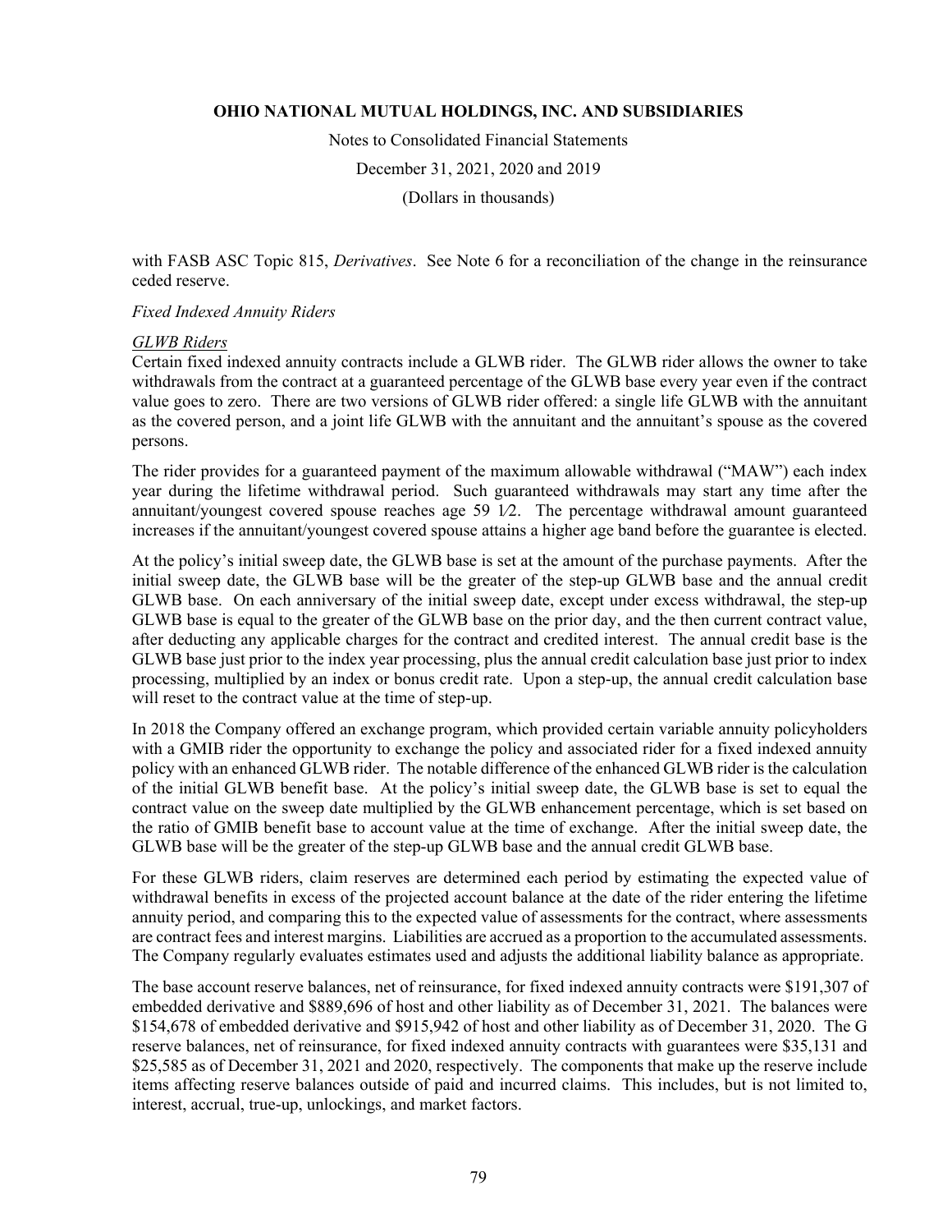with FASB ASC Topic 815, *Derivatives*. See Note 6 for a reconciliation of the change in the reinsurance ceded reserve.

*Fixed Indexed Annuity Riders*

*GLWB Riders*

Certain fixed indexed annuity contracts include a GLWB rider. The GLWB rider allows the owner to take withdrawals from the contract at a guaranteed percentage of the GLWB base every year even if the contract value goes to zero. There are two versions of GLWB rider offered: a single life GLWB with the annuitant as the covered person, and a joint life GLWB with the annuitant and the annuitant's spouse as the covered persons.

The rider provides for a guaranteed payment of the maximum allowable withdrawal ("MAW") each index year during the lifetime withdrawal period. Such guaranteed withdrawals may start any time after the annuitant/youngest covered spouse reaches age 59 1⁄2. The percentage withdrawal amount guaranteed increases if the annuitant/youngest covered spouse attains a higher age band before the guarantee is elected.

At the policy's initial sweep date, the GLWB base is set at the amount of the purchase payments. After the initial sweep date, the GLWB base will be the greater of the step-up GLWB base and the annual credit GLWB base. On each anniversary of the initial sweep date, except under excess withdrawal, the step-up GLWB base is equal to the greater of the GLWB base on the prior day, and the then current contract value, after deducting any applicable charges for the contract and credited interest. The annual credit base is the GLWB base just prior to the index year processing, plus the annual credit calculation base just prior to index processing, multiplied by an index or bonus credit rate. Upon a step-up, the annual credit calculation base will reset to the contract value at the time of step-up.

In 2018 the Company offered an exchange program, which provided certain variable annuity policyholders with a GMIB rider the opportunity to exchange the policy and associated rider for a fixed indexed annuity policy with an enhanced GLWB rider. The notable difference of the enhanced GLWB rider is the calculation of the initial GLWB benefit base. At the policy's initial sweep date, the GLWB base is set to equal the contract value on the sweep date multiplied by the GLWB enhancement percentage, which is set based on the ratio of GMIB benefit base to account value at the time of exchange. After the initial sweep date, the GLWB base will be the greater of the step-up GLWB base and the annual credit GLWB base.

For these GLWB riders, claim reserves are determined each period by estimating the expected value of withdrawal benefits in excess of the projected account balance at the date of the rider entering the lifetime annuity period, and comparing this to the expected value of assessments for the contract, where assessments are contract fees and interest margins. Liabilities are accrued as a proportion to the accumulated assessments. The Company regularly evaluates estimates used and adjusts the additional liability balance as appropriate.

The base account reserve balances, net of reinsurance, for fixed indexed annuity contracts were $191,307 of embedded derivative and $889,696 of host and other liability as of December 31, 2021. The balances were $154,678 of embedded derivative and $915,942 of host and other liability as of December 31, 2020. The G reserve balances, net of reinsurance, for fixed indexed annuity contracts with guarantees were $35,131 and $25,585 as of December 31, 2021 and 2020, respectively. The components that make up the reserve include items affecting reserve balances outside of paid and incurred claims. This includes, but is not limited to, interest, accrual, true-up, unlockings, and market factors.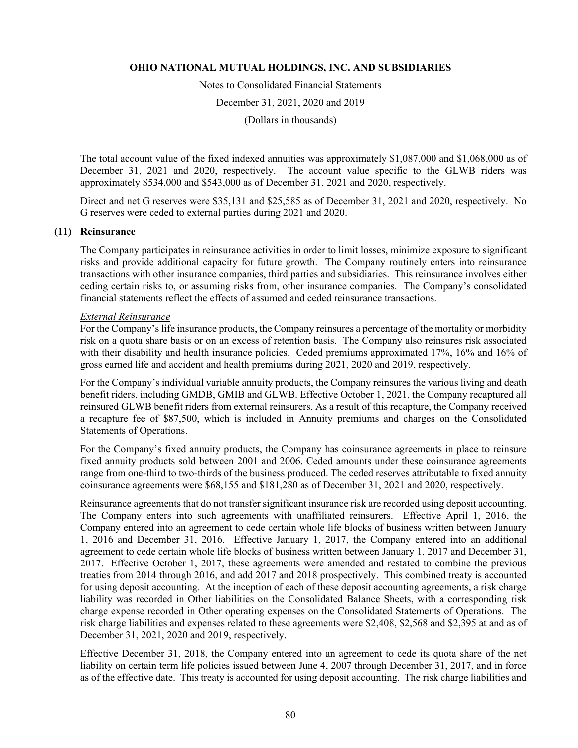The total account value of the fixed indexed annuities was approximately $1,087,000 and $1,068,000 as of December 31, 2021 and 2020, respectively. The account value specific to the GLWB riders was approximately $534,000 and $543,000 as of December 31, 2021 and 2020, respectively.

Direct and net G reserves were $35,131 and $25,585 as of December 31, 2021 and 2020, respectively. No G reserves were ceded to external parties during 2021 and 2020.

## (11) Reinsurance

The Company participates in reinsurance activities in order to limit losses, minimize exposure to significant risks and provide additional capacity for future growth. The Company routinely enters into reinsurance transactions with other insurance companies, third parties and subsidiaries. This reinsurance involves either ceding certain risks to, or assuming risks from, other insurance companies. The Company's consolidated financial statements reflect the effects of assumed and ceded reinsurance transactions.

*External Reinsurance*

For the Company's life insurance products, the Company reinsures a percentage of the mortality or morbidity risk on a quota share basis or on an excess of retention basis. The Company also reinsures risk associated with their disability and health insurance policies. Ceded premiums approximated 17%, 16% and 16% of gross earned life and accident and health premiums during 2021, 2020 and 2019, respectively.

For the Company's individual variable annuity products, the Company reinsures the various living and death benefit riders, including GMDB, GMIB and GLWB. Effective October 1, 2021, the Company recaptured all reinsured GLWB benefit riders from external reinsurers. As a result of this recapture, the Company received a recapture fee of $87,500, which is included in Annuity premiums and charges on the Consolidated Statements of Operations.

For the Company's fixed annuity products, the Company has coinsurance agreements in place to reinsure fixed annuity products sold between 2001 and 2006. Ceded amounts under these coinsurance agreements range from one-third to two-thirds of the business produced. The ceded reserves attributable to fixed annuity coinsurance agreements were $68,155 and $181,280 as of December 31, 2021 and 2020, respectively.

Reinsurance agreements that do not transfer significant insurance risk are recorded using deposit accounting. The Company enters into such agreements with unaffiliated reinsurers. Effective April 1, 2016, the Company entered into an agreement to cede certain whole life blocks of business written between January 1, 2016 and December 31, 2016. Effective January 1, 2017, the Company entered into an additional agreement to cede certain whole life blocks of business written between January 1, 2017 and December 31, 2017. Effective October 1, 2017, these agreements were amended and restated to combine the previous treaties from 2014 through 2016, and add 2017 and 2018 prospectively. This combined treaty is accounted for using deposit accounting. At the inception of each of these deposit accounting agreements, a risk charge liability was recorded in Other liabilities on the Consolidated Balance Sheets, with a corresponding risk charge expense recorded in Other operating expenses on the Consolidated Statements of Operations. The risk charge liabilities and expenses related to these agreements were $2,408, $2,568 and $2,395 at and as of December 31, 2021, 2020 and 2019, respectively.

Effective December 31, 2018, the Company entered into an agreement to cede its quota share of the net liability on certain term life policies issued between June 4, 2007 through December 31, 2017, and in force as of the effective date. This treaty is accounted for using deposit accounting. The risk charge liabilities and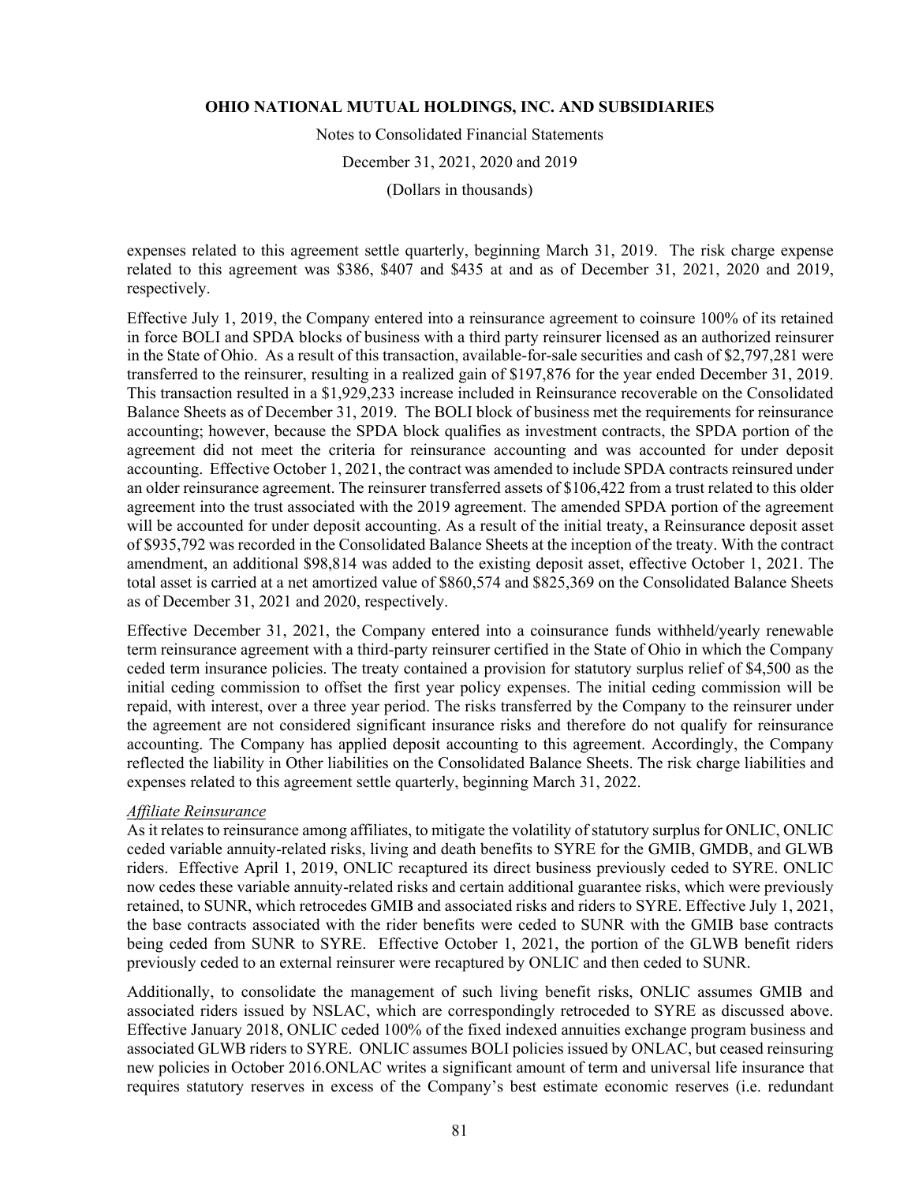expenses related to this agreement settle quarterly, beginning March 31, 2019. The risk charge expense related to this agreement was $386, $407 and $435 at and as of December 31, 2021, 2020 and 2019, respectively.

Effective July 1, 2019, the Company entered into a reinsurance agreement to coinsure 100% of its retained in force BOLI and SPDA blocks of business with a third party reinsurer licensed as an authorized reinsurer in the State of Ohio. As a result of this transaction, available-for-sale securities and cash of $2,797,281 were transferred to the reinsurer, resulting in a realized gain of $197,876 for the year ended December 31, 2019. This transaction resulted in a $1,929,233 increase included in Reinsurance recoverable on the Consolidated Balance Sheets as of December 31, 2019. The BOLI block of business met the requirements for reinsurance accounting; however, because the SPDA block qualifies as investment contracts, the SPDA portion of the agreement did not meet the criteria for reinsurance accounting and was accounted for under deposit accounting. Effective October 1, 2021, the contract was amended to include SPDA contracts reinsured under an older reinsurance agreement. The reinsurer transferred assets of $106,422 from a trust related to this older agreement into the trust associated with the 2019 agreement. The amended SPDA portion of the agreement will be accounted for under deposit accounting. As a result of the initial treaty, a Reinsurance deposit asset of $935,792 was recorded in the Consolidated Balance Sheets at the inception of the treaty. With the contract amendment, an additional $98,814 was added to the existing deposit asset, effective October 1, 2021. The total asset is carried at a net amortized value of $860,574 and $825,369 on the Consolidated Balance Sheets as of December 31, 2021 and 2020, respectively.

Effective December 31, 2021, the Company entered into a coinsurance funds withheld/yearly renewable term reinsurance agreement with a third-party reinsurer certified in the State of Ohio in which the Company ceded term insurance policies. The treaty contained a provision for statutory surplus relief of $4,500 as the initial ceding commission to offset the first year policy expenses. The initial ceding commission will be repaid, with interest, over a three year period. The risks transferred by the Company to the reinsurer under the agreement are not considered significant insurance risks and therefore do not qualify for reinsurance accounting. The Company has applied deposit accounting to this agreement. Accordingly, the Company reflected the liability in Other liabilities on the Consolidated Balance Sheets. The risk charge liabilities and expenses related to this agreement settle quarterly, beginning March 31, 2022.

*Affiliate Reinsurance*

As it relates to reinsurance among affiliates, to mitigate the volatility of statutory surplus for ONLIC, ONLIC ceded variable annuity-related risks, living and death benefits to SYRE for the GMIB, GMDB, and GLWB riders. Effective April 1, 2019, ONLIC recaptured its direct business previously ceded to SYRE. ONLIC now cedes these variable annuity-related risks and certain additional guarantee risks, which were previously retained, to SUNR, which retrocedes GMIB and associated risks and riders to SYRE. Effective July 1, 2021, the base contracts associated with the rider benefits were ceded to SUNR with the GMIB base contracts being ceded from SUNR to SYRE. Effective October 1, 2021, the portion of the GLWB benefit riders previously ceded to an external reinsurer were recaptured by ONLIC and then ceded to SUNR.

Additionally, to consolidate the management of such living benefit risks, ONLIC assumes GMIB and associated riders issued by NSLAC, which are correspondingly retroceded to SYRE as discussed above. Effective January 2018, ONLIC ceded 100% of the fixed indexed annuities exchange program business and associated GLWB riders to SYRE. ONLIC assumes BOLI policies issued by ONLAC, but ceased reinsuring new policies in October 2016.ONLAC writes a significant amount of term and universal life insurance that requires statutory reserves in excess of the Company's best estimate economic reserves (i.e. redundant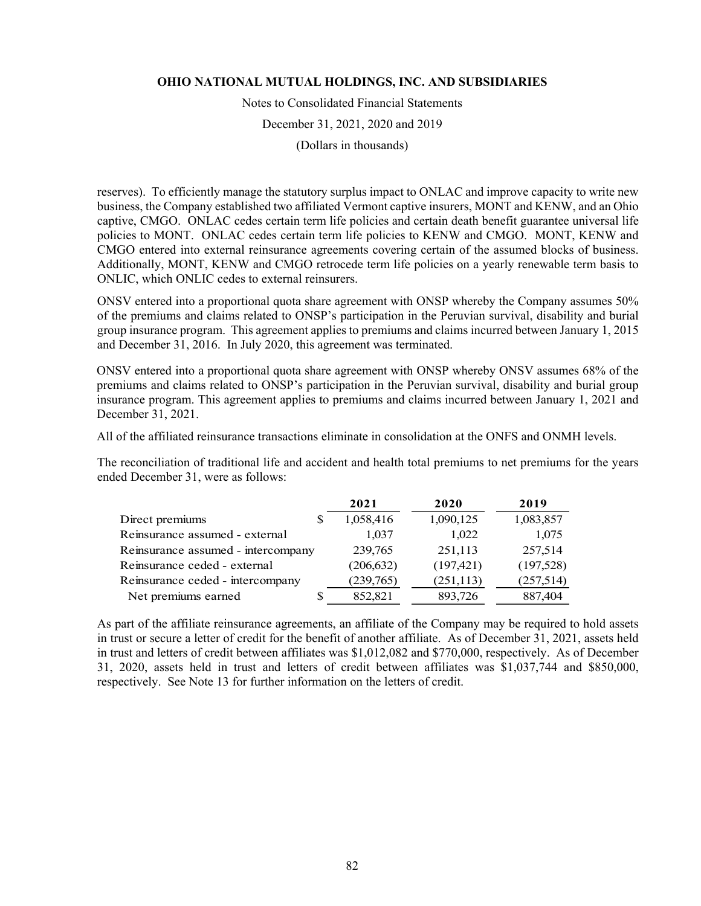reserves). To efficiently manage the statutory surplus impact to ONLAC and improve capacity to write new business, the Company established two affiliated Vermont captive insurers, MONT and KENW, and an Ohio captive, CMGO. ONLAC cedes certain term life policies and certain death benefit guarantee universal life policies to MONT. ONLAC cedes certain term life policies to KENW and CMGO. MONT, KENW and CMGO entered into external reinsurance agreements covering certain of the assumed blocks of business. Additionally, MONT, KENW and CMGO retrocede term life policies on a yearly renewable term basis to ONLIC, which ONLIC cedes to external reinsurers.

ONSV entered into a proportional quota share agreement with ONSP whereby the Company assumes 50% of the premiums and claims related to ONSP's participation in the Peruvian survival, disability and burial group insurance program. This agreement applies to premiums and claims incurred between January 1, 2015 and December 31, 2016. In July 2020, this agreement was terminated.

ONSV entered into a proportional quota share agreement with ONSP whereby ONSV assumes 68% of the premiums and claims related to ONSP's participation in the Peruvian survival, disability and burial group insurance program. This agreement applies to premiums and claims incurred between January 1, 2021 and December 31, 2021.

All of the affiliated reinsurance transactions eliminate in consolidation at the ONFS and ONMH levels.

The reconciliation of traditional life and accident and health total premiums to net premiums for the years ended December 31, were as follows:

| | 2021 | 2020 | 2019 |
|---|---|---|---|
| Direct premiums | $ 1,058,416 | 1,090,125 | 1,083,857 |
| Reinsurance assumed - external | 1,037 | 1,022 | 1,075 |
| Reinsurance assumed - intercompany | 239,765 | 251,113 | 257,514 |
| Reinsurance ceded - external | (206,632) | (197,421) | (197,528) |
| Reinsurance ceded - intercompany | (239,765) | (251,113) | (257,514) |
| Net premiums earned | $ 852,821 | 893,726 | 887,404 |

As part of the affiliate reinsurance agreements, an affiliate of the Company may be required to hold assets in trust or secure a letter of credit for the benefit of another affiliate. As of December 31, 2021, assets held in trust and letters of credit between affiliates was $1,012,082 and $770,000, respectively. As of December 31, 2020, assets held in trust and letters of credit between affiliates was $1,037,744 and $850,000, respectively. See Note 13 for further information on the letters of credit.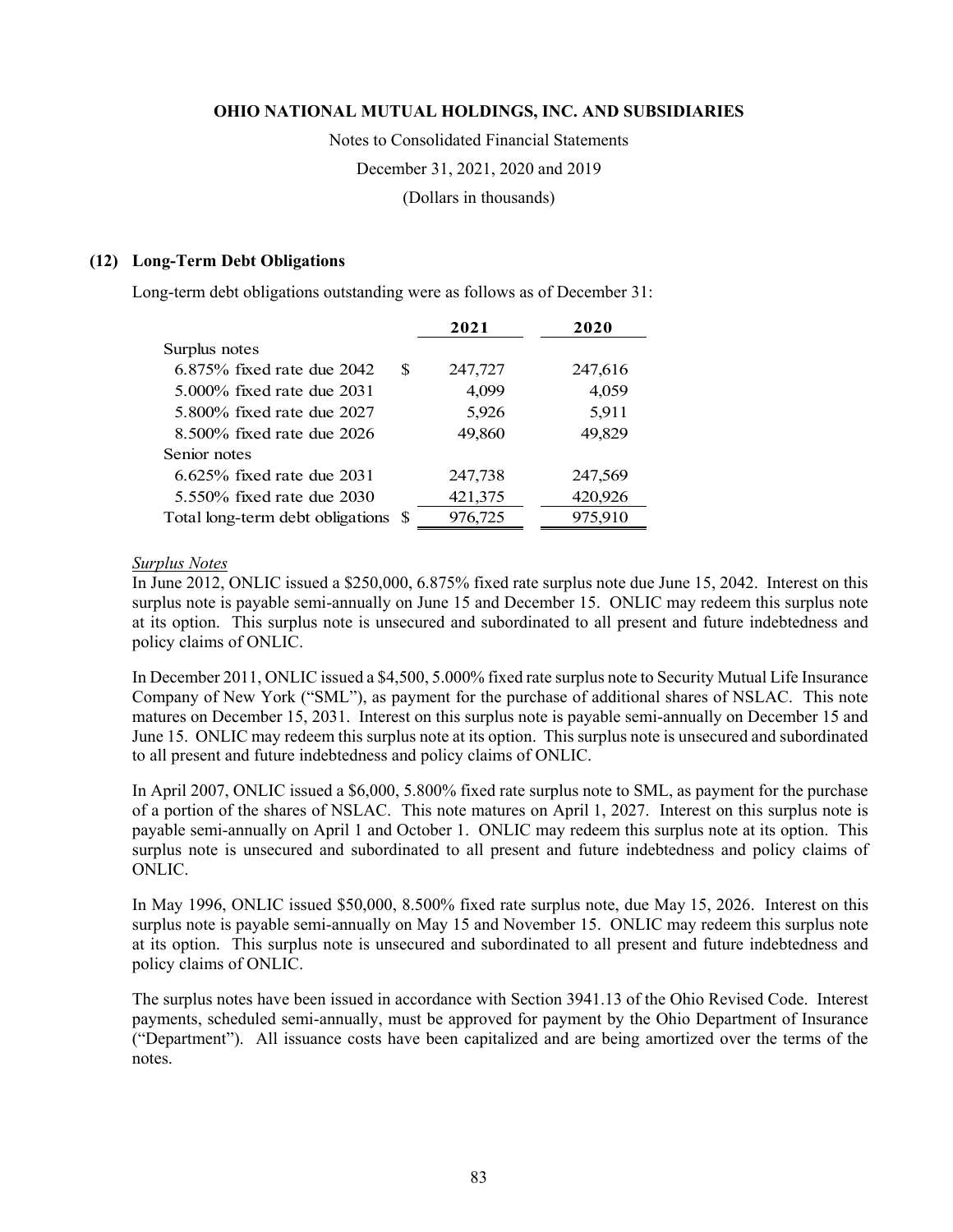## (12) Long-Term Debt Obligations

Long-term debt obligations outstanding were as follows as of December 31:

| | | 2021 | 2020 |
|---|---|---|---|
| Surplus notes | | | |
| 6.875% fixed rate due 2042 | $ | 247,727 | 247,616 |
| 5.000% fixed rate due 2031 | | 4,099 | 4,059 |
| 5.800% fixed rate due 2027 | | 5,926 | 5,911 |
| 8.500% fixed rate due 2026 | | 49,860 | 49,829 |
| Senior notes | | | |
| 6.625% fixed rate due 2031 | | 247,738 | 247,569 |
| 5.550% fixed rate due 2030 | | 421,375 | 420,926 |
| Total long-term debt obligations | $ | 976,725 | 975,910 |

*Surplus Notes*

In June 2012, ONLIC issued a $250,000, 6.875% fixed rate surplus note due June 15, 2042. Interest on this surplus note is payable semi-annually on June 15 and December 15. ONLIC may redeem this surplus note at its option. This surplus note is unsecured and subordinated to all present and future indebtedness and policy claims of ONLIC.

In December 2011, ONLIC issued a $4,500, 5.000% fixed rate surplus note to Security Mutual Life Insurance Company of New York ("SML"), as payment for the purchase of additional shares of NSLAC. This note matures on December 15, 2031. Interest on this surplus note is payable semi-annually on December 15 and June 15. ONLIC may redeem this surplus note at its option. This surplus note is unsecured and subordinated to all present and future indebtedness and policy claims of ONLIC.

In April 2007, ONLIC issued a $6,000, 5.800% fixed rate surplus note to SML, as payment for the purchase of a portion of the shares of NSLAC. This note matures on April 1, 2027. Interest on this surplus note is payable semi-annually on April 1 and October 1. ONLIC may redeem this surplus note at its option. This surplus note is unsecured and subordinated to all present and future indebtedness and policy claims of ONLIC.

In May 1996, ONLIC issued $50,000, 8.500% fixed rate surplus note, due May 15, 2026. Interest on this surplus note is payable semi-annually on May 15 and November 15. ONLIC may redeem this surplus note at its option. This surplus note is unsecured and subordinated to all present and future indebtedness and policy claims of ONLIC.

The surplus notes have been issued in accordance with Section 3941.13 of the Ohio Revised Code. Interest payments, scheduled semi-annually, must be approved for payment by the Ohio Department of Insurance ("Department"). All issuance costs have been capitalized and are being amortized over the terms of the notes.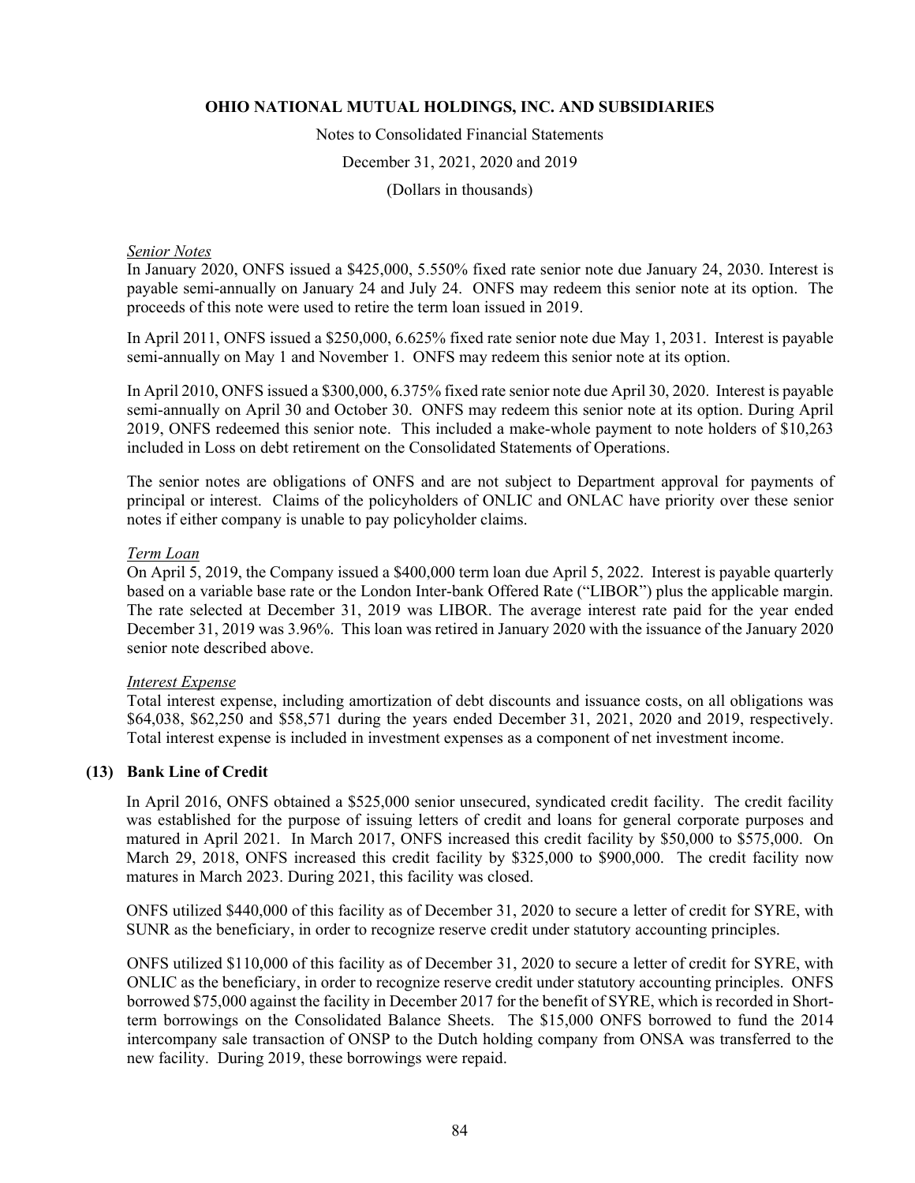*Senior Notes*

In January 2020, ONFS issued a $425,000, 5.550% fixed rate senior note due January 24, 2030. Interest is payable semi-annually on January 24 and July 24. ONFS may redeem this senior note at its option. The proceeds of this note were used to retire the term loan issued in 2019.

In April 2011, ONFS issued a $250,000, 6.625% fixed rate senior note due May 1, 2031. Interest is payable semi-annually on May 1 and November 1. ONFS may redeem this senior note at its option.

In April 2010, ONFS issued a $300,000, 6.375% fixed rate senior note due April 30, 2020. Interest is payable semi-annually on April 30 and October 30. ONFS may redeem this senior note at its option. During April 2019, ONFS redeemed this senior note. This included a make-whole payment to note holders of $10,263 included in Loss on debt retirement on the Consolidated Statements of Operations.

The senior notes are obligations of ONFS and are not subject to Department approval for payments of principal or interest. Claims of the policyholders of ONLIC and ONLAC have priority over these senior notes if either company is unable to pay policyholder claims.

*Term Loan*

On April 5, 2019, the Company issued a $400,000 term loan due April 5, 2022. Interest is payable quarterly based on a variable base rate or the London Inter-bank Offered Rate ("LIBOR") plus the applicable margin. The rate selected at December 31, 2019 was LIBOR. The average interest rate paid for the year ended December 31, 2019 was 3.96%. This loan was retired in January 2020 with the issuance of the January 2020 senior note described above.

*Interest Expense*

Total interest expense, including amortization of debt discounts and issuance costs, on all obligations was $64,038, $62,250 and $58,571 during the years ended December 31, 2021, 2020 and 2019, respectively. Total interest expense is included in investment expenses as a component of net investment income.

## (13) Bank Line of Credit

In April 2016, ONFS obtained a $525,000 senior unsecured, syndicated credit facility. The credit facility was established for the purpose of issuing letters of credit and loans for general corporate purposes and matured in April 2021. In March 2017, ONFS increased this credit facility by $50,000 to $575,000. On March 29, 2018, ONFS increased this credit facility by $325,000 to $900,000. The credit facility now matures in March 2023. During 2021, this facility was closed.

ONFS utilized $440,000 of this facility as of December 31, 2020 to secure a letter of credit for SYRE, with SUNR as the beneficiary, in order to recognize reserve credit under statutory accounting principles.

ONFS utilized $110,000 of this facility as of December 31, 2020 to secure a letter of credit for SYRE, with ONLIC as the beneficiary, in order to recognize reserve credit under statutory accounting principles. ONFS borrowed $75,000 against the facility in December 2017 for the benefit of SYRE, which is recorded in Short-term borrowings on the Consolidated Balance Sheets. The $15,000 ONFS borrowed to fund the 2014 intercompany sale transaction of ONSP to the Dutch holding company from ONSA was transferred to the new facility. During 2019, these borrowings were repaid.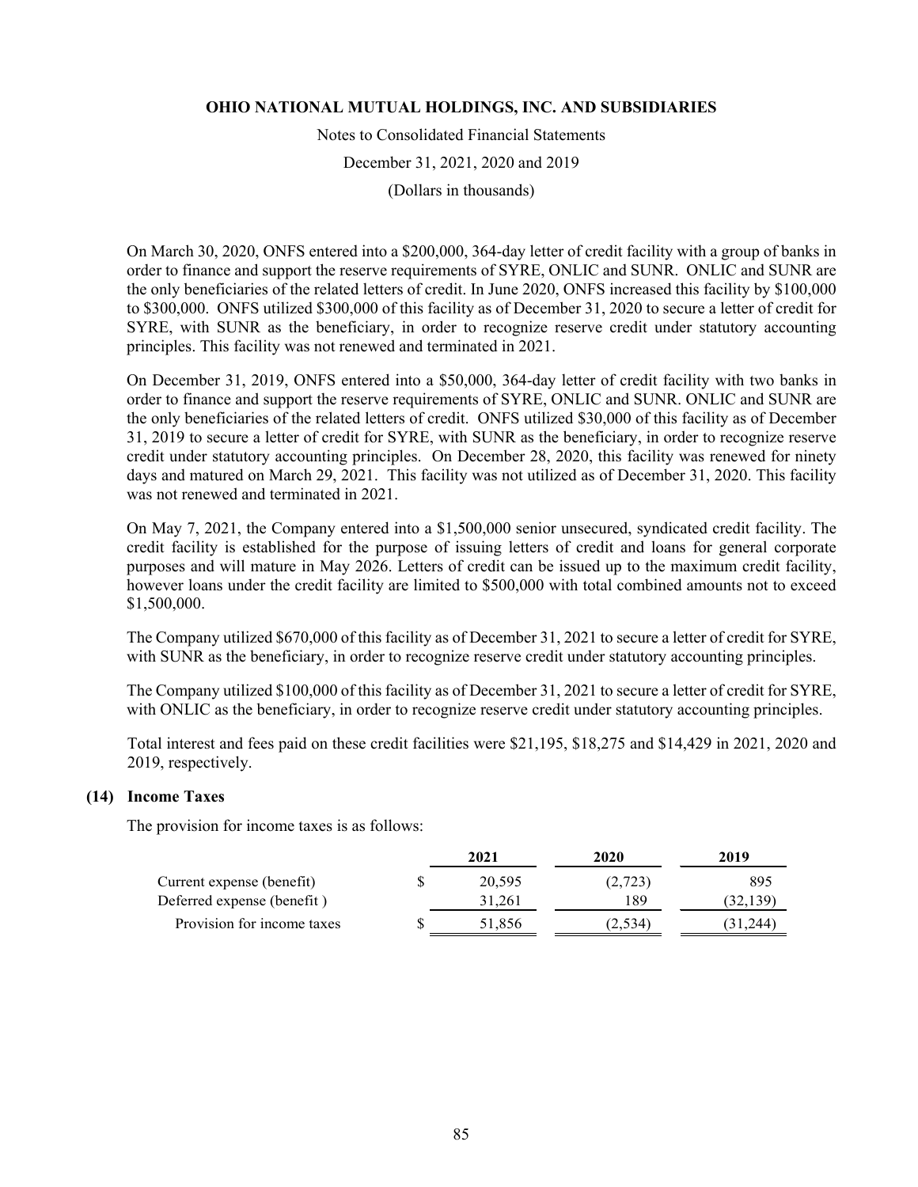On March 30, 2020, ONFS entered into a $200,000, 364-day letter of credit facility with a group of banks in order to finance and support the reserve requirements of SYRE, ONLIC and SUNR. ONLIC and SUNR are the only beneficiaries of the related letters of credit. In June 2020, ONFS increased this facility by $100,000 to $300,000. ONFS utilized $300,000 of this facility as of December 31, 2020 to secure a letter of credit for SYRE, with SUNR as the beneficiary, in order to recognize reserve credit under statutory accounting principles. This facility was not renewed and terminated in 2021.

On December 31, 2019, ONFS entered into a $50,000, 364-day letter of credit facility with two banks in order to finance and support the reserve requirements of SYRE, ONLIC and SUNR. ONLIC and SUNR are the only beneficiaries of the related letters of credit. ONFS utilized $30,000 of this facility as of December 31, 2019 to secure a letter of credit for SYRE, with SUNR as the beneficiary, in order to recognize reserve credit under statutory accounting principles. On December 28, 2020, this facility was renewed for ninety days and matured on March 29, 2021. This facility was not utilized as of December 31, 2020. This facility was not renewed and terminated in 2021.

On May 7, 2021, the Company entered into a $1,500,000 senior unsecured, syndicated credit facility. The credit facility is established for the purpose of issuing letters of credit and loans for general corporate purposes and will mature in May 2026. Letters of credit can be issued up to the maximum credit facility, however loans under the credit facility are limited to $500,000 with total combined amounts not to exceed $1,500,000.

The Company utilized $670,000 of this facility as of December 31, 2021 to secure a letter of credit for SYRE, with SUNR as the beneficiary, in order to recognize reserve credit under statutory accounting principles.

The Company utilized $100,000 of this facility as of December 31, 2021 to secure a letter of credit for SYRE, with ONLIC as the beneficiary, in order to recognize reserve credit under statutory accounting principles.

Total interest and fees paid on these credit facilities were $21,195, $18,275 and $14,429 in 2021, 2020 and 2019, respectively.

## (14) Income Taxes

The provision for income taxes is as follows:

| | 2021 | 2020 | 2019 |
|---|---|---|---|
| Current expense (benefit) | $ 20,595 | (2,723) | 895 |
| Deferred expense (benefit ) | 31,261 | 189 | (32,139) |
| Provision for income taxes | $ 51,856 | (2,534) | (31,244) |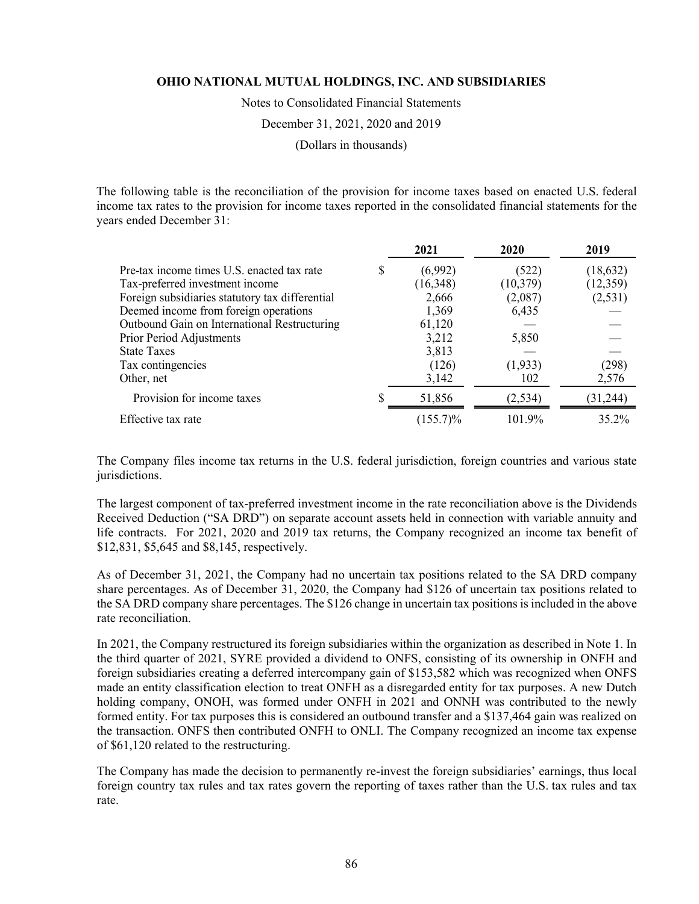The following table is the reconciliation of the provision for income taxes based on enacted U.S. federal income tax rates to the provision for income taxes reported in the consolidated financial statements for the years ended December 31:

| | 2021 | 2020 | 2019 |
|---|---|---|---|
| Pre-tax income times U.S. enacted tax rate | $ (6,992) | (522) | (18,632) |
| Tax-preferred investment income | (16,348) | (10,379) | (12,359) |
| Foreign subsidiaries statutory tax differential | 2,666 | (2,087) | (2,531) |
| Deemed income from foreign operations | 1,369 | 6,435 | — |
| Outbound Gain on International Restructuring | 61,120 | — | — |
| Prior Period Adjustments | 3,212 | 5,850 | — |
| State Taxes | 3,813 | — | — |
| Tax contingencies | (126) | (1,933) | (298) |
| Other, net | 3,142 | 102 | 2,576 |
| Provision for income taxes | $ 51,856 | (2,534) | (31,244) |
| Effective tax rate | (155.7)% | 101.9% | 35.2% |

The Company files income tax returns in the U.S. federal jurisdiction, foreign countries and various state jurisdictions.

The largest component of tax-preferred investment income in the rate reconciliation above is the Dividends Received Deduction ("SA DRD") on separate account assets held in connection with variable annuity and life contracts. For 2021, 2020 and 2019 tax returns, the Company recognized an income tax benefit of $12,831, $5,645 and $8,145, respectively.

As of December 31, 2021, the Company had no uncertain tax positions related to the SA DRD company share percentages. As of December 31, 2020, the Company had $126 of uncertain tax positions related to the SA DRD company share percentages. The $126 change in uncertain tax positions is included in the above rate reconciliation.

In 2021, the Company restructured its foreign subsidiaries within the organization as described in Note 1. In the third quarter of 2021, SYRE provided a dividend to ONFS, consisting of its ownership in ONFH and foreign subsidiaries creating a deferred intercompany gain of $153,582 which was recognized when ONFS made an entity classification election to treat ONFH as a disregarded entity for tax purposes. A new Dutch holding company, ONOH, was formed under ONFH in 2021 and ONNH was contributed to the newly formed entity. For tax purposes this is considered an outbound transfer and a $137,464 gain was realized on the transaction. ONFS then contributed ONFH to ONLI. The Company recognized an income tax expense of $61,120 related to the restructuring.

The Company has made the decision to permanently re-invest the foreign subsidiaries' earnings, thus local foreign country tax rules and tax rates govern the reporting of taxes rather than the U.S. tax rules and tax rate.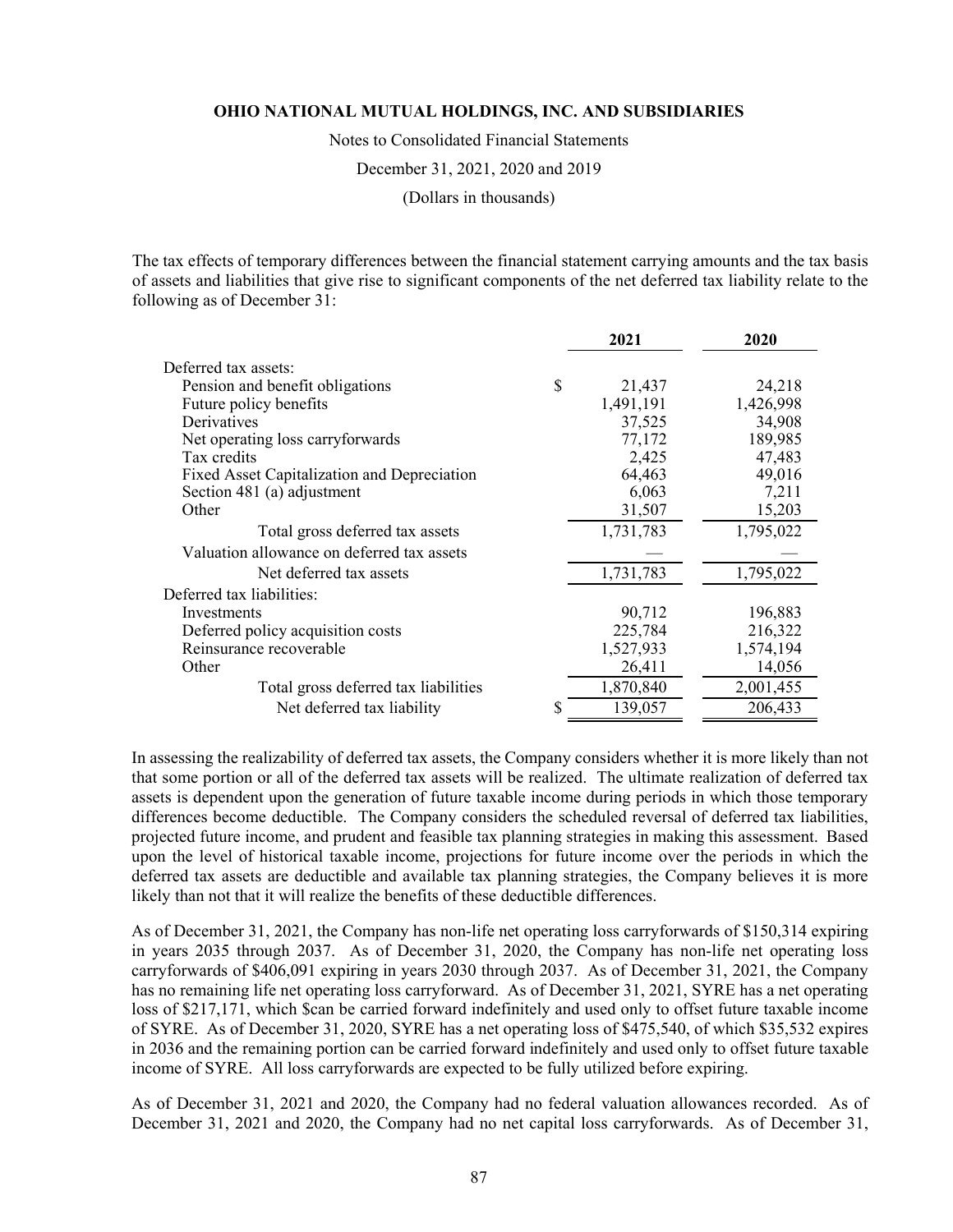The tax effects of temporary differences between the financial statement carrying amounts and the tax basis of assets and liabilities that give rise to significant components of the net deferred tax liability relate to the following as of December 31:

| | 2021 | 2020 |
|---|---|---|
| Deferred tax assets: | | |
| Pension and benefit obligations | $ 21,437 | 24,218 |
| Future policy benefits | 1,491,191 | 1,426,998 |
| Derivatives | 37,525 | 34,908 |
| Net operating loss carryforwards | 77,172 | 189,985 |
| Tax credits | 2,425 | 47,483 |
| Fixed Asset Capitalization and Depreciation | 64,463 | 49,016 |
| Section 481 (a) adjustment | 6,063 | 7,211 |
| Other | 31,507 | 15,203 |
| Total gross deferred tax assets | 1,731,783 | 1,795,022 |
| Valuation allowance on deferred tax assets | — | — |
| Net deferred tax assets | 1,731,783 | 1,795,022 |
| Deferred tax liabilities: | | |
| Investments | 90,712 | 196,883 |
| Deferred policy acquisition costs | 225,784 | 216,322 |
| Reinsurance recoverable | 1,527,933 | 1,574,194 |
| Other | 26,411 | 14,056 |
| Total gross deferred tax liabilities | 1,870,840 | 2,001,455 |
| Net deferred tax liability | $ 139,057 | 206,433 |

In assessing the realizability of deferred tax assets, the Company considers whether it is more likely than not that some portion or all of the deferred tax assets will be realized. The ultimate realization of deferred tax assets is dependent upon the generation of future taxable income during periods in which those temporary differences become deductible. The Company considers the scheduled reversal of deferred tax liabilities, projected future income, and prudent and feasible tax planning strategies in making this assessment. Based upon the level of historical taxable income, projections for future income over the periods in which the deferred tax assets are deductible and available tax planning strategies, the Company believes it is more likely than not that it will realize the benefits of these deductible differences.

As of December 31, 2021, the Company has non-life net operating loss carryforwards of $150,314 expiring in years 2035 through 2037. As of December 31, 2020, the Company has non-life net operating loss carryforwards of $406,091 expiring in years 2030 through 2037. As of December 31, 2021, the Company has no remaining life net operating loss carryforward. As of December 31, 2021, SYRE has a net operating loss of $217,171, which $can be carried forward indefinitely and used only to offset future taxable income of SYRE. As of December 31, 2020, SYRE has a net operating loss of $475,540, of which $35,532 expires in 2036 and the remaining portion can be carried forward indefinitely and used only to offset future taxable income of SYRE. All loss carryforwards are expected to be fully utilized before expiring.

As of December 31, 2021 and 2020, the Company had no federal valuation allowances recorded. As of December 31, 2021 and 2020, the Company had no net capital loss carryforwards. As of December 31,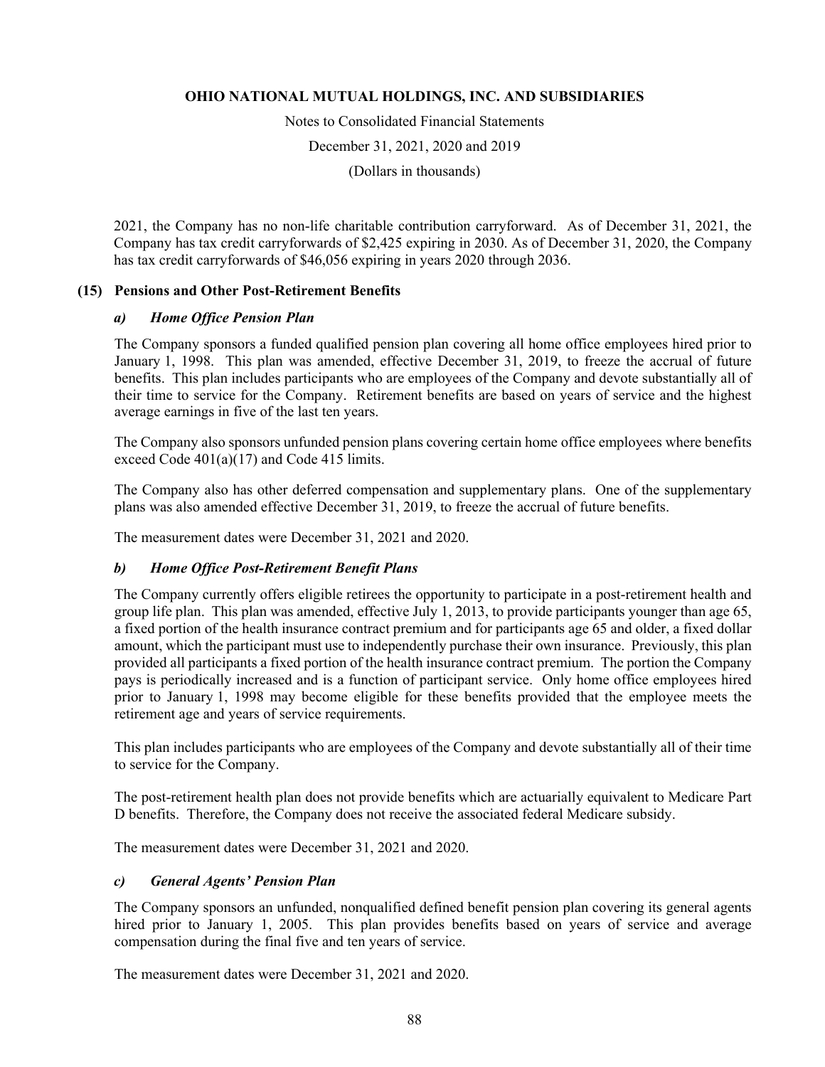2021, the Company has no non-life charitable contribution carryforward. As of December 31, 2021, the Company has tax credit carryforwards of $2,425 expiring in 2030. As of December 31, 2020, the Company has tax credit carryforwards of $46,056 expiring in years 2020 through 2036.

## (15) Pensions and Other Post-Retirement Benefits

### *a) Home Office Pension Plan*

The Company sponsors a funded qualified pension plan covering all home office employees hired prior to January 1, 1998. This plan was amended, effective December 31, 2019, to freeze the accrual of future benefits. This plan includes participants who are employees of the Company and devote substantially all of their time to service for the Company. Retirement benefits are based on years of service and the highest average earnings in five of the last ten years.

The Company also sponsors unfunded pension plans covering certain home office employees where benefits exceed Code 401(a)(17) and Code 415 limits.

The Company also has other deferred compensation and supplementary plans. One of the supplementary plans was also amended effective December 31, 2019, to freeze the accrual of future benefits.

The measurement dates were December 31, 2021 and 2020.

### *b) Home Office Post-Retirement Benefit Plans*

The Company currently offers eligible retirees the opportunity to participate in a post-retirement health and group life plan. This plan was amended, effective July 1, 2013, to provide participants younger than age 65, a fixed portion of the health insurance contract premium and for participants age 65 and older, a fixed dollar amount, which the participant must use to independently purchase their own insurance. Previously, this plan provided all participants a fixed portion of the health insurance contract premium. The portion the Company pays is periodically increased and is a function of participant service. Only home office employees hired prior to January 1, 1998 may become eligible for these benefits provided that the employee meets the retirement age and years of service requirements.

This plan includes participants who are employees of the Company and devote substantially all of their time to service for the Company.

The post-retirement health plan does not provide benefits which are actuarially equivalent to Medicare Part D benefits. Therefore, the Company does not receive the associated federal Medicare subsidy.

The measurement dates were December 31, 2021 and 2020.

### *c) General Agents' Pension Plan*

The Company sponsors an unfunded, nonqualified defined benefit pension plan covering its general agents hired prior to January 1, 2005. This plan provides benefits based on years of service and average compensation during the final five and ten years of service.

The measurement dates were December 31, 2021 and 2020.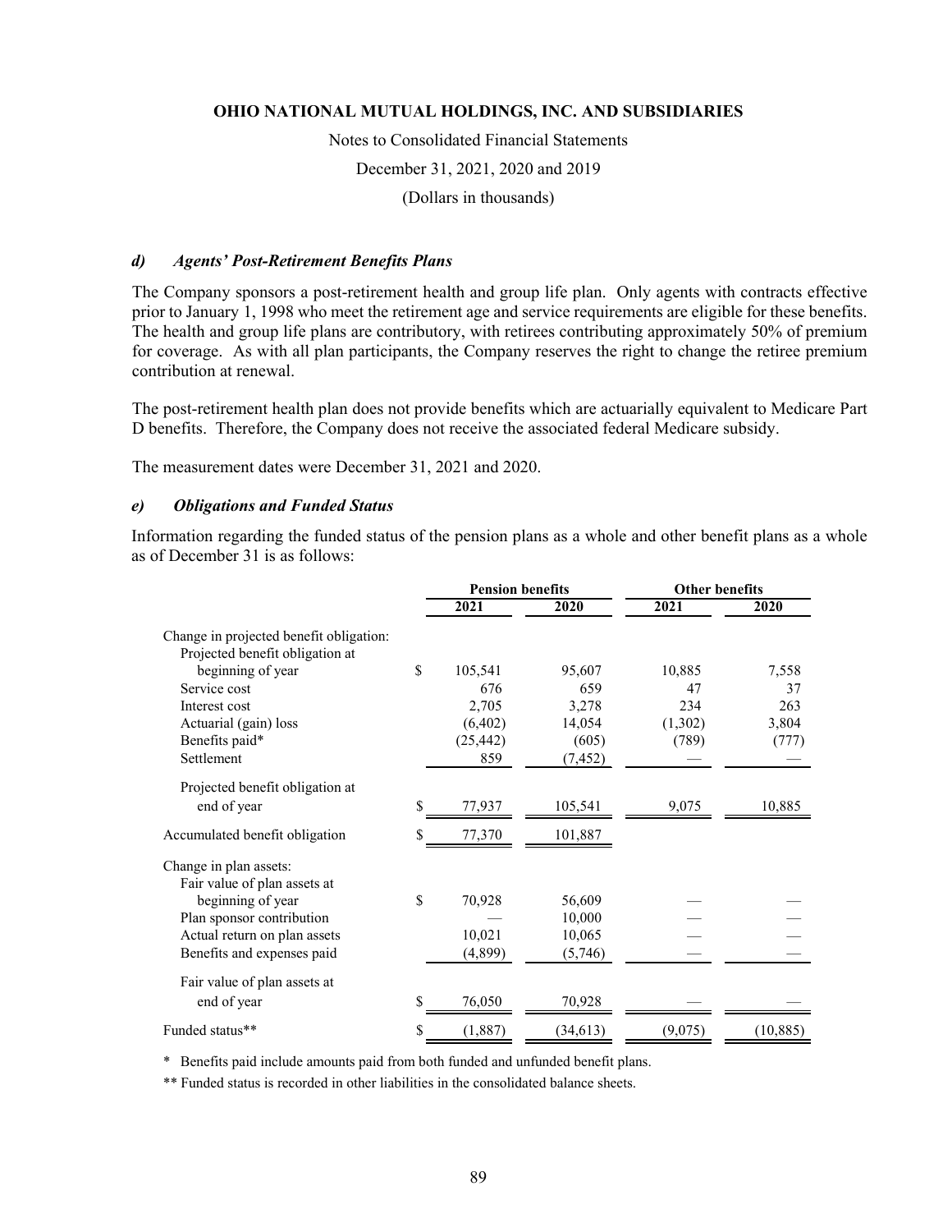## d) *Agents' Post-Retirement Benefits Plans*

The Company sponsors a post-retirement health and group life plan. Only agents with contracts effective prior to January 1, 1998 who meet the retirement age and service requirements are eligible for these benefits. The health and group life plans are contributory, with retirees contributing approximately 50% of premium for coverage. As with all plan participants, the Company reserves the right to change the retiree premium contribution at renewal.

The post-retirement health plan does not provide benefits which are actuarially equivalent to Medicare Part D benefits. Therefore, the Company does not receive the associated federal Medicare subsidy.

The measurement dates were December 31, 2021 and 2020.

## e) *Obligations and Funded Status*

Information regarding the funded status of the pension plans as a whole and other benefit plans as a whole as of December 31 is as follows:

| | Pension benefits | | Other benefits | |
|---|---|---|---|---|
| | 2021 | 2020 | 2021 | 2020 |
| Change in projected benefit obligation: | | | | |
| Projected benefit obligation at beginning of year | $ 105,541 | 95,607 | 10,885 | 7,558 |
| Service cost | 676 | 659 | 47 | 37 |
| Interest cost | 2,705 | 3,278 | 234 | 263 |
| Actuarial (gain) loss | (6,402) | 14,054 | (1,302) | 3,804 |
| Benefits paid* | (25,442) | (605) | (789) | (777) |
| Settlement | 859 | (7,452) | — | — |
| Projected benefit obligation at end of year | $ 77,937 | 105,541 | 9,075 | 10,885 |
| Accumulated benefit obligation | $ 77,370 | 101,887 | | |
| Change in plan assets: | | | | |
| Fair value of plan assets at beginning of year | $ 70,928 | 56,609 | — | — |
| Plan sponsor contribution | — | 10,000 | — | — |
| Actual return on plan assets | 10,021 | 10,065 | — | — |
| Benefits and expenses paid | (4,899) | (5,746) | — | — |
| Fair value of plan assets at end of year | $ 76,050 | 70,928 | — | — |
| Funded status** | $ (1,887) | (34,613) | (9,075) | (10,885) |

\* Benefits paid include amounts paid from both funded and unfunded benefit plans.

\** Funded status is recorded in other liabilities in the consolidated balance sheets.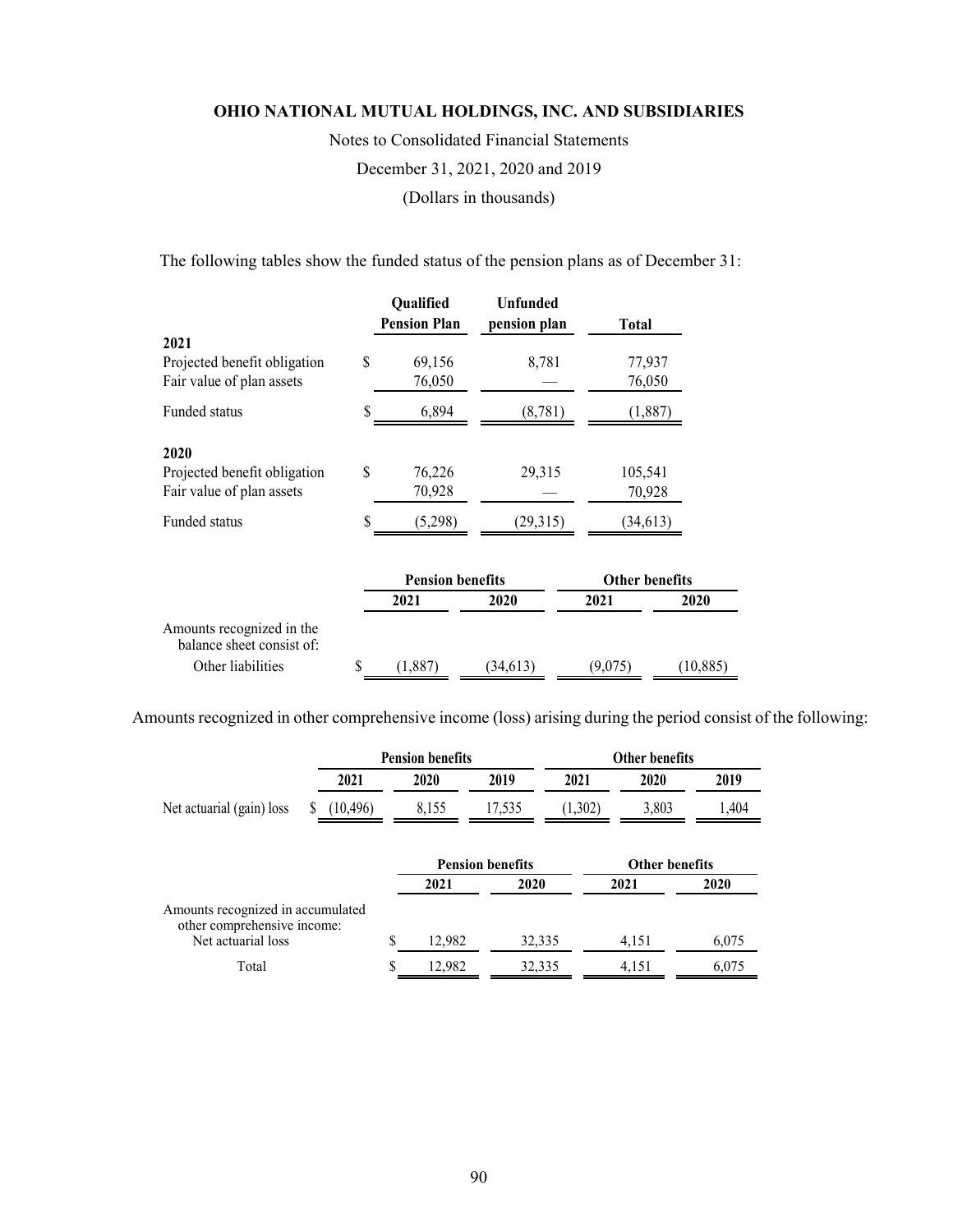The following tables show the funded status of the pension plans as of December 31:

| | Qualified Pension Plan | Unfunded pension plan | Total |
|---|---|---|---|
| **2021** | | | |
| Projected benefit obligation | $ 69,156 | 8,781 | 77,937 |
| Fair value of plan assets | 76,050 | — | 76,050 |
| Funded status | $ 6,894 | (8,781) | (1,887) |
| **2020** | | | |
| Projected benefit obligation | $ 76,226 | 29,315 | 105,541 |
| Fair value of plan assets | 70,928 | — | 70,928 |
| Funded status | $ (5,298) | (29,315) | (34,613) |

| | Pension benefits | | Other benefits | |
|---|---|---|---|---|
| | 2021 | 2020 | 2021 | 2020 |
| Amounts recognized in the balance sheet consist of: | | | | |
| Other liabilities | $ (1,887) | (34,613) | (9,075) | (10,885) |

Amounts recognized in other comprehensive income (loss) arising during the period consist of the following:

| | Pension benefits | | | Other benefits | | |
|---|---|---|---|---|---|---|
| | 2021 | 2020 | 2019 | 2021 | 2020 | 2019 |
| Net actuarial (gain) loss | $ (10,496) | 8,155 | 17,535 | (1,302) | 3,803 | 1,404 |

| | Pension benefits | | Other benefits | |
|---|---|---|---|---|
| | 2021 | 2020 | 2021 | 2020 |
| Amounts recognized in accumulated other comprehensive income: | | | | |
| Net actuarial loss | $ 12,982 | 32,335 | 4,151 | 6,075 |
| Total | $ 12,982 | 32,335 | 4,151 | 6,075 |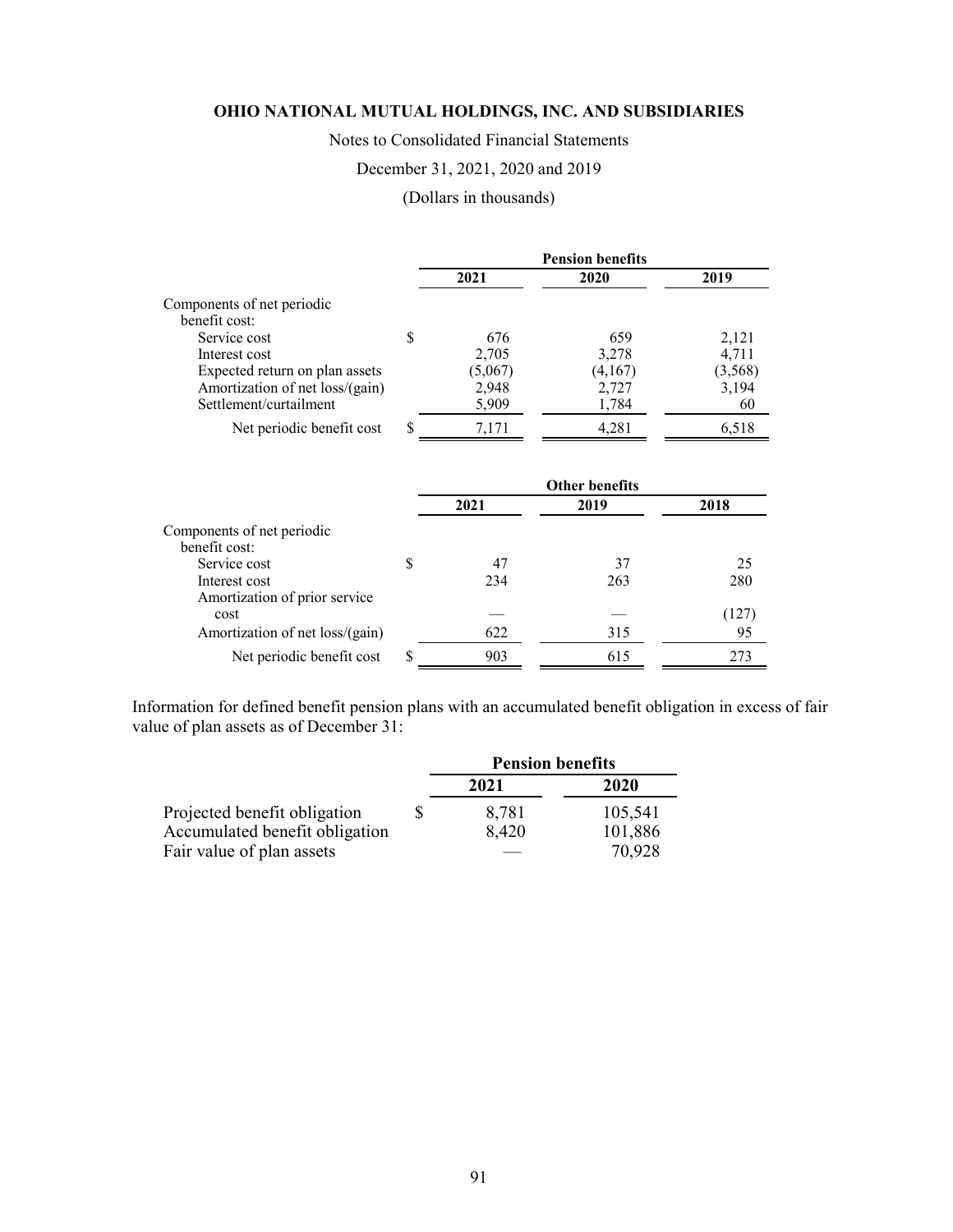# OHIO NATIONAL MUTUAL HOLDINGS, INC. AND SUBSIDIARIES

Notes to Consolidated Financial Statements

December 31, 2021, 2020 and 2019

(Dollars in thousands)

| | Pension benefits | | |
|---|---|---|---|
| | 2021 | 2020 | 2019 |
| Components of net periodic benefit cost: | | | |
| Service cost | $ 676 | 659 | 2,121 |
| Interest cost | 2,705 | 3,278 | 4,711 |
| Expected return on plan assets | (5,067) | (4,167) | (3,568) |
| Amortization of net loss/(gain) | 2,948 | 2,727 | 3,194 |
| Settlement/curtailment | 5,909 | 1,784 | 60 |
| Net periodic benefit cost | $ 7,171 | 4,281 | 6,518 |

| | Other benefits | | |
|---|---|---|---|
| | 2021 | 2019 | 2018 |
| Components of net periodic benefit cost: | | | |
| Service cost | $ 47 | 37 | 25 |
| Interest cost | 234 | 263 | 280 |
| Amortization of prior service cost | — | — | (127) |
| Amortization of net loss/(gain) | 622 | 315 | 95 |
| Net periodic benefit cost | $ 903 | 615 | 273 |

Information for defined benefit pension plans with an accumulated benefit obligation in excess of fair value of plan assets as of December 31:

| | Pension benefits | |
|---|---|---|
| | 2021 | 2020 |
| Projected benefit obligation | $ 8,781 | 105,541 |
| Accumulated benefit obligation | 8,420 | 101,886 |
| Fair value of plan assets | — | 70,928 |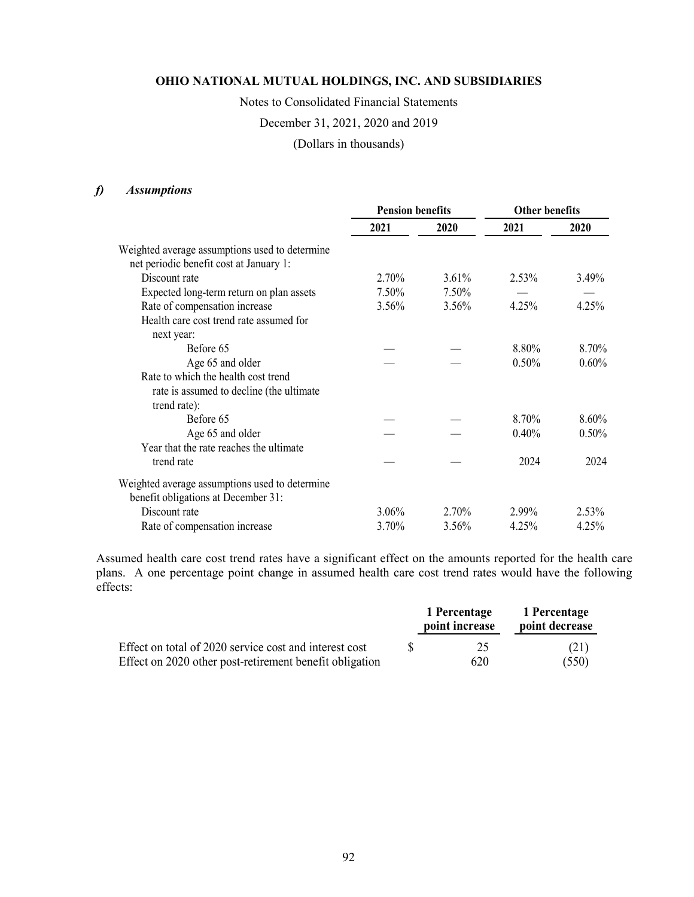**OHIO NATIONAL MUTUAL HOLDINGS, INC. AND SUBSIDIARIES**

Notes to Consolidated Financial Statements

December 31, 2021, 2020 and 2019

(Dollars in thousands)

### *f) Assumptions*

| | Pension benefits | | Other benefits | |
|---|---|---|---|---|
| | 2021 | 2020 | 2021 | 2020 |
| Weighted average assumptions used to determine net periodic benefit cost at January 1: | | | | |
| Discount rate | 2.70% | 3.61% | 2.53% | 3.49% |
| Expected long-term return on plan assets | 7.50% | 7.50% | — | — |
| Rate of compensation increase | 3.56% | 3.56% | 4.25% | 4.25% |
| Health care cost trend rate assumed for next year: | | | | |
| Before 65 | — | — | 8.80% | 8.70% |
| Age 65 and older | — | — | 0.50% | 0.60% |
| Rate to which the health cost trend rate is assumed to decline (the ultimate trend rate): | | | | |
| Before 65 | — | — | 8.70% | 8.60% |
| Age 65 and older | — | — | 0.40% | 0.50% |
| Year that the rate reaches the ultimate trend rate | — | — | 2024 | 2024 |
| Weighted average assumptions used to determine benefit obligations at December 31: | | | | |
| Discount rate | 3.06% | 2.70% | 2.99% | 2.53% |
| Rate of compensation increase | 3.70% | 3.56% | 4.25% | 4.25% |

Assumed health care cost trend rates have a significant effect on the amounts reported for the health care plans. A one percentage point change in assumed health care cost trend rates would have the following effects:

| | 1 Percentage point increase | 1 Percentage point decrease |
|---|---|---|
| Effect on total of 2020 service cost and interest cost | $ 25 | (21) |
| Effect on 2020 other post-retirement benefit obligation | 620 | (550) |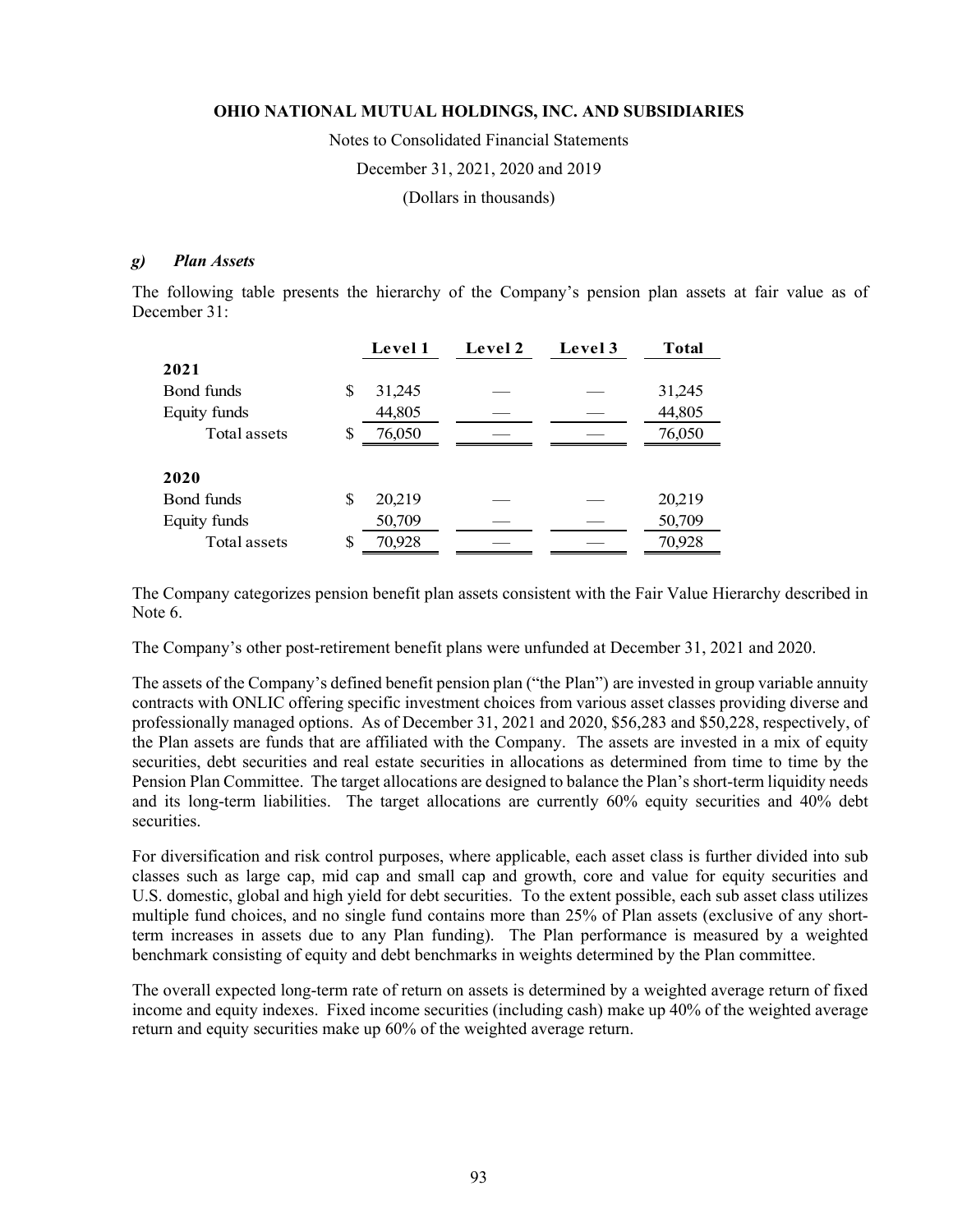### g) *Plan Assets*

The following table presents the hierarchy of the Company's pension plan assets at fair value as of December 31:

| | Level 1 | Level 2 | Level 3 | Total |
|---|---|---|---|---|
| **2021** | | | | |
| Bond funds | $ 31,245 | — | — | 31,245 |
| Equity funds | 44,805 | — | — | 44,805 |
| Total assets | $ 76,050 | — | — | 76,050 |
| **2020** | | | | |
| Bond funds | $ 20,219 | — | — | 20,219 |
| Equity funds | 50,709 | — | — | 50,709 |
| Total assets | $ 70,928 | — | — | 70,928 |

The Company categorizes pension benefit plan assets consistent with the Fair Value Hierarchy described in Note 6.

The Company's other post-retirement benefit plans were unfunded at December 31, 2021 and 2020.

The assets of the Company's defined benefit pension plan ("the Plan") are invested in group variable annuity contracts with ONLIC offering specific investment choices from various asset classes providing diverse and professionally managed options. As of December 31, 2021 and 2020, $56,283 and $50,228, respectively, of the Plan assets are funds that are affiliated with the Company. The assets are invested in a mix of equity securities, debt securities and real estate securities in allocations as determined from time to time by the Pension Plan Committee. The target allocations are designed to balance the Plan's short-term liquidity needs and its long-term liabilities. The target allocations are currently 60% equity securities and 40% debt securities.

For diversification and risk control purposes, where applicable, each asset class is further divided into sub classes such as large cap, mid cap and small cap and growth, core and value for equity securities and U.S. domestic, global and high yield for debt securities. To the extent possible, each sub asset class utilizes multiple fund choices, and no single fund contains more than 25% of Plan assets (exclusive of any short-term increases in assets due to any Plan funding). The Plan performance is measured by a weighted benchmark consisting of equity and debt benchmarks in weights determined by the Plan committee.

The overall expected long-term rate of return on assets is determined by a weighted average return of fixed income and equity indexes. Fixed income securities (including cash) make up 40% of the weighted average return and equity securities make up 60% of the weighted average return.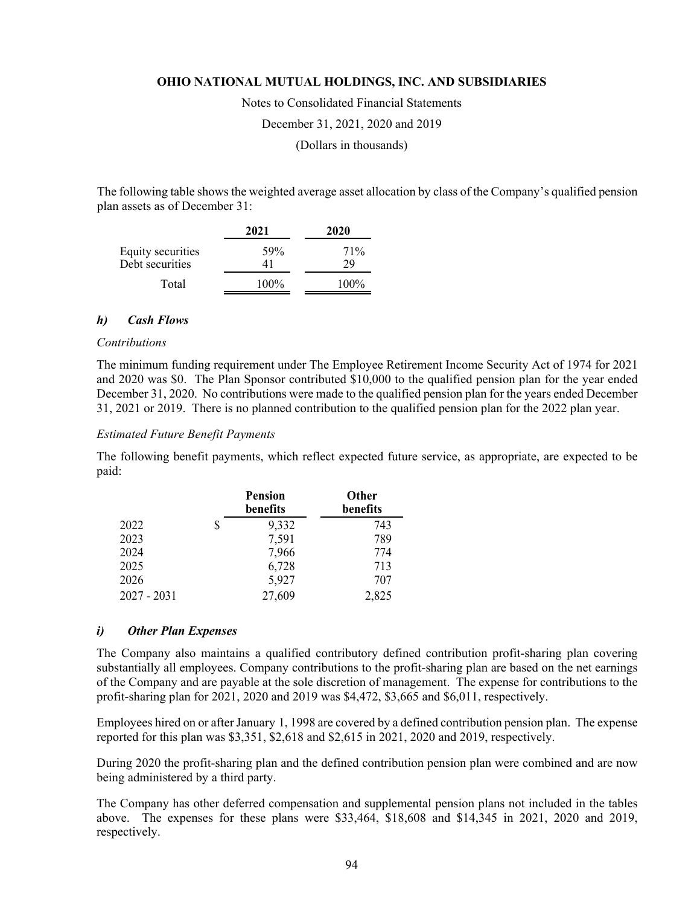The following table shows the weighted average asset allocation by class of the Company's qualified pension plan assets as of December 31:

| | 2021 | 2020 |
|---|---|---|
| Equity securities | 59% | 71% |
| Debt securities | 41 | 29 |
| Total | 100% | 100% |

### *h) Cash Flows*

*Contributions*

The minimum funding requirement under The Employee Retirement Income Security Act of 1974 for 2021 and 2020 was $0. The Plan Sponsor contributed $10,000 to the qualified pension plan for the year ended December 31, 2020. No contributions were made to the qualified pension plan for the years ended December 31, 2021 or 2019. There is no planned contribution to the qualified pension plan for the 2022 plan year.

*Estimated Future Benefit Payments*

The following benefit payments, which reflect expected future service, as appropriate, are expected to be paid:

| | Pension benefits | Other benefits |
|---|---|---|
| 2022 | $ 9,332 | 743 |
| 2023 | 7,591 | 789 |
| 2024 | 7,966 | 774 |
| 2025 | 6,728 | 713 |
| 2026 | 5,927 | 707 |
| 2027 - 2031 | 27,609 | 2,825 |

### *i) Other Plan Expenses*

The Company also maintains a qualified contributory defined contribution profit-sharing plan covering substantially all employees. Company contributions to the profit-sharing plan are based on the net earnings of the Company and are payable at the sole discretion of management. The expense for contributions to the profit-sharing plan for 2021, 2020 and 2019 was $4,472, $3,665 and $6,011, respectively.

Employees hired on or after January 1, 1998 are covered by a defined contribution pension plan. The expense reported for this plan was $3,351, $2,618 and $2,615 in 2021, 2020 and 2019, respectively.

During 2020 the profit-sharing plan and the defined contribution pension plan were combined and are now being administered by a third party.

The Company has other deferred compensation and supplemental pension plans not included in the tables above. The expenses for these plans were $33,464, $18,608 and $14,345 in 2021, 2020 and 2019, respectively.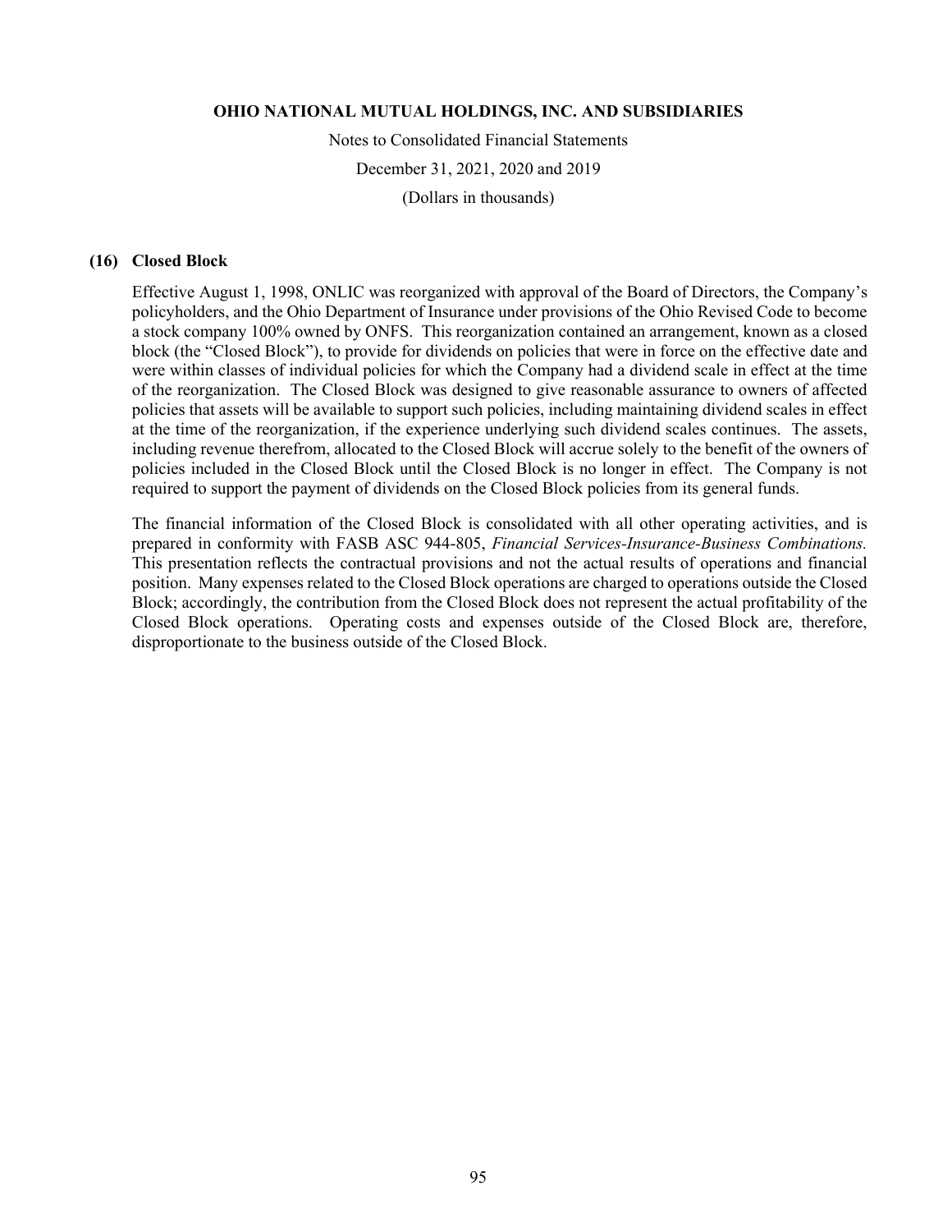### (16) Closed Block

Effective August 1, 1998, ONLIC was reorganized with approval of the Board of Directors, the Company's policyholders, and the Ohio Department of Insurance under provisions of the Ohio Revised Code to become a stock company 100% owned by ONFS. This reorganization contained an arrangement, known as a closed block (the "Closed Block"), to provide for dividends on policies that were in force on the effective date and were within classes of individual policies for which the Company had a dividend scale in effect at the time of the reorganization. The Closed Block was designed to give reasonable assurance to owners of affected policies that assets will be available to support such policies, including maintaining dividend scales in effect at the time of the reorganization, if the experience underlying such dividend scales continues. The assets, including revenue therefrom, allocated to the Closed Block will accrue solely to the benefit of the owners of policies included in the Closed Block until the Closed Block is no longer in effect. The Company is not required to support the payment of dividends on the Closed Block policies from its general funds.

The financial information of the Closed Block is consolidated with all other operating activities, and is prepared in conformity with FASB ASC 944-805, *Financial Services-Insurance-Business Combinations.* This presentation reflects the contractual provisions and not the actual results of operations and financial position. Many expenses related to the Closed Block operations are charged to operations outside the Closed Block; accordingly, the contribution from the Closed Block does not represent the actual profitability of the Closed Block operations. Operating costs and expenses outside of the Closed Block are, therefore, disproportionate to the business outside of the Closed Block.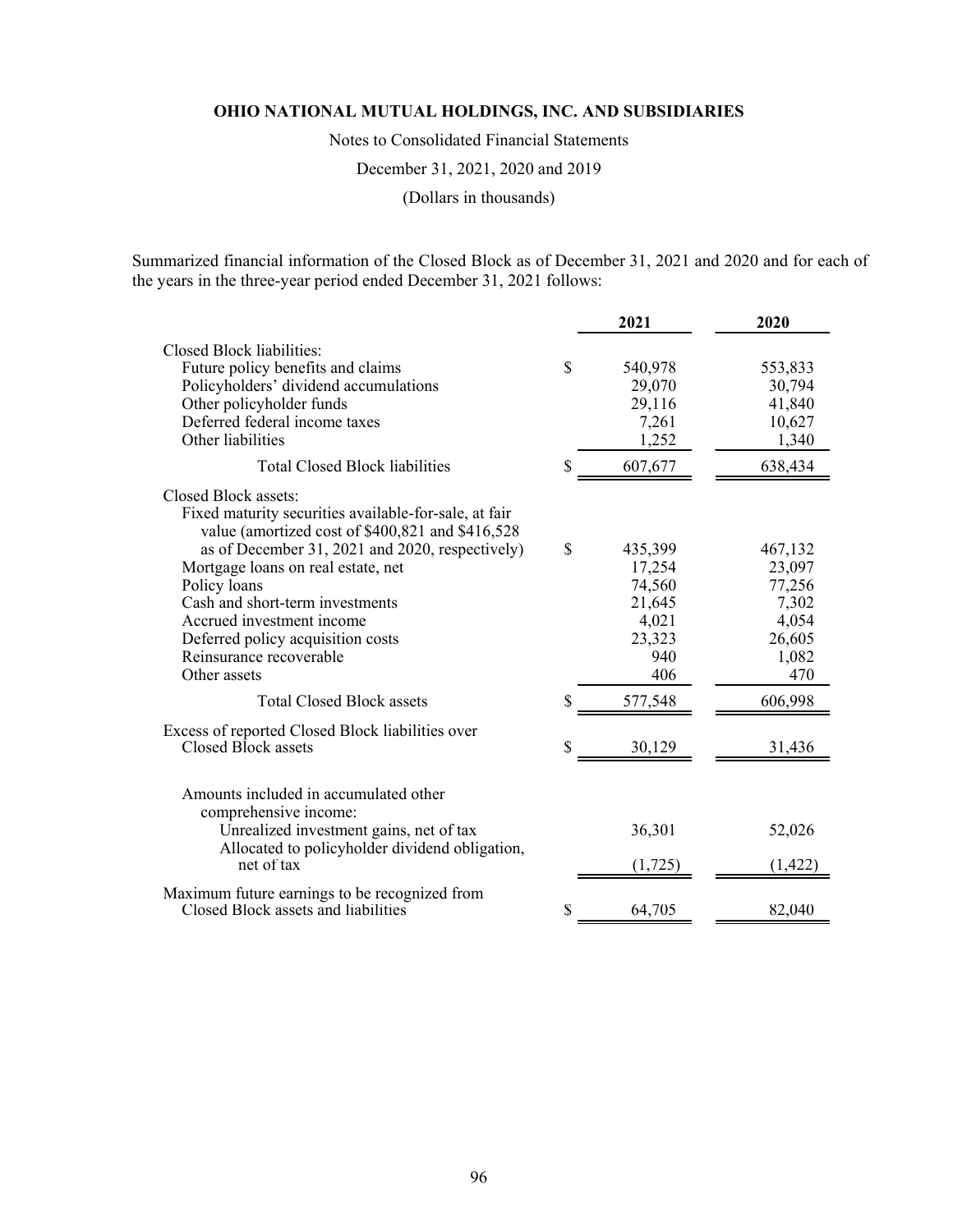**OHIO NATIONAL MUTUAL HOLDINGS, INC. AND SUBSIDIARIES**

Notes to Consolidated Financial Statements

December 31, 2021, 2020 and 2019

(Dollars in thousands)

Summarized financial information of the Closed Block as of December 31, 2021 and 2020 and for each of the years in the three-year period ended December 31, 2021 follows:

| | | 2021 | 2020 |
|---|---|---|---|
| Closed Block liabilities: | | | |
| Future policy benefits and claims | $ | 540,978 | 553,833 |
| Policyholders' dividend accumulations | | 29,070 | 30,794 |
| Other policyholder funds | | 29,116 | 41,840 |
| Deferred federal income taxes | | 7,261 | 10,627 |
| Other liabilities | | 1,252 | 1,340 |
| Total Closed Block liabilities | $ | 607,677 | 638,434 |
| Closed Block assets: | | | |
| Fixed maturity securities available-for-sale, at fair value (amortized cost of $400,821 and $416,528 as of December 31, 2021 and 2020, respectively) | $ | 435,399 | 467,132 |
| Mortgage loans on real estate, net | | 17,254 | 23,097 |
| Policy loans | | 74,560 | 77,256 |
| Cash and short-term investments | | 21,645 | 7,302 |
| Accrued investment income | | 4,021 | 4,054 |
| Deferred policy acquisition costs | | 23,323 | 26,605 |
| Reinsurance recoverable | | 940 | 1,082 |
| Other assets | | 406 | 470 |
| Total Closed Block assets | $ | 577,548 | 606,998 |
| Excess of reported Closed Block liabilities over Closed Block assets | $ | 30,129 | 31,436 |
| Amounts included in accumulated other comprehensive income: | | | |
| Unrealized investment gains, net of tax | | 36,301 | 52,026 |
| Allocated to policyholder dividend obligation, net of tax | | (1,725) | (1,422) |
| Maximum future earnings to be recognized from Closed Block assets and liabilities | $ | 64,705 | 82,040 |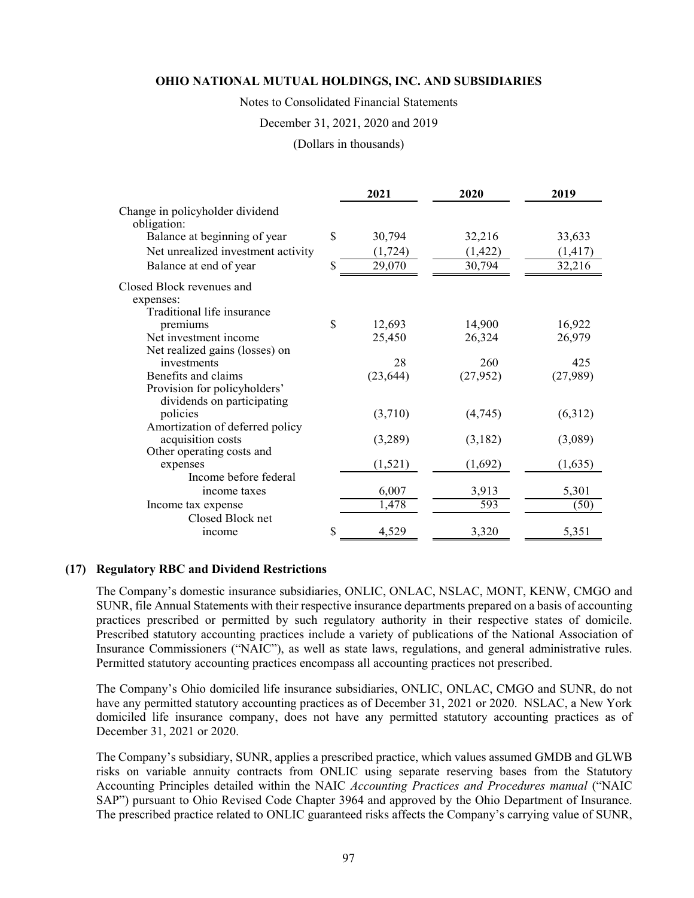| | 2021 | 2020 | 2019 |
|---|---|---|---|
| Change in policyholder dividend obligation: | | | |
| Balance at beginning of year | $ 30,794 | 32,216 | 33,633 |
| Net unrealized investment activity | (1,724) | (1,422) | (1,417) |
| Balance at end of year | $ 29,070 | 30,794 | 32,216 |
| Closed Block revenues and expenses: | | | |
| Traditional life insurance premiums | $ 12,693 | 14,900 | 16,922 |
| Net investment income | 25,450 | 26,324 | 26,979 |
| Net realized gains (losses) on investments | 28 | 260 | 425 |
| Benefits and claims | (23,644) | (27,952) | (27,989) |
| Provision for policyholders' dividends on participating policies | (3,710) | (4,745) | (6,312) |
| Amortization of deferred policy acquisition costs | (3,289) | (3,182) | (3,089) |
| Other operating costs and expenses | (1,521) | (1,692) | (1,635) |
| Income before federal income taxes | 6,007 | 3,913 | 5,301 |
| Income tax expense | 1,478 | 593 | (50) |
| Closed Block net income | $ 4,529 | 3,320 | 5,351 |

## (17) Regulatory RBC and Dividend Restrictions

The Company's domestic insurance subsidiaries, ONLIC, ONLAC, NSLAC, MONT, KENW, CMGO and SUNR, file Annual Statements with their respective insurance departments prepared on a basis of accounting practices prescribed or permitted by such regulatory authority in their respective states of domicile. Prescribed statutory accounting practices include a variety of publications of the National Association of Insurance Commissioners ("NAIC"), as well as state laws, regulations, and general administrative rules. Permitted statutory accounting practices encompass all accounting practices not prescribed.

The Company's Ohio domiciled life insurance subsidiaries, ONLIC, ONLAC, CMGO and SUNR, do not have any permitted statutory accounting practices as of December 31, 2021 or 2020. NSLAC, a New York domiciled life insurance company, does not have any permitted statutory accounting practices as of December 31, 2021 or 2020.

The Company's subsidiary, SUNR, applies a prescribed practice, which values assumed GMDB and GLWB risks on variable annuity contracts from ONLIC using separate reserving bases from the Statutory Accounting Principles detailed within the NAIC *Accounting Practices and Procedures manual* ("NAIC SAP") pursuant to Ohio Revised Code Chapter 3964 and approved by the Ohio Department of Insurance. The prescribed practice related to ONLIC guaranteed risks affects the Company's carrying value of SUNR,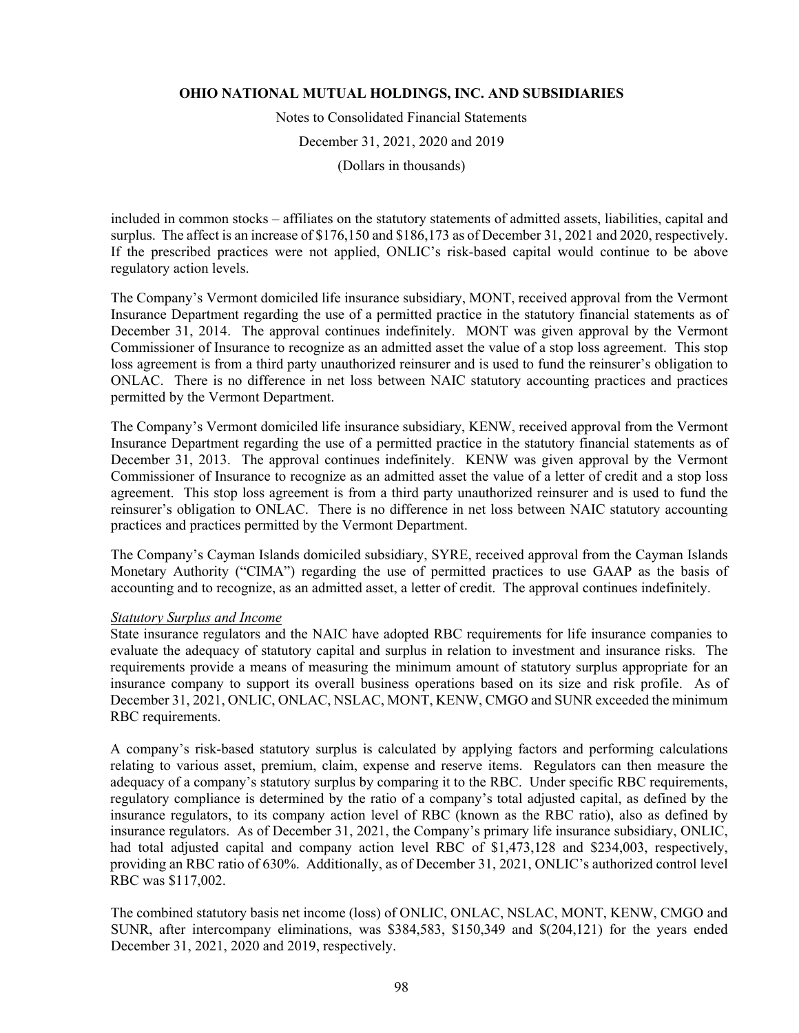included in common stocks – affiliates on the statutory statements of admitted assets, liabilities, capital and surplus. The affect is an increase of $176,150 and $186,173 as of December 31, 2021 and 2020, respectively. If the prescribed practices were not applied, ONLIC's risk-based capital would continue to be above regulatory action levels.

The Company's Vermont domiciled life insurance subsidiary, MONT, received approval from the Vermont Insurance Department regarding the use of a permitted practice in the statutory financial statements as of December 31, 2014. The approval continues indefinitely. MONT was given approval by the Vermont Commissioner of Insurance to recognize as an admitted asset the value of a stop loss agreement. This stop loss agreement is from a third party unauthorized reinsurer and is used to fund the reinsurer's obligation to ONLAC. There is no difference in net loss between NAIC statutory accounting practices and practices permitted by the Vermont Department.

The Company's Vermont domiciled life insurance subsidiary, KENW, received approval from the Vermont Insurance Department regarding the use of a permitted practice in the statutory financial statements as of December 31, 2013. The approval continues indefinitely. KENW was given approval by the Vermont Commissioner of Insurance to recognize as an admitted asset the value of a letter of credit and a stop loss agreement. This stop loss agreement is from a third party unauthorized reinsurer and is used to fund the reinsurer's obligation to ONLAC. There is no difference in net loss between NAIC statutory accounting practices and practices permitted by the Vermont Department.

The Company's Cayman Islands domiciled subsidiary, SYRE, received approval from the Cayman Islands Monetary Authority ("CIMA") regarding the use of permitted practices to use GAAP as the basis of accounting and to recognize, as an admitted asset, a letter of credit. The approval continues indefinitely.

*Statutory Surplus and Income*

State insurance regulators and the NAIC have adopted RBC requirements for life insurance companies to evaluate the adequacy of statutory capital and surplus in relation to investment and insurance risks. The requirements provide a means of measuring the minimum amount of statutory surplus appropriate for an insurance company to support its overall business operations based on its size and risk profile. As of December 31, 2021, ONLIC, ONLAC, NSLAC, MONT, KENW, CMGO and SUNR exceeded the minimum RBC requirements.

A company's risk-based statutory surplus is calculated by applying factors and performing calculations relating to various asset, premium, claim, expense and reserve items. Regulators can then measure the adequacy of a company's statutory surplus by comparing it to the RBC. Under specific RBC requirements, regulatory compliance is determined by the ratio of a company's total adjusted capital, as defined by the insurance regulators, to its company action level of RBC (known as the RBC ratio), also as defined by insurance regulators. As of December 31, 2021, the Company's primary life insurance subsidiary, ONLIC, had total adjusted capital and company action level RBC of $1,473,128 and $234,003, respectively, providing an RBC ratio of 630%. Additionally, as of December 31, 2021, ONLIC's authorized control level RBC was $117,002.

The combined statutory basis net income (loss) of ONLIC, ONLAC, NSLAC, MONT, KENW, CMGO and SUNR, after intercompany eliminations, was $384,583, $150,349 and $(204,121) for the years ended December 31, 2021, 2020 and 2019, respectively.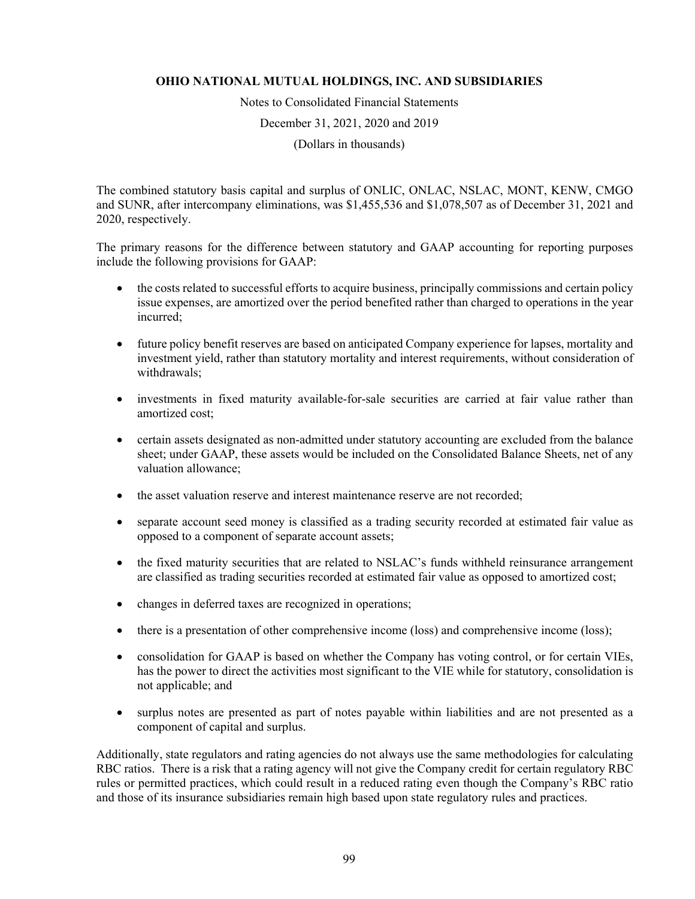The combined statutory basis capital and surplus of ONLIC, ONLAC, NSLAC, MONT, KENW, CMGO and SUNR, after intercompany eliminations, was $1,455,536 and $1,078,507 as of December 31, 2021 and 2020, respectively.

The primary reasons for the difference between statutory and GAAP accounting for reporting purposes include the following provisions for GAAP:

- the costs related to successful efforts to acquire business, principally commissions and certain policy issue expenses, are amortized over the period benefited rather than charged to operations in the year incurred;
- future policy benefit reserves are based on anticipated Company experience for lapses, mortality and investment yield, rather than statutory mortality and interest requirements, without consideration of withdrawals;
- investments in fixed maturity available-for-sale securities are carried at fair value rather than amortized cost;
- certain assets designated as non-admitted under statutory accounting are excluded from the balance sheet; under GAAP, these assets would be included on the Consolidated Balance Sheets, net of any valuation allowance;
- the asset valuation reserve and interest maintenance reserve are not recorded;
- separate account seed money is classified as a trading security recorded at estimated fair value as opposed to a component of separate account assets;
- the fixed maturity securities that are related to NSLAC's funds withheld reinsurance arrangement are classified as trading securities recorded at estimated fair value as opposed to amortized cost;
- changes in deferred taxes are recognized in operations;
- there is a presentation of other comprehensive income (loss) and comprehensive income (loss);
- consolidation for GAAP is based on whether the Company has voting control, or for certain VIEs, has the power to direct the activities most significant to the VIE while for statutory, consolidation is not applicable; and
- surplus notes are presented as part of notes payable within liabilities and are not presented as a component of capital and surplus.

Additionally, state regulators and rating agencies do not always use the same methodologies for calculating RBC ratios. There is a risk that a rating agency will not give the Company credit for certain regulatory RBC rules or permitted practices, which could result in a reduced rating even though the Company's RBC ratio and those of its insurance subsidiaries remain high based upon state regulatory rules and practices.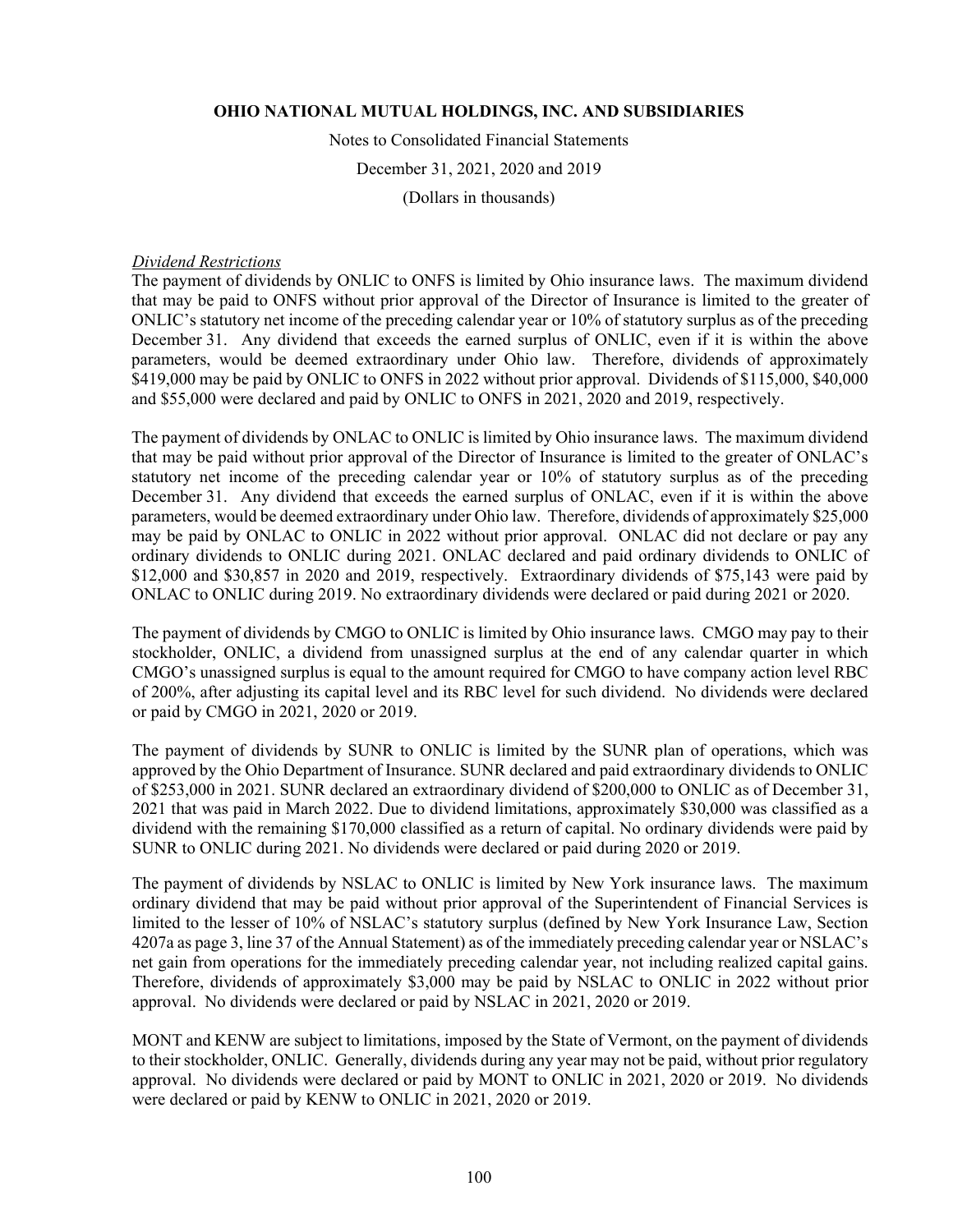*Dividend Restrictions*

The payment of dividends by ONLIC to ONFS is limited by Ohio insurance laws. The maximum dividend that may be paid to ONFS without prior approval of the Director of Insurance is limited to the greater of ONLIC's statutory net income of the preceding calendar year or 10% of statutory surplus as of the preceding December 31. Any dividend that exceeds the earned surplus of ONLIC, even if it is within the above parameters, would be deemed extraordinary under Ohio law. Therefore, dividends of approximately $419,000 may be paid by ONLIC to ONFS in 2022 without prior approval. Dividends of $115,000, $40,000 and $55,000 were declared and paid by ONLIC to ONFS in 2021, 2020 and 2019, respectively.

The payment of dividends by ONLAC to ONLIC is limited by Ohio insurance laws. The maximum dividend that may be paid without prior approval of the Director of Insurance is limited to the greater of ONLAC's statutory net income of the preceding calendar year or 10% of statutory surplus as of the preceding December 31. Any dividend that exceeds the earned surplus of ONLAC, even if it is within the above parameters, would be deemed extraordinary under Ohio law. Therefore, dividends of approximately $25,000 may be paid by ONLAC to ONLIC in 2022 without prior approval. ONLAC did not declare or pay any ordinary dividends to ONLIC during 2021. ONLAC declared and paid ordinary dividends to ONLIC of $12,000 and $30,857 in 2020 and 2019, respectively. Extraordinary dividends of $75,143 were paid by ONLAC to ONLIC during 2019. No extraordinary dividends were declared or paid during 2021 or 2020.

The payment of dividends by CMGO to ONLIC is limited by Ohio insurance laws. CMGO may pay to their stockholder, ONLIC, a dividend from unassigned surplus at the end of any calendar quarter in which CMGO's unassigned surplus is equal to the amount required for CMGO to have company action level RBC of 200%, after adjusting its capital level and its RBC level for such dividend. No dividends were declared or paid by CMGO in 2021, 2020 or 2019.

The payment of dividends by SUNR to ONLIC is limited by the SUNR plan of operations, which was approved by the Ohio Department of Insurance. SUNR declared and paid extraordinary dividends to ONLIC of $253,000 in 2021. SUNR declared an extraordinary dividend of $200,000 to ONLIC as of December 31, 2021 that was paid in March 2022. Due to dividend limitations, approximately $30,000 was classified as a dividend with the remaining $170,000 classified as a return of capital. No ordinary dividends were paid by SUNR to ONLIC during 2021. No dividends were declared or paid during 2020 or 2019.

The payment of dividends by NSLAC to ONLIC is limited by New York insurance laws. The maximum ordinary dividend that may be paid without prior approval of the Superintendent of Financial Services is limited to the lesser of 10% of NSLAC's statutory surplus (defined by New York Insurance Law, Section 4207a as page 3, line 37 of the Annual Statement) as of the immediately preceding calendar year or NSLAC's net gain from operations for the immediately preceding calendar year, not including realized capital gains. Therefore, dividends of approximately $3,000 may be paid by NSLAC to ONLIC in 2022 without prior approval. No dividends were declared or paid by NSLAC in 2021, 2020 or 2019.

MONT and KENW are subject to limitations, imposed by the State of Vermont, on the payment of dividends to their stockholder, ONLIC. Generally, dividends during any year may not be paid, without prior regulatory approval. No dividends were declared or paid by MONT to ONLIC in 2021, 2020 or 2019. No dividends were declared or paid by KENW to ONLIC in 2021, 2020 or 2019.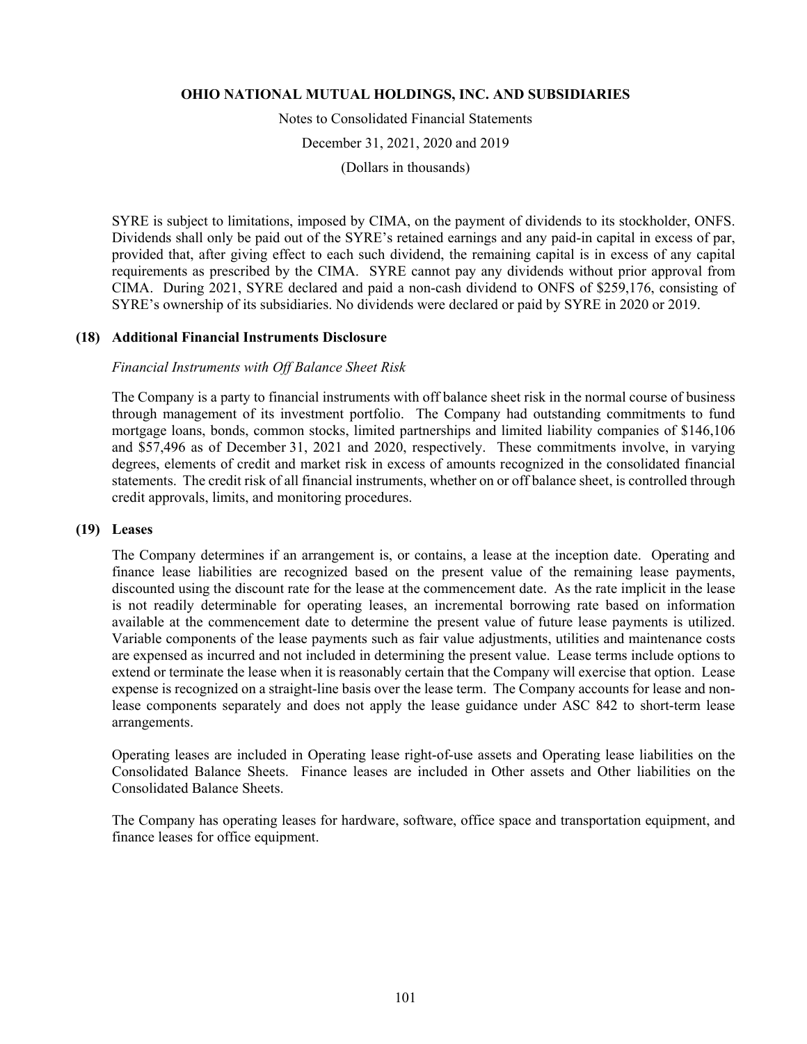SYRE is subject to limitations, imposed by CIMA, on the payment of dividends to its stockholder, ONFS. Dividends shall only be paid out of the SYRE's retained earnings and any paid-in capital in excess of par, provided that, after giving effect to each such dividend, the remaining capital is in excess of any capital requirements as prescribed by the CIMA. SYRE cannot pay any dividends without prior approval from CIMA. During 2021, SYRE declared and paid a non-cash dividend to ONFS of $259,176, consisting of SYRE's ownership of its subsidiaries. No dividends were declared or paid by SYRE in 2020 or 2019.

## (18) Additional Financial Instruments Disclosure

*Financial Instruments with Off Balance Sheet Risk*

The Company is a party to financial instruments with off balance sheet risk in the normal course of business through management of its investment portfolio. The Company had outstanding commitments to fund mortgage loans, bonds, common stocks, limited partnerships and limited liability companies of $146,106 and $57,496 as of December 31, 2021 and 2020, respectively. These commitments involve, in varying degrees, elements of credit and market risk in excess of amounts recognized in the consolidated financial statements. The credit risk of all financial instruments, whether on or off balance sheet, is controlled through credit approvals, limits, and monitoring procedures.

## (19) Leases

The Company determines if an arrangement is, or contains, a lease at the inception date. Operating and finance lease liabilities are recognized based on the present value of the remaining lease payments, discounted using the discount rate for the lease at the commencement date. As the rate implicit in the lease is not readily determinable for operating leases, an incremental borrowing rate based on information available at the commencement date to determine the present value of future lease payments is utilized. Variable components of the lease payments such as fair value adjustments, utilities and maintenance costs are expensed as incurred and not included in determining the present value. Lease terms include options to extend or terminate the lease when it is reasonably certain that the Company will exercise that option. Lease expense is recognized on a straight-line basis over the lease term. The Company accounts for lease and non-lease components separately and does not apply the lease guidance under ASC 842 to short-term lease arrangements.

Operating leases are included in Operating lease right-of-use assets and Operating lease liabilities on the Consolidated Balance Sheets. Finance leases are included in Other assets and Other liabilities on the Consolidated Balance Sheets.

The Company has operating leases for hardware, software, office space and transportation equipment, and finance leases for office equipment.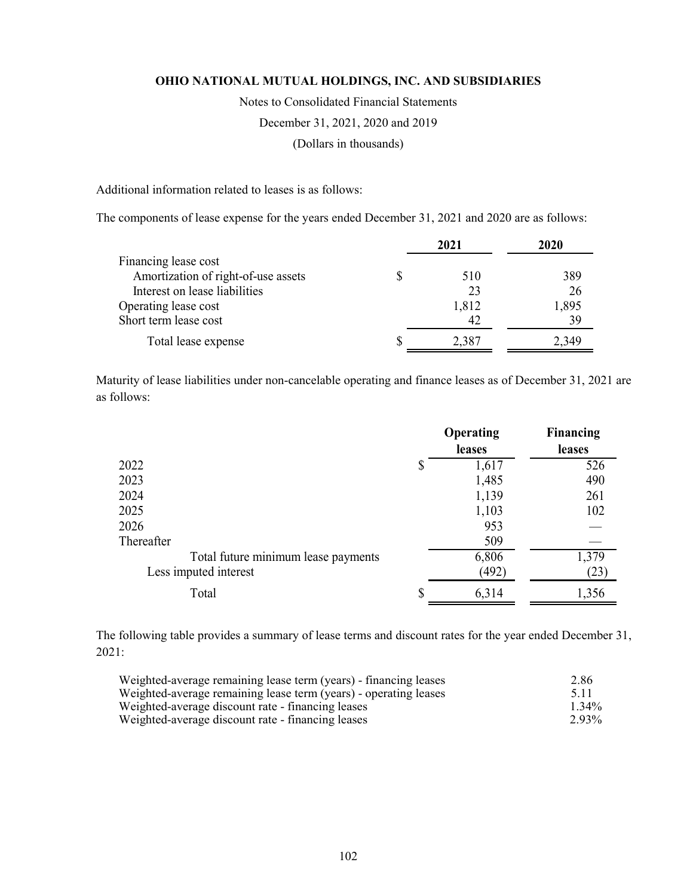**OHIO NATIONAL MUTUAL HOLDINGS, INC. AND SUBSIDIARIES**

Notes to Consolidated Financial Statements

December 31, 2021, 2020 and 2019

(Dollars in thousands)

Additional information related to leases is as follows:

The components of lease expense for the years ended December 31, 2021 and 2020 are as follows:

| | 2021 | 2020 |
|---|---|---|
| Financing lease cost | | |
| Amortization of right-of-use assets | $ 510 | 389 |
| Interest on lease liabilities | 23 | 26 |
| Operating lease cost | 1,812 | 1,895 |
| Short term lease cost | 42 | 39 |
| Total lease expense | $ 2,387 | 2,349 |

Maturity of lease liabilities under non-cancelable operating and finance leases as of December 31, 2021 are as follows:

| | Operating leases | Financing leases |
|---|---|---|
| 2022 | $ 1,617 | 526 |
| 2023 | 1,485 | 490 |
| 2024 | 1,139 | 261 |
| 2025 | 1,103 | 102 |
| 2026 | 953 | — |
| Thereafter | 509 | — |
| Total future minimum lease payments | 6,806 | 1,379 |
| Less imputed interest | (492) | (23) |
| Total | $ 6,314 | 1,356 |

The following table provides a summary of lease terms and discount rates for the year ended December 31, 2021:

| | |
|---|---|
| Weighted-average remaining lease term (years) - financing leases | 2.86 |
| Weighted-average remaining lease term (years) - operating leases | 5.11 |
| Weighted-average discount rate - financing leases | 1.34% |
| Weighted-average discount rate - financing leases | 2.93% |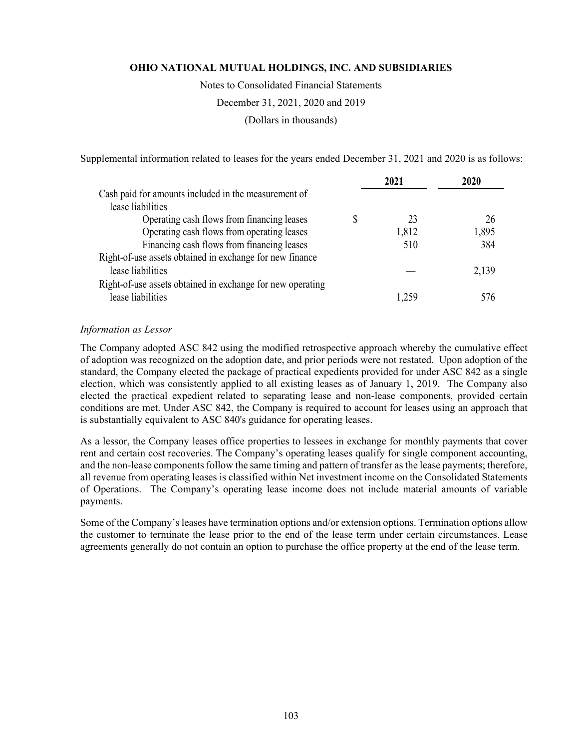Supplemental information related to leases for the years ended December 31, 2021 and 2020 is as follows:

| | 2021 | 2020 |
|---|---|---|
| Cash paid for amounts included in the measurement of lease liabilities | | |
| Operating cash flows from financing leases | $ 23 | 26 |
| Operating cash flows from operating leases | 1,812 | 1,895 |
| Financing cash flows from financing leases | 510 | 384 |
| Right-of-use assets obtained in exchange for new finance lease liabilities | — | 2,139 |
| Right-of-use assets obtained in exchange for new operating lease liabilities | 1,259 | 576 |

*Information as Lessor*

The Company adopted ASC 842 using the modified retrospective approach whereby the cumulative effect of adoption was recognized on the adoption date, and prior periods were not restated. Upon adoption of the standard, the Company elected the package of practical expedients provided for under ASC 842 as a single election, which was consistently applied to all existing leases as of January 1, 2019. The Company also elected the practical expedient related to separating lease and non-lease components, provided certain conditions are met. Under ASC 842, the Company is required to account for leases using an approach that is substantially equivalent to ASC 840's guidance for operating leases.

As a lessor, the Company leases office properties to lessees in exchange for monthly payments that cover rent and certain cost recoveries. The Company's operating leases qualify for single component accounting, and the non-lease components follow the same timing and pattern of transfer as the lease payments; therefore, all revenue from operating leases is classified within Net investment income on the Consolidated Statements of Operations. The Company's operating lease income does not include material amounts of variable payments.

Some of the Company's leases have termination options and/or extension options. Termination options allow the customer to terminate the lease prior to the end of the lease term under certain circumstances. Lease agreements generally do not contain an option to purchase the office property at the end of the lease term.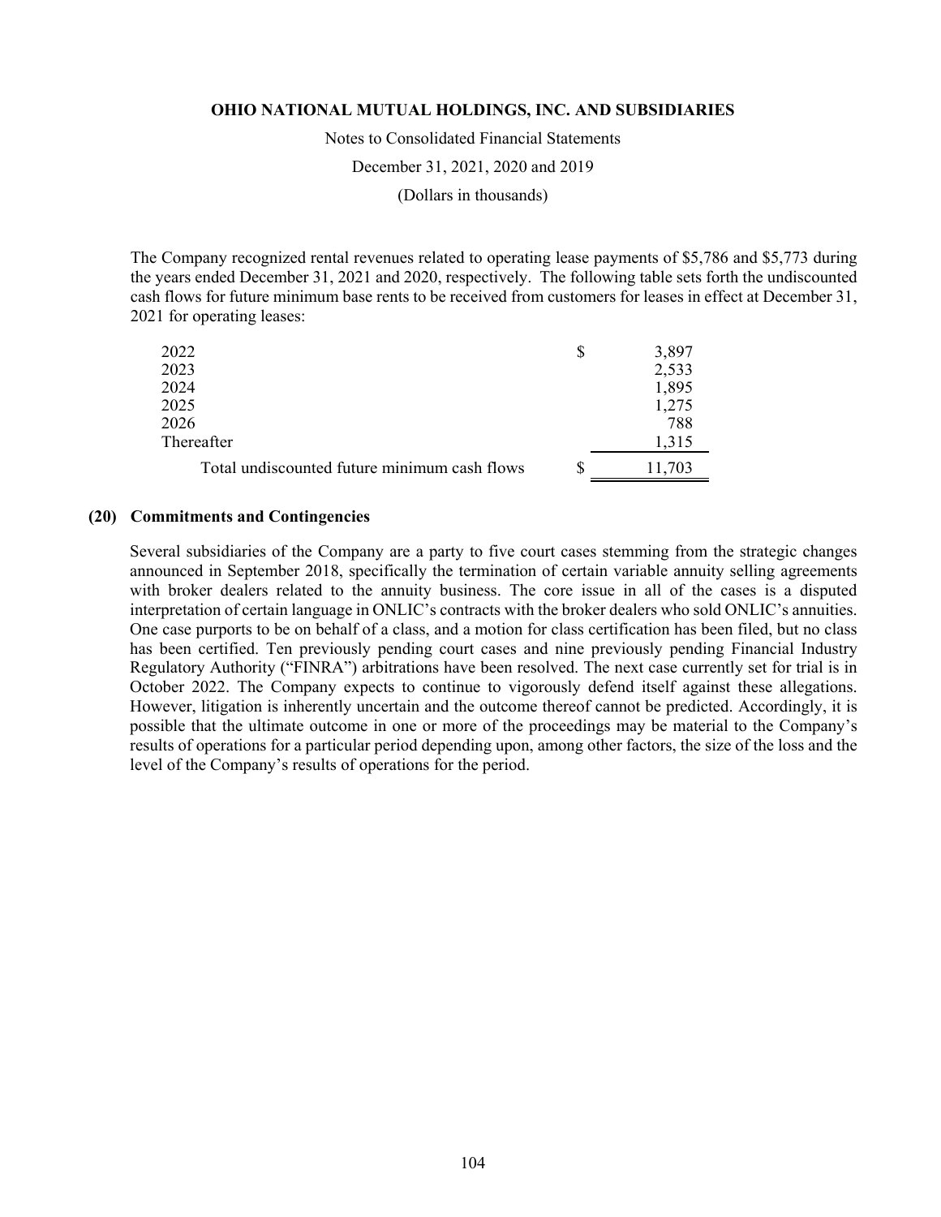The Company recognized rental revenues related to operating lease payments of $5,786 and $5,773 during the years ended December 31, 2021 and 2020, respectively. The following table sets forth the undiscounted cash flows for future minimum base rents to be received from customers for leases in effect at December 31, 2021 for operating leases:

| | |
|---|---|
| 2022 | $ 3,897 |
| 2023 | 2,533 |
| 2024 | 1,895 |
| 2025 | 1,275 |
| 2026 | 788 |
| Thereafter | 1,315 |
| Total undiscounted future minimum cash flows | $ 11,703 |

## (20) Commitments and Contingencies

Several subsidiaries of the Company are a party to five court cases stemming from the strategic changes announced in September 2018, specifically the termination of certain variable annuity selling agreements with broker dealers related to the annuity business. The core issue in all of the cases is a disputed interpretation of certain language in ONLIC's contracts with the broker dealers who sold ONLIC's annuities. One case purports to be on behalf of a class, and a motion for class certification has been filed, but no class has been certified. Ten previously pending court cases and nine previously pending Financial Industry Regulatory Authority ("FINRA") arbitrations have been resolved. The next case currently set for trial is in October 2022. The Company expects to continue to vigorously defend itself against these allegations. However, litigation is inherently uncertain and the outcome thereof cannot be predicted. Accordingly, it is possible that the ultimate outcome in one or more of the proceedings may be material to the Company's results of operations for a particular period depending upon, among other factors, the size of the loss and the level of the Company's results of operations for the period.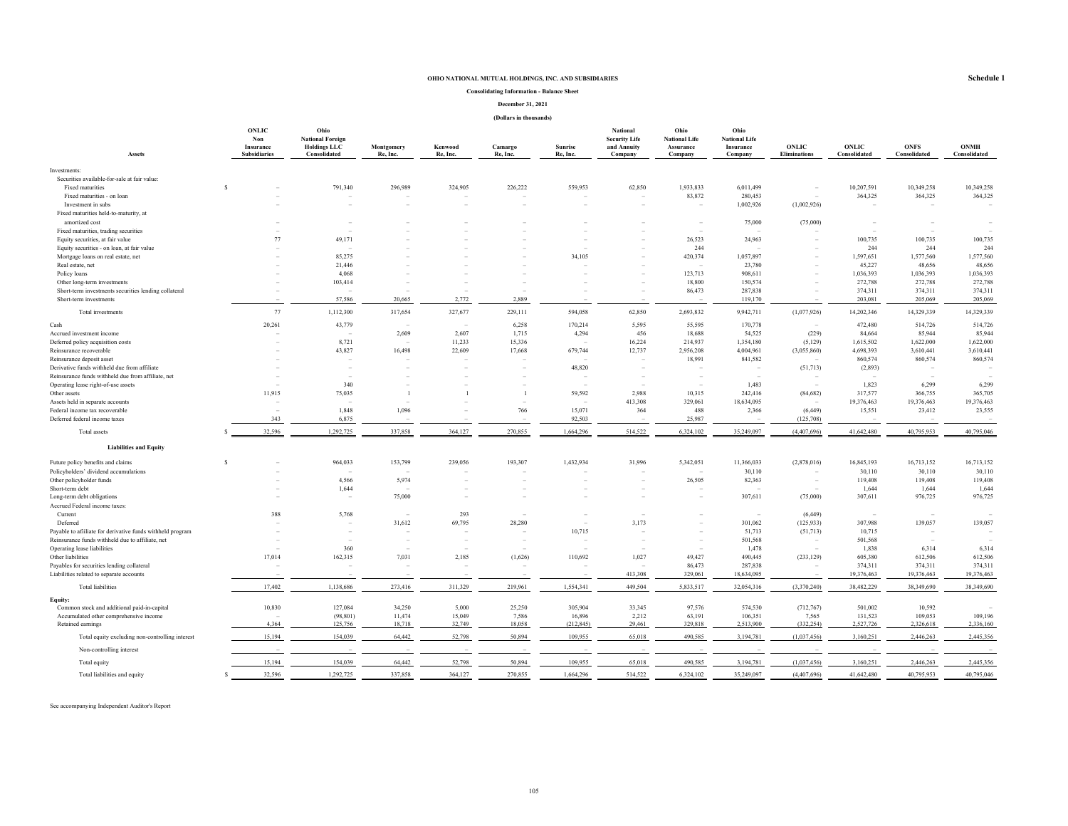**Schedule 1**

# OHIO NATIONAL MUTUAL HOLDINGS, INC. AND SUBSIDIARIES

**Consolidating Information - Balance Sheet**

**December 31, 2021**

**(Dollars in thousands)**

| Assets | ONLIC Non Insurance Subsidiaries | Ohio National Foreign Holdings LLC Consolidated | Montgomery Re, Inc. | Kenwood Re, Inc. | Camargo Re, Inc. | Sunrise Re, Inc. | National Security Life and Annuity Company | Ohio National Life Assurance Company | Ohio National Life Insurance Company | ONLIC Eliminations | ONLIC Consolidated | ONFS Consolidated | ONMH Consolidated |
|---|---|---|---|---|---|---|---|---|---|---|---|---|---|
| Investments: | | | | | | | | | | | | | |
| Securities available-for-sale at fair value: | | | | | | | | | | | | | |
| Fixed maturities | $ – | 791,340 | 296,989 | 324,905 | 226,222 | 559,953 | 62,850 | 1,933,833 | 6,011,499 | – | 10,207,591 | 10,349,258 | 10,349,258 |
| Fixed maturities - on loan | – | – | – | – | – | – | – | 83,872 | 280,453 | – | 364,325 | 364,325 | 364,325 |
| Investment in subs | – | – | – | – | – | – | – | – | 1,002,926 | (1,002,926) | – | – | – |
| Fixed maturities held-to-maturity, at amortized cost | – | – | – | – | – | – | – | – | 75,000 | (75,000) | – | – | – |
| Fixed maturities, trading securities | – | – | – | – | – | – | – | – | – | – | – | – | – |
| Equity securities, at fair value | 77 | 49,171 | – | – | – | – | – | 26,523 | 24,963 | – | 100,735 | 100,735 | 100,735 |
| Equity securities - on loan, at fair value | – | – | – | – | – | – | – | 244 | – | – | 244 | 244 | 244 |
| Mortgage loans on real estate, net | – | 85,275 | – | – | – | 34,105 | – | 420,374 | 1,057,897 | – | 1,597,651 | 1,577,560 | 1,577,560 |
| Real estate, net | – | 21,446 | – | – | – | – | – | – | 23,780 | – | 45,227 | 48,656 | 48,656 |
| Policy loans | – | 4,068 | – | – | – | – | – | 123,713 | 908,611 | – | 1,036,393 | 1,036,393 | 1,036,393 |
| Other long-term investments | – | 103,414 | – | – | – | – | – | 18,800 | 150,574 | – | 272,788 | 272,788 | 272,788 |
| Short-term investments securities lending collateral | – | – | – | – | – | – | – | 86,473 | 287,838 | – | 374,311 | 374,311 | 374,311 |
| Short-term investments | – | 57,586 | 20,665 | 2,772 | 2,889 | – | – | – | 119,170 | – | 203,081 | 205,069 | 205,069 |
| Total investments | 77 | 1,112,300 | 317,654 | 327,677 | 229,111 | 594,058 | 62,850 | 2,693,832 | 9,942,711 | (1,077,926) | 14,202,346 | 14,329,339 | 14,329,339 |
| Cash | 20,261 | 43,779 | – | – | 6,258 | 170,214 | 5,595 | 55,595 | 170,778 | – | 472,480 | 514,726 | 514,726 |
| Accrued investment income | – | – | 2,609 | 2,607 | 1,715 | 4,294 | 456 | 18,688 | 54,525 | (229) | 84,664 | 85,944 | 85,944 |
| Deferred policy acquisition costs | – | 8,721 | – | 11,233 | 15,336 | – | 16,224 | 214,937 | 1,354,180 | (5,129) | 1,615,502 | 1,622,000 | 1,622,000 |
| Reinsurance recoverable | – | 43,827 | 16,498 | 22,609 | 17,668 | 679,744 | 12,737 | 2,956,208 | 4,004,961 | (3,055,860) | 4,698,393 | 3,610,441 | 3,610,441 |
| Reinsurance deposit asset | – | – | – | – | – | – | – | 18,991 | 841,582 | – | 860,574 | 860,574 | 860,574 |
| Derivative funds withheld due from affiliate | – | – | – | – | – | 48,820 | – | – | – | (51,713) | (2,893) | – | – |
| Reinsurance funds withheld due from affiliate, net | – | – | – | – | – | – | – | – | – | – | – | – | – |
| Operating lease right-of-use assets | – | 340 | – | – | – | – | – | – | 1,483 | – | 1,823 | 6,299 | 6,299 |
| Other assets | 11,915 | 75,035 | 1 | 1 | 1 | 59,592 | 2,988 | 10,315 | 242,416 | (84,682) | 317,577 | 366,755 | 365,705 |
| Assets held in separate accounts | – | – | – | – | – | – | 413,308 | 329,061 | 18,634,095 | – | 19,376,463 | 19,376,463 | 19,376,463 |
| Federal income tax recoverable | – | 1,848 | 1,096 | – | 766 | 15,071 | 364 | 488 | 2,366 | (6,449) | 15,551 | 23,412 | 23,555 |
| Deferred federal income taxes | 343 | 6,875 | – | – | – | 92,503 | – | 25,987 | – | (125,708) | – | – | – |
| Total assets | $ 32,596 | 1,292,725 | 337,858 | 364,127 | 270,855 | 1,664,296 | 514,522 | 6,324,102 | 35,249,097 | (4,407,696) | 41,642,480 | 40,795,953 | 40,795,046 |
| **Liabilities and Equity** | | | | | | | | | | | | | |
| Future policy benefits and claims | $ – | 964,033 | 153,799 | 239,056 | 193,307 | 1,432,934 | 31,996 | 5,342,051 | 11,366,033 | (2,878,016) | 16,845,193 | 16,713,152 | 16,713,152 |
| Policyholders' dividend accumulations | – | – | – | – | – | – | – | – | 30,110 | – | 30,110 | 30,110 | 30,110 |
| Other policyholder funds | – | 4,566 | 5,974 | – | – | – | – | 26,505 | 82,363 | – | 119,408 | 119,408 | 119,408 |
| Short-term debt | – | 1,644 | – | – | – | – | – | – | – | – | 1,644 | 1,644 | 1,644 |
| Long-term debt obligations | – | – | 75,000 | – | – | – | – | – | 307,611 | (75,000) | 307,611 | 976,725 | 976,725 |
| Accrued Federal income taxes: | | | | | | | | | | | | | |
| Current | 388 | 5,768 | – | 293 | – | – | – | – | – | (6,449) | – | – | – |
| Deferred | – | – | 31,612 | 69,795 | 28,280 | – | 3,173 | – | 301,062 | (125,933) | 307,988 | 139,057 | 139,057 |
| Payable to afiliate for derivative funds withheld program | – | – | – | – | – | 10,715 | – | – | 51,713 | (51,713) | 10,715 | – | – |
| Reinsurance funds withheld due to affiliate, net | – | – | – | – | – | – | – | – | 501,568 | – | 501,568 | – | – |
| Operating lease liabilities | – | 360 | – | – | – | – | – | – | 1,478 | – | 1,838 | 6,314 | 6,314 |
| Other liabilities | 17,014 | 162,315 | 7,031 | 2,185 | (1,626) | 110,692 | 1,027 | 49,427 | 490,445 | (233,129) | 605,380 | 612,506 | 612,506 |
| Payables for securities lending collateral | – | – | – | – | – | – | – | 86,473 | 287,838 | – | 374,311 | 374,311 | 374,311 |
| Liabilities related to separate accounts | – | – | – | – | – | – | 413,308 | 329,061 | 18,634,095 | – | 19,376,463 | 19,376,463 | 19,376,463 |
| Total liabilities | 17,402 | 1,138,686 | 273,416 | 311,329 | 219,961 | 1,554,341 | 449,504 | 5,833,517 | 32,054,316 | (3,370,240) | 38,482,229 | 38,349,690 | 38,349,690 |
| **Equity:** | | | | | | | | | | | | | |
| Common stock and additional paid-in-capital | 10,830 | 127,084 | 34,250 | 5,000 | 25,250 | 305,904 | 33,345 | 97,576 | 574,530 | (712,767) | 501,002 | 10,592 | – |
| Accumulated other comprehensive income | – | (98,801) | 11,474 | 15,049 | 7,586 | 16,896 | 2,212 | 63,191 | 106,351 | 7,565 | 131,523 | 109,053 | 109,196 |
| Retained earnings | 4,364 | 125,756 | 18,718 | 32,749 | 18,058 | (212,845) | 29,461 | 329,818 | 2,513,900 | (332,254) | 2,527,726 | 2,326,618 | 2,336,160 |
| Total equity excluding non-controlling interest | 15,194 | 154,039 | 64,442 | 52,798 | 50,894 | 109,955 | 65,018 | 490,585 | 3,194,781 | (1,037,456) | 3,160,251 | 2,446,263 | 2,445,356 |
| Non-controlling interest | – | – | – | – | – | – | – | – | – | – | – | – | – |
| Total equity | 15,194 | 154,039 | 64,442 | 52,798 | 50,894 | 109,955 | 65,018 | 490,585 | 3,194,781 | (1,037,456) | 3,160,251 | 2,446,263 | 2,445,356 |
| Total liabilities and equity | $ 32,596 | 1,292,725 | 337,858 | 364,127 | 270,855 | 1,664,296 | 514,522 | 6,324,102 | 35,249,097 | (4,407,696) | 41,642,480 | 40,795,953 | 40,795,046 |

See accompanying Independent Auditor's Report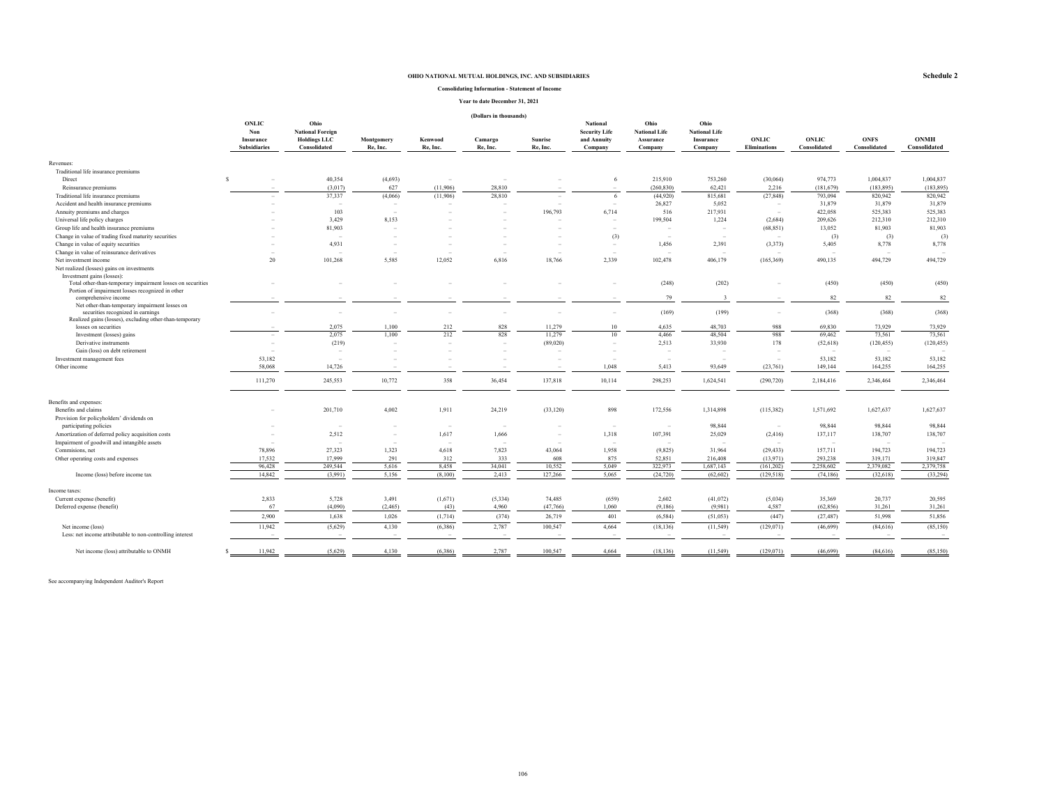**Schedule 2**

**OHIO NATIONAL MUTUAL HOLDINGS, INC. AND SUBSIDIARIES**

**Consolidating Information - Statement of Income**

**Year to date December 31, 2021**

**(Dollars in thousands)**

| | ONLIC Non Insurance Subsidiaries | Ohio National Foreign Holdings LLC Consolidated | Montgomery Re, Inc. | Kenwood Re, Inc. | Camargo Re, Inc. | Sunrise Re, Inc. | National Security Life and Annuity Company | Ohio National Life Assurance Company | Ohio National Life Insurance Company | ONLIC Eliminations | ONLIC Consolidated | ONFS Consolidated | ONMH Consolidated |
|---|---|---|---|---|---|---|---|---|---|---|---|---|---|
| Revenues: | | | | | | | | | | | | | |
| Traditional life insurance premiums | | | | | | | | | | | | | |
| Direct | $ – | 40,354 | (4,693) | – | – | – | 6 | 215,910 | 753,260 | (30,064) | 974,773 | 1,004,837 | 1,004,837 |
| Reinsurance premiums | – | (3,017) | 627 | (11,906) | 28,810 | – | – | (260,830) | 62,421 | 2,216 | (181,679) | (183,895) | (183,895) |
| Traditional life insurance premiums | – | 37,337 | (4,066) | (11,906) | 28,810 | – | 6 | (44,920) | 815,681 | (27,848) | 793,094 | 820,942 | 820,942 |
| Accident and health insurance premiums | – | – | – | – | – | – | – | 26,827 | 5,052 | – | 31,879 | 31,879 | 31,879 |
| Annuity premiums and charges | – | 103 | – | – | – | 196,793 | 6,714 | 516 | 217,931 | – | 422,058 | 525,383 | 525,383 |
| Universal life policy charges | – | 3,429 | 8,153 | – | – | – | – | 199,504 | 1,224 | (2,684) | 209,626 | 212,310 | 212,310 |
| Group life and health insurance premiums | – | 81,903 | – | – | – | – | – | – | – | (68,851) | 13,052 | 81,903 | 81,903 |
| Change in value of trading fixed maturity securities | – | – | – | – | – | – | (3) | – | – | – | (3) | (3) | (3) |
| Change in value of equity securities | – | 4,931 | – | – | – | – | – | 1,456 | 2,391 | (3,373) | 5,405 | 8,778 | 8,778 |
| Change in value of reinsurance derivatives | – | – | – | – | – | – | – | – | – | – | – | – | – |
| Net investment income | 20 | 101,268 | 5,585 | 12,052 | 6,816 | 18,766 | 2,339 | 102,478 | 406,179 | (165,369) | 490,135 | 494,729 | 494,729 |
| Net realized (losses) gains on investments | | | | | | | | | | | | | |
| Investment gains (losses): | | | | | | | | | | | | | |
| Total other-than-temporary impairment losses on securities | – | – | – | – | – | – | – | (248) | (202) | – | (450) | (450) | (450) |
| Portion of impairment losses recognized in other comprehensive income | – | – | – | – | – | – | – | 79 | 3 | – | 82 | 82 | 82 |
| Net other-than-temporary impairment losses on securities recognized in earnings | – | – | – | – | – | – | – | (169) | (199) | – | (368) | (368) | (368) |
| Realized gains (losses), excluding other-than-temporary losses on securities | – | 2,075 | 1,100 | 212 | 828 | 11,279 | 10 | 4,635 | 48,703 | 988 | 69,830 | 73,929 | 73,929 |
| Investment (losses) gains | – | 2,075 | 1,100 | 212 | 828 | 11,279 | 10 | 4,466 | 48,504 | 988 | 69,462 | 73,561 | 73,561 |
| Derivative instruments | – | (219) | – | – | – | (89,020) | – | 2,513 | 33,930 | 178 | (52,618) | (120,455) | (120,455) |
| Gain (loss) on debt retirement | – | – | – | – | – | – | – | – | – | – | – | – | – |
| Investment management fees | 53,182 | – | – | – | – | – | – | – | – | – | 53,182 | 53,182 | 53,182 |
| Other income | 58,068 | 14,726 | – | – | – | – | 1,048 | 5,413 | 93,649 | (23,761) | 149,144 | 164,255 | 164,255 |
| | 111,270 | 245,553 | 10,772 | 358 | 36,454 | 137,818 | 10,114 | 298,253 | 1,624,541 | (290,720) | 2,184,416 | 2,346,464 | 2,346,464 |
| Benefits and expenses: | | | | | | | | | | | | | |
| Benefits and claims | – | 201,710 | 4,002 | 1,911 | 24,219 | (33,120) | 898 | 172,556 | 1,314,898 | (115,382) | 1,571,692 | 1,627,637 | 1,627,637 |
| Provision for policyholders' dividends on participating policies | – | – | – | – | – | – | – | – | 98,844 | – | 98,844 | 98,844 | 98,844 |
| Amortization of deferred policy acquisition costs | – | 2,512 | – | 1,617 | 1,666 | – | 1,318 | 107,391 | 25,029 | (2,416) | 137,117 | 138,707 | 138,707 |
| Impairment of goodwill and intangible assets | – | – | – | – | – | – | – | – | – | – | – | – | – |
| Commisions, net | 78,896 | 27,323 | 1,323 | 4,618 | 7,823 | 43,064 | 1,958 | (9,825) | 31,964 | (29,433) | 157,711 | 194,723 | 194,723 |
| Other operating costs and expenses | 17,532 | 17,999 | 291 | 312 | 333 | 608 | 875 | 52,851 | 216,408 | (13,971) | 293,238 | 319,171 | 319,847 |
| | 96,428 | 249,544 | 5,616 | 8,458 | 34,041 | 10,552 | 5,049 | 322,973 | 1,687,143 | (161,202) | 2,258,602 | 2,379,082 | 2,379,758 |
| Income (loss) before income tax | 14,842 | (3,991) | 5,156 | (8,100) | 2,413 | 127,266 | 5,065 | (24,720) | (62,602) | (129,518) | (74,186) | (32,618) | (33,294) |
| Income taxes: | | | | | | | | | | | | | |
| Current expense (benefit) | 2,833 | 5,728 | 3,491 | (1,671) | (5,334) | 74,485 | (659) | 2,602 | (41,072) | (5,034) | 35,369 | 20,737 | 20,595 |
| Deferred expense (benefit) | 67 | (4,090) | (2,465) | (43) | 4,960 | (47,766) | 1,060 | (9,186) | (9,981) | 4,587 | (62,856) | 31,261 | 31,261 |
| | 2,900 | 1,638 | 1,026 | (1,714) | (374) | 26,719 | 401 | (6,584) | (51,053) | (447) | (27,487) | 51,998 | 51,856 |
| Net income (loss) | 11,942 | (5,629) | 4,130 | (6,386) | 2,787 | 100,547 | 4,664 | (18,136) | (11,549) | (129,071) | (46,699) | (84,616) | (85,150) |
| Less: net income attributable to non-controlling interest | – | – | – | – | – | – | – | – | – | – | – | – | – |
| Net income (loss) attributable to ONMH | $ 11,942 | (5,629) | 4,130 | (6,386) | 2,787 | 100,547 | 4,664 | (18,136) | (11,549) | (129,071) | (46,699) | (84,616) | (85,150) |

See accompanying Independent Auditor's Report